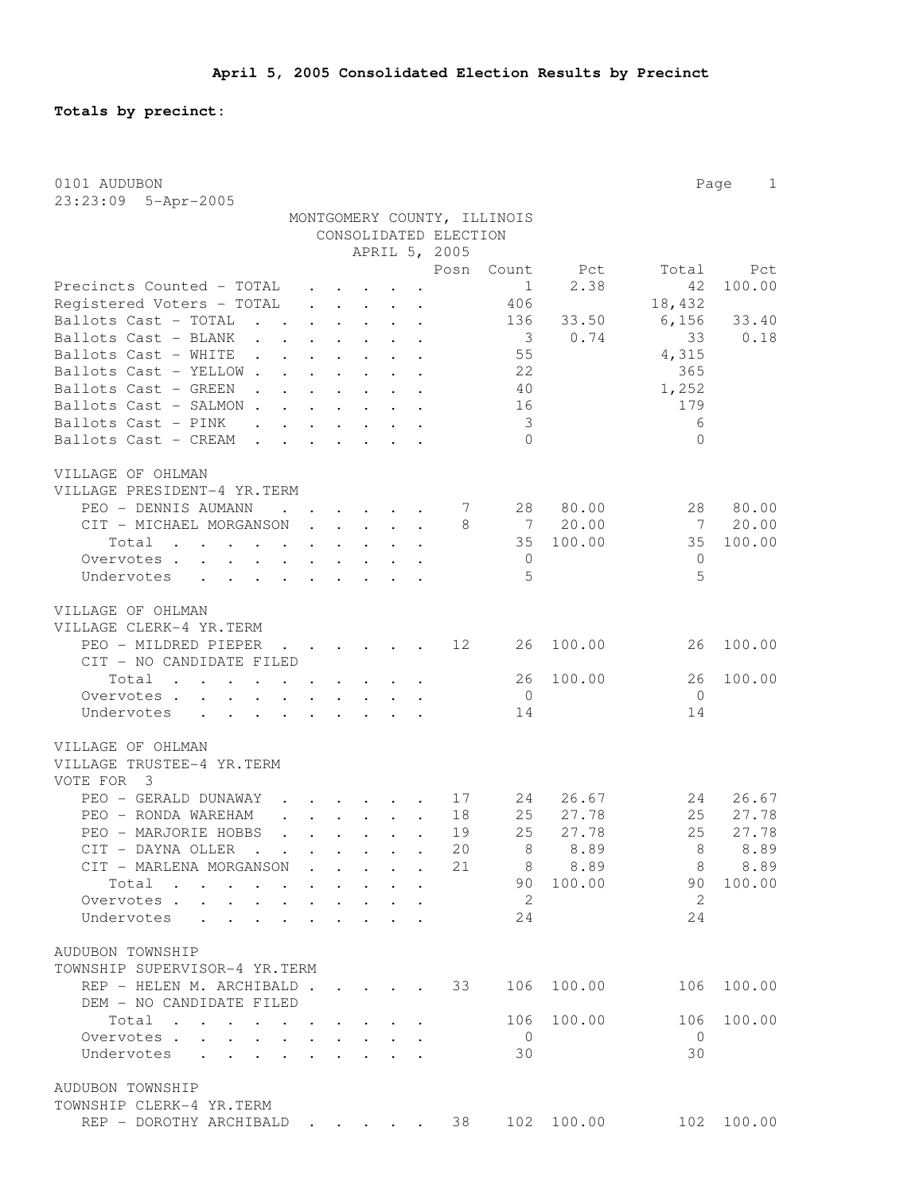# April 5, 2005 Consolidated Election Results by Precinct

**Totals by precinct:**

0101 AUDUBON
23:23:09 5-Apr-2005

MONTGOMERY COUNTY, ILLINOIS
CONSOLIDATED ELECTION
APRIL 5, 2005

| | Posn | Count | Pct | Total | Pct |
|---|---|---|---|---|---|
| Precincts Counted - TOTAL | | 1 | 2.38 | 42 | 100.00 |
| Registered Voters - TOTAL | | 406 | | 18,432 | |
| Ballots Cast - TOTAL | | 136 | 33.50 | 6,156 | 33.40 |
| Ballots Cast - BLANK | | 3 | 0.74 | 33 | 0.18 |
| Ballots Cast - WHITE | | 55 | | 4,315 | |
| Ballots Cast - YELLOW | | 22 | | 365 | |
| Ballots Cast - GREEN | | 40 | | 1,252 | |
| Ballots Cast - SALMON | | 16 | | 179 | |
| Ballots Cast - PINK | | 3 | | 6 | |
| Ballots Cast - CREAM | | 0 | | 0 | |

VILLAGE OF OHLMAN
VILLAGE PRESIDENT-4 YR.TERM

| | Posn | Count | Pct | Total | Pct |
|---|---|---|---|---|---|
| PEO - DENNIS AUMANN | 7 | 28 | 80.00 | 28 | 80.00 |
| CIT - MICHAEL MORGANSON | 8 | 7 | 20.00 | 7 | 20.00 |
| Total | | 35 | 100.00 | 35 | 100.00 |
| Overvotes | | 0 | | 0 | |
| Undervotes | | 5 | | 5 | |

VILLAGE OF OHLMAN
VILLAGE CLERK-4 YR.TERM

| | Posn | Count | Pct | Total | Pct |
|---|---|---|---|---|---|
| PEO - MILDRED PIEPER | 12 | 26 | 100.00 | 26 | 100.00 |
| CIT - NO CANDIDATE FILED | | | | | |
| Total | | 26 | 100.00 | 26 | 100.00 |
| Overvotes | | 0 | | 0 | |
| Undervotes | | 14 | | 14 | |

VILLAGE OF OHLMAN
VILLAGE TRUSTEE-4 YR.TERM
VOTE FOR 3

| | Posn | Count | Pct | Total | Pct |
|---|---|---|---|---|---|
| PEO - GERALD DUNAWAY | 17 | 24 | 26.67 | 24 | 26.67 |
| PEO - RONDA WAREHAM | 18 | 25 | 27.78 | 25 | 27.78 |
| PEO - MARJORIE HOBBS | 19 | 25 | 27.78 | 25 | 27.78 |
| CIT - DAYNA OLLER | 20 | 8 | 8.89 | 8 | 8.89 |
| CIT - MARLENA MORGANSON | 21 | 8 | 8.89 | 8 | 8.89 |
| Total | | 90 | 100.00 | 90 | 100.00 |
| Overvotes | | 2 | | 2 | |
| Undervotes | | 24 | | 24 | |

AUDUBON TOWNSHIP
TOWNSHIP SUPERVISOR-4 YR.TERM

| | Posn | Count | Pct | Total | Pct |
|---|---|---|---|---|---|
| REP - HELEN M. ARCHIBALD | 33 | 106 | 100.00 | 106 | 100.00 |
| DEM - NO CANDIDATE FILED | | | | | |
| Total | | 106 | 100.00 | 106 | 100.00 |
| Overvotes | | 0 | | 0 | |
| Undervotes | | 30 | | 30 | |

AUDUBON TOWNSHIP
TOWNSHIP CLERK-4 YR.TERM

| | Posn | Count | Pct | Total | Pct |
|---|---|---|---|---|---|
| REP - DOROTHY ARCHIBALD | 38 | 102 | 100.00 | 102 | 100.00 |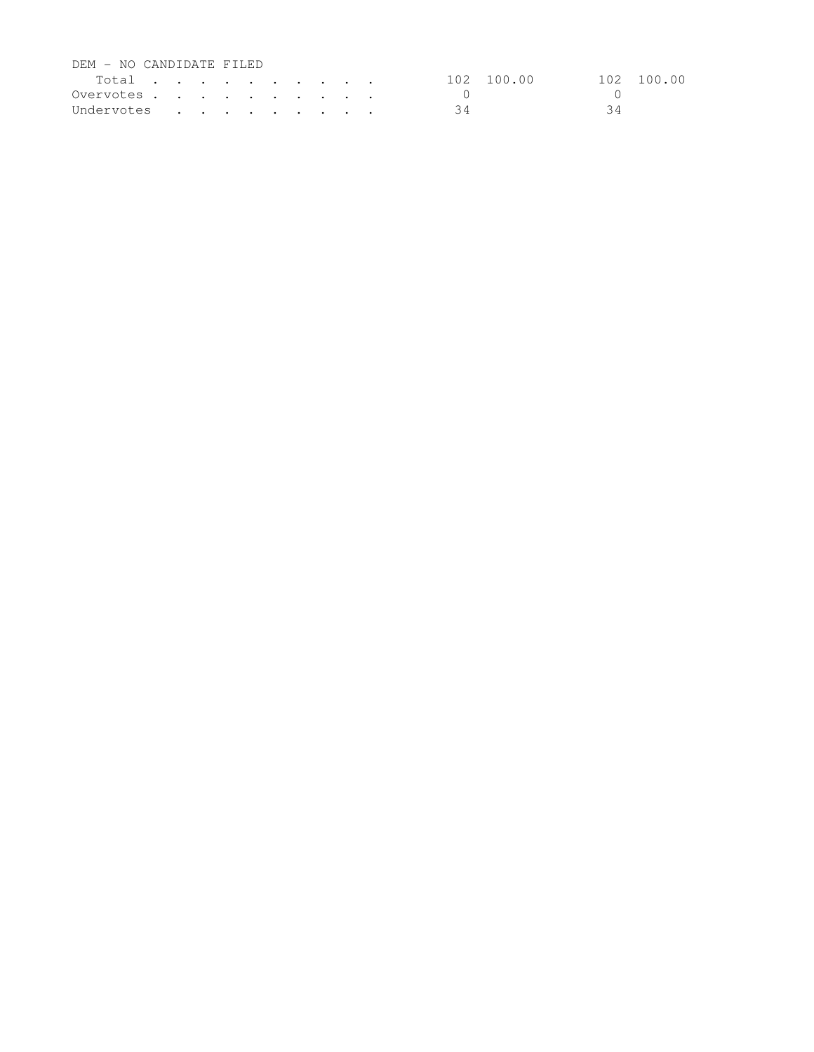DEM - NO CANDIDATE FILED

| | | | | |
|---|---|---|---|---|
| Total . . . . . . . . . . | 102 | 100.00 | 102 | 100.00 |
| Overvotes . . . . . . . . . . | 0 | | 0 | |
| Undervotes . . . . . . . . . | 34 | | 34 | |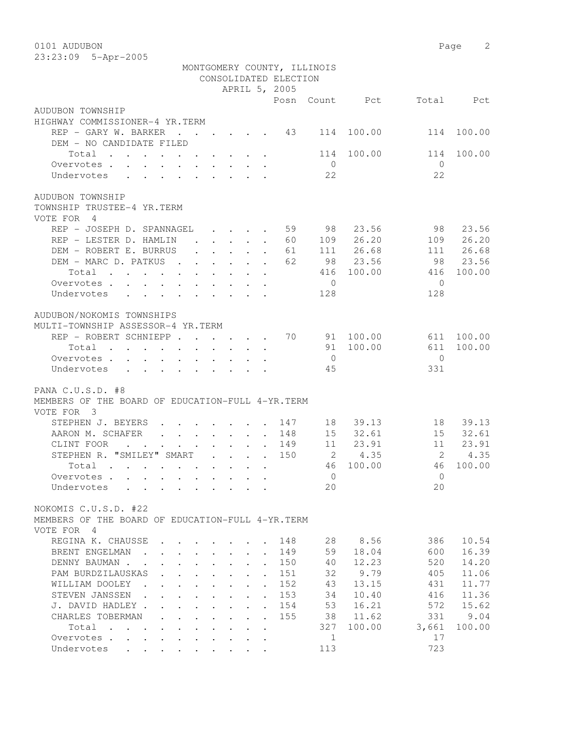0101 AUDUBON

23:23:09 5-Apr-2005

MONTGOMERY COUNTY, ILLINOIS
CONSOLIDATED ELECTION
APRIL 5, 2005

## AUDUBON TOWNSHIP
### HIGHWAY COMMISSIONER-4 YR.TERM

| | Posn | Count | Pct | Total | Pct |
|---|---|---|---|---|---|
| REP - GARY W. BARKER | 43 | 114 | 100.00 | 114 | 100.00 |
| DEM - NO CANDIDATE FILED | | | | | |
| Total | | 114 | 100.00 | 114 | 100.00 |
| Overvotes | | 0 | | 0 | |
| Undervotes | | 22 | | 22 | |

## AUDUBON TOWNSHIP
### TOWNSHIP TRUSTEE-4 YR.TERM
VOTE FOR 4

| | Posn | Count | Pct | Total | Pct |
|---|---|---|---|---|---|
| REP - JOSEPH D. SPANNAGEL | 59 | 98 | 23.56 | 98 | 23.56 |
| REP - LESTER D. HAMLIN | 60 | 109 | 26.20 | 109 | 26.20 |
| DEM - ROBERT E. BURRUS | 61 | 111 | 26.68 | 111 | 26.68 |
| DEM - MARC D. PATKUS | 62 | 98 | 23.56 | 98 | 23.56 |
| Total | | 416 | 100.00 | 416 | 100.00 |
| Overvotes | | 0 | | 0 | |
| Undervotes | | 128 | | 128 | |

## AUDUBON/NOKOMIS TOWNSHIPS
### MULTI-TOWNSHIP ASSESSOR-4 YR.TERM

| | Posn | Count | Pct | Total | Pct |
|---|---|---|---|---|---|
| REP - ROBERT SCHNIEPP | 70 | 91 | 100.00 | 611 | 100.00 |
| Total | | 91 | 100.00 | 611 | 100.00 |
| Overvotes | | 0 | | 0 | |
| Undervotes | | 45 | | 331 | |

## PANA C.U.S.D. #8
### MEMBERS OF THE BOARD OF EDUCATION-FULL 4-YR.TERM
VOTE FOR 3

| | Posn | Count | Pct | Total | Pct |
|---|---|---|---|---|---|
| STEPHEN J. BEYERS | 147 | 18 | 39.13 | 18 | 39.13 |
| AARON M. SCHAFER | 148 | 15 | 32.61 | 15 | 32.61 |
| CLINT FOOR | 149 | 11 | 23.91 | 11 | 23.91 |
| STEPHEN R. "SMILEY" SMART | 150 | 2 | 4.35 | 2 | 4.35 |
| Total | | 46 | 100.00 | 46 | 100.00 |
| Overvotes | | 0 | | 0 | |
| Undervotes | | 20 | | 20 | |

## NOKOMIS C.U.S.D. #22
### MEMBERS OF THE BOARD OF EDUCATION-FULL 4-YR.TERM
VOTE FOR 4

| | Posn | Count | Pct | Total | Pct |
|---|---|---|---|---|---|
| REGINA K. CHAUSSE | 148 | 28 | 8.56 | 386 | 10.54 |
| BRENT ENGELMAN | 149 | 59 | 18.04 | 600 | 16.39 |
| DENNY BAUMAN | 150 | 40 | 12.23 | 520 | 14.20 |
| PAM BURDZILAUSKAS | 151 | 32 | 9.79 | 405 | 11.06 |
| WILLIAM DOOLEY | 152 | 43 | 13.15 | 431 | 11.77 |
| STEVEN JANSSEN | 153 | 34 | 10.40 | 416 | 11.36 |
| J. DAVID HADLEY | 154 | 53 | 16.21 | 572 | 15.62 |
| CHARLES TOBERMAN | 155 | 38 | 11.62 | 331 | 9.04 |
| Total | | 327 | 100.00 | 3,661 | 100.00 |
| Overvotes | | 1 | | 17 | |
| Undervotes | | 113 | | 723 | |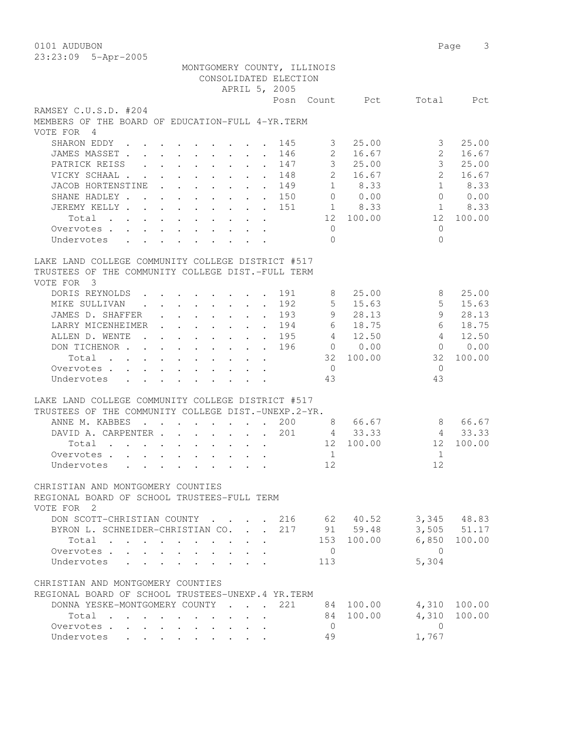0101 AUDUBON

23:23:09 5-Apr-2005

MONTGOMERY COUNTY, ILLINOIS
CONSOLIDATED ELECTION
APRIL 5, 2005

## RAMSEY C.U.S.D. #204

MEMBERS OF THE BOARD OF EDUCATION-FULL 4-YR.TERM
VOTE FOR 4

| | Posn | Count | Pct | Total | Pct |
|---|---|---|---|---|---|
| SHARON EDDY | 145 | 3 | 25.00 | 3 | 25.00 |
| JAMES MASSET | 146 | 2 | 16.67 | 2 | 16.67 |
| PATRICK REISS | 147 | 3 | 25.00 | 3 | 25.00 |
| VICKY SCHAAL | 148 | 2 | 16.67 | 2 | 16.67 |
| JACOB HORTENSTINE | 149 | 1 | 8.33 | 1 | 8.33 |
| SHANE HADLEY | 150 | 0 | 0.00 | 0 | 0.00 |
| JEREMY KELLY | 151 | 1 | 8.33 | 1 | 8.33 |
| Total | | 12 | 100.00 | 12 | 100.00 |
| Overvotes | | 0 | | 0 | |
| Undervotes | | 0 | | 0 | |

## LAKE LAND COLLEGE COMMUNITY COLLEGE DISTRICT #517

TRUSTEES OF THE COMMUNITY COLLEGE DIST.-FULL TERM
VOTE FOR 3

| | Posn | Count | Pct | Total | Pct |
|---|---|---|---|---|---|
| DORIS REYNOLDS | 191 | 8 | 25.00 | 8 | 25.00 |
| MIKE SULLIVAN | 192 | 5 | 15.63 | 5 | 15.63 |
| JAMES D. SHAFFER | 193 | 9 | 28.13 | 9 | 28.13 |
| LARRY MICENHEIMER | 194 | 6 | 18.75 | 6 | 18.75 |
| ALLEN D. WENTE | 195 | 4 | 12.50 | 4 | 12.50 |
| DON TICHENOR | 196 | 0 | 0.00 | 0 | 0.00 |
| Total | | 32 | 100.00 | 32 | 100.00 |
| Overvotes | | 0 | | 0 | |
| Undervotes | | 43 | | 43 | |

## LAKE LAND COLLEGE COMMUNITY COLLEGE DISTRICT #517

TRUSTEES OF THE COMMUNITY COLLEGE DIST.-UNEXP.2-YR.

| | Posn | Count | Pct | Total | Pct |
|---|---|---|---|---|---|
| ANNE M. KABBES | 200 | 8 | 66.67 | 8 | 66.67 |
| DAVID A. CARPENTER | 201 | 4 | 33.33 | 4 | 33.33 |
| Total | | 12 | 100.00 | 12 | 100.00 |
| Overvotes | | 1 | | 1 | |
| Undervotes | | 12 | | 12 | |

## CHRISTIAN AND MONTGOMERY COUNTIES

REGIONAL BOARD OF SCHOOL TRUSTEES-FULL TERM
VOTE FOR 2

| | Posn | Count | Pct | Total | Pct |
|---|---|---|---|---|---|
| DON SCOTT-CHRISTIAN COUNTY | 216 | 62 | 40.52 | 3,345 | 48.83 |
| BYRON L. SCHNEIDER-CHRISTIAN CO. | 217 | 91 | 59.48 | 3,505 | 51.17 |
| Total | | 153 | 100.00 | 6,850 | 100.00 |
| Overvotes | | 0 | | 0 | |
| Undervotes | | 113 | | 5,304 | |

## CHRISTIAN AND MONTGOMERY COUNTIES

REGIONAL BOARD OF SCHOOL TRUSTEES-UNEXP.4 YR.TERM

| | Posn | Count | Pct | Total | Pct |
|---|---|---|---|---|---|
| DONNA YESKE-MONTGOMERY COUNTY | 221 | 84 | 100.00 | 4,310 | 100.00 |
| Total | | 84 | 100.00 | 4,310 | 100.00 |
| Overvotes | | 0 | | 0 | |
| Undervotes | | 49 | | 1,767 | |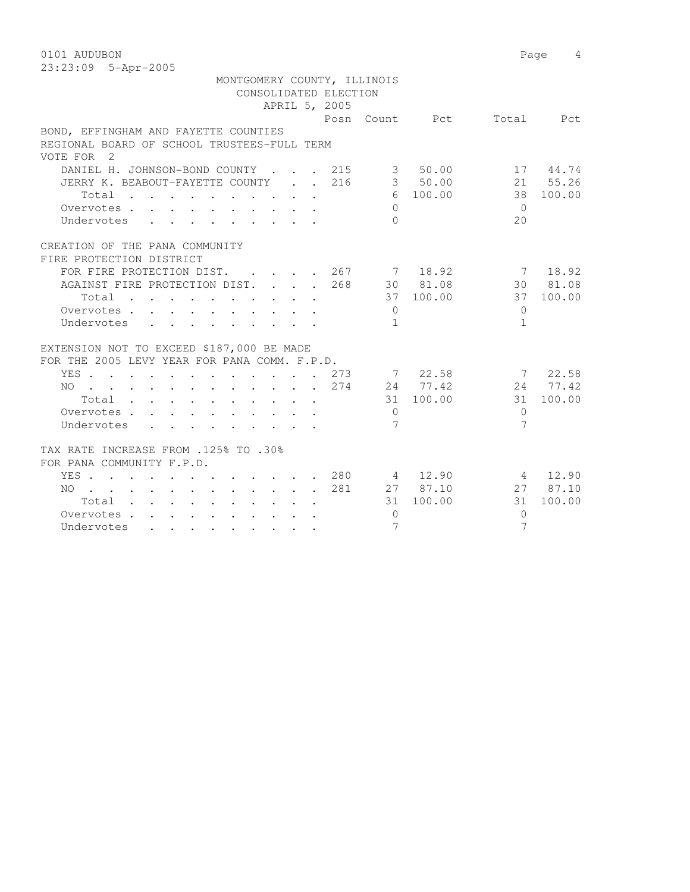MONTGOMERY COUNTY, ILLINOIS
CONSOLIDATED ELECTION
APRIL 5, 2005

## BOND, EFFINGHAM AND FAYETTE COUNTIES
### REGIONAL BOARD OF SCHOOL TRUSTEES-FULL TERM
VOTE FOR 2

| | Posn | Count | Pct | Total | Pct |
|---|---|---|---|---|---|
| DANIEL H. JOHNSON-BOND COUNTY | 215 | 3 | 50.00 | 17 | 44.74 |
| JERRY K. BEABOUT-FAYETTE COUNTY | 216 | 3 | 50.00 | 21 | 55.26 |
| Total | | 6 | 100.00 | 38 | 100.00 |
| Overvotes | | 0 | | 0 | |
| Undervotes | | 0 | | 20 | |

### CREATION OF THE PANA COMMUNITY FIRE PROTECTION DISTRICT

| | Posn | Count | Pct | Total | Pct |
|---|---|---|---|---|---|
| FOR FIRE PROTECTION DIST. | 267 | 7 | 18.92 | 7 | 18.92 |
| AGAINST FIRE PROTECTION DIST. | 268 | 30 | 81.08 | 30 | 81.08 |
| Total | | 37 | 100.00 | 37 | 100.00 |
| Overvotes | | 0 | | 0 | |
| Undervotes | | 1 | | 1 | |

### EXTENSION NOT TO EXCEED $187,000 BE MADE FOR THE 2005 LEVY YEAR FOR PANA COMM. F.P.D.

| | Posn | Count | Pct | Total | Pct |
|---|---|---|---|---|---|
| YES | 273 | 7 | 22.58 | 7 | 22.58 |
| NO | 274 | 24 | 77.42 | 24 | 77.42 |
| Total | | 31 | 100.00 | 31 | 100.00 |
| Overvotes | | 0 | | 0 | |
| Undervotes | | 7 | | 7 | |

### TAX RATE INCREASE FROM .125% TO .30% FOR PANA COMMUNITY F.P.D.

| | Posn | Count | Pct | Total | Pct |
|---|---|---|---|---|---|
| YES | 280 | 4 | 12.90 | 4 | 12.90 |
| NO | 281 | 27 | 87.10 | 27 | 87.10 |
| Total | | 31 | 100.00 | 31 | 100.00 |
| Overvotes | | 0 | | 0 | |
| Undervotes | | 7 | | 7 | |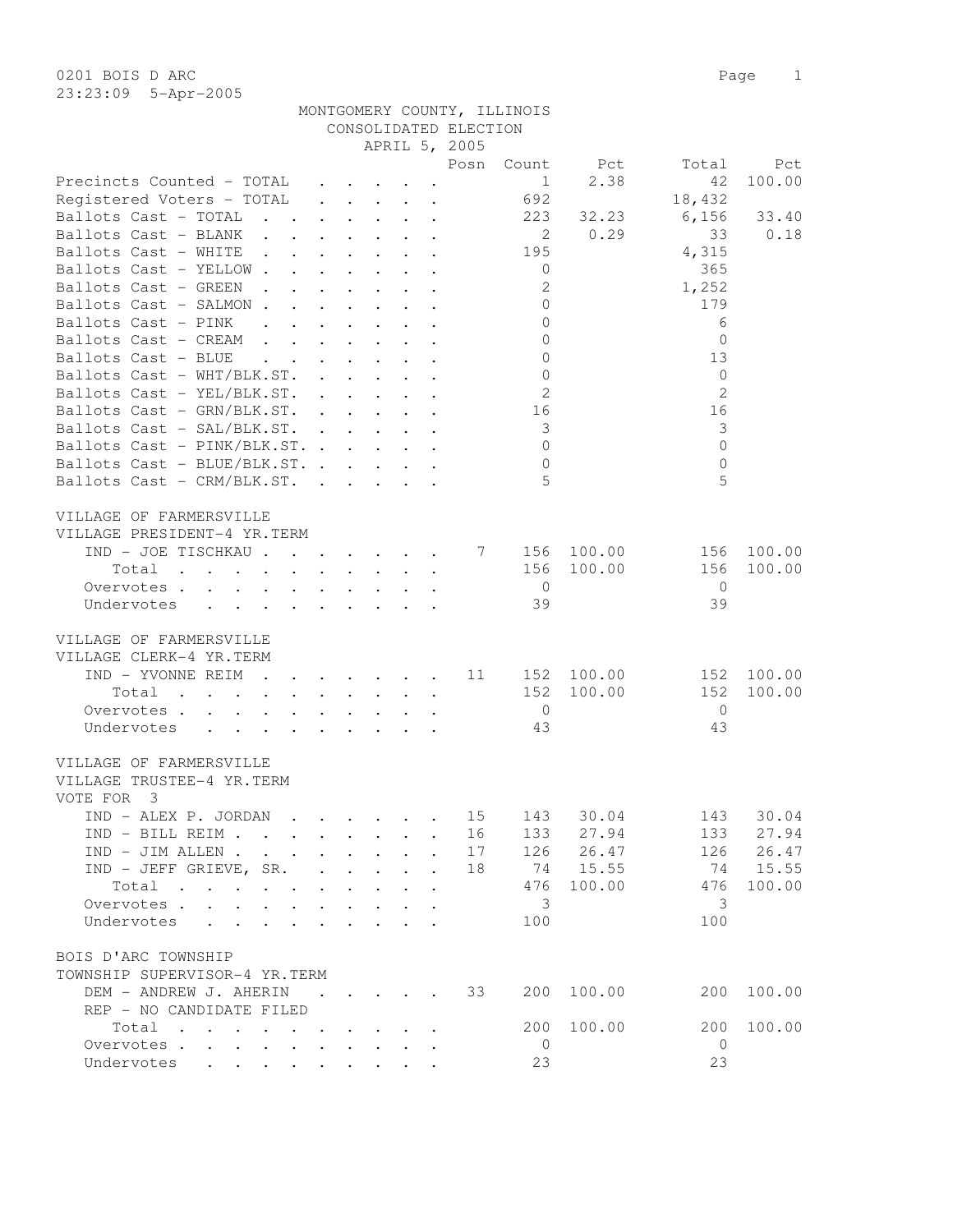0201 BOIS D ARC
23:23:09 5-Apr-2005

MONTGOMERY COUNTY, ILLINOIS
CONSOLIDATED ELECTION
APRIL 5, 2005

| | Posn | Count | Pct | Total | Pct |
|---|---|---|---|---|---|
| Precincts Counted - TOTAL | | 1 | 2.38 | 42 | 100.00 |
| Registered Voters - TOTAL | | 692 | | 18,432 | |
| Ballots Cast - TOTAL | | 223 | 32.23 | 6,156 | 33.40 |
| Ballots Cast - BLANK | | 2 | 0.29 | 33 | 0.18 |
| Ballots Cast - WHITE | | 195 | | 4,315 | |
| Ballots Cast - YELLOW | | 0 | | 365 | |
| Ballots Cast - GREEN | | 2 | | 1,252 | |
| Ballots Cast - SALMON | | 0 | | 179 | |
| Ballots Cast - PINK | | 0 | | 6 | |
| Ballots Cast - CREAM | | 0 | | 0 | |
| Ballots Cast - BLUE | | 0 | | 13 | |
| Ballots Cast - WHT/BLK.ST. | | 0 | | 0 | |
| Ballots Cast - YEL/BLK.ST. | | 2 | | 2 | |
| Ballots Cast - GRN/BLK.ST. | | 16 | | 16 | |
| Ballots Cast - SAL/BLK.ST. | | 3 | | 3 | |
| Ballots Cast - PINK/BLK.ST. | | 0 | | 0 | |
| Ballots Cast - BLUE/BLK.ST. | | 0 | | 0 | |
| Ballots Cast - CRM/BLK.ST. | | 5 | | 5 | |

VILLAGE OF FARMERSVILLE
VILLAGE PRESIDENT-4 YR.TERM

| | Posn | Count | Pct | Total | Pct |
|---|---|---|---|---|---|
| IND - JOE TISCHKAU | 7 | 156 | 100.00 | 156 | 100.00 |
| Total | | 156 | 100.00 | 156 | 100.00 |
| Overvotes | | 0 | | 0 | |
| Undervotes | | 39 | | 39 | |

VILLAGE OF FARMERSVILLE
VILLAGE CLERK-4 YR.TERM

| | Posn | Count | Pct | Total | Pct |
|---|---|---|---|---|---|
| IND - YVONNE REIM | 11 | 152 | 100.00 | 152 | 100.00 |
| Total | | 152 | 100.00 | 152 | 100.00 |
| Overvotes | | 0 | | 0 | |
| Undervotes | | 43 | | 43 | |

VILLAGE OF FARMERSVILLE
VILLAGE TRUSTEE-4 YR.TERM
VOTE FOR 3

| | Posn | Count | Pct | Total | Pct |
|---|---|---|---|---|---|
| IND - ALEX P. JORDAN | 15 | 143 | 30.04 | 143 | 30.04 |
| IND - BILL REIM | 16 | 133 | 27.94 | 133 | 27.94 |
| IND - JIM ALLEN | 17 | 126 | 26.47 | 126 | 26.47 |
| IND - JEFF GRIEVE, SR. | 18 | 74 | 15.55 | 74 | 15.55 |
| Total | | 476 | 100.00 | 476 | 100.00 |
| Overvotes | | 3 | | 3 | |
| Undervotes | | 100 | | 100 | |

BOIS D'ARC TOWNSHIP
TOWNSHIP SUPERVISOR-4 YR.TERM

| | Posn | Count | Pct | Total | Pct |
|---|---|---|---|---|---|
| DEM - ANDREW J. AHERIN | 33 | 200 | 100.00 | 200 | 100.00 |
| REP - NO CANDIDATE FILED | | | | | |
| Total | | 200 | 100.00 | 200 | 100.00 |
| Overvotes | | 0 | | 0 | |
| Undervotes | | 23 | | 23 | |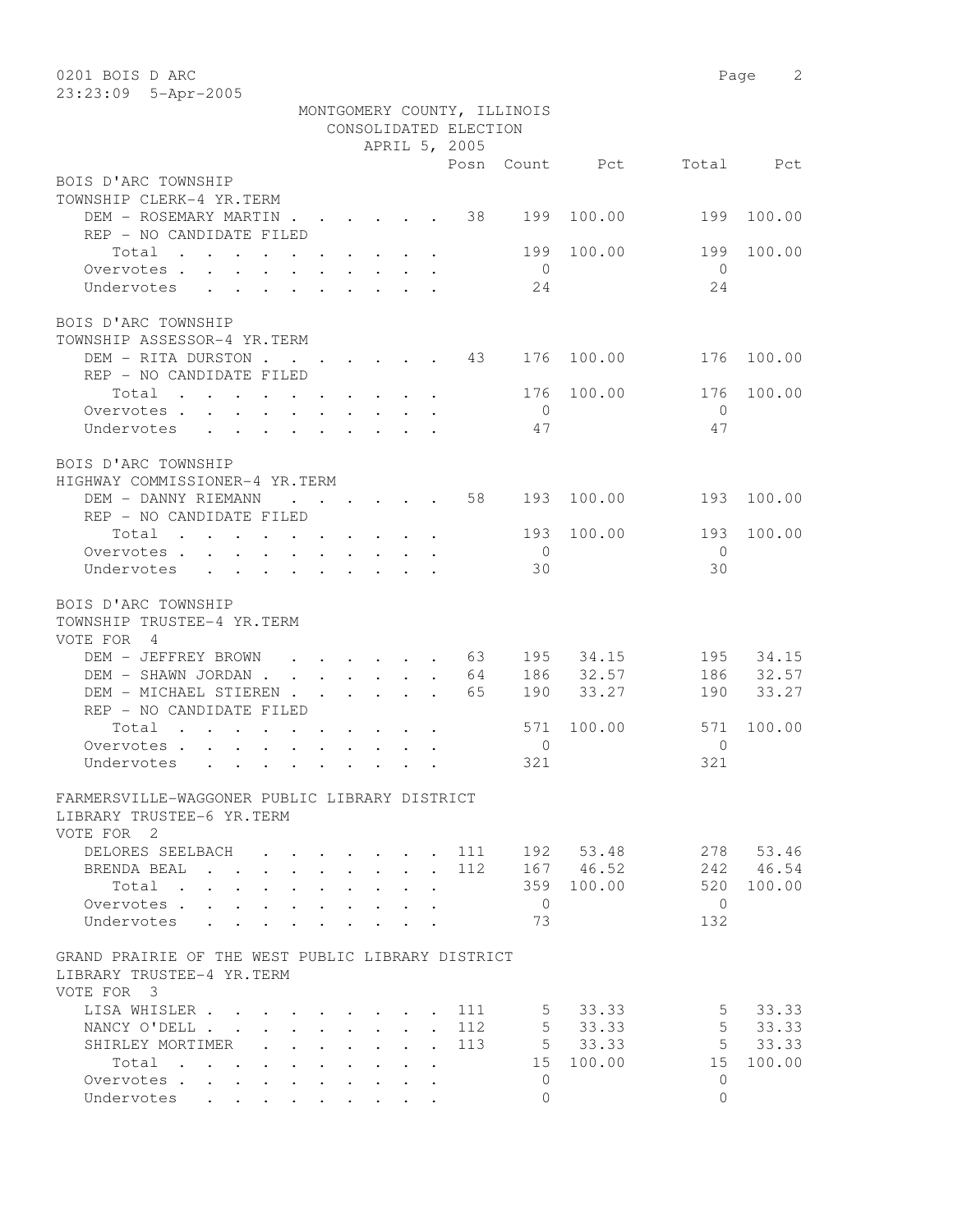0201 BOIS D ARC
23:23:09 5-Apr-2005

MONTGOMERY COUNTY, ILLINOIS
CONSOLIDATED ELECTION
APRIL 5, 2005

| | Posn | Count | Pct | Total | Pct |
|---|---|---|---|---|---|
| **BOIS D'ARC TOWNSHIP** | | | | | |
| **TOWNSHIP CLERK-4 YR.TERM** | | | | | |
| DEM - ROSEMARY MARTIN | 38 | 199 | 100.00 | 199 | 100.00 |
| REP - NO CANDIDATE FILED | | | | | |
| Total | | 199 | 100.00 | 199 | 100.00 |
| Overvotes | | 0 | | 0 | |
| Undervotes | | 24 | | 24 | |
| **BOIS D'ARC TOWNSHIP** | | | | | |
| **TOWNSHIP ASSESSOR-4 YR.TERM** | | | | | |
| DEM - RITA DURSTON | 43 | 176 | 100.00 | 176 | 100.00 |
| REP - NO CANDIDATE FILED | | | | | |
| Total | | 176 | 100.00 | 176 | 100.00 |
| Overvotes | | 0 | | 0 | |
| Undervotes | | 47 | | 47 | |
| **BOIS D'ARC TOWNSHIP** | | | | | |
| **HIGHWAY COMMISSIONER-4 YR.TERM** | | | | | |
| DEM - DANNY RIEMANN | 58 | 193 | 100.00 | 193 | 100.00 |
| REP - NO CANDIDATE FILED | | | | | |
| Total | | 193 | 100.00 | 193 | 100.00 |
| Overvotes | | 0 | | 0 | |
| Undervotes | | 30 | | 30 | |
| **BOIS D'ARC TOWNSHIP** | | | | | |
| **TOWNSHIP TRUSTEE-4 YR.TERM** | | | | | |
| VOTE FOR 4 | | | | | |
| DEM - JEFFREY BROWN | 63 | 195 | 34.15 | 195 | 34.15 |
| DEM - SHAWN JORDAN | 64 | 186 | 32.57 | 186 | 32.57 |
| DEM - MICHAEL STIEREN | 65 | 190 | 33.27 | 190 | 33.27 |
| REP - NO CANDIDATE FILED | | | | | |
| Total | | 571 | 100.00 | 571 | 100.00 |
| Overvotes | | 0 | | 0 | |
| Undervotes | | 321 | | 321 | |
| **FARMERSVILLE-WAGGONER PUBLIC LIBRARY DISTRICT** | | | | | |
| **LIBRARY TRUSTEE-6 YR.TERM** | | | | | |
| VOTE FOR 2 | | | | | |
| DELORES SEELBACH | 111 | 192 | 53.48 | 278 | 53.46 |
| BRENDA BEAL | 112 | 167 | 46.52 | 242 | 46.54 |
| Total | | 359 | 100.00 | 520 | 100.00 |
| Overvotes | | 0 | | 0 | |
| Undervotes | | 73 | | 132 | |
| **GRAND PRAIRIE OF THE WEST PUBLIC LIBRARY DISTRICT** | | | | | |
| **LIBRARY TRUSTEE-4 YR.TERM** | | | | | |
| VOTE FOR 3 | | | | | |
| LISA WHISLER | 111 | 5 | 33.33 | 5 | 33.33 |
| NANCY O'DELL | 112 | 5 | 33.33 | 5 | 33.33 |
| SHIRLEY MORTIMER | 113 | 5 | 33.33 | 5 | 33.33 |
| Total | | 15 | 100.00 | 15 | 100.00 |
| Overvotes | | 0 | | 0 | |
| Undervotes | | 0 | | 0 | |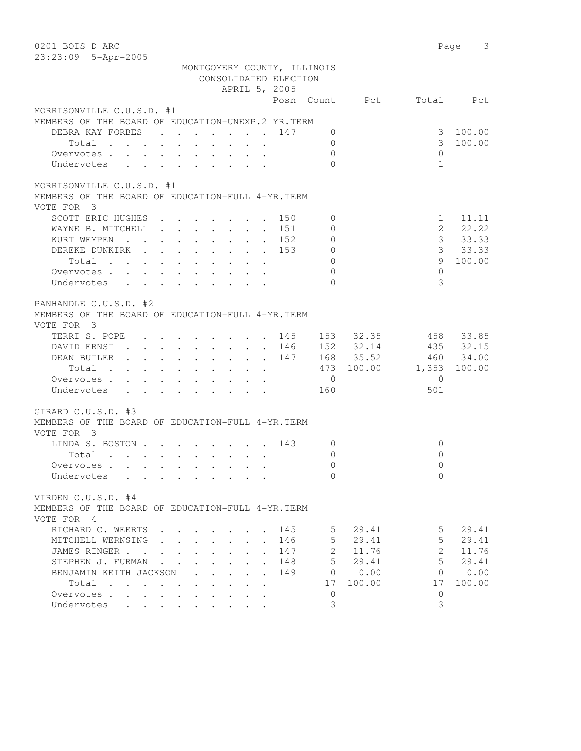0201 BOIS D ARC
23:23:09 5-Apr-2005

MONTGOMERY COUNTY, ILLINOIS
CONSOLIDATED ELECTION
APRIL 5, 2005

| | Posn | Count | Pct | Total | Pct |
|---|---|---|---|---|---|
| **MORRISONVILLE C.U.S.D. #1** | | | | | |
| **MEMBERS OF THE BOARD OF EDUCATION-UNEXP.2 YR.TERM** | | | | | |
| DEBRA KAY FORBES | 147 | 0 | | 3 | 100.00 |
| Total | | 0 | | 3 | 100.00 |
| Overvotes | | 0 | | 0 | |
| Undervotes | | 0 | | 1 | |
| **MORRISONVILLE C.U.S.D. #1** | | | | | |
| **MEMBERS OF THE BOARD OF EDUCATION-FULL 4-YR.TERM** | | | | | |
| VOTE FOR 3 | | | | | |
| SCOTT ERIC HUGHES | 150 | 0 | | 1 | 11.11 |
| WAYNE B. MITCHELL | 151 | 0 | | 2 | 22.22 |
| KURT WEMPEN | 152 | 0 | | 3 | 33.33 |
| DEREKE DUNKIRK | 153 | 0 | | 3 | 33.33 |
| Total | | 0 | | 9 | 100.00 |
| Overvotes | | 0 | | 0 | |
| Undervotes | | 0 | | 3 | |
| **PANHANDLE C.U.S.D. #2** | | | | | |
| **MEMBERS OF THE BOARD OF EDUCATION-FULL 4-YR.TERM** | | | | | |
| VOTE FOR 3 | | | | | |
| TERRI S. POPE | 145 | 153 | 32.35 | 458 | 33.85 |
| DAVID ERNST | 146 | 152 | 32.14 | 435 | 32.15 |
| DEAN BUTLER | 147 | 168 | 35.52 | 460 | 34.00 |
| Total | | 473 | 100.00 | 1,353 | 100.00 |
| Overvotes | | 0 | | 0 | |
| Undervotes | | 160 | | 501 | |
| **GIRARD C.U.S.D. #3** | | | | | |
| **MEMBERS OF THE BOARD OF EDUCATION-FULL 4-YR.TERM** | | | | | |
| VOTE FOR 3 | | | | | |
| LINDA S. BOSTON | 143 | 0 | | 0 | |
| Total | | 0 | | 0 | |
| Overvotes | | 0 | | 0 | |
| Undervotes | | 0 | | 0 | |
| **VIRDEN C.U.S.D. #4** | | | | | |
| **MEMBERS OF THE BOARD OF EDUCATION-FULL 4-YR.TERM** | | | | | |
| VOTE FOR 4 | | | | | |
| RICHARD C. WEERTS | 145 | 5 | 29.41 | 5 | 29.41 |
| MITCHELL WERNSING | 146 | 5 | 29.41 | 5 | 29.41 |
| JAMES RINGER | 147 | 2 | 11.76 | 2 | 11.76 |
| STEPHEN J. FURMAN | 148 | 5 | 29.41 | 5 | 29.41 |
| BENJAMIN KEITH JACKSON | 149 | 0 | 0.00 | 0 | 0.00 |
| Total | | 17 | 100.00 | 17 | 100.00 |
| Overvotes | | 0 | | 0 | |
| Undervotes | | 3 | | 3 | |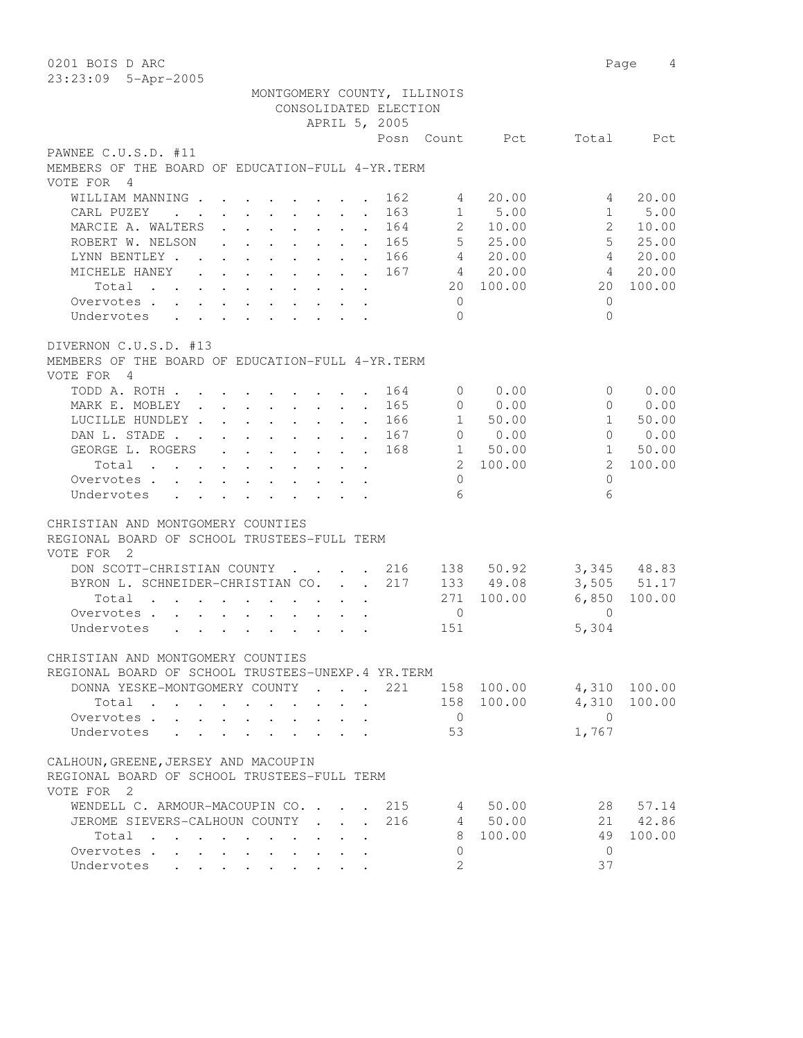0201 BOIS D ARC
23:23:09 5-Apr-2005

MONTGOMERY COUNTY, ILLINOIS
CONSOLIDATED ELECTION
APRIL 5, 2005

## PAWNEE C.U.S.D. #11
MEMBERS OF THE BOARD OF EDUCATION-FULL 4-YR.TERM
VOTE FOR 4

| | Posn | Count | Pct | Total | Pct |
|---|---|---|---|---|---|
| WILLIAM MANNING | 162 | 4 | 20.00 | 4 | 20.00 |
| CARL PUZEY | 163 | 1 | 5.00 | 1 | 5.00 |
| MARCIE A. WALTERS | 164 | 2 | 10.00 | 2 | 10.00 |
| ROBERT W. NELSON | 165 | 5 | 25.00 | 5 | 25.00 |
| LYNN BENTLEY | 166 | 4 | 20.00 | 4 | 20.00 |
| MICHELE HANEY | 167 | 4 | 20.00 | 4 | 20.00 |
| Total | | 20 | 100.00 | 20 | 100.00 |
| Overvotes | | 0 | | 0 | |
| Undervotes | | 0 | | 0 | |

## DIVERNON C.U.S.D. #13
MEMBERS OF THE BOARD OF EDUCATION-FULL 4-YR.TERM
VOTE FOR 4

| | Posn | Count | Pct | Total | Pct |
|---|---|---|---|---|---|
| TODD A. ROTH | 164 | 0 | 0.00 | 0 | 0.00 |
| MARK E. MOBLEY | 165 | 0 | 0.00 | 0 | 0.00 |
| LUCILLE HUNDLEY | 166 | 1 | 50.00 | 1 | 50.00 |
| DAN L. STADE | 167 | 0 | 0.00 | 0 | 0.00 |
| GEORGE L. ROGERS | 168 | 1 | 50.00 | 1 | 50.00 |
| Total | | 2 | 100.00 | 2 | 100.00 |
| Overvotes | | 0 | | 0 | |
| Undervotes | | 6 | | 6 | |

## CHRISTIAN AND MONTGOMERY COUNTIES
REGIONAL BOARD OF SCHOOL TRUSTEES-FULL TERM
VOTE FOR 2

| | Posn | Count | Pct | Total | Pct |
|---|---|---|---|---|---|
| DON SCOTT-CHRISTIAN COUNTY | 216 | 138 | 50.92 | 3,345 | 48.83 |
| BYRON L. SCHNEIDER-CHRISTIAN CO. | 217 | 133 | 49.08 | 3,505 | 51.17 |
| Total | | 271 | 100.00 | 6,850 | 100.00 |
| Overvotes | | 0 | | 0 | |
| Undervotes | | 151 | | 5,304 | |

## CHRISTIAN AND MONTGOMERY COUNTIES
REGIONAL BOARD OF SCHOOL TRUSTEES-UNEXP.4 YR.TERM

| | Posn | Count | Pct | Total | Pct |
|---|---|---|---|---|---|
| DONNA YESKE-MONTGOMERY COUNTY | 221 | 158 | 100.00 | 4,310 | 100.00 |
| Total | | 158 | 100.00 | 4,310 | 100.00 |
| Overvotes | | 0 | | 0 | |
| Undervotes | | 53 | | 1,767 | |

## CALHOUN,GREENE,JERSEY AND MACOUPIN
REGIONAL BOARD OF SCHOOL TRUSTEES-FULL TERM
VOTE FOR 2

| | Posn | Count | Pct | Total | Pct |
|---|---|---|---|---|---|
| WENDELL C. ARMOUR-MACOUPIN CO. | 215 | 4 | 50.00 | 28 | 57.14 |
| JEROME SIEVERS-CALHOUN COUNTY | 216 | 4 | 50.00 | 21 | 42.86 |
| Total | | 8 | 100.00 | 49 | 100.00 |
| Overvotes | | 0 | | 0 | |
| Undervotes | | 2 | | 37 | |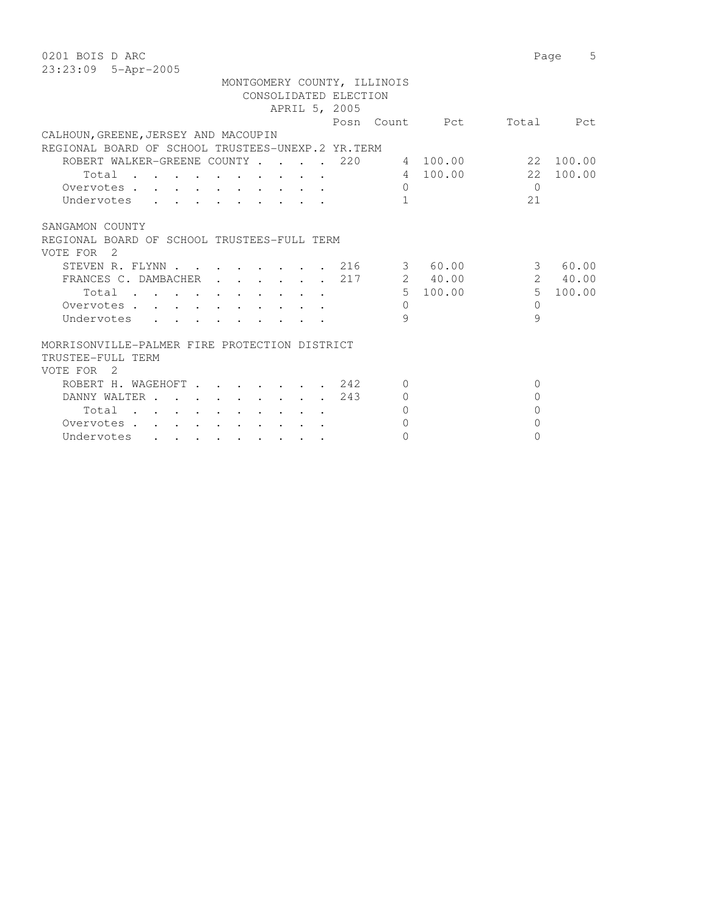0201 BOIS D ARC
23:23:09 5-Apr-2005

MONTGOMERY COUNTY, ILLINOIS
CONSOLIDATED ELECTION
APRIL 5, 2005

### CALHOUN,GREENE,JERSEY AND MACOUPIN
REGIONAL BOARD OF SCHOOL TRUSTEES-UNEXP.2 YR.TERM

| | Posn | Count | Pct | Total | Pct |
|---|---|---|---|---|---|
| ROBERT WALKER-GREENE COUNTY | 220 | 4 | 100.00 | 22 | 100.00 |
| Total | | 4 | 100.00 | 22 | 100.00 |
| Overvotes | | 0 | | 0 | |
| Undervotes | | 1 | | 21 | |

### SANGAMON COUNTY
REGIONAL BOARD OF SCHOOL TRUSTEES-FULL TERM
VOTE FOR 2

| | Posn | Count | Pct | Total | Pct |
|---|---|---|---|---|---|
| STEVEN R. FLYNN | 216 | 3 | 60.00 | 3 | 60.00 |
| FRANCES C. DAMBACHER | 217 | 2 | 40.00 | 2 | 40.00 |
| Total | | 5 | 100.00 | 5 | 100.00 |
| Overvotes | | 0 | | 0 | |
| Undervotes | | 9 | | 9 | |

### MORRISONVILLE-PALMER FIRE PROTECTION DISTRICT
TRUSTEE-FULL TERM
VOTE FOR 2

| | Posn | Count | Pct | Total | Pct |
|---|---|---|---|---|---|
| ROBERT H. WAGEHOFT | 242 | 0 | | 0 | |
| DANNY WALTER | 243 | 0 | | 0 | |
| Total | | 0 | | 0 | |
| Overvotes | | 0 | | 0 | |
| Undervotes | | 0 | | 0 | |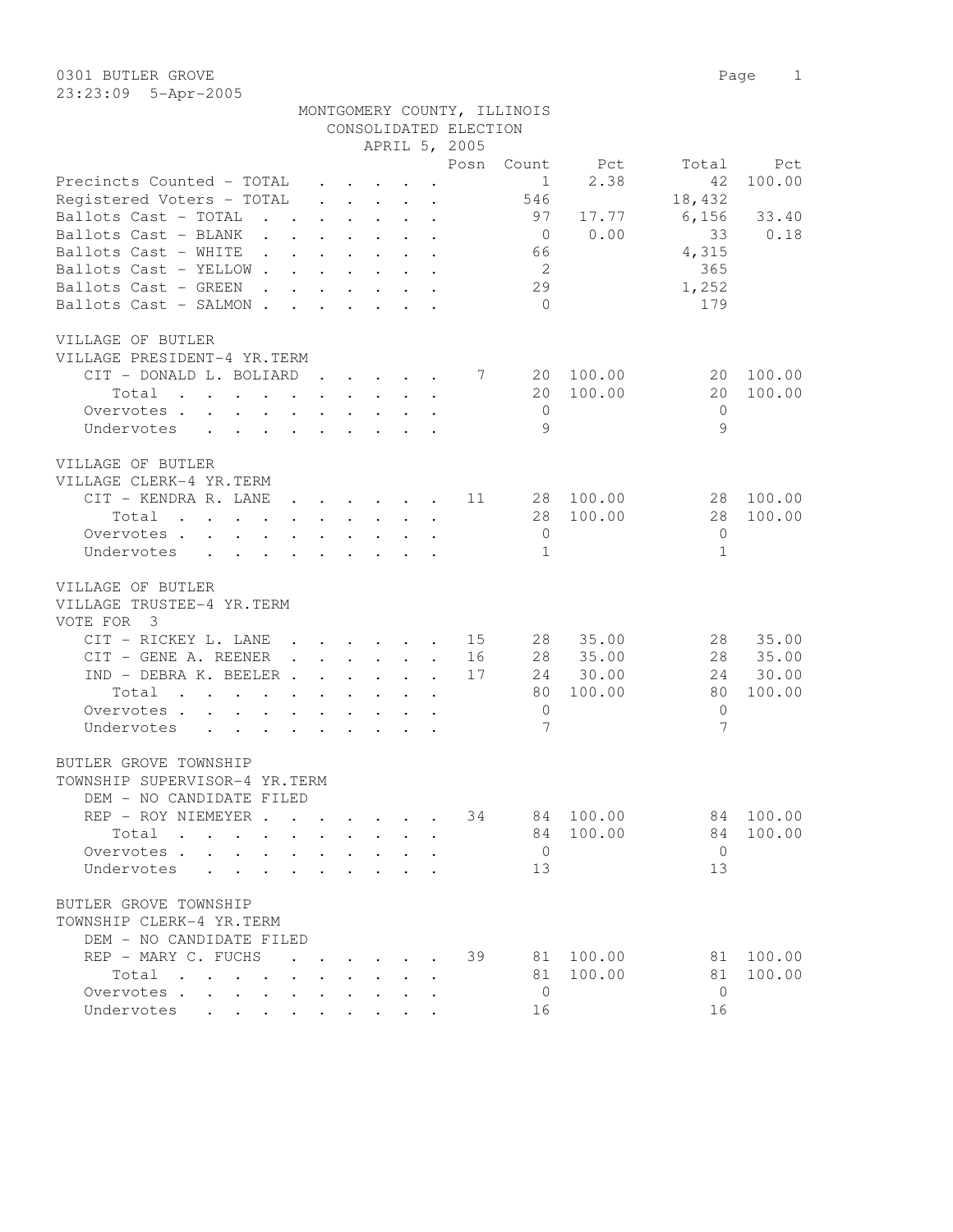0301 BUTLER GROVE

23:23:09 5-Apr-2005

MONTGOMERY COUNTY, ILLINOIS
CONSOLIDATED ELECTION
APRIL 5, 2005

| | Posn | Count | Pct | Total | Pct |
|---|---|---|---|---|---|
| Precincts Counted - TOTAL | | 1 | 2.38 | 42 | 100.00 |
| Registered Voters - TOTAL | | 546 | | 18,432 | |
| Ballots Cast - TOTAL | | 97 | 17.77 | 6,156 | 33.40 |
| Ballots Cast - BLANK | | 0 | 0.00 | 33 | 0.18 |
| Ballots Cast - WHITE | | 66 | | 4,315 | |
| Ballots Cast - YELLOW | | 2 | | 365 | |
| Ballots Cast - GREEN | | 29 | | 1,252 | |
| Ballots Cast - SALMON | | 0 | | 179 | |

VILLAGE OF BUTLER
VILLAGE PRESIDENT-4 YR.TERM

| | Posn | Count | Pct | Total | Pct |
|---|---|---|---|---|---|
| CIT - DONALD L. BOLIARD | 7 | 20 | 100.00 | 20 | 100.00 |
| Total | | 20 | 100.00 | 20 | 100.00 |
| Overvotes | | 0 | | 0 | |
| Undervotes | | 9 | | 9 | |

VILLAGE OF BUTLER
VILLAGE CLERK-4 YR.TERM

| | Posn | Count | Pct | Total | Pct |
|---|---|---|---|---|---|
| CIT - KENDRA R. LANE | 11 | 28 | 100.00 | 28 | 100.00 |
| Total | | 28 | 100.00 | 28 | 100.00 |
| Overvotes | | 0 | | 0 | |
| Undervotes | | 1 | | 1 | |

VILLAGE OF BUTLER
VILLAGE TRUSTEE-4 YR.TERM
VOTE FOR 3

| | Posn | Count | Pct | Total | Pct |
|---|---|---|---|---|---|
| CIT - RICKEY L. LANE | 15 | 28 | 35.00 | 28 | 35.00 |
| CIT - GENE A. REENER | 16 | 28 | 35.00 | 28 | 35.00 |
| IND - DEBRA K. BEELER | 17 | 24 | 30.00 | 24 | 30.00 |
| Total | | 80 | 100.00 | 80 | 100.00 |
| Overvotes | | 0 | | 0 | |
| Undervotes | | 7 | | 7 | |

BUTLER GROVE TOWNSHIP
TOWNSHIP SUPERVISOR-4 YR.TERM

| | Posn | Count | Pct | Total | Pct |
|---|---|---|---|---|---|
| DEM - NO CANDIDATE FILED | | | | | |
| REP - ROY NIEMEYER | 34 | 84 | 100.00 | 84 | 100.00 |
| Total | | 84 | 100.00 | 84 | 100.00 |
| Overvotes | | 0 | | 0 | |
| Undervotes | | 13 | | 13 | |

BUTLER GROVE TOWNSHIP
TOWNSHIP CLERK-4 YR.TERM

| | Posn | Count | Pct | Total | Pct |
|---|---|---|---|---|---|
| DEM - NO CANDIDATE FILED | | | | | |
| REP - MARY C. FUCHS | 39 | 81 | 100.00 | 81 | 100.00 |
| Total | | 81 | 100.00 | 81 | 100.00 |
| Overvotes | | 0 | | 0 | |
| Undervotes | | 16 | | 16 | |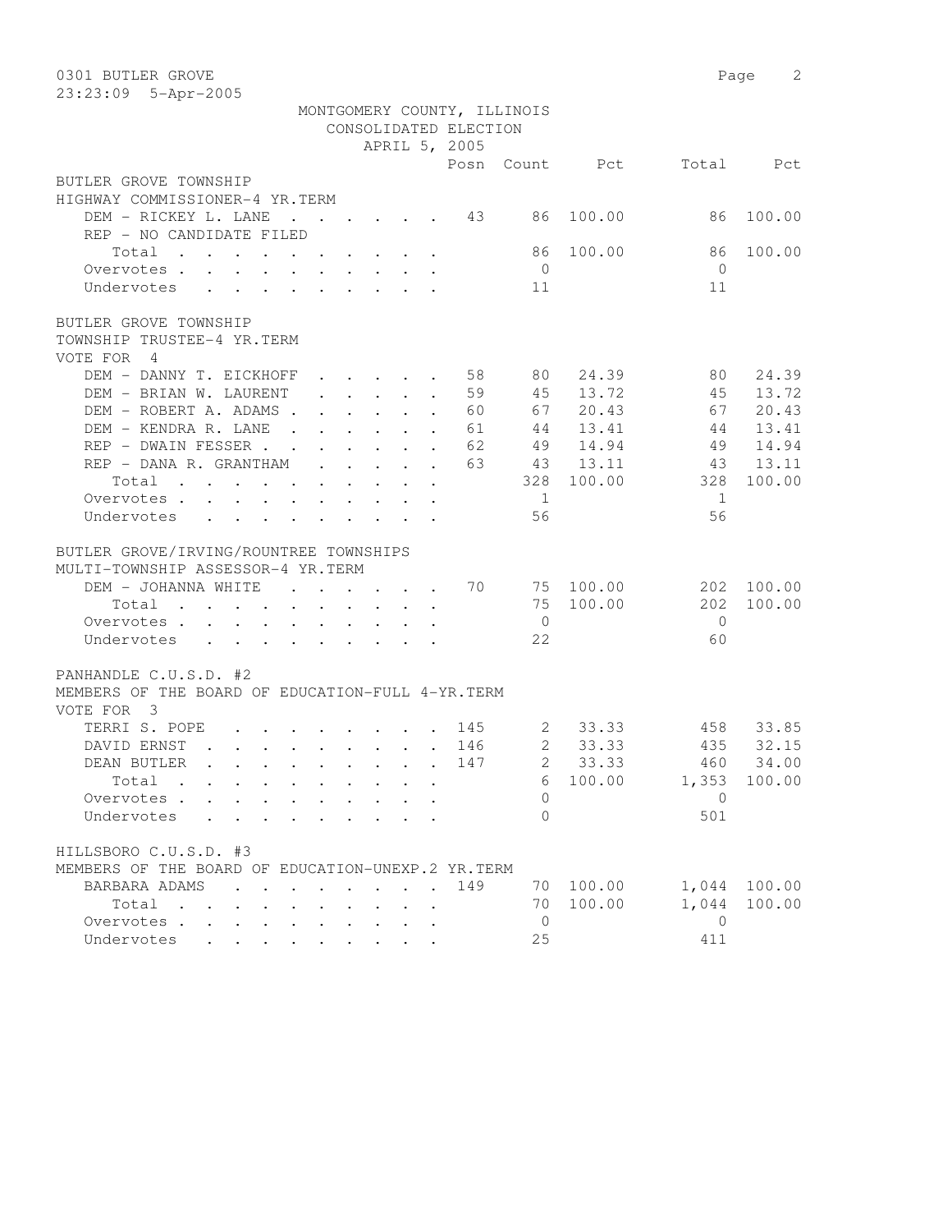0301 BUTLER GROVE
23:23:09 5-Apr-2005

MONTGOMERY COUNTY, ILLINOIS
CONSOLIDATED ELECTION
APRIL 5, 2005

## BUTLER GROVE TOWNSHIP
### HIGHWAY COMMISSIONER-4 YR.TERM

| | Posn | Count | Pct | Total | Pct |
|---|---|---|---|---|---|
| DEM - RICKEY L. LANE | 43 | 86 | 100.00 | 86 | 100.00 |
| REP - NO CANDIDATE FILED | | | | | |
| Total | | 86 | 100.00 | 86 | 100.00 |
| Overvotes | | 0 | | 0 | |
| Undervotes | | 11 | | 11 | |

## BUTLER GROVE TOWNSHIP
### TOWNSHIP TRUSTEE-4 YR.TERM
VOTE FOR 4

| | Posn | Count | Pct | Total | Pct |
|---|---|---|---|---|---|
| DEM - DANNY T. EICKHOFF | 58 | 80 | 24.39 | 80 | 24.39 |
| DEM - BRIAN W. LAURENT | 59 | 45 | 13.72 | 45 | 13.72 |
| DEM - ROBERT A. ADAMS | 60 | 67 | 20.43 | 67 | 20.43 |
| DEM - KENDRA R. LANE | 61 | 44 | 13.41 | 44 | 13.41 |
| REP - DWAIN FESSER | 62 | 49 | 14.94 | 49 | 14.94 |
| REP - DANA R. GRANTHAM | 63 | 43 | 13.11 | 43 | 13.11 |
| Total | | 328 | 100.00 | 328 | 100.00 |
| Overvotes | | 1 | | 1 | |
| Undervotes | | 56 | | 56 | |

## BUTLER GROVE/IRVING/ROUNTREE TOWNSHIPS
### MULTI-TOWNSHIP ASSESSOR-4 YR.TERM

| | Posn | Count | Pct | Total | Pct |
|---|---|---|---|---|---|
| DEM - JOHANNA WHITE | 70 | 75 | 100.00 | 202 | 100.00 |
| Total | | 75 | 100.00 | 202 | 100.00 |
| Overvotes | | 0 | | 0 | |
| Undervotes | | 22 | | 60 | |

## PANHANDLE C.U.S.D. #2
### MEMBERS OF THE BOARD OF EDUCATION-FULL 4-YR.TERM
VOTE FOR 3

| | Posn | Count | Pct | Total | Pct |
|---|---|---|---|---|---|
| TERRI S. POPE | 145 | 2 | 33.33 | 458 | 33.85 |
| DAVID ERNST | 146 | 2 | 33.33 | 435 | 32.15 |
| DEAN BUTLER | 147 | 2 | 33.33 | 460 | 34.00 |
| Total | | 6 | 100.00 | 1,353 | 100.00 |
| Overvotes | | 0 | | 0 | |
| Undervotes | | 0 | | 501 | |

## HILLSBORO C.U.S.D. #3
### MEMBERS OF THE BOARD OF EDUCATION-UNEXP.2 YR.TERM

| | Posn | Count | Pct | Total | Pct |
|---|---|---|---|---|---|
| BARBARA ADAMS | 149 | 70 | 100.00 | 1,044 | 100.00 |
| Total | | 70 | 100.00 | 1,044 | 100.00 |
| Overvotes | | 0 | | 0 | |
| Undervotes | | 25 | | 411 | |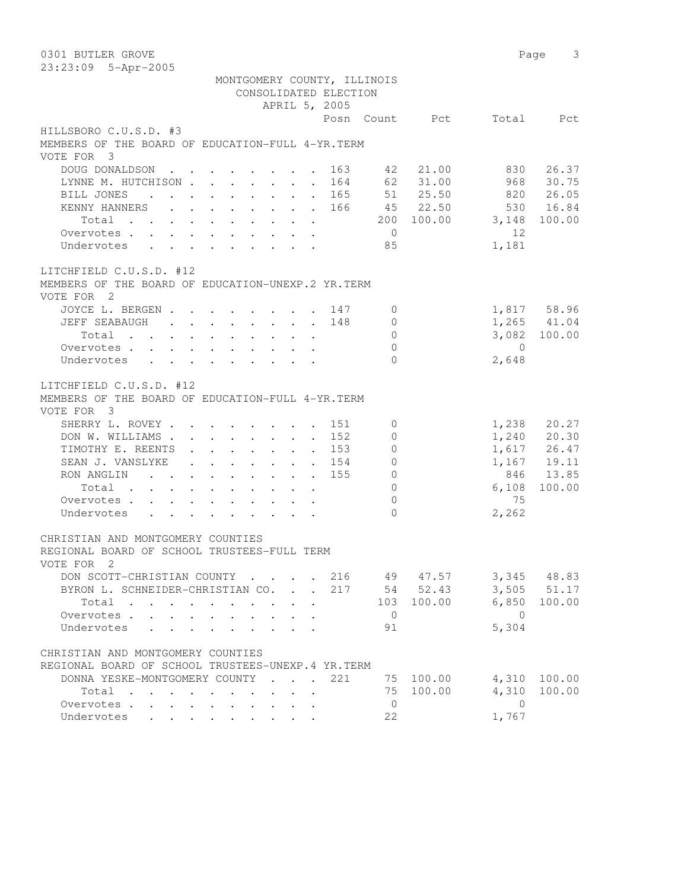0301 BUTLER GROVE

23:23:09 5-Apr-2005

MONTGOMERY COUNTY, ILLINOIS
CONSOLIDATED ELECTION
APRIL 5, 2005

## HILLSBORO C.U.S.D. #3
MEMBERS OF THE BOARD OF EDUCATION-FULL 4-YR.TERM
VOTE FOR 3

| | Posn | Count | Pct | Total | Pct |
|---|---|---|---|---|---|
| DOUG DONALDSON | 163 | 42 | 21.00 | 830 | 26.37 |
| LYNNE M. HUTCHISON | 164 | 62 | 31.00 | 968 | 30.75 |
| BILL JONES | 165 | 51 | 25.50 | 820 | 26.05 |
| KENNY HANNERS | 166 | 45 | 22.50 | 530 | 16.84 |
| Total | | 200 | 100.00 | 3,148 | 100.00 |
| Overvotes | | 0 | | 12 | |
| Undervotes | | 85 | | 1,181 | |

## LITCHFIELD C.U.S.D. #12
MEMBERS OF THE BOARD OF EDUCATION-UNEXP.2 YR.TERM
VOTE FOR 2

| | Posn | Count | Pct | Total | Pct |
|---|---|---|---|---|---|
| JOYCE L. BERGEN | 147 | 0 | | 1,817 | 58.96 |
| JEFF SEABAUGH | 148 | 0 | | 1,265 | 41.04 |
| Total | | 0 | | 3,082 | 100.00 |
| Overvotes | | 0 | | 0 | |
| Undervotes | | 0 | | 2,648 | |

## LITCHFIELD C.U.S.D. #12
MEMBERS OF THE BOARD OF EDUCATION-FULL 4-YR.TERM
VOTE FOR 3

| | Posn | Count | Pct | Total | Pct |
|---|---|---|---|---|---|
| SHERRY L. ROVEY | 151 | 0 | | 1,238 | 20.27 |
| DON W. WILLIAMS | 152 | 0 | | 1,240 | 20.30 |
| TIMOTHY E. REENTS | 153 | 0 | | 1,617 | 26.47 |
| SEAN J. VANSLYKE | 154 | 0 | | 1,167 | 19.11 |
| RON ANGLIN | 155 | 0 | | 846 | 13.85 |
| Total | | 0 | | 6,108 | 100.00 |
| Overvotes | | 0 | | 75 | |
| Undervotes | | 0 | | 2,262 | |

## CHRISTIAN AND MONTGOMERY COUNTIES
REGIONAL BOARD OF SCHOOL TRUSTEES-FULL TERM
VOTE FOR 2

| | Posn | Count | Pct | Total | Pct |
|---|---|---|---|---|---|
| DON SCOTT-CHRISTIAN COUNTY | 216 | 49 | 47.57 | 3,345 | 48.83 |
| BYRON L. SCHNEIDER-CHRISTIAN CO. | 217 | 54 | 52.43 | 3,505 | 51.17 |
| Total | | 103 | 100.00 | 6,850 | 100.00 |
| Overvotes | | 0 | | 0 | |
| Undervotes | | 91 | | 5,304 | |

## CHRISTIAN AND MONTGOMERY COUNTIES
REGIONAL BOARD OF SCHOOL TRUSTEES-UNEXP.4 YR.TERM

| | Posn | Count | Pct | Total | Pct |
|---|---|---|---|---|---|
| DONNA YESKE-MONTGOMERY COUNTY | 221 | 75 | 100.00 | 4,310 | 100.00 |
| Total | | 75 | 100.00 | 4,310 | 100.00 |
| Overvotes | | 0 | | 0 | |
| Undervotes | | 22 | | 1,767 | |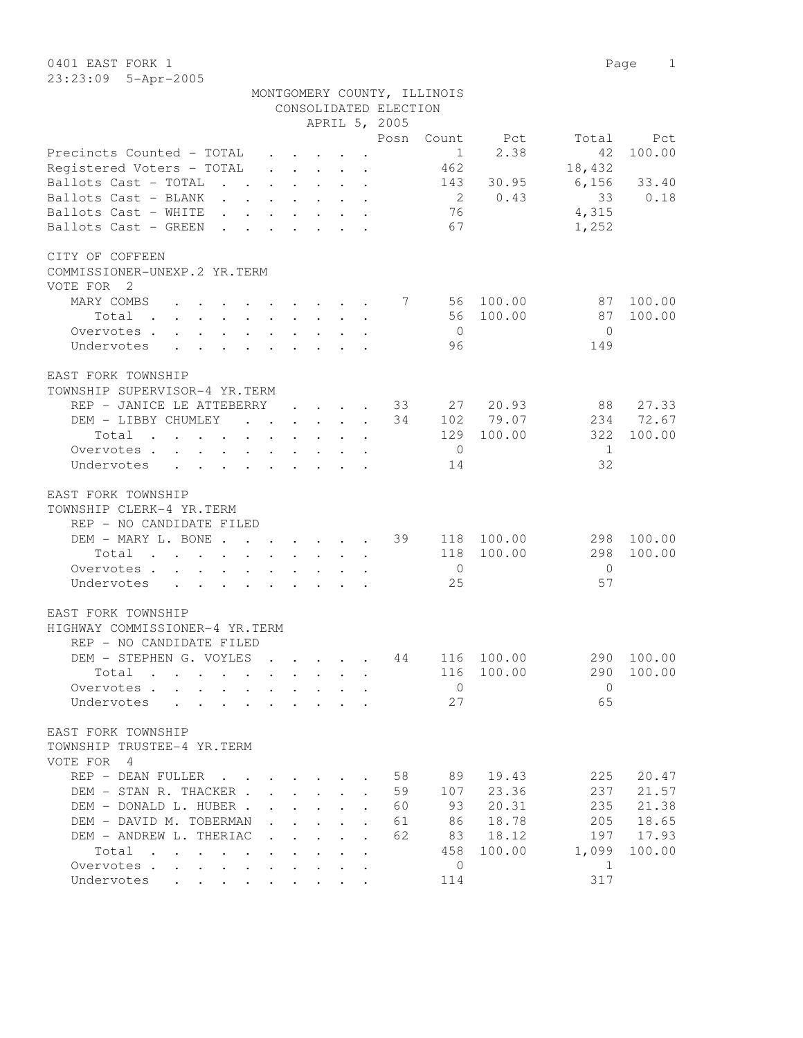0401 EAST FORK 1

23:23:09 5-Apr-2005

MONTGOMERY COUNTY, ILLINOIS
CONSOLIDATED ELECTION
APRIL 5, 2005

| | Posn | Count | Pct | Total | Pct |
|---|---|---|---|---|---|
| Precincts Counted - TOTAL | | 1 | 2.38 | 42 | 100.00 |
| Registered Voters - TOTAL | | 462 | | 18,432 | |
| Ballots Cast - TOTAL | | 143 | 30.95 | 6,156 | 33.40 |
| Ballots Cast - BLANK | | 2 | 0.43 | 33 | 0.18 |
| Ballots Cast - WHITE | | 76 | | 4,315 | |
| Ballots Cast - GREEN | | 67 | | 1,252 | |

CITY OF COFFEEN
COMMISSIONER-UNEXP.2 YR.TERM
VOTE FOR 2

| | Posn | Count | Pct | Total | Pct |
|---|---|---|---|---|---|
| MARY COMBS | 7 | 56 | 100.00 | 87 | 100.00 |
| Total | | 56 | 100.00 | 87 | 100.00 |
| Overvotes | | 0 | | 0 | |
| Undervotes | | 96 | | 149 | |

EAST FORK TOWNSHIP
TOWNSHIP SUPERVISOR-4 YR.TERM

| | Posn | Count | Pct | Total | Pct |
|---|---|---|---|---|---|
| REP - JANICE LE ATTEBERRY | 33 | 27 | 20.93 | 88 | 27.33 |
| DEM - LIBBY CHUMLEY | 34 | 102 | 79.07 | 234 | 72.67 |
| Total | | 129 | 100.00 | 322 | 100.00 |
| Overvotes | | 0 | | 1 | |
| Undervotes | | 14 | | 32 | |

EAST FORK TOWNSHIP
TOWNSHIP CLERK-4 YR.TERM

| | Posn | Count | Pct | Total | Pct |
|---|---|---|---|---|---|
| REP - NO CANDIDATE FILED | | | | | |
| DEM - MARY L. BONE | 39 | 118 | 100.00 | 298 | 100.00 |
| Total | | 118 | 100.00 | 298 | 100.00 |
| Overvotes | | 0 | | 0 | |
| Undervotes | | 25 | | 57 | |

EAST FORK TOWNSHIP
HIGHWAY COMMISSIONER-4 YR.TERM

| | Posn | Count | Pct | Total | Pct |
|---|---|---|---|---|---|
| REP - NO CANDIDATE FILED | | | | | |
| DEM - STEPHEN G. VOYLES | 44 | 116 | 100.00 | 290 | 100.00 |
| Total | | 116 | 100.00 | 290 | 100.00 |
| Overvotes | | 0 | | 0 | |
| Undervotes | | 27 | | 65 | |

EAST FORK TOWNSHIP
TOWNSHIP TRUSTEE-4 YR.TERM
VOTE FOR 4

| | Posn | Count | Pct | Total | Pct |
|---|---|---|---|---|---|
| REP - DEAN FULLER | 58 | 89 | 19.43 | 225 | 20.47 |
| DEM - STAN R. THACKER | 59 | 107 | 23.36 | 237 | 21.57 |
| DEM - DONALD L. HUBER | 60 | 93 | 20.31 | 235 | 21.38 |
| DEM - DAVID M. TOBERMAN | 61 | 86 | 18.78 | 205 | 18.65 |
| DEM - ANDREW L. THERIAC | 62 | 83 | 18.12 | 197 | 17.93 |
| Total | | 458 | 100.00 | 1,099 | 100.00 |
| Overvotes | | 0 | | 1 | |
| Undervotes | | 114 | | 317 | |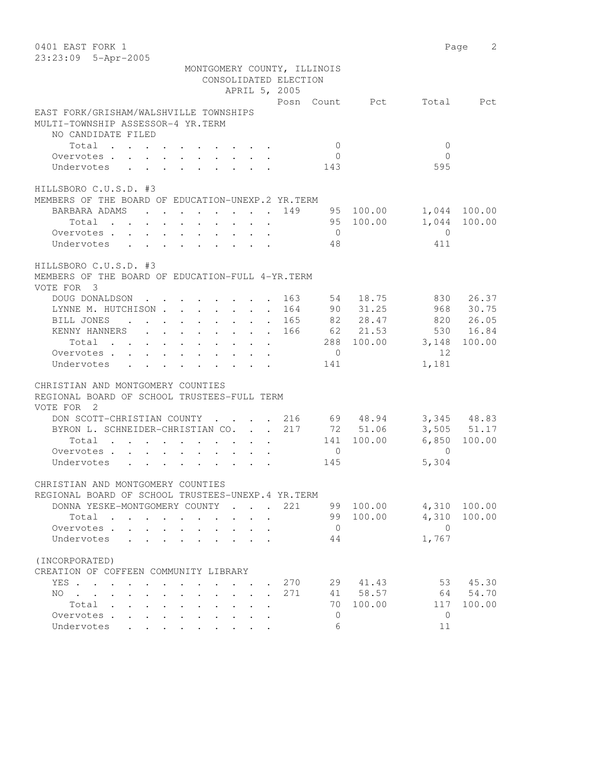MONTGOMERY COUNTY, ILLINOIS
CONSOLIDATED ELECTION
APRIL 5, 2005

| | Posn | Count | Pct | Total | Pct |
|---|---|---|---|---|---|
| **EAST FORK/GRISHAM/WALSHVILLE TOWNSHIPS** | | | | | |
| **MULTI-TOWNSHIP ASSESSOR-4 YR.TERM** | | | | | |
| NO CANDIDATE FILED | | | | | |
| Total | | 0 | | 0 | |
| Overvotes | | 0 | | 0 | |
| Undervotes | | 143 | | 595 | |
| **HILLSBORO C.U.S.D. #3** | | | | | |
| **MEMBERS OF THE BOARD OF EDUCATION-UNEXP.2 YR.TERM** | | | | | |
| BARBARA ADAMS | 149 | 95 | 100.00 | 1,044 | 100.00 |
| Total | | 95 | 100.00 | 1,044 | 100.00 |
| Overvotes | | 0 | | 0 | |
| Undervotes | | 48 | | 411 | |
| **HILLSBORO C.U.S.D. #3** | | | | | |
| **MEMBERS OF THE BOARD OF EDUCATION-FULL 4-YR.TERM** | | | | | |
| VOTE FOR 3 | | | | | |
| DOUG DONALDSON | 163 | 54 | 18.75 | 830 | 26.37 |
| LYNNE M. HUTCHISON | 164 | 90 | 31.25 | 968 | 30.75 |
| BILL JONES | 165 | 82 | 28.47 | 820 | 26.05 |
| KENNY HANNERS | 166 | 62 | 21.53 | 530 | 16.84 |
| Total | | 288 | 100.00 | 3,148 | 100.00 |
| Overvotes | | 0 | | 12 | |
| Undervotes | | 141 | | 1,181 | |
| **CHRISTIAN AND MONTGOMERY COUNTIES** | | | | | |
| **REGIONAL BOARD OF SCHOOL TRUSTEES-FULL TERM** | | | | | |
| VOTE FOR 2 | | | | | |
| DON SCOTT-CHRISTIAN COUNTY | 216 | 69 | 48.94 | 3,345 | 48.83 |
| BYRON L. SCHNEIDER-CHRISTIAN CO. | 217 | 72 | 51.06 | 3,505 | 51.17 |
| Total | | 141 | 100.00 | 6,850 | 100.00 |
| Overvotes | | 0 | | 0 | |
| Undervotes | | 145 | | 5,304 | |
| **CHRISTIAN AND MONTGOMERY COUNTIES** | | | | | |
| **REGIONAL BOARD OF SCHOOL TRUSTEES-UNEXP.4 YR.TERM** | | | | | |
| DONNA YESKE-MONTGOMERY COUNTY | 221 | 99 | 100.00 | 4,310 | 100.00 |
| Total | | 99 | 100.00 | 4,310 | 100.00 |
| Overvotes | | 0 | | 0 | |
| Undervotes | | 44 | | 1,767 | |
| **(INCORPORATED)** | | | | | |
| **CREATION OF COFFEEN COMMUNITY LIBRARY** | | | | | |
| YES | 270 | 29 | 41.43 | 53 | 45.30 |
| NO | 271 | 41 | 58.57 | 64 | 54.70 |
| Total | | 70 | 100.00 | 117 | 100.00 |
| Overvotes | | 0 | | 0 | |
| Undervotes | | 6 | | 11 | |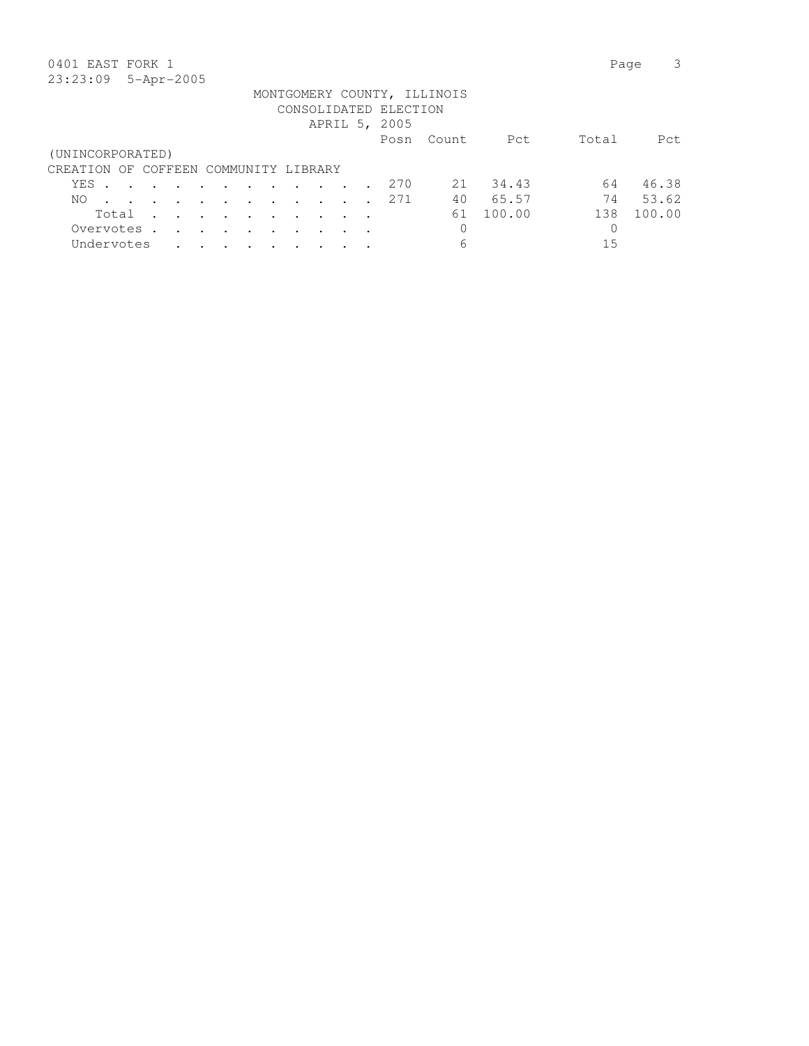0401 EAST FORK 1
23:23:09 5-Apr-2005

MONTGOMERY COUNTY, ILLINOIS
CONSOLIDATED ELECTION
APRIL 5, 2005

(UNINCORPORATED)

CREATION OF COFFEEN COMMUNITY LIBRARY

| | Posn | Count | Pct | Total | Pct |
|---|---|---|---|---|---|
| YES | 270 | 21 | 34.43 | 64 | 46.38 |
| NO | 271 | 40 | 65.57 | 74 | 53.62 |
| Total | | 61 | 100.00 | 138 | 100.00 |
| Overvotes | | 0 | | 0 | |
| Undervotes | | 6 | | 15 | |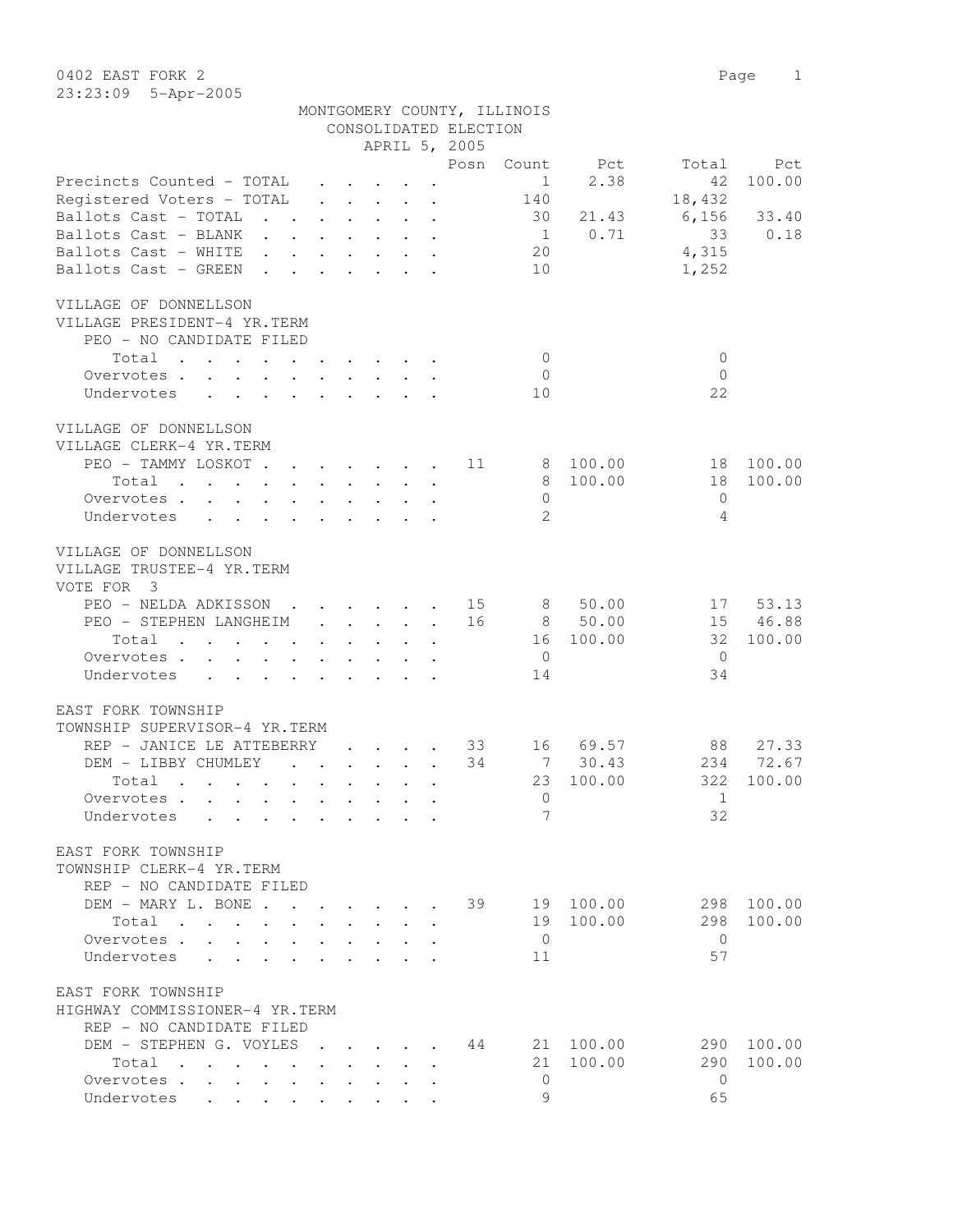0402 EAST FORK 2

23:23:09 5-Apr-2005

MONTGOMERY COUNTY, ILLINOIS
CONSOLIDATED ELECTION
APRIL 5, 2005

| | Posn | Count | Pct | Total | Pct |
|---|---|---|---|---|---|
| Precincts Counted - TOTAL | | 1 | 2.38 | 42 | 100.00 |
| Registered Voters - TOTAL | | 140 | | 18,432 | |
| Ballots Cast - TOTAL | | 30 | 21.43 | 6,156 | 33.40 |
| Ballots Cast - BLANK | | 1 | 0.71 | 33 | 0.18 |
| Ballots Cast - WHITE | | 20 | | 4,315 | |
| Ballots Cast - GREEN | | 10 | | 1,252 | |

VILLAGE OF DONNELLSON
VILLAGE PRESIDENT-4 YR.TERM

| | Posn | Count | Pct | Total | Pct |
|---|---|---|---|---|---|
| PEO - NO CANDIDATE FILED | | | | | |
| Total | | 0 | | 0 | |
| Overvotes | | 0 | | 0 | |
| Undervotes | | 10 | | 22 | |

VILLAGE OF DONNELLSON
VILLAGE CLERK-4 YR.TERM

| | Posn | Count | Pct | Total | Pct |
|---|---|---|---|---|---|
| PEO - TAMMY LOSKOT | 11 | 8 | 100.00 | 18 | 100.00 |
| Total | | 8 | 100.00 | 18 | 100.00 |
| Overvotes | | 0 | | 0 | |
| Undervotes | | 2 | | 4 | |

VILLAGE OF DONNELLSON
VILLAGE TRUSTEE-4 YR.TERM
VOTE FOR 3

| | Posn | Count | Pct | Total | Pct |
|---|---|---|---|---|---|
| PEO - NELDA ADKISSON | 15 | 8 | 50.00 | 17 | 53.13 |
| PEO - STEPHEN LANGHEIM | 16 | 8 | 50.00 | 15 | 46.88 |
| Total | | 16 | 100.00 | 32 | 100.00 |
| Overvotes | | 0 | | 0 | |
| Undervotes | | 14 | | 34 | |

EAST FORK TOWNSHIP
TOWNSHIP SUPERVISOR-4 YR.TERM

| | Posn | Count | Pct | Total | Pct |
|---|---|---|---|---|---|
| REP - JANICE LE ATTEBERRY | 33 | 16 | 69.57 | 88 | 27.33 |
| DEM - LIBBY CHUMLEY | 34 | 7 | 30.43 | 234 | 72.67 |
| Total | | 23 | 100.00 | 322 | 100.00 |
| Overvotes | | 0 | | 1 | |
| Undervotes | | 7 | | 32 | |

EAST FORK TOWNSHIP
TOWNSHIP CLERK-4 YR.TERM

| | Posn | Count | Pct | Total | Pct |
|---|---|---|---|---|---|
| REP - NO CANDIDATE FILED | | | | | |
| DEM - MARY L. BONE | 39 | 19 | 100.00 | 298 | 100.00 |
| Total | | 19 | 100.00 | 298 | 100.00 |
| Overvotes | | 0 | | 0 | |
| Undervotes | | 11 | | 57 | |

EAST FORK TOWNSHIP
HIGHWAY COMMISSIONER-4 YR.TERM

| | Posn | Count | Pct | Total | Pct |
|---|---|---|---|---|---|
| REP - NO CANDIDATE FILED | | | | | |
| DEM - STEPHEN G. VOYLES | 44 | 21 | 100.00 | 290 | 100.00 |
| Total | | 21 | 100.00 | 290 | 100.00 |
| Overvotes | | 0 | | 0 | |
| Undervotes | | 9 | | 65 | |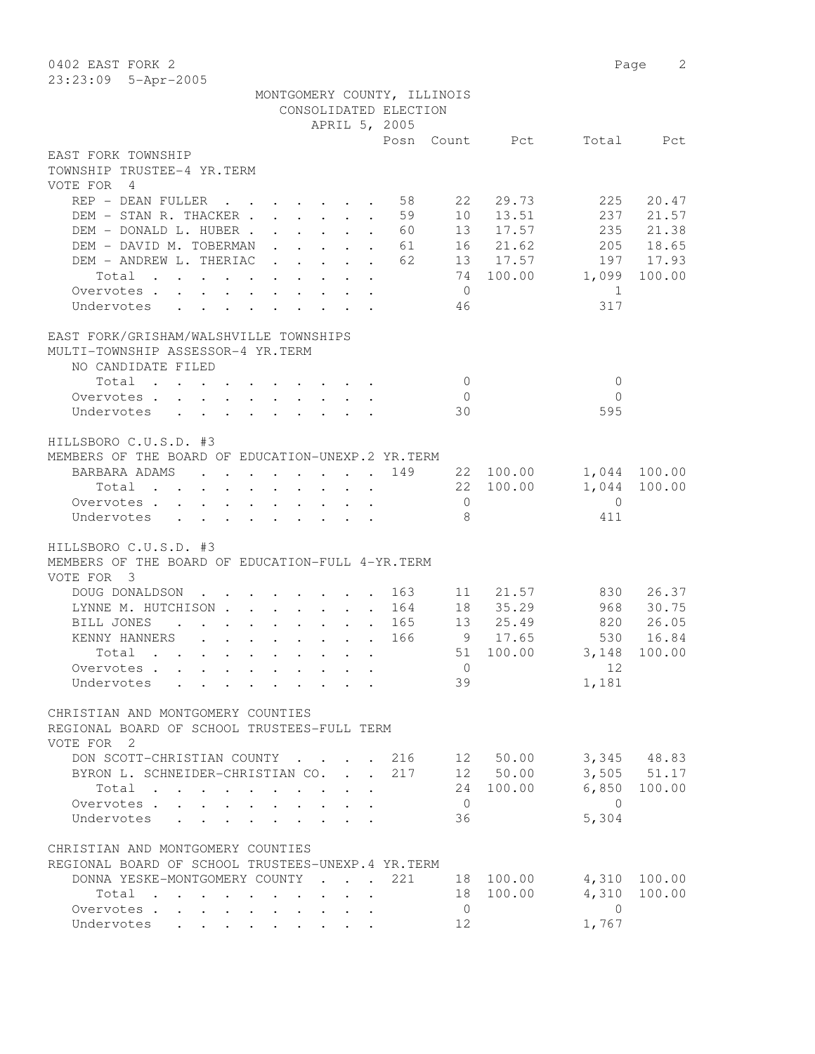0402 EAST FORK 2

23:23:09 5-Apr-2005

MONTGOMERY COUNTY, ILLINOIS
CONSOLIDATED ELECTION
APRIL 5, 2005

EAST FORK TOWNSHIP
TOWNSHIP TRUSTEE-4 YR.TERM
VOTE FOR 4

| | Posn | Count | Pct | Total | Pct |
|---|---|---|---|---|---|
| REP - DEAN FULLER | 58 | 22 | 29.73 | 225 | 20.47 |
| DEM - STAN R. THACKER | 59 | 10 | 13.51 | 237 | 21.57 |
| DEM - DONALD L. HUBER | 60 | 13 | 17.57 | 235 | 21.38 |
| DEM - DAVID M. TOBERMAN | 61 | 16 | 21.62 | 205 | 18.65 |
| DEM - ANDREW L. THERIAC | 62 | 13 | 17.57 | 197 | 17.93 |
| Total | | 74 | 100.00 | 1,099 | 100.00 |
| Overvotes | | 0 | | 1 | |
| Undervotes | | 46 | | 317 | |

EAST FORK/GRISHAM/WALSHVILLE TOWNSHIPS
MULTI-TOWNSHIP ASSESSOR-4 YR.TERM
NO CANDIDATE FILED

| | Posn | Count | Pct | Total | Pct |
|---|---|---|---|---|---|
| Total | | 0 | | 0 | |
| Overvotes | | 0 | | 0 | |
| Undervotes | | 30 | | 595 | |

HILLSBORO C.U.S.D. #3
MEMBERS OF THE BOARD OF EDUCATION-UNEXP.2 YR.TERM

| | Posn | Count | Pct | Total | Pct |
|---|---|---|---|---|---|
| BARBARA ADAMS | 149 | 22 | 100.00 | 1,044 | 100.00 |
| Total | | 22 | 100.00 | 1,044 | 100.00 |
| Overvotes | | 0 | | 0 | |
| Undervotes | | 8 | | 411 | |

HILLSBORO C.U.S.D. #3
MEMBERS OF THE BOARD OF EDUCATION-FULL 4-YR.TERM
VOTE FOR 3

| | Posn | Count | Pct | Total | Pct |
|---|---|---|---|---|---|
| DOUG DONALDSON | 163 | 11 | 21.57 | 830 | 26.37 |
| LYNNE M. HUTCHISON | 164 | 18 | 35.29 | 968 | 30.75 |
| BILL JONES | 165 | 13 | 25.49 | 820 | 26.05 |
| KENNY HANNERS | 166 | 9 | 17.65 | 530 | 16.84 |
| Total | | 51 | 100.00 | 3,148 | 100.00 |
| Overvotes | | 0 | | 12 | |
| Undervotes | | 39 | | 1,181 | |

CHRISTIAN AND MONTGOMERY COUNTIES
REGIONAL BOARD OF SCHOOL TRUSTEES-FULL TERM
VOTE FOR 2

| | Posn | Count | Pct | Total | Pct |
|---|---|---|---|---|---|
| DON SCOTT-CHRISTIAN COUNTY | 216 | 12 | 50.00 | 3,345 | 48.83 |
| BYRON L. SCHNEIDER-CHRISTIAN CO. | 217 | 12 | 50.00 | 3,505 | 51.17 |
| Total | | 24 | 100.00 | 6,850 | 100.00 |
| Overvotes | | 0 | | 0 | |
| Undervotes | | 36 | | 5,304 | |

CHRISTIAN AND MONTGOMERY COUNTIES
REGIONAL BOARD OF SCHOOL TRUSTEES-UNEXP.4 YR.TERM

| | Posn | Count | Pct | Total | Pct |
|---|---|---|---|---|---|
| DONNA YESKE-MONTGOMERY COUNTY | 221 | 18 | 100.00 | 4,310 | 100.00 |
| Total | | 18 | 100.00 | 4,310 | 100.00 |
| Overvotes | | 0 | | 0 | |
| Undervotes | | 12 | | 1,767 | |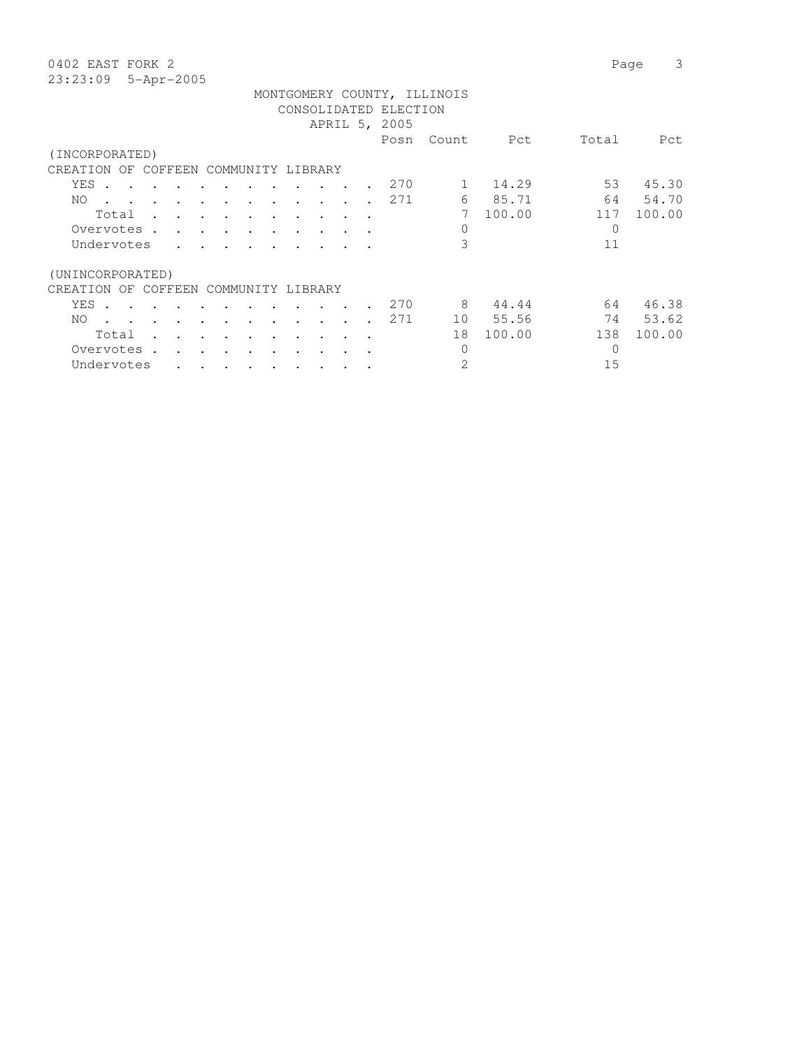0402 EAST FORK 2

23:23:09 5-Apr-2005

MONTGOMERY COUNTY, ILLINOIS
CONSOLIDATED ELECTION
APRIL 5, 2005

| | Posn | Count | Pct | Total | Pct |
|---|---|---|---|---|---|
| **(INCORPORATED)** | | | | | |
| **CREATION OF COFFEEN COMMUNITY LIBRARY** | | | | | |
| YES | 270 | 1 | 14.29 | 53 | 45.30 |
| NO | 271 | 6 | 85.71 | 64 | 54.70 |
| Total | | 7 | 100.00 | 117 | 100.00 |
| Overvotes | | 0 | | 0 | |
| Undervotes | | 3 | | 11 | |
| **(UNINCORPORATED)** | | | | | |
| **CREATION OF COFFEEN COMMUNITY LIBRARY** | | | | | |
| YES | 270 | 8 | 44.44 | 64 | 46.38 |
| NO | 271 | 10 | 55.56 | 74 | 53.62 |
| Total | | 18 | 100.00 | 138 | 100.00 |
| Overvotes | | 0 | | 0 | |
| Undervotes | | 2 | | 15 | |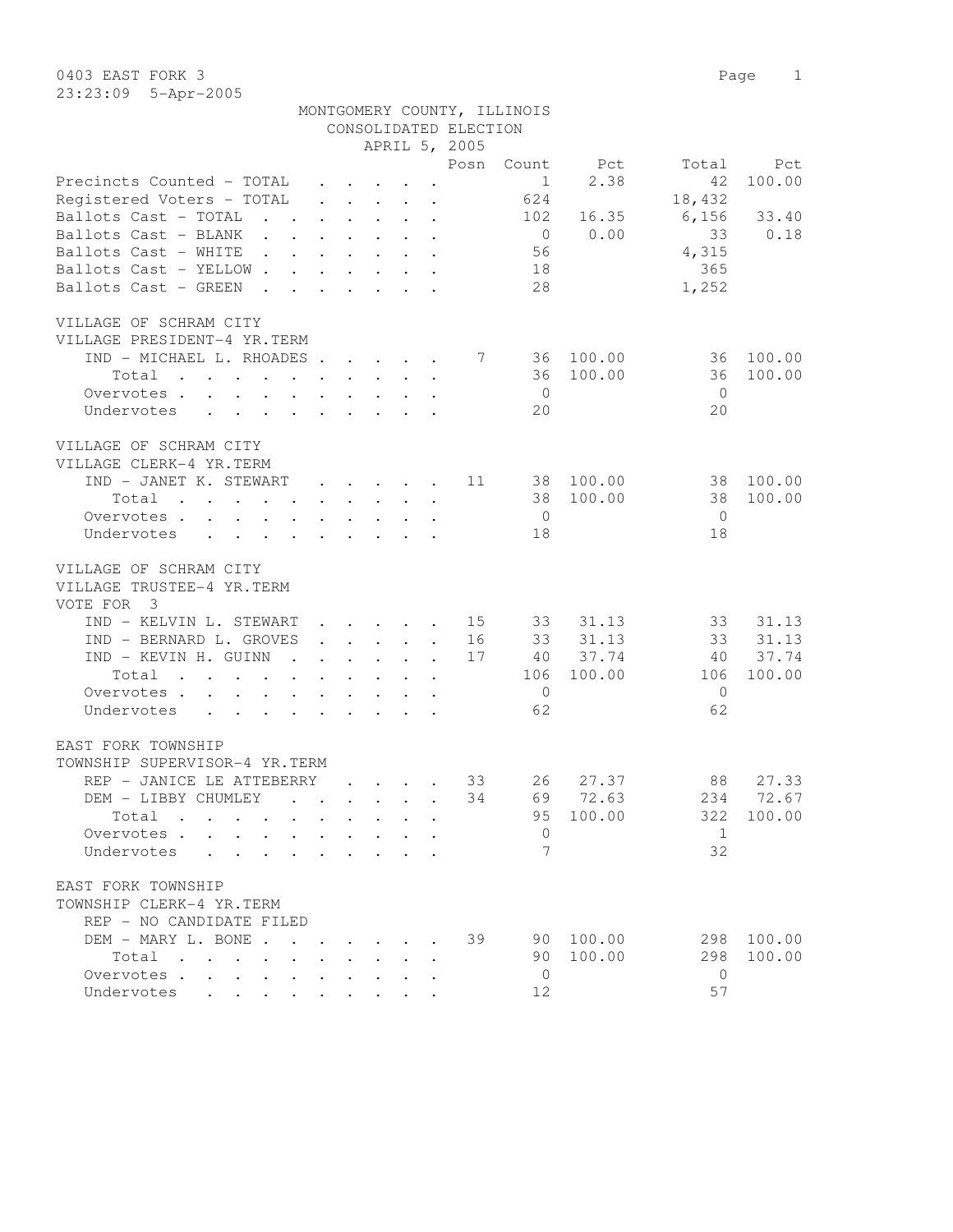0403 EAST FORK 3

23:23:09 5-Apr-2005

MONTGOMERY COUNTY, ILLINOIS
CONSOLIDATED ELECTION
APRIL 5, 2005

| | Posn | Count | Pct | Total | Pct |
|---|---|---|---|---|---|
| Precincts Counted - TOTAL | | 1 | 2.38 | 42 | 100.00 |
| Registered Voters - TOTAL | | 624 | | 18,432 | |
| Ballots Cast - TOTAL | | 102 | 16.35 | 6,156 | 33.40 |
| Ballots Cast - BLANK | | 0 | 0.00 | 33 | 0.18 |
| Ballots Cast - WHITE | | 56 | | 4,315 | |
| Ballots Cast - YELLOW | | 18 | | 365 | |
| Ballots Cast - GREEN | | 28 | | 1,252 | |

VILLAGE OF SCHRAM CITY
VILLAGE PRESIDENT-4 YR.TERM

| | Posn | Count | Pct | Total | Pct |
|---|---|---|---|---|---|
| IND - MICHAEL L. RHOADES | 7 | 36 | 100.00 | 36 | 100.00 |
| Total | | 36 | 100.00 | 36 | 100.00 |
| Overvotes | | 0 | | 0 | |
| Undervotes | | 20 | | 20 | |

VILLAGE OF SCHRAM CITY
VILLAGE CLERK-4 YR.TERM

| | Posn | Count | Pct | Total | Pct |
|---|---|---|---|---|---|
| IND - JANET K. STEWART | 11 | 38 | 100.00 | 38 | 100.00 |
| Total | | 38 | 100.00 | 38 | 100.00 |
| Overvotes | | 0 | | 0 | |
| Undervotes | | 18 | | 18 | |

VILLAGE OF SCHRAM CITY
VILLAGE TRUSTEE-4 YR.TERM
VOTE FOR 3

| | Posn | Count | Pct | Total | Pct |
|---|---|---|---|---|---|
| IND - KELVIN L. STEWART | 15 | 33 | 31.13 | 33 | 31.13 |
| IND - BERNARD L. GROVES | 16 | 33 | 31.13 | 33 | 31.13 |
| IND - KEVIN H. GUINN | 17 | 40 | 37.74 | 40 | 37.74 |
| Total | | 106 | 100.00 | 106 | 100.00 |
| Overvotes | | 0 | | 0 | |
| Undervotes | | 62 | | 62 | |

EAST FORK TOWNSHIP
TOWNSHIP SUPERVISOR-4 YR.TERM

| | Posn | Count | Pct | Total | Pct |
|---|---|---|---|---|---|
| REP - JANICE LE ATTEBERRY | 33 | 26 | 27.37 | 88 | 27.33 |
| DEM - LIBBY CHUMLEY | 34 | 69 | 72.63 | 234 | 72.67 |
| Total | | 95 | 100.00 | 322 | 100.00 |
| Overvotes | | 0 | | 1 | |
| Undervotes | | 7 | | 32 | |

EAST FORK TOWNSHIP
TOWNSHIP CLERK-4 YR.TERM

| | Posn | Count | Pct | Total | Pct |
|---|---|---|---|---|---|
| REP - NO CANDIDATE FILED | | | | | |
| DEM - MARY L. BONE | 39 | 90 | 100.00 | 298 | 100.00 |
| Total | | 90 | 100.00 | 298 | 100.00 |
| Overvotes | | 0 | | 0 | |
| Undervotes | | 12 | | 57 | |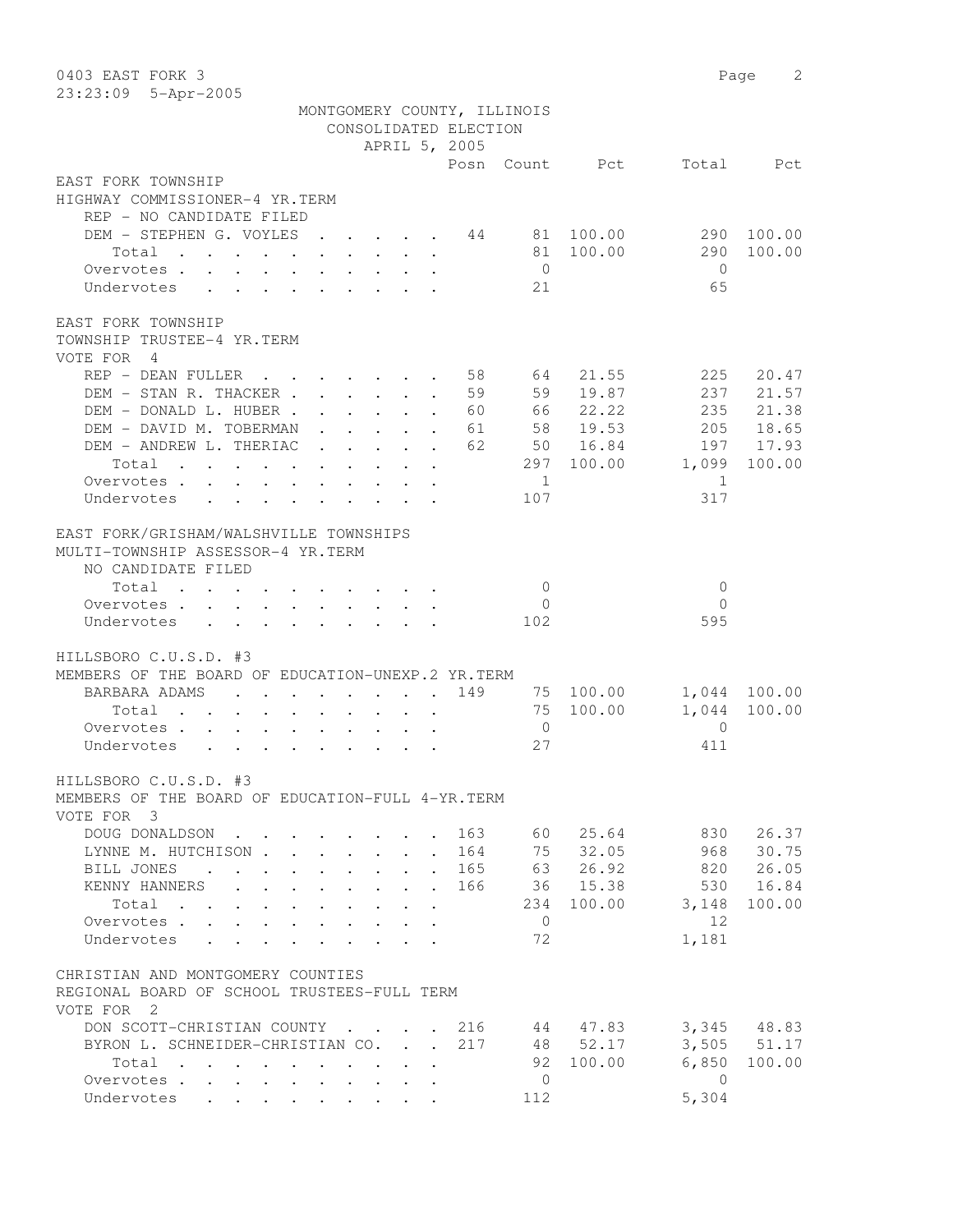0403 EAST FORK 3

23:23:09 5-Apr-2005

MONTGOMERY COUNTY, ILLINOIS
CONSOLIDATED ELECTION
APRIL 5, 2005

| | Posn | Count | Pct | Total | Pct |
|---|---|---|---|---|---|
| **EAST FORK TOWNSHIP** | | | | | |
| **HIGHWAY COMMISSIONER-4 YR.TERM** | | | | | |
| REP - NO CANDIDATE FILED | | | | | |
| DEM - STEPHEN G. VOYLES | 44 | 81 | 100.00 | 290 | 100.00 |
| Total | | 81 | 100.00 | 290 | 100.00 |
| Overvotes | | 0 | | 0 | |
| Undervotes | | 21 | | 65 | |
| **EAST FORK TOWNSHIP** | | | | | |
| **TOWNSHIP TRUSTEE-4 YR.TERM** | | | | | |
| VOTE FOR 4 | | | | | |
| REP - DEAN FULLER | 58 | 64 | 21.55 | 225 | 20.47 |
| DEM - STAN R. THACKER | 59 | 59 | 19.87 | 237 | 21.57 |
| DEM - DONALD L. HUBER | 60 | 66 | 22.22 | 235 | 21.38 |
| DEM - DAVID M. TOBERMAN | 61 | 58 | 19.53 | 205 | 18.65 |
| DEM - ANDREW L. THERIAC | 62 | 50 | 16.84 | 197 | 17.93 |
| Total | | 297 | 100.00 | 1,099 | 100.00 |
| Overvotes | | 1 | | 1 | |
| Undervotes | | 107 | | 317 | |
| **EAST FORK/GRISHAM/WALSHVILLE TOWNSHIPS** | | | | | |
| **MULTI-TOWNSHIP ASSESSOR-4 YR.TERM** | | | | | |
| NO CANDIDATE FILED | | | | | |
| Total | | 0 | | 0 | |
| Overvotes | | 0 | | 0 | |
| Undervotes | | 102 | | 595 | |
| **HILLSBORO C.U.S.D. #3** | | | | | |
| **MEMBERS OF THE BOARD OF EDUCATION-UNEXP.2 YR.TERM** | | | | | |
| BARBARA ADAMS | 149 | 75 | 100.00 | 1,044 | 100.00 |
| Total | | 75 | 100.00 | 1,044 | 100.00 |
| Overvotes | | 0 | | 0 | |
| Undervotes | | 27 | | 411 | |
| **HILLSBORO C.U.S.D. #3** | | | | | |
| **MEMBERS OF THE BOARD OF EDUCATION-FULL 4-YR.TERM** | | | | | |
| VOTE FOR 3 | | | | | |
| DOUG DONALDSON | 163 | 60 | 25.64 | 830 | 26.37 |
| LYNNE M. HUTCHISON | 164 | 75 | 32.05 | 968 | 30.75 |
| BILL JONES | 165 | 63 | 26.92 | 820 | 26.05 |
| KENNY HANNERS | 166 | 36 | 15.38 | 530 | 16.84 |
| Total | | 234 | 100.00 | 3,148 | 100.00 |
| Overvotes | | 0 | | 12 | |
| Undervotes | | 72 | | 1,181 | |
| **CHRISTIAN AND MONTGOMERY COUNTIES** | | | | | |
| **REGIONAL BOARD OF SCHOOL TRUSTEES-FULL TERM** | | | | | |
| VOTE FOR 2 | | | | | |
| DON SCOTT-CHRISTIAN COUNTY | 216 | 44 | 47.83 | 3,345 | 48.83 |
| BYRON L. SCHNEIDER-CHRISTIAN CO. | 217 | 48 | 52.17 | 3,505 | 51.17 |
| Total | | 92 | 100.00 | 6,850 | 100.00 |
| Overvotes | | 0 | | 0 | |
| Undervotes | | 112 | | 5,304 | |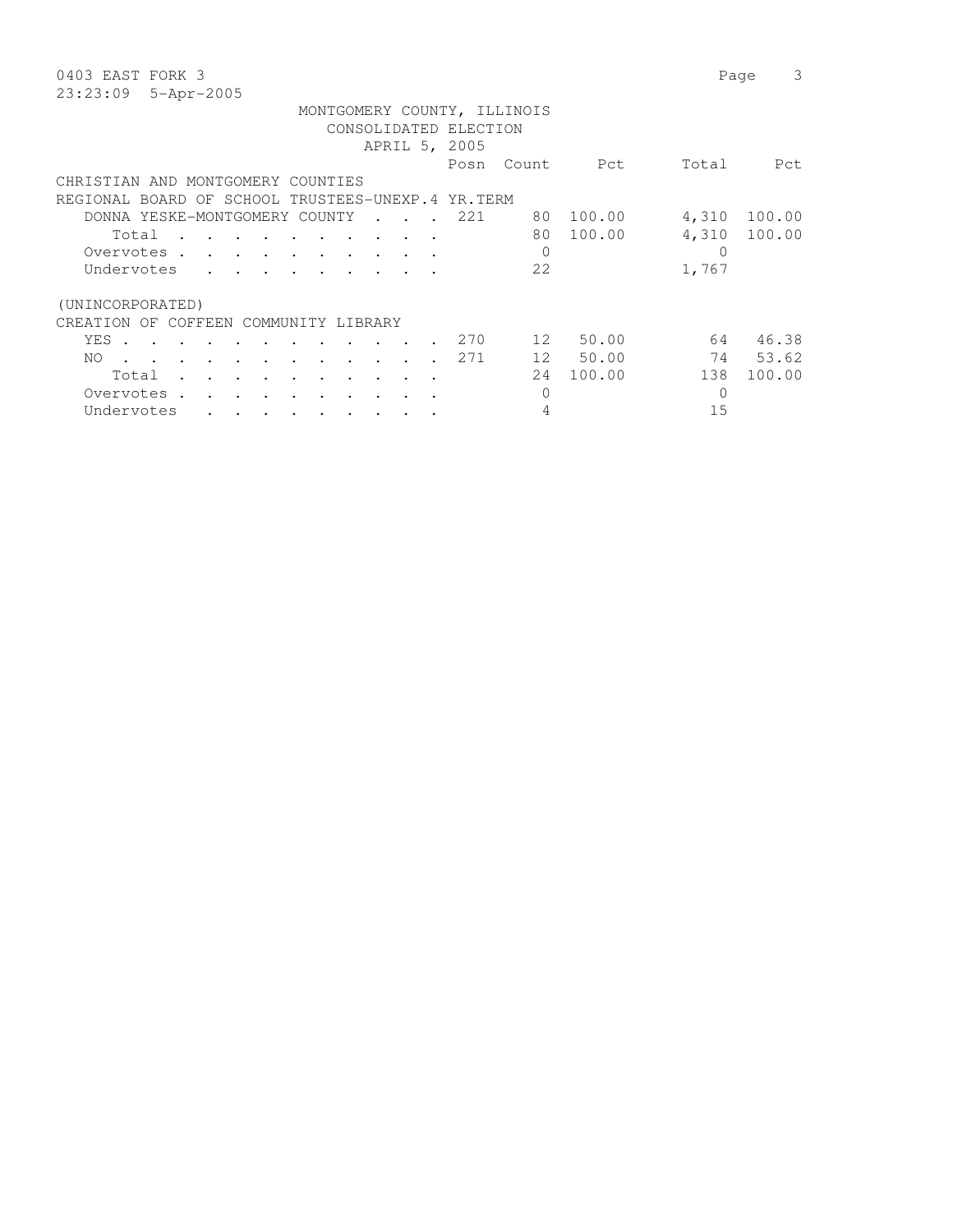0403 EAST FORK 3

23:23:09 5-Apr-2005

MONTGOMERY COUNTY, ILLINOIS
CONSOLIDATED ELECTION
APRIL 5, 2005

| | Posn | Count | Pct | Total | Pct |
|---|---|---|---|---|---|
| **CHRISTIAN AND MONTGOMERY COUNTIES** | | | | | |
| **REGIONAL BOARD OF SCHOOL TRUSTEES-UNEXP.4 YR.TERM** | | | | | |
| DONNA YESKE-MONTGOMERY COUNTY | 221 | 80 | 100.00 | 4,310 | 100.00 |
| Total | | 80 | 100.00 | 4,310 | 100.00 |
| Overvotes | | 0 | | 0 | |
| Undervotes | | 22 | | 1,767 | |
| **(UNINCORPORATED)** | | | | | |
| **CREATION OF COFFEEN COMMUNITY LIBRARY** | | | | | |
| YES | 270 | 12 | 50.00 | 64 | 46.38 |
| NO | 271 | 12 | 50.00 | 74 | 53.62 |
| Total | | 24 | 100.00 | 138 | 100.00 |
| Overvotes | | 0 | | 0 | |
| Undervotes | | 4 | | 15 | |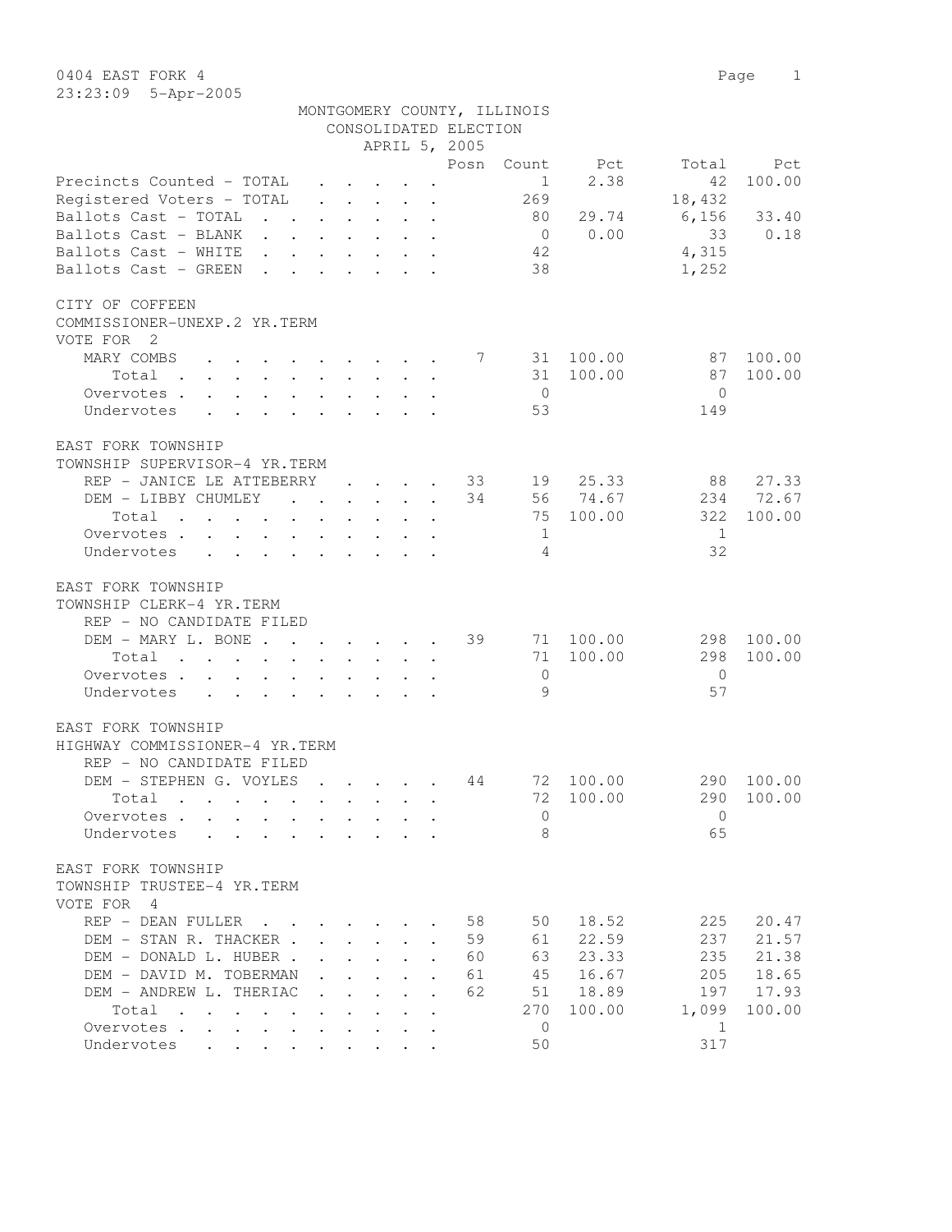0404 EAST FORK 4

23:23:09 5-Apr-2005

MONTGOMERY COUNTY, ILLINOIS
CONSOLIDATED ELECTION
APRIL 5, 2005

| | Posn | Count | Pct | Total | Pct |
|---|---|---|---|---|---|
| Precincts Counted - TOTAL | | 1 | 2.38 | 42 | 100.00 |
| Registered Voters - TOTAL | | 269 | | 18,432 | |
| Ballots Cast - TOTAL | | 80 | 29.74 | 6,156 | 33.40 |
| Ballots Cast - BLANK | | 0 | 0.00 | 33 | 0.18 |
| Ballots Cast - WHITE | | 42 | | 4,315 | |
| Ballots Cast - GREEN | | 38 | | 1,252 | |

CITY OF COFFEEN
COMMISSIONER-UNEXP.2 YR.TERM
VOTE FOR 2

| | Posn | Count | Pct | Total | Pct |
|---|---|---|---|---|---|
| MARY COMBS | 7 | 31 | 100.00 | 87 | 100.00 |
| Total | | 31 | 100.00 | 87 | 100.00 |
| Overvotes | | 0 | | 0 | |
| Undervotes | | 53 | | 149 | |

EAST FORK TOWNSHIP
TOWNSHIP SUPERVISOR-4 YR.TERM

| | Posn | Count | Pct | Total | Pct |
|---|---|---|---|---|---|
| REP - JANICE LE ATTEBERRY | 33 | 19 | 25.33 | 88 | 27.33 |
| DEM - LIBBY CHUMLEY | 34 | 56 | 74.67 | 234 | 72.67 |
| Total | | 75 | 100.00 | 322 | 100.00 |
| Overvotes | | 1 | | 1 | |
| Undervotes | | 4 | | 32 | |

EAST FORK TOWNSHIP
TOWNSHIP CLERK-4 YR.TERM
REP - NO CANDIDATE FILED

| | Posn | Count | Pct | Total | Pct |
|---|---|---|---|---|---|
| DEM - MARY L. BONE | 39 | 71 | 100.00 | 298 | 100.00 |
| Total | | 71 | 100.00 | 298 | 100.00 |
| Overvotes | | 0 | | 0 | |
| Undervotes | | 9 | | 57 | |

EAST FORK TOWNSHIP
HIGHWAY COMMISSIONER-4 YR.TERM
REP - NO CANDIDATE FILED

| | Posn | Count | Pct | Total | Pct |
|---|---|---|---|---|---|
| DEM - STEPHEN G. VOYLES | 44 | 72 | 100.00 | 290 | 100.00 |
| Total | | 72 | 100.00 | 290 | 100.00 |
| Overvotes | | 0 | | 0 | |
| Undervotes | | 8 | | 65 | |

EAST FORK TOWNSHIP
TOWNSHIP TRUSTEE-4 YR.TERM
VOTE FOR 4

| | Posn | Count | Pct | Total | Pct |
|---|---|---|---|---|---|
| REP - DEAN FULLER | 58 | 50 | 18.52 | 225 | 20.47 |
| DEM - STAN R. THACKER | 59 | 61 | 22.59 | 237 | 21.57 |
| DEM - DONALD L. HUBER | 60 | 63 | 23.33 | 235 | 21.38 |
| DEM - DAVID M. TOBERMAN | 61 | 45 | 16.67 | 205 | 18.65 |
| DEM - ANDREW L. THERIAC | 62 | 51 | 18.89 | 197 | 17.93 |
| Total | | 270 | 100.00 | 1,099 | 100.00 |
| Overvotes | | 0 | | 1 | |
| Undervotes | | 50 | | 317 | |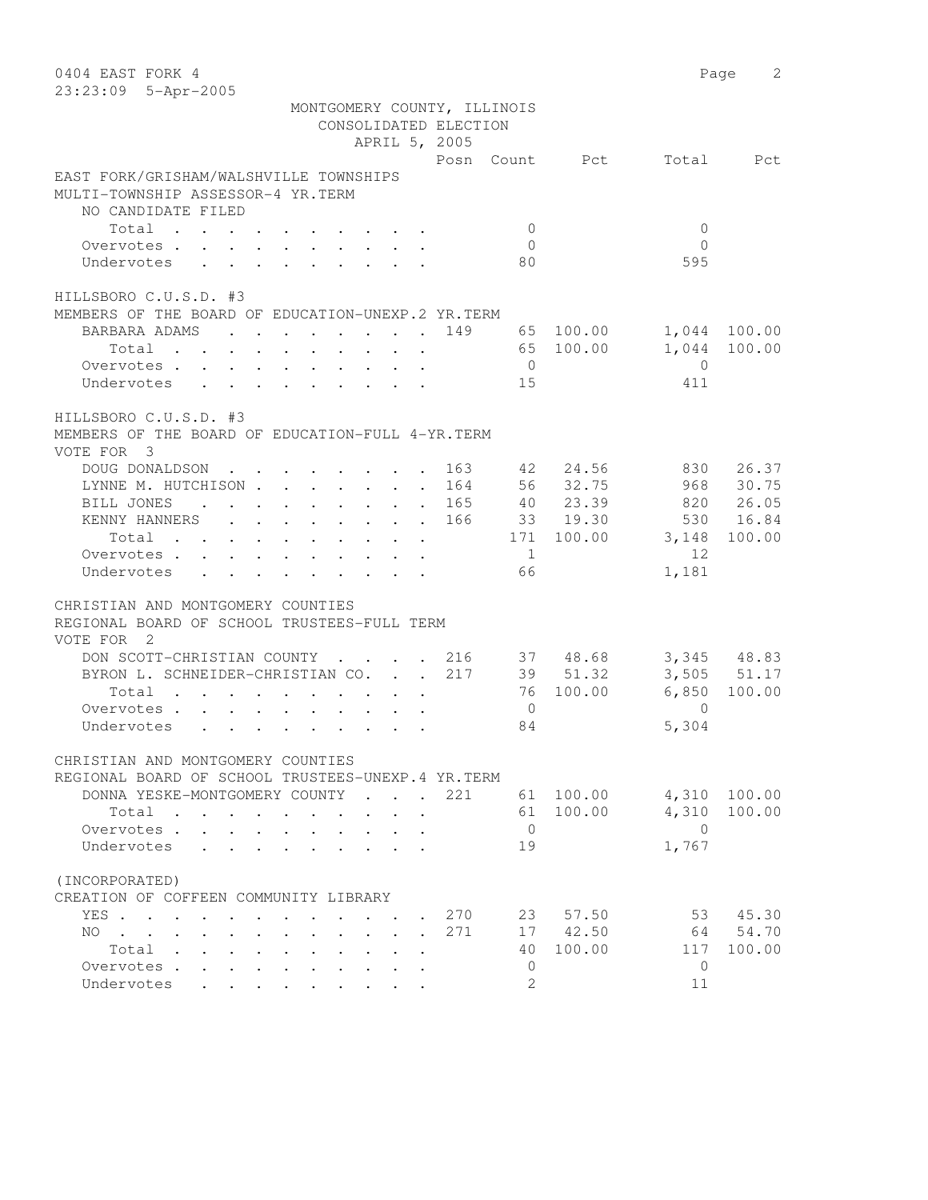MONTGOMERY COUNTY, ILLINOIS
CONSOLIDATED ELECTION
APRIL 5, 2005

0404 EAST FORK 4

23:23:09 5-Apr-2005

### EAST FORK/GRISHAM/WALSHVILLE TOWNSHIPS
MULTI-TOWNSHIP ASSESSOR-4 YR.TERM

| | Posn | Count | Pct | Total | Pct |
|---|---|---|---|---|---|
| NO CANDIDATE FILED | | | | | |
| Total | | 0 | | 0 | |
| Overvotes | | 0 | | 0 | |
| Undervotes | | 80 | | 595 | |

### HILLSBORO C.U.S.D. #3
MEMBERS OF THE BOARD OF EDUCATION-UNEXP.2 YR.TERM

| | Posn | Count | Pct | Total | Pct |
|---|---|---|---|---|---|
| BARBARA ADAMS | 149 | 65 | 100.00 | 1,044 | 100.00 |
| Total | | 65 | 100.00 | 1,044 | 100.00 |
| Overvotes | | 0 | | 0 | |
| Undervotes | | 15 | | 411 | |

### HILLSBORO C.U.S.D. #3
MEMBERS OF THE BOARD OF EDUCATION-FULL 4-YR.TERM
VOTE FOR 3

| | Posn | Count | Pct | Total | Pct |
|---|---|---|---|---|---|
| DOUG DONALDSON | 163 | 42 | 24.56 | 830 | 26.37 |
| LYNNE M. HUTCHISON | 164 | 56 | 32.75 | 968 | 30.75 |
| BILL JONES | 165 | 40 | 23.39 | 820 | 26.05 |
| KENNY HANNERS | 166 | 33 | 19.30 | 530 | 16.84 |
| Total | | 171 | 100.00 | 3,148 | 100.00 |
| Overvotes | | 1 | | 12 | |
| Undervotes | | 66 | | 1,181 | |

### CHRISTIAN AND MONTGOMERY COUNTIES
REGIONAL BOARD OF SCHOOL TRUSTEES-FULL TERM
VOTE FOR 2

| | Posn | Count | Pct | Total | Pct |
|---|---|---|---|---|---|
| DON SCOTT-CHRISTIAN COUNTY | 216 | 37 | 48.68 | 3,345 | 48.83 |
| BYRON L. SCHNEIDER-CHRISTIAN CO. | 217 | 39 | 51.32 | 3,505 | 51.17 |
| Total | | 76 | 100.00 | 6,850 | 100.00 |
| Overvotes | | 0 | | 0 | |
| Undervotes | | 84 | | 5,304 | |

### CHRISTIAN AND MONTGOMERY COUNTIES
REGIONAL BOARD OF SCHOOL TRUSTEES-UNEXP.4 YR.TERM

| | Posn | Count | Pct | Total | Pct |
|---|---|---|---|---|---|
| DONNA YESKE-MONTGOMERY COUNTY | 221 | 61 | 100.00 | 4,310 | 100.00 |
| Total | | 61 | 100.00 | 4,310 | 100.00 |
| Overvotes | | 0 | | 0 | |
| Undervotes | | 19 | | 1,767 | |

### (INCORPORATED)
CREATION OF COFFEEN COMMUNITY LIBRARY

| | Posn | Count | Pct | Total | Pct |
|---|---|---|---|---|---|
| YES | 270 | 23 | 57.50 | 53 | 45.30 |
| NO | 271 | 17 | 42.50 | 64 | 54.70 |
| Total | | 40 | 100.00 | 117 | 100.00 |
| Overvotes | | 0 | | 0 | |
| Undervotes | | 2 | | 11 | |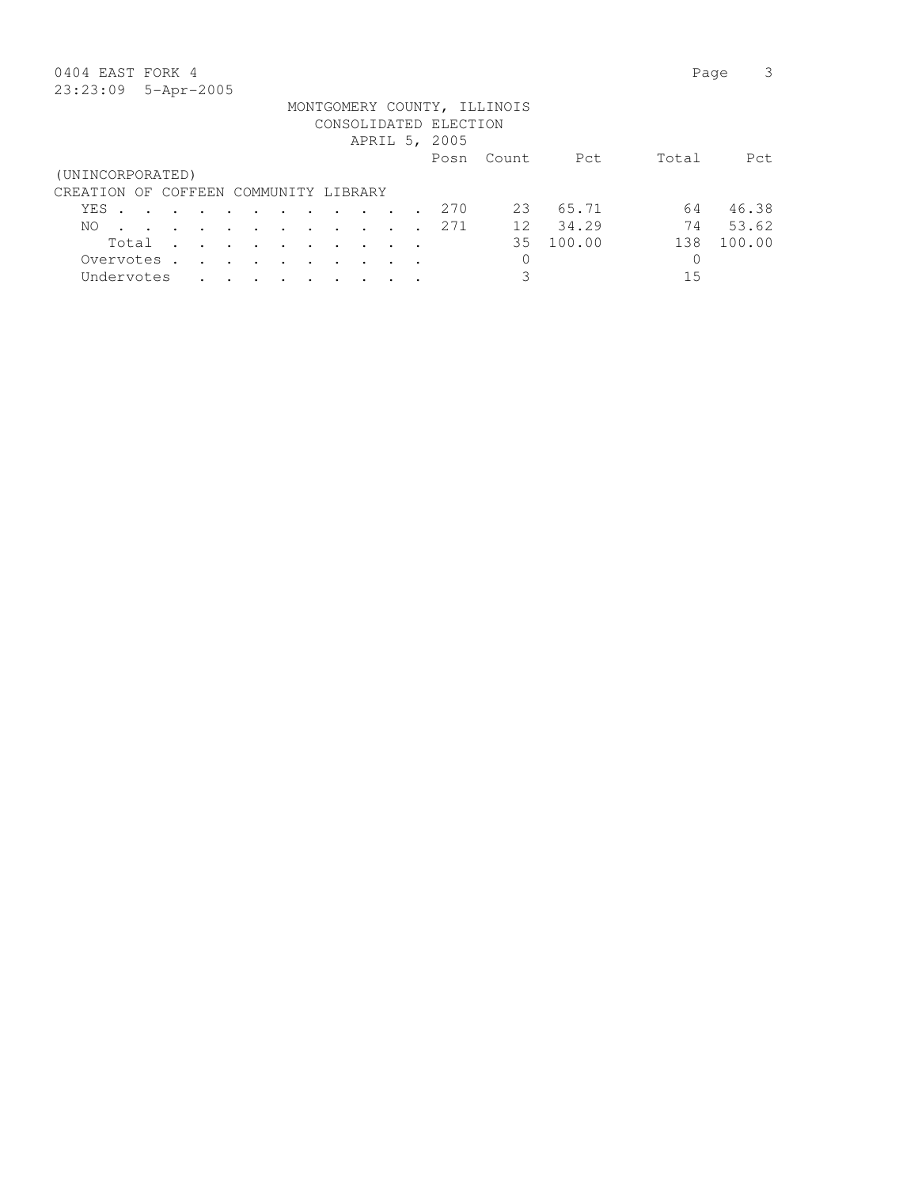0404 EAST FORK 4

23:23:09 5-Apr-2005

MONTGOMERY COUNTY, ILLINOIS
CONSOLIDATED ELECTION
APRIL 5, 2005

(UNINCORPORATED)

CREATION OF COFFEEN COMMUNITY LIBRARY

| | Posn | Count | Pct | Total | Pct |
|---|---|---|---|---|---|
| YES | 270 | 23 | 65.71 | 64 | 46.38 |
| NO | 271 | 12 | 34.29 | 74 | 53.62 |
| Total | | 35 | 100.00 | 138 | 100.00 |
| Overvotes | | 0 | | 0 | |
| Undervotes | | 3 | | 15 | |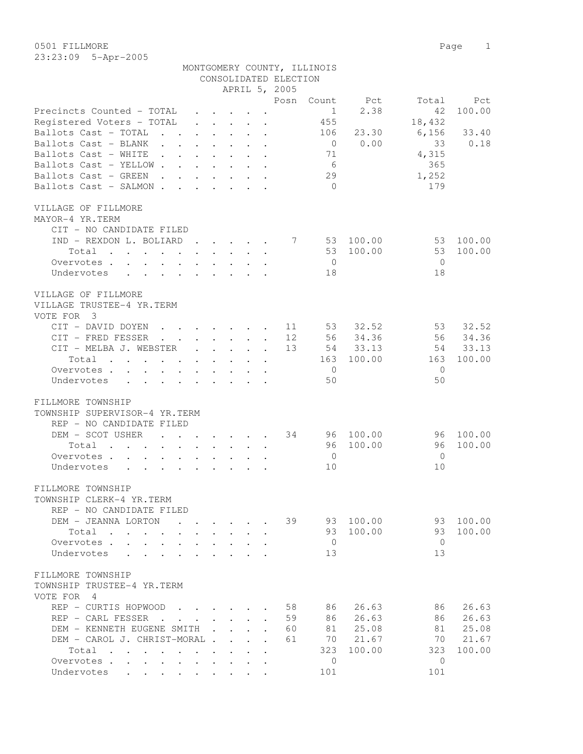0501 FILLMORE
23:23:09 5-Apr-2005

MONTGOMERY COUNTY, ILLINOIS
CONSOLIDATED ELECTION
APRIL 5, 2005

| | Posn | Count | Pct | Total | Pct |
|---|---|---|---|---|---|
| Precincts Counted - TOTAL | | 1 | 2.38 | 42 | 100.00 |
| Registered Voters - TOTAL | | 455 | | 18,432 | |
| Ballots Cast - TOTAL | | 106 | 23.30 | 6,156 | 33.40 |
| Ballots Cast - BLANK | | 0 | 0.00 | 33 | 0.18 |
| Ballots Cast - WHITE | | 71 | | 4,315 | |
| Ballots Cast - YELLOW | | 6 | | 365 | |
| Ballots Cast - GREEN | | 29 | | 1,252 | |
| Ballots Cast - SALMON | | 0 | | 179 | |

VILLAGE OF FILLMORE
MAYOR-4 YR.TERM

| | Posn | Count | Pct | Total | Pct |
|---|---|---|---|---|---|
| CIT - NO CANDIDATE FILED | | | | | |
| IND - REXDON L. BOLIARD | 7 | 53 | 100.00 | 53 | 100.00 |
| Total | | 53 | 100.00 | 53 | 100.00 |
| Overvotes | | 0 | | 0 | |
| Undervotes | | 18 | | 18 | |

VILLAGE OF FILLMORE
VILLAGE TRUSTEE-4 YR.TERM
VOTE FOR 3

| | Posn | Count | Pct | Total | Pct |
|---|---|---|---|---|---|
| CIT - DAVID DOYEN | 11 | 53 | 32.52 | 53 | 32.52 |
| CIT - FRED FESSER | 12 | 56 | 34.36 | 56 | 34.36 |
| CIT - MELBA J. WEBSTER | 13 | 54 | 33.13 | 54 | 33.13 |
| Total | | 163 | 100.00 | 163 | 100.00 |
| Overvotes | | 0 | | 0 | |
| Undervotes | | 50 | | 50 | |

FILLMORE TOWNSHIP
TOWNSHIP SUPERVISOR-4 YR.TERM

| | Posn | Count | Pct | Total | Pct |
|---|---|---|---|---|---|
| REP - NO CANDIDATE FILED | | | | | |
| DEM - SCOT USHER | 34 | 96 | 100.00 | 96 | 100.00 |
| Total | | 96 | 100.00 | 96 | 100.00 |
| Overvotes | | 0 | | 0 | |
| Undervotes | | 10 | | 10 | |

FILLMORE TOWNSHIP
TOWNSHIP CLERK-4 YR.TERM

| | Posn | Count | Pct | Total | Pct |
|---|---|---|---|---|---|
| REP - NO CANDIDATE FILED | | | | | |
| DEM - JEANNA LORTON | 39 | 93 | 100.00 | 93 | 100.00 |
| Total | | 93 | 100.00 | 93 | 100.00 |
| Overvotes | | 0 | | 0 | |
| Undervotes | | 13 | | 13 | |

FILLMORE TOWNSHIP
TOWNSHIP TRUSTEE-4 YR.TERM
VOTE FOR 4

| | Posn | Count | Pct | Total | Pct |
|---|---|---|---|---|---|
| REP - CURTIS HOPWOOD | 58 | 86 | 26.63 | 86 | 26.63 |
| REP - CARL FESSER | 59 | 86 | 26.63 | 86 | 26.63 |
| DEM - KENNETH EUGENE SMITH | 60 | 81 | 25.08 | 81 | 25.08 |
| DEM - CAROL J. CHRIST-MORAL | 61 | 70 | 21.67 | 70 | 21.67 |
| Total | | 323 | 100.00 | 323 | 100.00 |
| Overvotes | | 0 | | 0 | |
| Undervotes | | 101 | | 101 | |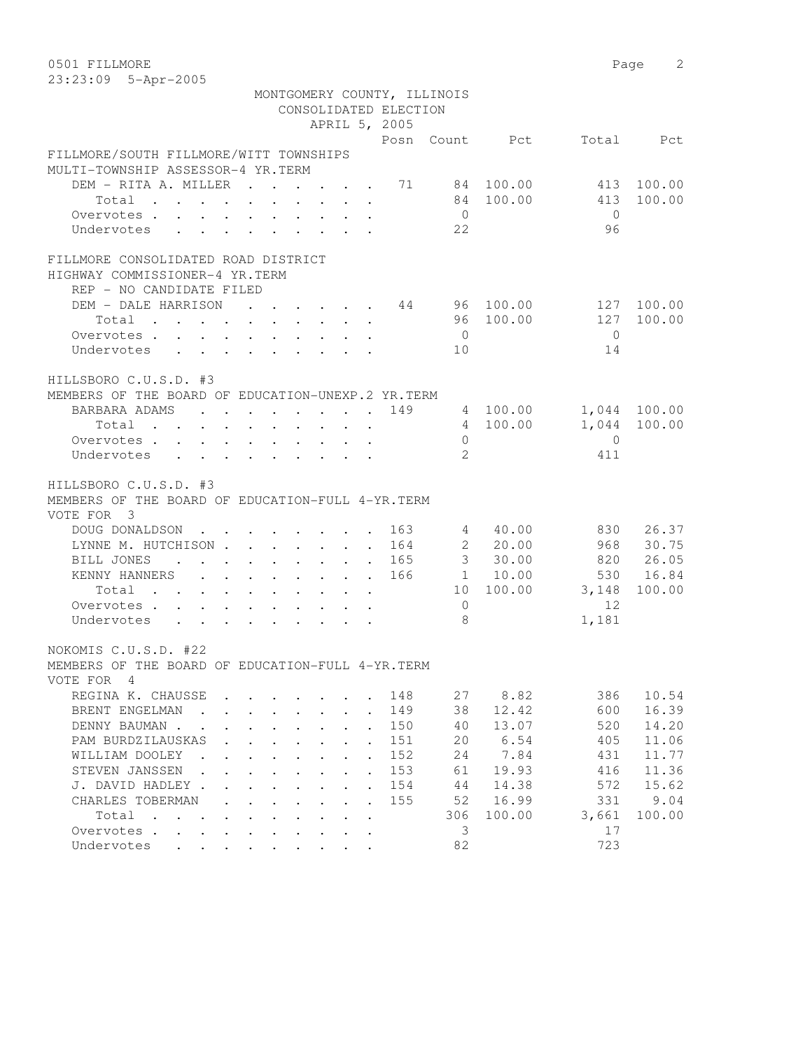0501 FILLMORE
23:23:09 5-Apr-2005

MONTGOMERY COUNTY, ILLINOIS
CONSOLIDATED ELECTION
APRIL 5, 2005

## FILLMORE/SOUTH FILLMORE/WITT TOWNSHIPS
MULTI-TOWNSHIP ASSESSOR-4 YR.TERM

| | Posn | Count | Pct | Total | Pct |
|---|---|---|---|---|---|
| DEM - RITA A. MILLER | 71 | 84 | 100.00 | 413 | 100.00 |
| Total | | 84 | 100.00 | 413 | 100.00 |
| Overvotes | | 0 | | 0 | |
| Undervotes | | 22 | | 96 | |

## FILLMORE CONSOLIDATED ROAD DISTRICT
HIGHWAY COMMISSIONER-4 YR.TERM

| | Posn | Count | Pct | Total | Pct |
|---|---|---|---|---|---|
| REP - NO CANDIDATE FILED | | | | | |
| DEM - DALE HARRISON | 44 | 96 | 100.00 | 127 | 100.00 |
| Total | | 96 | 100.00 | 127 | 100.00 |
| Overvotes | | 0 | | 0 | |
| Undervotes | | 10 | | 14 | |

## HILLSBORO C.U.S.D. #3
MEMBERS OF THE BOARD OF EDUCATION-UNEXP.2 YR.TERM

| | Posn | Count | Pct | Total | Pct |
|---|---|---|---|---|---|
| BARBARA ADAMS | 149 | 4 | 100.00 | 1,044 | 100.00 |
| Total | | 4 | 100.00 | 1,044 | 100.00 |
| Overvotes | | 0 | | 0 | |
| Undervotes | | 2 | | 411 | |

## HILLSBORO C.U.S.D. #3
MEMBERS OF THE BOARD OF EDUCATION-FULL 4-YR.TERM
VOTE FOR 3

| | Posn | Count | Pct | Total | Pct |
|---|---|---|---|---|---|
| DOUG DONALDSON | 163 | 4 | 40.00 | 830 | 26.37 |
| LYNNE M. HUTCHISON | 164 | 2 | 20.00 | 968 | 30.75 |
| BILL JONES | 165 | 3 | 30.00 | 820 | 26.05 |
| KENNY HANNERS | 166 | 1 | 10.00 | 530 | 16.84 |
| Total | | 10 | 100.00 | 3,148 | 100.00 |
| Overvotes | | 0 | | 12 | |
| Undervotes | | 8 | | 1,181 | |

## NOKOMIS C.U.S.D. #22
MEMBERS OF THE BOARD OF EDUCATION-FULL 4-YR.TERM
VOTE FOR 4

| | Posn | Count | Pct | Total | Pct |
|---|---|---|---|---|---|
| REGINA K. CHAUSSE | 148 | 27 | 8.82 | 386 | 10.54 |
| BRENT ENGELMAN | 149 | 38 | 12.42 | 600 | 16.39 |
| DENNY BAUMAN | 150 | 40 | 13.07 | 520 | 14.20 |
| PAM BURDZILAUSKAS | 151 | 20 | 6.54 | 405 | 11.06 |
| WILLIAM DOOLEY | 152 | 24 | 7.84 | 431 | 11.77 |
| STEVEN JANSSEN | 153 | 61 | 19.93 | 416 | 11.36 |
| J. DAVID HADLEY | 154 | 44 | 14.38 | 572 | 15.62 |
| CHARLES TOBERMAN | 155 | 52 | 16.99 | 331 | 9.04 |
| Total | | 306 | 100.00 | 3,661 | 100.00 |
| Overvotes | | 3 | | 17 | |
| Undervotes | | 82 | | 723 | |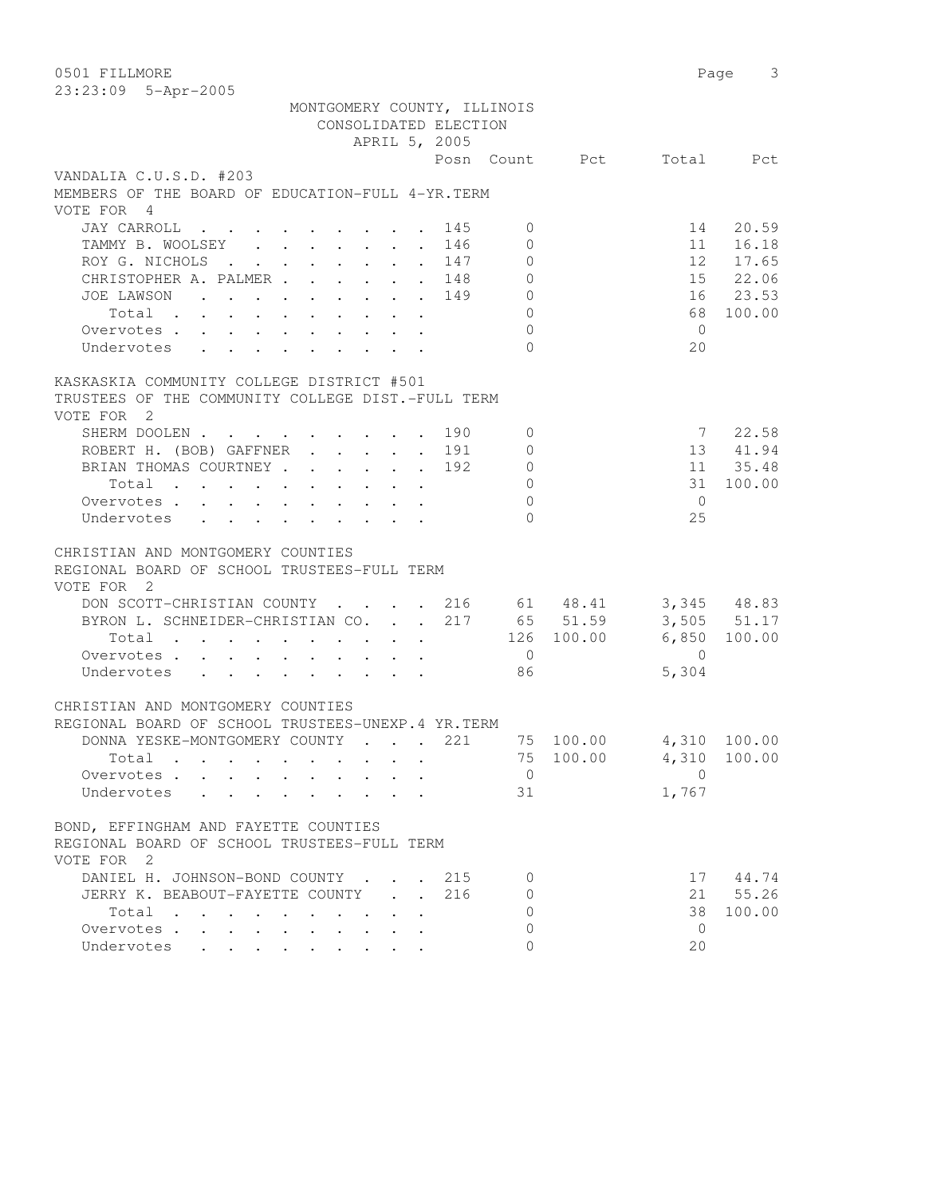MONTGOMERY COUNTY, ILLINOIS
CONSOLIDATED ELECTION
APRIL 5, 2005

## VANDALIA C.U.S.D. #203

MEMBERS OF THE BOARD OF EDUCATION-FULL 4-YR.TERM
VOTE FOR 4

| | Posn | Count | Pct | Total | Pct |
|---|---|---|---|---|---|
| JAY CARROLL | 145 | 0 | | 14 | 20.59 |
| TAMMY B. WOOLSEY | 146 | 0 | | 11 | 16.18 |
| ROY G. NICHOLS | 147 | 0 | | 12 | 17.65 |
| CHRISTOPHER A. PALMER | 148 | 0 | | 15 | 22.06 |
| JOE LAWSON | 149 | 0 | | 16 | 23.53 |
| Total | | 0 | | 68 | 100.00 |
| Overvotes | | 0 | | 0 | |
| Undervotes | | 0 | | 20 | |

## KASKASKIA COMMUNITY COLLEGE DISTRICT #501

TRUSTEES OF THE COMMUNITY COLLEGE DIST.-FULL TERM
VOTE FOR 2

| | Posn | Count | Pct | Total | Pct |
|---|---|---|---|---|---|
| SHERM DOOLEN | 190 | 0 | | 7 | 22.58 |
| ROBERT H. (BOB) GAFFNER | 191 | 0 | | 13 | 41.94 |
| BRIAN THOMAS COURTNEY | 192 | 0 | | 11 | 35.48 |
| Total | | 0 | | 31 | 100.00 |
| Overvotes | | 0 | | 0 | |
| Undervotes | | 0 | | 25 | |

## CHRISTIAN AND MONTGOMERY COUNTIES

REGIONAL BOARD OF SCHOOL TRUSTEES-FULL TERM
VOTE FOR 2

| | Posn | Count | Pct | Total | Pct |
|---|---|---|---|---|---|
| DON SCOTT-CHRISTIAN COUNTY | 216 | 61 | 48.41 | 3,345 | 48.83 |
| BYRON L. SCHNEIDER-CHRISTIAN CO. | 217 | 65 | 51.59 | 3,505 | 51.17 |
| Total | | 126 | 100.00 | 6,850 | 100.00 |
| Overvotes | | 0 | | 0 | |
| Undervotes | | 86 | | 5,304 | |

## CHRISTIAN AND MONTGOMERY COUNTIES

REGIONAL BOARD OF SCHOOL TRUSTEES-UNEXP.4 YR.TERM

| | Posn | Count | Pct | Total | Pct |
|---|---|---|---|---|---|
| DONNA YESKE-MONTGOMERY COUNTY | 221 | 75 | 100.00 | 4,310 | 100.00 |
| Total | | 75 | 100.00 | 4,310 | 100.00 |
| Overvotes | | 0 | | 0 | |
| Undervotes | | 31 | | 1,767 | |

## BOND, EFFINGHAM AND FAYETTE COUNTIES

REGIONAL BOARD OF SCHOOL TRUSTEES-FULL TERM
VOTE FOR 2

| | Posn | Count | Pct | Total | Pct |
|---|---|---|---|---|---|
| DANIEL H. JOHNSON-BOND COUNTY | 215 | 0 | | 17 | 44.74 |
| JERRY K. BEABOUT-FAYETTE COUNTY | 216 | 0 | | 21 | 55.26 |
| Total | | 0 | | 38 | 100.00 |
| Overvotes | | 0 | | 0 | |
| Undervotes | | 0 | | 20 | |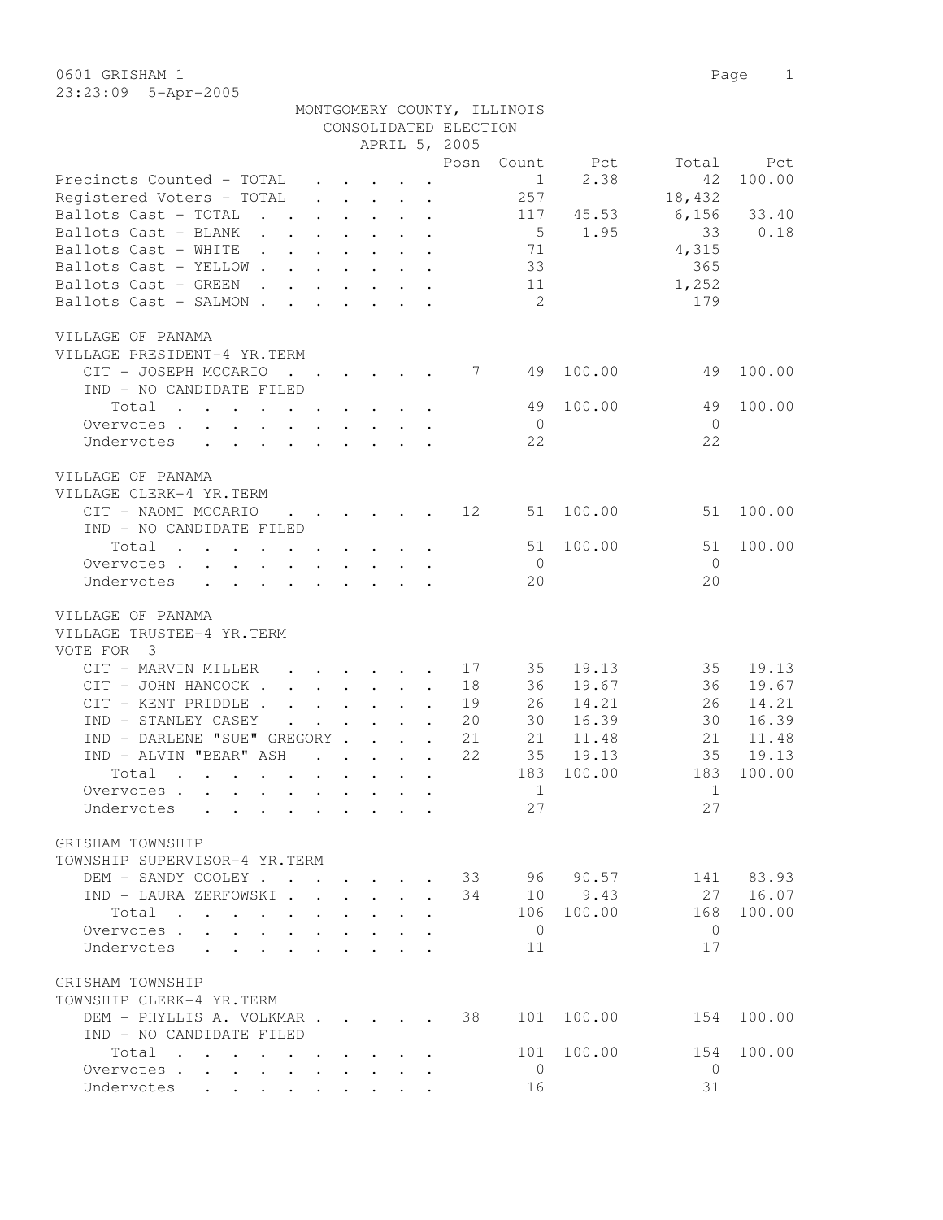0601 GRISHAM 1

23:23:09 5-Apr-2005

MONTGOMERY COUNTY, ILLINOIS
CONSOLIDATED ELECTION
APRIL 5, 2005

| | Posn | Count | Pct | Total | Pct |
|---|---|---|---|---|---|
| Precincts Counted - TOTAL | | 1 | 2.38 | 42 | 100.00 |
| Registered Voters - TOTAL | | 257 | | 18,432 | |
| Ballots Cast - TOTAL | | 117 | 45.53 | 6,156 | 33.40 |
| Ballots Cast - BLANK | | 5 | 1.95 | 33 | 0.18 |
| Ballots Cast - WHITE | | 71 | | 4,315 | |
| Ballots Cast - YELLOW | | 33 | | 365 | |
| Ballots Cast - GREEN | | 11 | | 1,252 | |
| Ballots Cast - SALMON | | 2 | | 179 | |

VILLAGE OF PANAMA
VILLAGE PRESIDENT-4 YR.TERM

| | Posn | Count | Pct | Total | Pct |
|---|---|---|---|---|---|
| CIT - JOSEPH MCCARIO | 7 | 49 | 100.00 | 49 | 100.00 |
| IND - NO CANDIDATE FILED | | | | | |
| Total | | 49 | 100.00 | 49 | 100.00 |
| Overvotes | | 0 | | 0 | |
| Undervotes | | 22 | | 22 | |

VILLAGE OF PANAMA
VILLAGE CLERK-4 YR.TERM

| | Posn | Count | Pct | Total | Pct |
|---|---|---|---|---|---|
| CIT - NAOMI MCCARIO | 12 | 51 | 100.00 | 51 | 100.00 |
| IND - NO CANDIDATE FILED | | | | | |
| Total | | 51 | 100.00 | 51 | 100.00 |
| Overvotes | | 0 | | 0 | |
| Undervotes | | 20 | | 20 | |

VILLAGE OF PANAMA
VILLAGE TRUSTEE-4 YR.TERM
VOTE FOR 3

| | Posn | Count | Pct | Total | Pct |
|---|---|---|---|---|---|
| CIT - MARVIN MILLER | 17 | 35 | 19.13 | 35 | 19.13 |
| CIT - JOHN HANCOCK | 18 | 36 | 19.67 | 36 | 19.67 |
| CIT - KENT PRIDDLE | 19 | 26 | 14.21 | 26 | 14.21 |
| IND - STANLEY CASEY | 20 | 30 | 16.39 | 30 | 16.39 |
| IND - DARLENE "SUE" GREGORY | 21 | 21 | 11.48 | 21 | 11.48 |
| IND - ALVIN "BEAR" ASH | 22 | 35 | 19.13 | 35 | 19.13 |
| Total | | 183 | 100.00 | 183 | 100.00 |
| Overvotes | | 1 | | 1 | |
| Undervotes | | 27 | | 27 | |

GRISHAM TOWNSHIP
TOWNSHIP SUPERVISOR-4 YR.TERM

| | Posn | Count | Pct | Total | Pct |
|---|---|---|---|---|---|
| DEM - SANDY COOLEY | 33 | 96 | 90.57 | 141 | 83.93 |
| IND - LAURA ZERFOWSKI | 34 | 10 | 9.43 | 27 | 16.07 |
| Total | | 106 | 100.00 | 168 | 100.00 |
| Overvotes | | 0 | | 0 | |
| Undervotes | | 11 | | 17 | |

GRISHAM TOWNSHIP
TOWNSHIP CLERK-4 YR.TERM

| | Posn | Count | Pct | Total | Pct |
|---|---|---|---|---|---|
| DEM - PHYLLIS A. VOLKMAR | 38 | 101 | 100.00 | 154 | 100.00 |
| IND - NO CANDIDATE FILED | | | | | |
| Total | | 101 | 100.00 | 154 | 100.00 |
| Overvotes | | 0 | | 0 | |
| Undervotes | | 16 | | 31 | |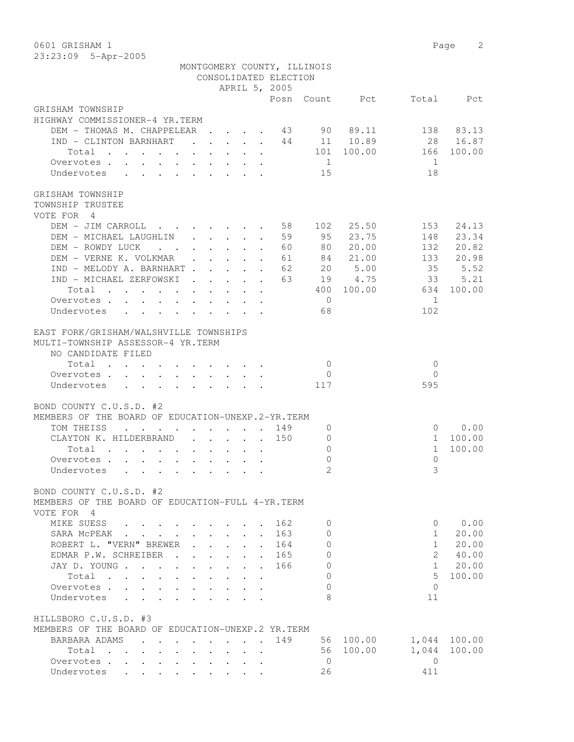0601 GRISHAM 1

23:23:09 5-Apr-2005

MONTGOMERY COUNTY, ILLINOIS
CONSOLIDATED ELECTION
APRIL 5, 2005

| | Posn | Count | Pct | Total | Pct |
|---|---|---|---|---|---|
| **GRISHAM TOWNSHIP** | | | | | |
| **HIGHWAY COMMISSIONER-4 YR.TERM** | | | | | |
| DEM - THOMAS M. CHAPPELEAR | 43 | 90 | 89.11 | 138 | 83.13 |
| IND - CLINTON BARNHART | 44 | 11 | 10.89 | 28 | 16.87 |
| Total | | 101 | 100.00 | 166 | 100.00 |
| Overvotes | | 1 | | 1 | |
| Undervotes | | 15 | | 18 | |
| **GRISHAM TOWNSHIP** | | | | | |
| **TOWNSHIP TRUSTEE** | | | | | |
| VOTE FOR 4 | | | | | |
| DEM - JIM CARROLL | 58 | 102 | 25.50 | 153 | 24.13 |
| DEM - MICHAEL LAUGHLIN | 59 | 95 | 23.75 | 148 | 23.34 |
| DEM - ROWDY LUCK | 60 | 80 | 20.00 | 132 | 20.82 |
| DEM - VERNE K. VOLKMAR | 61 | 84 | 21.00 | 133 | 20.98 |
| IND - MELODY A. BARNHART | 62 | 20 | 5.00 | 35 | 5.52 |
| IND - MICHAEL ZERFOWSKI | 63 | 19 | 4.75 | 33 | 5.21 |
| Total | | 400 | 100.00 | 634 | 100.00 |
| Overvotes | | 0 | | 1 | |
| Undervotes | | 68 | | 102 | |
| **EAST FORK/GRISHAM/WALSHVILLE TOWNSHIPS** | | | | | |
| **MULTI-TOWNSHIP ASSESSOR-4 YR.TERM** | | | | | |
| NO CANDIDATE FILED | | | | | |
| Total | | 0 | | 0 | |
| Overvotes | | 0 | | 0 | |
| Undervotes | | 117 | | 595 | |
| **BOND COUNTY C.U.S.D. #2** | | | | | |
| **MEMBERS OF THE BOARD OF EDUCATION-UNEXP.2-YR.TERM** | | | | | |
| TOM THEISS | 149 | 0 | | 0 | 0.00 |
| CLAYTON K. HILDERBRAND | 150 | 0 | | 1 | 100.00 |
| Total | | 0 | | 1 | 100.00 |
| Overvotes | | 0 | | 0 | |
| Undervotes | | 2 | | 3 | |
| **BOND COUNTY C.U.S.D. #2** | | | | | |
| **MEMBERS OF THE BOARD OF EDUCATION-FULL 4-YR.TERM** | | | | | |
| VOTE FOR 4 | | | | | |
| MIKE SUESS | 162 | 0 | | 0 | 0.00 |
| SARA McPEAK | 163 | 0 | | 1 | 20.00 |
| ROBERT L. "VERN" BREWER | 164 | 0 | | 1 | 20.00 |
| EDMAR P.W. SCHREIBER | 165 | 0 | | 2 | 40.00 |
| JAY D. YOUNG | 166 | 0 | | 1 | 20.00 |
| Total | | 0 | | 5 | 100.00 |
| Overvotes | | 0 | | 0 | |
| Undervotes | | 8 | | 11 | |
| **HILLSBORO C.U.S.D. #3** | | | | | |
| **MEMBERS OF THE BOARD OF EDUCATION-UNEXP.2 YR.TERM** | | | | | |
| BARBARA ADAMS | 149 | 56 | 100.00 | 1,044 | 100.00 |
| Total | | 56 | 100.00 | 1,044 | 100.00 |
| Overvotes | | 0 | | 0 | |
| Undervotes | | 26 | | 411 | |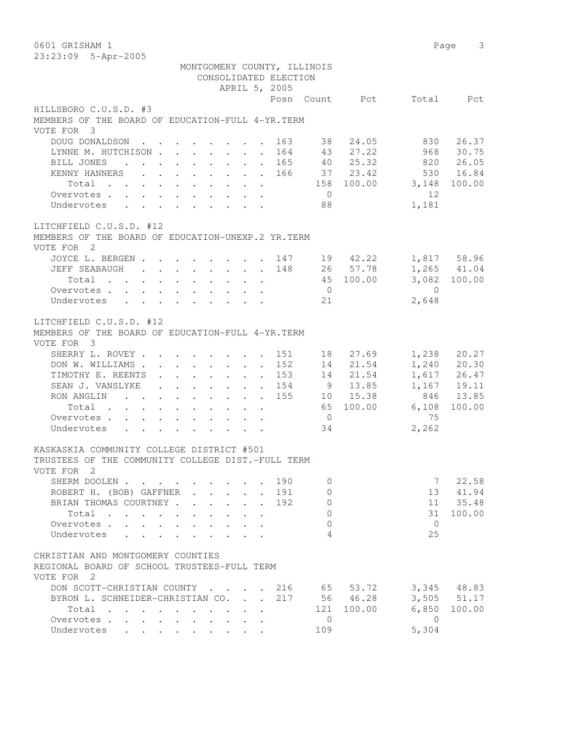MONTGOMERY COUNTY, ILLINOIS
CONSOLIDATED ELECTION
APRIL 5, 2005

0601 GRISHAM 1

23:23:09 5-Apr-2005

## HILLSBORO C.U.S.D. #3

MEMBERS OF THE BOARD OF EDUCATION-FULL 4-YR.TERM

VOTE FOR 3

| | Posn | Count | Pct | Total | Pct |
|---|---|---|---|---|---|
| DOUG DONALDSON | 163 | 38 | 24.05 | 830 | 26.37 |
| LYNNE M. HUTCHISON | 164 | 43 | 27.22 | 968 | 30.75 |
| BILL JONES | 165 | 40 | 25.32 | 820 | 26.05 |
| KENNY HANNERS | 166 | 37 | 23.42 | 530 | 16.84 |
| Total | | 158 | 100.00 | 3,148 | 100.00 |
| Overvotes | | 0 | | 12 | |
| Undervotes | | 88 | | 1,181 | |

## LITCHFIELD C.U.S.D. #12

MEMBERS OF THE BOARD OF EDUCATION-UNEXP.2 YR.TERM

VOTE FOR 2

| | Posn | Count | Pct | Total | Pct |
|---|---|---|---|---|---|
| JOYCE L. BERGEN | 147 | 19 | 42.22 | 1,817 | 58.96 |
| JEFF SEABAUGH | 148 | 26 | 57.78 | 1,265 | 41.04 |
| Total | | 45 | 100.00 | 3,082 | 100.00 |
| Overvotes | | 0 | | 0 | |
| Undervotes | | 21 | | 2,648 | |

## LITCHFIELD C.U.S.D. #12

MEMBERS OF THE BOARD OF EDUCATION-FULL 4-YR.TERM

VOTE FOR 3

| | Posn | Count | Pct | Total | Pct |
|---|---|---|---|---|---|
| SHERRY L. ROVEY | 151 | 18 | 27.69 | 1,238 | 20.27 |
| DON W. WILLIAMS | 152 | 14 | 21.54 | 1,240 | 20.30 |
| TIMOTHY E. REENTS | 153 | 14 | 21.54 | 1,617 | 26.47 |
| SEAN J. VANSLYKE | 154 | 9 | 13.85 | 1,167 | 19.11 |
| RON ANGLIN | 155 | 10 | 15.38 | 846 | 13.85 |
| Total | | 65 | 100.00 | 6,108 | 100.00 |
| Overvotes | | 0 | | 75 | |
| Undervotes | | 34 | | 2,262 | |

## KASKASKIA COMMUNITY COLLEGE DISTRICT #501

TRUSTEES OF THE COMMUNITY COLLEGE DIST.-FULL TERM

VOTE FOR 2

| | Posn | Count | Pct | Total | Pct |
|---|---|---|---|---|---|
| SHERM DOOLEN | 190 | 0 | | 7 | 22.58 |
| ROBERT H. (BOB) GAFFNER | 191 | 0 | | 13 | 41.94 |
| BRIAN THOMAS COURTNEY | 192 | 0 | | 11 | 35.48 |
| Total | | 0 | | 31 | 100.00 |
| Overvotes | | 0 | | 0 | |
| Undervotes | | 4 | | 25 | |

## CHRISTIAN AND MONTGOMERY COUNTIES

REGIONAL BOARD OF SCHOOL TRUSTEES-FULL TERM

VOTE FOR 2

| | Posn | Count | Pct | Total | Pct |
|---|---|---|---|---|---|
| DON SCOTT-CHRISTIAN COUNTY | 216 | 65 | 53.72 | 3,345 | 48.83 |
| BYRON L. SCHNEIDER-CHRISTIAN CO. | 217 | 56 | 46.28 | 3,505 | 51.17 |
| Total | | 121 | 100.00 | 6,850 | 100.00 |
| Overvotes | | 0 | | 0 | |
| Undervotes | | 109 | | 5,304 | |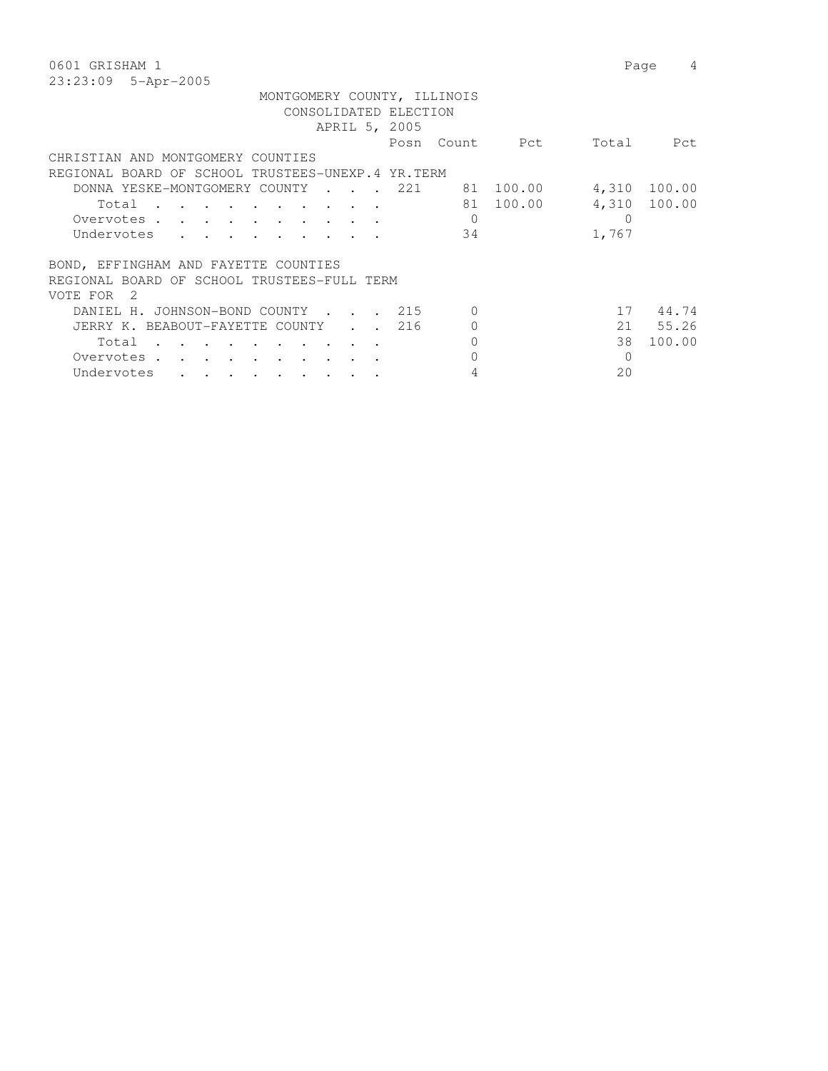MONTGOMERY COUNTY, ILLINOIS
CONSOLIDATED ELECTION
APRIL 5, 2005

| | Posn | Count | Pct | Total | Pct |
|---|---|---|---|---|---|
| **CHRISTIAN AND MONTGOMERY COUNTIES** | | | | | |
| **REGIONAL BOARD OF SCHOOL TRUSTEES-UNEXP.4 YR.TERM** | | | | | |
| DONNA YESKE-MONTGOMERY COUNTY | 221 | 81 | 100.00 | 4,310 | 100.00 |
| Total | | 81 | 100.00 | 4,310 | 100.00 |
| Overvotes | | 0 | | 0 | |
| Undervotes | | 34 | | 1,767 | |
| **BOND, EFFINGHAM AND FAYETTE COUNTIES** | | | | | |
| **REGIONAL BOARD OF SCHOOL TRUSTEES-FULL TERM** | | | | | |
| VOTE FOR 2 | | | | | |
| DANIEL H. JOHNSON-BOND COUNTY | 215 | 0 | | 17 | 44.74 |
| JERRY K. BEABOUT-FAYETTE COUNTY | 216 | 0 | | 21 | 55.26 |
| Total | | 0 | | 38 | 100.00 |
| Overvotes | | 0 | | 0 | |
| Undervotes | | 4 | | 20 | |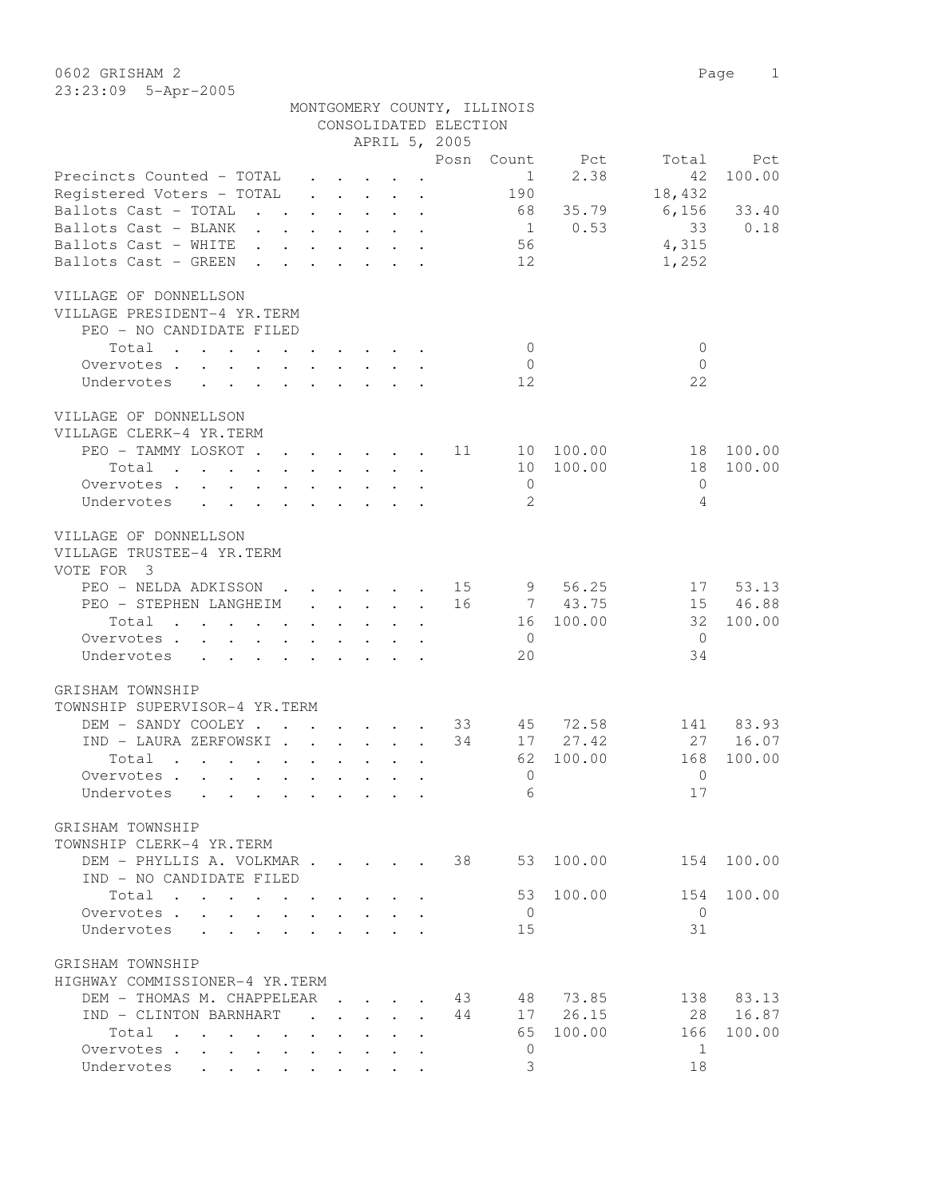0602 GRISHAM 2

23:23:09 5-Apr-2005

MONTGOMERY COUNTY, ILLINOIS
CONSOLIDATED ELECTION
APRIL 5, 2005

| | Posn | Count | Pct | Total | Pct |
|---|---|---|---|---|---|
| Precincts Counted - TOTAL | | 1 | 2.38 | 42 | 100.00 |
| Registered Voters - TOTAL | | 190 | | 18,432 | |
| Ballots Cast - TOTAL | | 68 | 35.79 | 6,156 | 33.40 |
| Ballots Cast - BLANK | | 1 | 0.53 | 33 | 0.18 |
| Ballots Cast - WHITE | | 56 | | 4,315 | |
| Ballots Cast - GREEN | | 12 | | 1,252 | |

VILLAGE OF DONNELLSON
VILLAGE PRESIDENT-4 YR.TERM

| | Posn | Count | Pct | Total | Pct |
|---|---|---|---|---|---|
| PEO - NO CANDIDATE FILED | | | | | |
| Total | | 0 | | 0 | |
| Overvotes | | 0 | | 0 | |
| Undervotes | | 12 | | 22 | |

VILLAGE OF DONNELLSON
VILLAGE CLERK-4 YR.TERM

| | Posn | Count | Pct | Total | Pct |
|---|---|---|---|---|---|
| PEO - TAMMY LOSKOT | 11 | 10 | 100.00 | 18 | 100.00 |
| Total | | 10 | 100.00 | 18 | 100.00 |
| Overvotes | | 0 | | 0 | |
| Undervotes | | 2 | | 4 | |

VILLAGE OF DONNELLSON
VILLAGE TRUSTEE-4 YR.TERM
VOTE FOR 3

| | Posn | Count | Pct | Total | Pct |
|---|---|---|---|---|---|
| PEO - NELDA ADKISSON | 15 | 9 | 56.25 | 17 | 53.13 |
| PEO - STEPHEN LANGHEIM | 16 | 7 | 43.75 | 15 | 46.88 |
| Total | | 16 | 100.00 | 32 | 100.00 |
| Overvotes | | 0 | | 0 | |
| Undervotes | | 20 | | 34 | |

GRISHAM TOWNSHIP
TOWNSHIP SUPERVISOR-4 YR.TERM

| | Posn | Count | Pct | Total | Pct |
|---|---|---|---|---|---|
| DEM - SANDY COOLEY | 33 | 45 | 72.58 | 141 | 83.93 |
| IND - LAURA ZERFOWSKI | 34 | 17 | 27.42 | 27 | 16.07 |
| Total | | 62 | 100.00 | 168 | 100.00 |
| Overvotes | | 0 | | 0 | |
| Undervotes | | 6 | | 17 | |

GRISHAM TOWNSHIP
TOWNSHIP CLERK-4 YR.TERM

| | Posn | Count | Pct | Total | Pct |
|---|---|---|---|---|---|
| DEM - PHYLLIS A. VOLKMAR | 38 | 53 | 100.00 | 154 | 100.00 |
| IND - NO CANDIDATE FILED | | | | | |
| Total | | 53 | 100.00 | 154 | 100.00 |
| Overvotes | | 0 | | 0 | |
| Undervotes | | 15 | | 31 | |

GRISHAM TOWNSHIP
HIGHWAY COMMISSIONER-4 YR.TERM

| | Posn | Count | Pct | Total | Pct |
|---|---|---|---|---|---|
| DEM - THOMAS M. CHAPPELEAR | 43 | 48 | 73.85 | 138 | 83.13 |
| IND - CLINTON BARNHART | 44 | 17 | 26.15 | 28 | 16.87 |
| Total | | 65 | 100.00 | 166 | 100.00 |
| Overvotes | | 0 | | 1 | |
| Undervotes | | 3 | | 18 | |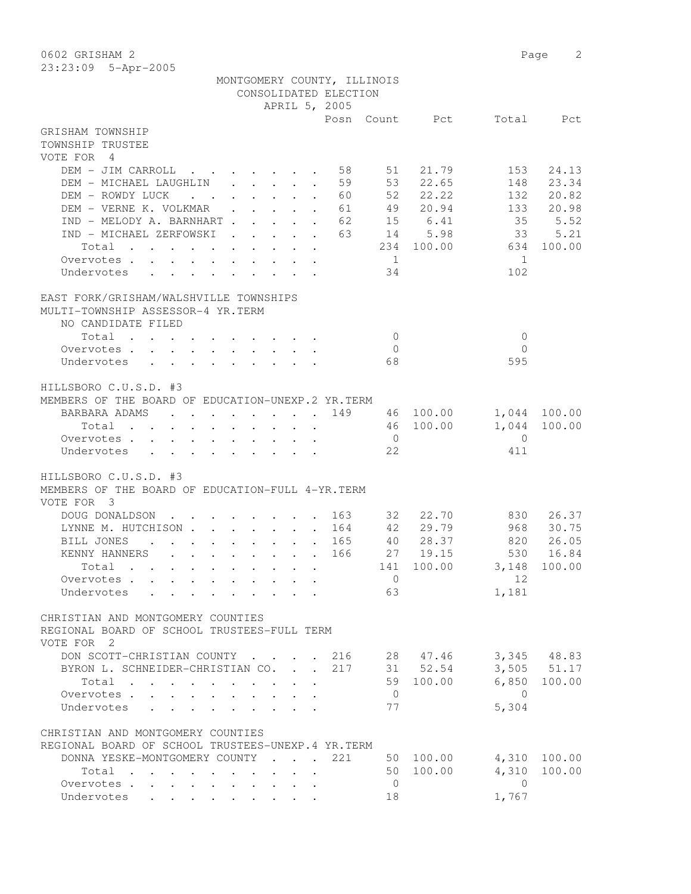MONTGOMERY COUNTY, ILLINOIS
CONSOLIDATED ELECTION
APRIL 5, 2005

## GRISHAM TOWNSHIP
### TOWNSHIP TRUSTEE
VOTE FOR 4

| | Posn | Count | Pct | Total | Pct |
|---|---|---|---|---|---|
| DEM - JIM CARROLL | 58 | 51 | 21.79 | 153 | 24.13 |
| DEM - MICHAEL LAUGHLIN | 59 | 53 | 22.65 | 148 | 23.34 |
| DEM - ROWDY LUCK | 60 | 52 | 22.22 | 132 | 20.82 |
| DEM - VERNE K. VOLKMAR | 61 | 49 | 20.94 | 133 | 20.98 |
| IND - MELODY A. BARNHART | 62 | 15 | 6.41 | 35 | 5.52 |
| IND - MICHAEL ZERFOWSKI | 63 | 14 | 5.98 | 33 | 5.21 |
| Total | | 234 | 100.00 | 634 | 100.00 |
| Overvotes | | 1 | | 1 | |
| Undervotes | | 34 | | 102 | |

## EAST FORK/GRISHAM/WALSHVILLE TOWNSHIPS
### MULTI-TOWNSHIP ASSESSOR-4 YR.TERM
NO CANDIDATE FILED

| | Posn | Count | Pct | Total | Pct |
|---|---|---|---|---|---|
| Total | | 0 | | 0 | |
| Overvotes | | 0 | | 0 | |
| Undervotes | | 68 | | 595 | |

## HILLSBORO C.U.S.D. #3
### MEMBERS OF THE BOARD OF EDUCATION-UNEXP.2 YR.TERM

| | Posn | Count | Pct | Total | Pct |
|---|---|---|---|---|---|
| BARBARA ADAMS | 149 | 46 | 100.00 | 1,044 | 100.00 |
| Total | | 46 | 100.00 | 1,044 | 100.00 |
| Overvotes | | 0 | | 0 | |
| Undervotes | | 22 | | 411 | |

## HILLSBORO C.U.S.D. #3
### MEMBERS OF THE BOARD OF EDUCATION-FULL 4-YR.TERM
VOTE FOR 3

| | Posn | Count | Pct | Total | Pct |
|---|---|---|---|---|---|
| DOUG DONALDSON | 163 | 32 | 22.70 | 830 | 26.37 |
| LYNNE M. HUTCHISON | 164 | 42 | 29.79 | 968 | 30.75 |
| BILL JONES | 165 | 40 | 28.37 | 820 | 26.05 |
| KENNY HANNERS | 166 | 27 | 19.15 | 530 | 16.84 |
| Total | | 141 | 100.00 | 3,148 | 100.00 |
| Overvotes | | 0 | | 12 | |
| Undervotes | | 63 | | 1,181 | |

## CHRISTIAN AND MONTGOMERY COUNTIES
### REGIONAL BOARD OF SCHOOL TRUSTEES-FULL TERM
VOTE FOR 2

| | Posn | Count | Pct | Total | Pct |
|---|---|---|---|---|---|
| DON SCOTT-CHRISTIAN COUNTY | 216 | 28 | 47.46 | 3,345 | 48.83 |
| BYRON L. SCHNEIDER-CHRISTIAN CO. | 217 | 31 | 52.54 | 3,505 | 51.17 |
| Total | | 59 | 100.00 | 6,850 | 100.00 |
| Overvotes | | 0 | | 0 | |
| Undervotes | | 77 | | 5,304 | |

## CHRISTIAN AND MONTGOMERY COUNTIES
### REGIONAL BOARD OF SCHOOL TRUSTEES-UNEXP.4 YR.TERM

| | Posn | Count | Pct | Total | Pct |
|---|---|---|---|---|---|
| DONNA YESKE-MONTGOMERY COUNTY | 221 | 50 | 100.00 | 4,310 | 100.00 |
| Total | | 50 | 100.00 | 4,310 | 100.00 |
| Overvotes | | 0 | | 0 | |
| Undervotes | | 18 | | 1,767 | |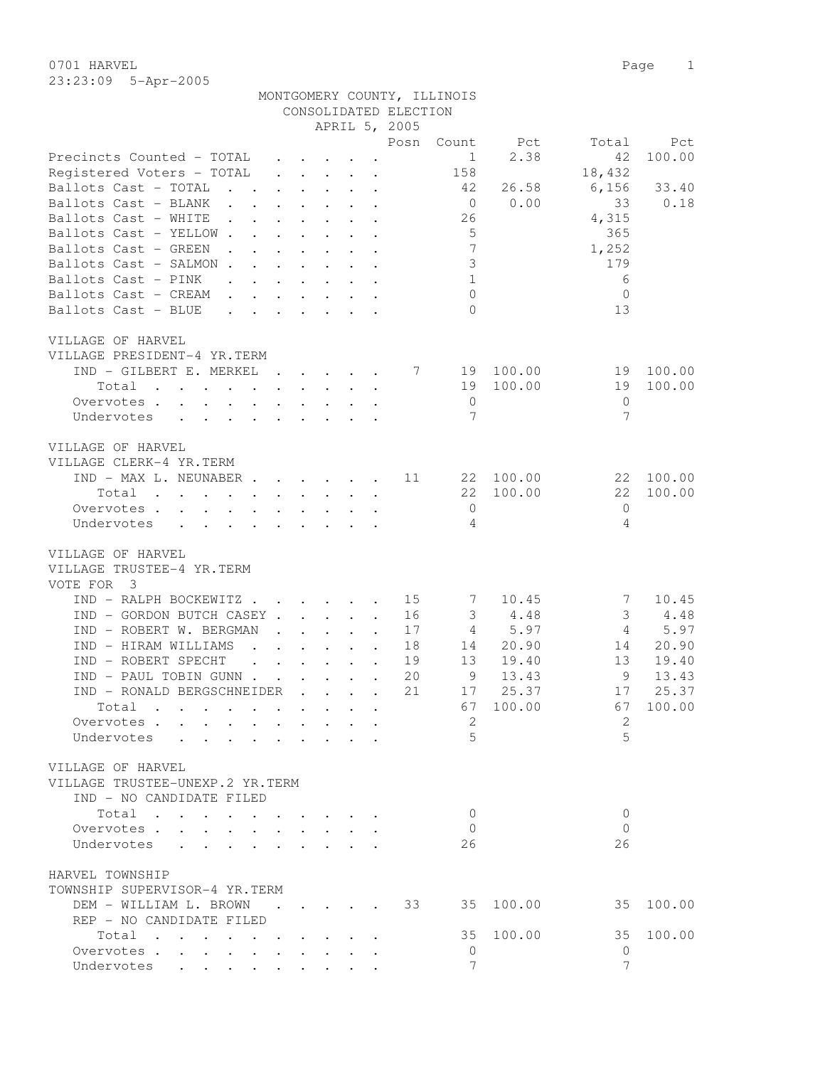0701 HARVEL
23:23:09 5-Apr-2005

MONTGOMERY COUNTY, ILLINOIS
CONSOLIDATED ELECTION
APRIL 5, 2005

| | Posn | Count | Pct | Total | Pct |
|---|---|---|---|---|---|
| Precincts Counted - TOTAL | | 1 | 2.38 | 42 | 100.00 |
| Registered Voters - TOTAL | | 158 | | 18,432 | |
| Ballots Cast - TOTAL | | 42 | 26.58 | 6,156 | 33.40 |
| Ballots Cast - BLANK | | 0 | 0.00 | 33 | 0.18 |
| Ballots Cast - WHITE | | 26 | | 4,315 | |
| Ballots Cast - YELLOW | | 5 | | 365 | |
| Ballots Cast - GREEN | | 7 | | 1,252 | |
| Ballots Cast - SALMON | | 3 | | 179 | |
| Ballots Cast - PINK | | 1 | | 6 | |
| Ballots Cast - CREAM | | 0 | | 0 | |
| Ballots Cast - BLUE | | 0 | | 13 | |

VILLAGE OF HARVEL
VILLAGE PRESIDENT-4 YR.TERM

| | Posn | Count | Pct | Total | Pct |
|---|---|---|---|---|---|
| IND - GILBERT E. MERKEL | 7 | 19 | 100.00 | 19 | 100.00 |
| Total | | 19 | 100.00 | 19 | 100.00 |
| Overvotes | | 0 | | 0 | |
| Undervotes | | 7 | | 7 | |

VILLAGE OF HARVEL
VILLAGE CLERK-4 YR.TERM

| | Posn | Count | Pct | Total | Pct |
|---|---|---|---|---|---|
| IND - MAX L. NEUNABER | 11 | 22 | 100.00 | 22 | 100.00 |
| Total | | 22 | 100.00 | 22 | 100.00 |
| Overvotes | | 0 | | 0 | |
| Undervotes | | 4 | | 4 | |

VILLAGE OF HARVEL
VILLAGE TRUSTEE-4 YR.TERM
VOTE FOR 3

| | Posn | Count | Pct | Total | Pct |
|---|---|---|---|---|---|
| IND - RALPH BOCKEWITZ | 15 | 7 | 10.45 | 7 | 10.45 |
| IND - GORDON BUTCH CASEY | 16 | 3 | 4.48 | 3 | 4.48 |
| IND - ROBERT W. BERGMAN | 17 | 4 | 5.97 | 4 | 5.97 |
| IND - HIRAM WILLIAMS | 18 | 14 | 20.90 | 14 | 20.90 |
| IND - ROBERT SPECHT | 19 | 13 | 19.40 | 13 | 19.40 |
| IND - PAUL TOBIN GUNN | 20 | 9 | 13.43 | 9 | 13.43 |
| IND - RONALD BERGSCHNEIDER | 21 | 17 | 25.37 | 17 | 25.37 |
| Total | | 67 | 100.00 | 67 | 100.00 |
| Overvotes | | 2 | | 2 | |
| Undervotes | | 5 | | 5 | |

VILLAGE OF HARVEL
VILLAGE TRUSTEE-UNEXP.2 YR.TERM

| | Posn | Count | Pct | Total | Pct |
|---|---|---|---|---|---|
| IND - NO CANDIDATE FILED | | | | | |
| Total | | 0 | | 0 | |
| Overvotes | | 0 | | 0 | |
| Undervotes | | 26 | | 26 | |

HARVEL TOWNSHIP
TOWNSHIP SUPERVISOR-4 YR.TERM

| | Posn | Count | Pct | Total | Pct |
|---|---|---|---|---|---|
| DEM - WILLIAM L. BROWN | 33 | 35 | 100.00 | 35 | 100.00 |
| REP - NO CANDIDATE FILED | | | | | |
| Total | | 35 | 100.00 | 35 | 100.00 |
| Overvotes | | 0 | | 0 | |
| Undervotes | | 7 | | 7 | |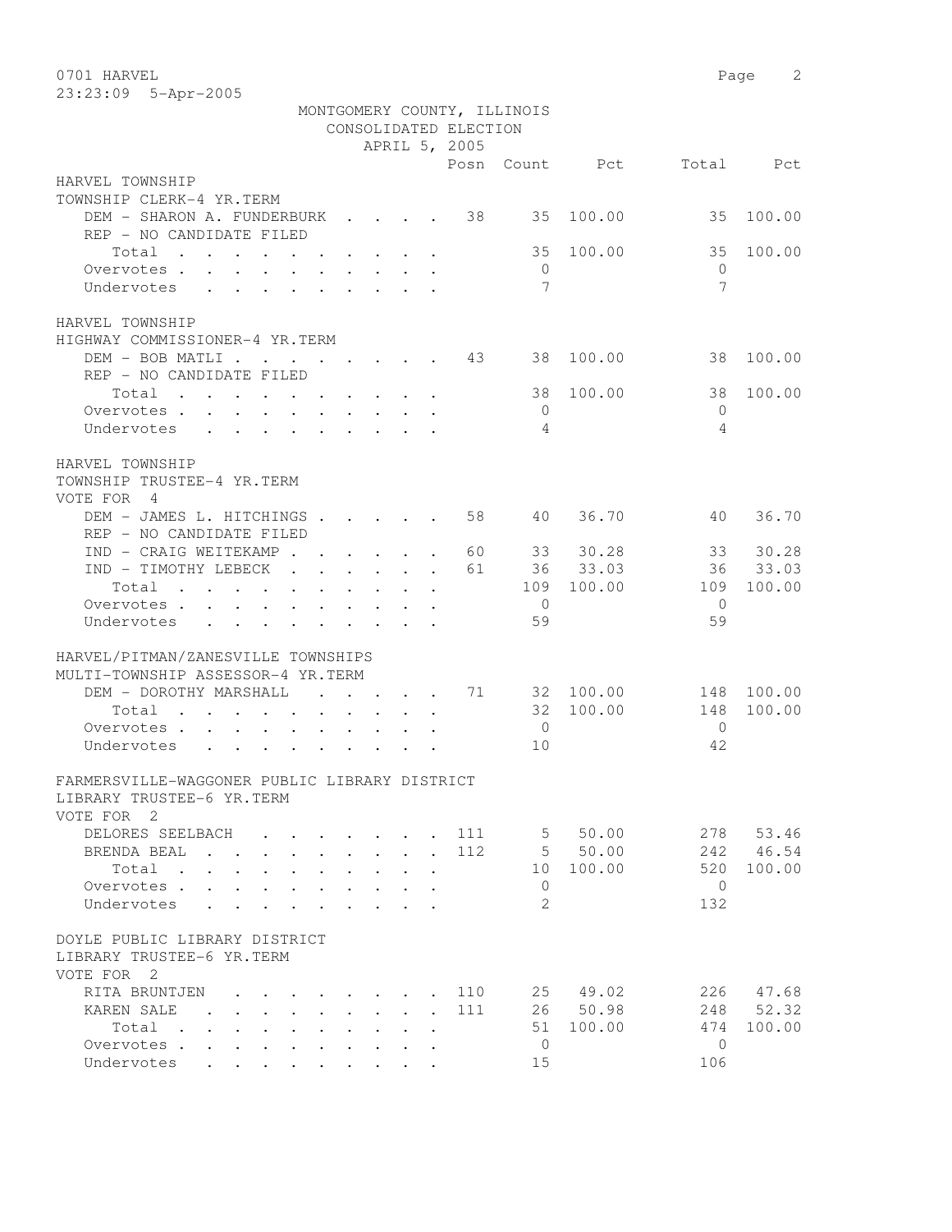MONTGOMERY COUNTY, ILLINOIS
CONSOLIDATED ELECTION
APRIL 5, 2005

| | Posn | Count | Pct | Total | Pct |
|---|---|---|---|---|---|
| **HARVEL TOWNSHIP** | | | | | |
| **TOWNSHIP CLERK-4 YR.TERM** | | | | | |
| DEM - SHARON A. FUNDERBURK | 38 | 35 | 100.00 | 35 | 100.00 |
| REP - NO CANDIDATE FILED | | | | | |
| Total | | 35 | 100.00 | 35 | 100.00 |
| Overvotes | | 0 | | 0 | |
| Undervotes | | 7 | | 7 | |
| **HARVEL TOWNSHIP** | | | | | |
| **HIGHWAY COMMISSIONER-4 YR.TERM** | | | | | |
| DEM - BOB MATLI | 43 | 38 | 100.00 | 38 | 100.00 |
| REP - NO CANDIDATE FILED | | | | | |
| Total | | 38 | 100.00 | 38 | 100.00 |
| Overvotes | | 0 | | 0 | |
| Undervotes | | 4 | | 4 | |
| **HARVEL TOWNSHIP** | | | | | |
| **TOWNSHIP TRUSTEE-4 YR.TERM** | | | | | |
| VOTE FOR 4 | | | | | |
| DEM - JAMES L. HITCHINGS | 58 | 40 | 36.70 | 40 | 36.70 |
| REP - NO CANDIDATE FILED | | | | | |
| IND - CRAIG WEITEKAMP | 60 | 33 | 30.28 | 33 | 30.28 |
| IND - TIMOTHY LEBECK | 61 | 36 | 33.03 | 36 | 33.03 |
| Total | | 109 | 100.00 | 109 | 100.00 |
| Overvotes | | 0 | | 0 | |
| Undervotes | | 59 | | 59 | |
| **HARVEL/PITMAN/ZANESVILLE TOWNSHIPS** | | | | | |
| **MULTI-TOWNSHIP ASSESSOR-4 YR.TERM** | | | | | |
| DEM - DOROTHY MARSHALL | 71 | 32 | 100.00 | 148 | 100.00 |
| Total | | 32 | 100.00 | 148 | 100.00 |
| Overvotes | | 0 | | 0 | |
| Undervotes | | 10 | | 42 | |
| **FARMERSVILLE-WAGGONER PUBLIC LIBRARY DISTRICT** | | | | | |
| **LIBRARY TRUSTEE-6 YR.TERM** | | | | | |
| VOTE FOR 2 | | | | | |
| DELORES SEELBACH | 111 | 5 | 50.00 | 278 | 53.46 |
| BRENDA BEAL | 112 | 5 | 50.00 | 242 | 46.54 |
| Total | | 10 | 100.00 | 520 | 100.00 |
| Overvotes | | 0 | | 0 | |
| Undervotes | | 2 | | 132 | |
| **DOYLE PUBLIC LIBRARY DISTRICT** | | | | | |
| **LIBRARY TRUSTEE-6 YR.TERM** | | | | | |
| VOTE FOR 2 | | | | | |
| RITA BRUNTJEN | 110 | 25 | 49.02 | 226 | 47.68 |
| KAREN SALE | 111 | 26 | 50.98 | 248 | 52.32 |
| Total | | 51 | 100.00 | 474 | 100.00 |
| Overvotes | | 0 | | 0 | |
| Undervotes | | 15 | | 106 | |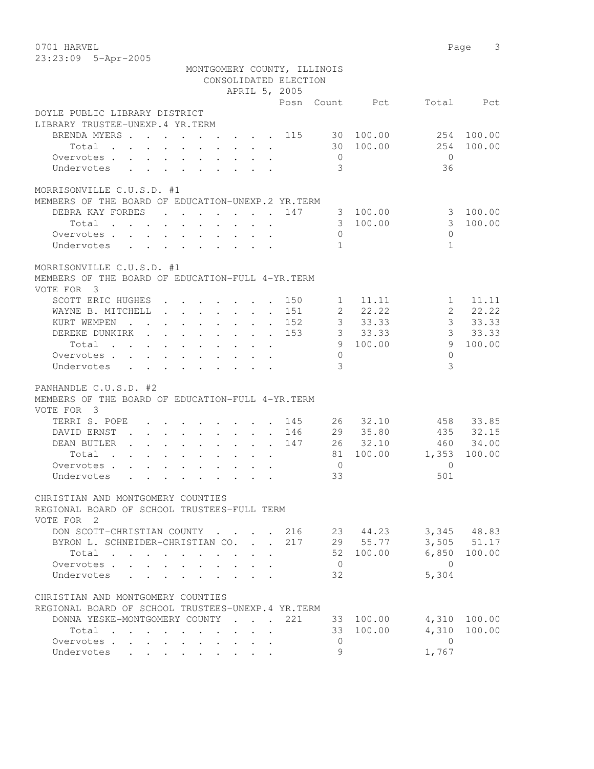0701 HARVEL

23:23:09 5-Apr-2005

MONTGOMERY COUNTY, ILLINOIS
CONSOLIDATED ELECTION
APRIL 5, 2005

DOYLE PUBLIC LIBRARY DISTRICT
LIBRARY TRUSTEE-UNEXP.4 YR.TERM

| | Posn | Count | Pct | Total | Pct |
|---|---|---|---|---|---|
| BRENDA MYERS | 115 | 30 | 100.00 | 254 | 100.00 |
| Total | | 30 | 100.00 | 254 | 100.00 |
| Overvotes | | 0 | | 0 | |
| Undervotes | | 3 | | 36 | |

MORRISONVILLE C.U.S.D. #1
MEMBERS OF THE BOARD OF EDUCATION-UNEXP.2 YR.TERM

| | Posn | Count | Pct | Total | Pct |
|---|---|---|---|---|---|
| DEBRA KAY FORBES | 147 | 3 | 100.00 | 3 | 100.00 |
| Total | | 3 | 100.00 | 3 | 100.00 |
| Overvotes | | 0 | | 0 | |
| Undervotes | | 1 | | 1 | |

MORRISONVILLE C.U.S.D. #1
MEMBERS OF THE BOARD OF EDUCATION-FULL 4-YR.TERM
VOTE FOR 3

| | Posn | Count | Pct | Total | Pct |
|---|---|---|---|---|---|
| SCOTT ERIC HUGHES | 150 | 1 | 11.11 | 1 | 11.11 |
| WAYNE B. MITCHELL | 151 | 2 | 22.22 | 2 | 22.22 |
| KURT WEMPEN | 152 | 3 | 33.33 | 3 | 33.33 |
| DEREKE DUNKIRK | 153 | 3 | 33.33 | 3 | 33.33 |
| Total | | 9 | 100.00 | 9 | 100.00 |
| Overvotes | | 0 | | 0 | |
| Undervotes | | 3 | | 3 | |

PANHANDLE C.U.S.D. #2
MEMBERS OF THE BOARD OF EDUCATION-FULL 4-YR.TERM
VOTE FOR 3

| | Posn | Count | Pct | Total | Pct |
|---|---|---|---|---|---|
| TERRI S. POPE | 145 | 26 | 32.10 | 458 | 33.85 |
| DAVID ERNST | 146 | 29 | 35.80 | 435 | 32.15 |
| DEAN BUTLER | 147 | 26 | 32.10 | 460 | 34.00 |
| Total | | 81 | 100.00 | 1,353 | 100.00 |
| Overvotes | | 0 | | 0 | |
| Undervotes | | 33 | | 501 | |

CHRISTIAN AND MONTGOMERY COUNTIES
REGIONAL BOARD OF SCHOOL TRUSTEES-FULL TERM
VOTE FOR 2

| | Posn | Count | Pct | Total | Pct |
|---|---|---|---|---|---|
| DON SCOTT-CHRISTIAN COUNTY | 216 | 23 | 44.23 | 3,345 | 48.83 |
| BYRON L. SCHNEIDER-CHRISTIAN CO. | 217 | 29 | 55.77 | 3,505 | 51.17 |
| Total | | 52 | 100.00 | 6,850 | 100.00 |
| Overvotes | | 0 | | 0 | |
| Undervotes | | 32 | | 5,304 | |

CHRISTIAN AND MONTGOMERY COUNTIES
REGIONAL BOARD OF SCHOOL TRUSTEES-UNEXP.4 YR.TERM

| | Posn | Count | Pct | Total | Pct |
|---|---|---|---|---|---|
| DONNA YESKE-MONTGOMERY COUNTY | 221 | 33 | 100.00 | 4,310 | 100.00 |
| Total | | 33 | 100.00 | 4,310 | 100.00 |
| Overvotes | | 0 | | 0 | |
| Undervotes | | 9 | | 1,767 | |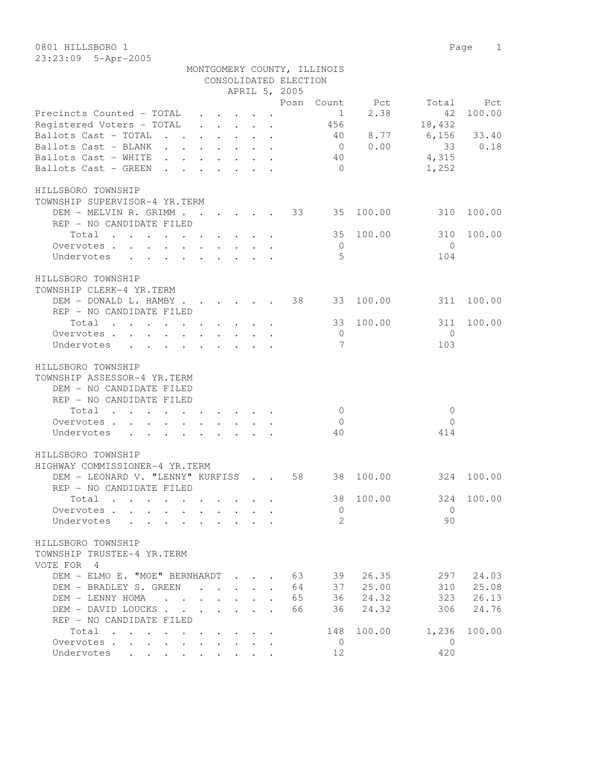0801 HILLSBORO 1

23:23:09 5-Apr-2005

MONTGOMERY COUNTY, ILLINOIS
CONSOLIDATED ELECTION
APRIL 5, 2005

| | Posn | Count | Pct | Total | Pct |
|---|---|---|---|---|---|
| Precincts Counted - TOTAL | | 1 | 2.38 | 42 | 100.00 |
| Registered Voters - TOTAL | | 456 | | 18,432 | |
| Ballots Cast - TOTAL | | 40 | 8.77 | 6,156 | 33.40 |
| Ballots Cast - BLANK | | 0 | 0.00 | 33 | 0.18 |
| Ballots Cast - WHITE | | 40 | | 4,315 | |
| Ballots Cast - GREEN | | 0 | | 1,252 | |

HILLSBORO TOWNSHIP
TOWNSHIP SUPERVISOR-4 YR.TERM

| | Posn | Count | Pct | Total | Pct |
|---|---|---|---|---|---|
| DEM - MELVIN R. GRIMM | 33 | 35 | 100.00 | 310 | 100.00 |
| REP - NO CANDIDATE FILED | | | | | |
| Total | | 35 | 100.00 | 310 | 100.00 |
| Overvotes | | 0 | | 0 | |
| Undervotes | | 5 | | 104 | |

HILLSBORO TOWNSHIP
TOWNSHIP CLERK-4 YR.TERM

| | Posn | Count | Pct | Total | Pct |
|---|---|---|---|---|---|
| DEM - DONALD L. HAMBY | 38 | 33 | 100.00 | 311 | 100.00 |
| REP - NO CANDIDATE FILED | | | | | |
| Total | | 33 | 100.00 | 311 | 100.00 |
| Overvotes | | 0 | | 0 | |
| Undervotes | | 7 | | 103 | |

HILLSBORO TOWNSHIP
TOWNSHIP ASSESSOR-4 YR.TERM

| | Posn | Count | Pct | Total | Pct |
|---|---|---|---|---|---|
| DEM - NO CANDIDATE FILED | | | | | |
| REP - NO CANDIDATE FILED | | | | | |
| Total | | 0 | | 0 | |
| Overvotes | | 0 | | 0 | |
| Undervotes | | 40 | | 414 | |

HILLSBORO TOWNSHIP
HIGHWAY COMMISSIONER-4 YR.TERM

| | Posn | Count | Pct | Total | Pct |
|---|---|---|---|---|---|
| DEM - LEONARD V. "LENNY" KURFISS | 58 | 38 | 100.00 | 324 | 100.00 |
| REP - NO CANDIDATE FILED | | | | | |
| Total | | 38 | 100.00 | 324 | 100.00 |
| Overvotes | | 0 | | 0 | |
| Undervotes | | 2 | | 90 | |

HILLSBORO TOWNSHIP
TOWNSHIP TRUSTEE-4 YR.TERM
VOTE FOR 4

| | Posn | Count | Pct | Total | Pct |
|---|---|---|---|---|---|
| DEM - ELMO E. "MOE" BERNHARDT | 63 | 39 | 26.35 | 297 | 24.03 |
| DEM - BRADLEY S. GREEN | 64 | 37 | 25.00 | 310 | 25.08 |
| DEM - LENNY HOMA | 65 | 36 | 24.32 | 323 | 26.13 |
| DEM - DAVID LOUCKS | 66 | 36 | 24.32 | 306 | 24.76 |
| REP - NO CANDIDATE FILED | | | | | |
| Total | | 148 | 100.00 | 1,236 | 100.00 |
| Overvotes | | 0 | | 0 | |
| Undervotes | | 12 | | 420 | |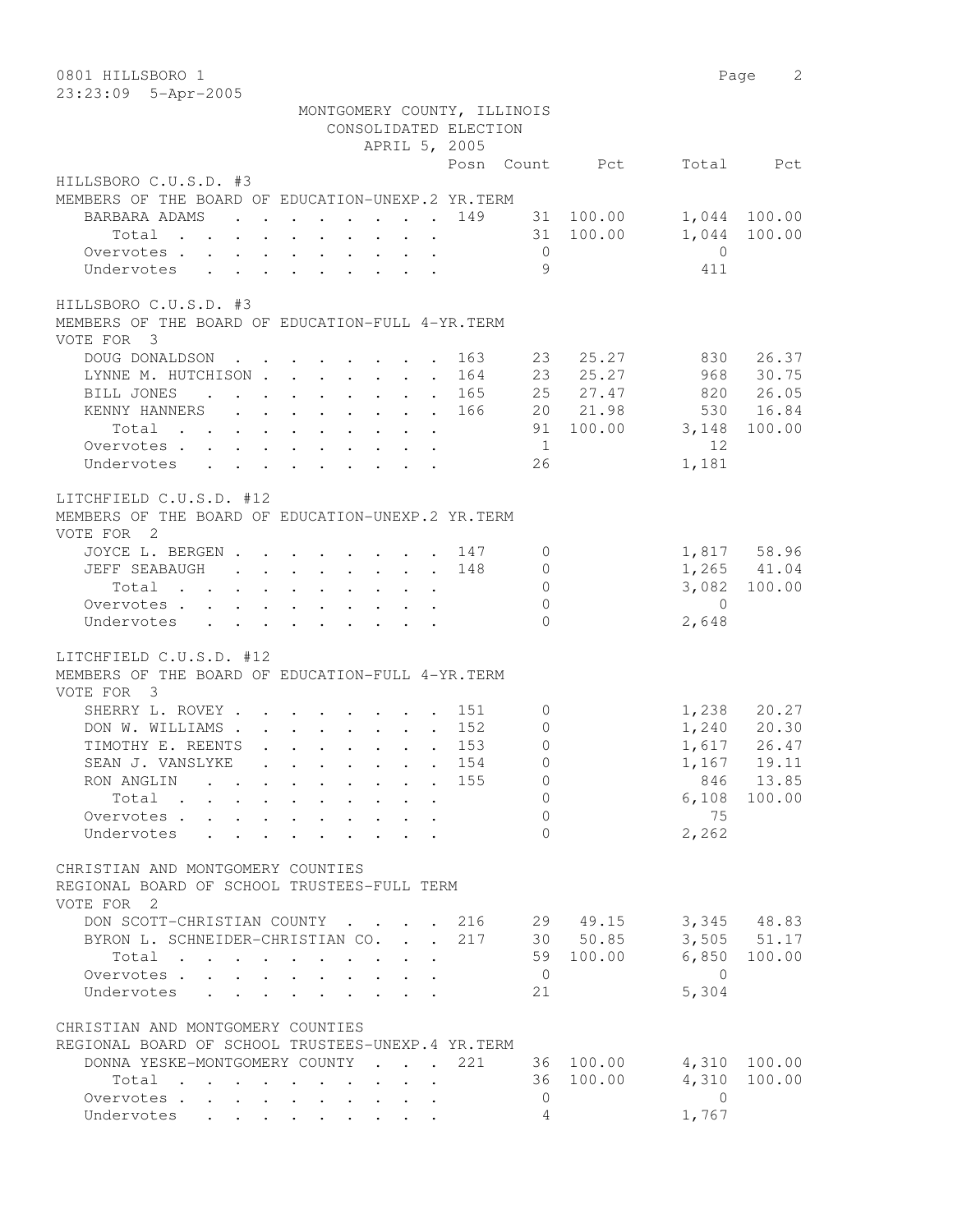0801 HILLSBORO 1

23:23:09 5-Apr-2005

MONTGOMERY COUNTY, ILLINOIS
CONSOLIDATED ELECTION
APRIL 5, 2005

## HILLSBORO C.U.S.D. #3
MEMBERS OF THE BOARD OF EDUCATION-UNEXP.2 YR.TERM

| | Posn | Count | Pct | Total | Pct |
|---|---|---|---|---|---|
| BARBARA ADAMS | 149 | 31 | 100.00 | 1,044 | 100.00 |
| Total | | 31 | 100.00 | 1,044 | 100.00 |
| Overvotes | | 0 | | 0 | |
| Undervotes | | 9 | | 411 | |

## HILLSBORO C.U.S.D. #3
MEMBERS OF THE BOARD OF EDUCATION-FULL 4-YR.TERM
VOTE FOR 3

| | Posn | Count | Pct | Total | Pct |
|---|---|---|---|---|---|
| DOUG DONALDSON | 163 | 23 | 25.27 | 830 | 26.37 |
| LYNNE M. HUTCHISON | 164 | 23 | 25.27 | 968 | 30.75 |
| BILL JONES | 165 | 25 | 27.47 | 820 | 26.05 |
| KENNY HANNERS | 166 | 20 | 21.98 | 530 | 16.84 |
| Total | | 91 | 100.00 | 3,148 | 100.00 |
| Overvotes | | 1 | | 12 | |
| Undervotes | | 26 | | 1,181 | |

## LITCHFIELD C.U.S.D. #12
MEMBERS OF THE BOARD OF EDUCATION-UNEXP.2 YR.TERM
VOTE FOR 2

| | Posn | Count | Pct | Total | Pct |
|---|---|---|---|---|---|
| JOYCE L. BERGEN | 147 | 0 | | 1,817 | 58.96 |
| JEFF SEABAUGH | 148 | 0 | | 1,265 | 41.04 |
| Total | | 0 | | 3,082 | 100.00 |
| Overvotes | | 0 | | 0 | |
| Undervotes | | 0 | | 2,648 | |

## LITCHFIELD C.U.S.D. #12
MEMBERS OF THE BOARD OF EDUCATION-FULL 4-YR.TERM
VOTE FOR 3

| | Posn | Count | Pct | Total | Pct |
|---|---|---|---|---|---|
| SHERRY L. ROVEY | 151 | 0 | | 1,238 | 20.27 |
| DON W. WILLIAMS | 152 | 0 | | 1,240 | 20.30 |
| TIMOTHY E. REENTS | 153 | 0 | | 1,617 | 26.47 |
| SEAN J. VANSLYKE | 154 | 0 | | 1,167 | 19.11 |
| RON ANGLIN | 155 | 0 | | 846 | 13.85 |
| Total | | 0 | | 6,108 | 100.00 |
| Overvotes | | 0 | | 75 | |
| Undervotes | | 0 | | 2,262 | |

## CHRISTIAN AND MONTGOMERY COUNTIES
REGIONAL BOARD OF SCHOOL TRUSTEES-FULL TERM
VOTE FOR 2

| | Posn | Count | Pct | Total | Pct |
|---|---|---|---|---|---|
| DON SCOTT-CHRISTIAN COUNTY | 216 | 29 | 49.15 | 3,345 | 48.83 |
| BYRON L. SCHNEIDER-CHRISTIAN CO. | 217 | 30 | 50.85 | 3,505 | 51.17 |
| Total | | 59 | 100.00 | 6,850 | 100.00 |
| Overvotes | | 0 | | 0 | |
| Undervotes | | 21 | | 5,304 | |

## CHRISTIAN AND MONTGOMERY COUNTIES
REGIONAL BOARD OF SCHOOL TRUSTEES-UNEXP.4 YR.TERM

| | Posn | Count | Pct | Total | Pct |
|---|---|---|---|---|---|
| DONNA YESKE-MONTGOMERY COUNTY | 221 | 36 | 100.00 | 4,310 | 100.00 |
| Total | | 36 | 100.00 | 4,310 | 100.00 |
| Overvotes | | 0 | | 0 | |
| Undervotes | | 4 | | 1,767 | |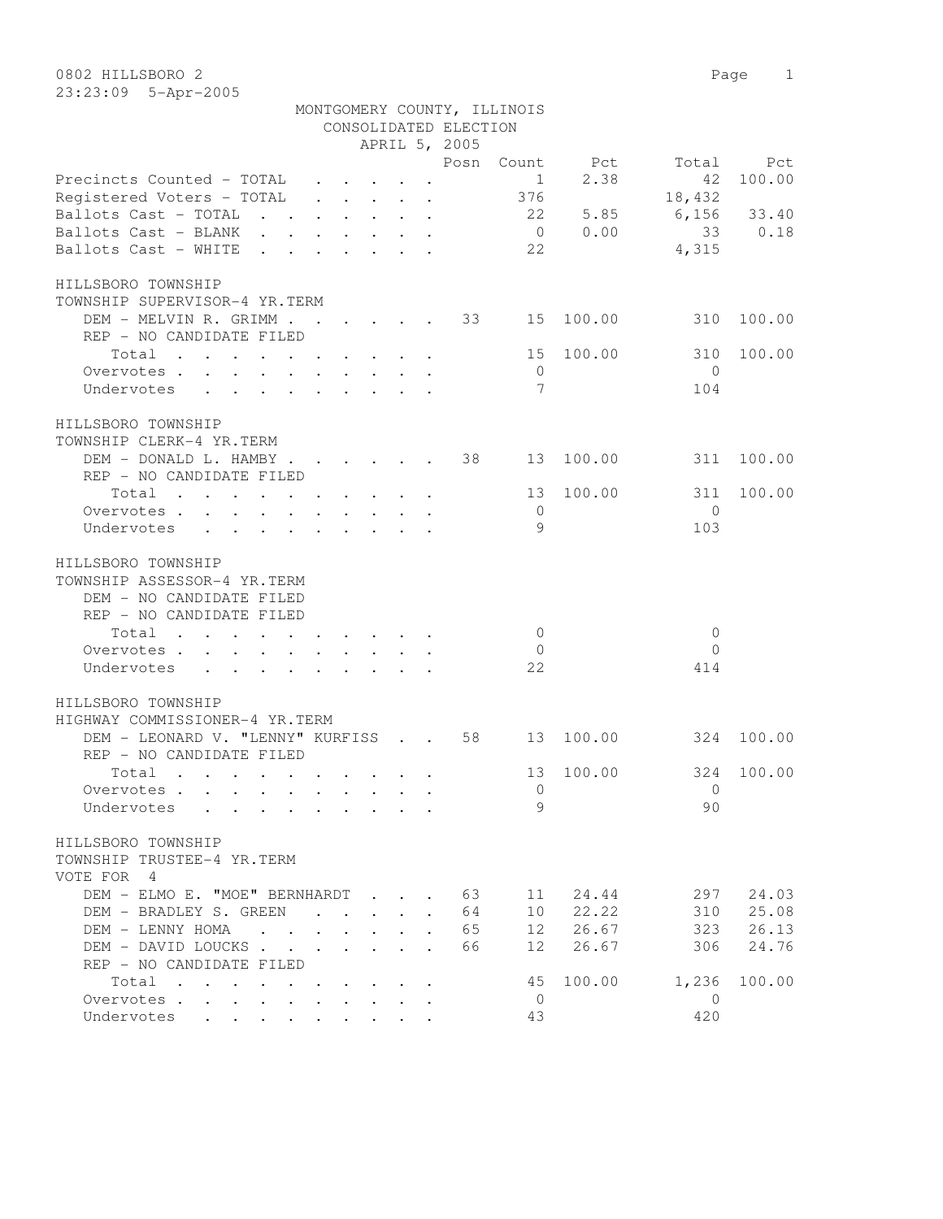0802 HILLSBORO 2

23:23:09 5-Apr-2005

MONTGOMERY COUNTY, ILLINOIS
CONSOLIDATED ELECTION
APRIL 5, 2005

| | Posn | Count | Pct | Total | Pct |
|---|---|---|---|---|---|
| Precincts Counted - TOTAL | | 1 | 2.38 | 42 | 100.00 |
| Registered Voters - TOTAL | | 376 | | 18,432 | |
| Ballots Cast - TOTAL | | 22 | 5.85 | 6,156 | 33.40 |
| Ballots Cast - BLANK | | 0 | 0.00 | 33 | 0.18 |
| Ballots Cast - WHITE | | 22 | | 4,315 | |

HILLSBORO TOWNSHIP
TOWNSHIP SUPERVISOR-4 YR.TERM

| | Posn | Count | Pct | Total | Pct |
|---|---|---|---|---|---|
| DEM - MELVIN R. GRIMM | 33 | 15 | 100.00 | 310 | 100.00 |
| REP - NO CANDIDATE FILED | | | | | |
| Total | | 15 | 100.00 | 310 | 100.00 |
| Overvotes | | 0 | | 0 | |
| Undervotes | | 7 | | 104 | |

HILLSBORO TOWNSHIP
TOWNSHIP CLERK-4 YR.TERM

| | Posn | Count | Pct | Total | Pct |
|---|---|---|---|---|---|
| DEM - DONALD L. HAMBY | 38 | 13 | 100.00 | 311 | 100.00 |
| REP - NO CANDIDATE FILED | | | | | |
| Total | | 13 | 100.00 | 311 | 100.00 |
| Overvotes | | 0 | | 0 | |
| Undervotes | | 9 | | 103 | |

HILLSBORO TOWNSHIP
TOWNSHIP ASSESSOR-4 YR.TERM

| | Posn | Count | Pct | Total | Pct |
|---|---|---|---|---|---|
| DEM - NO CANDIDATE FILED | | | | | |
| REP - NO CANDIDATE FILED | | | | | |
| Total | | 0 | | 0 | |
| Overvotes | | 0 | | 0 | |
| Undervotes | | 22 | | 414 | |

HILLSBORO TOWNSHIP
HIGHWAY COMMISSIONER-4 YR.TERM

| | Posn | Count | Pct | Total | Pct |
|---|---|---|---|---|---|
| DEM - LEONARD V. "LENNY" KURFISS | 58 | 13 | 100.00 | 324 | 100.00 |
| REP - NO CANDIDATE FILED | | | | | |
| Total | | 13 | 100.00 | 324 | 100.00 |
| Overvotes | | 0 | | 0 | |
| Undervotes | | 9 | | 90 | |

HILLSBORO TOWNSHIP
TOWNSHIP TRUSTEE-4 YR.TERM
VOTE FOR 4

| | Posn | Count | Pct | Total | Pct |
|---|---|---|---|---|---|
| DEM - ELMO E. "MOE" BERNHARDT | 63 | 11 | 24.44 | 297 | 24.03 |
| DEM - BRADLEY S. GREEN | 64 | 10 | 22.22 | 310 | 25.08 |
| DEM - LENNY HOMA | 65 | 12 | 26.67 | 323 | 26.13 |
| DEM - DAVID LOUCKS | 66 | 12 | 26.67 | 306 | 24.76 |
| REP - NO CANDIDATE FILED | | | | | |
| Total | | 45 | 100.00 | 1,236 | 100.00 |
| Overvotes | | 0 | | 0 | |
| Undervotes | | 43 | | 420 | |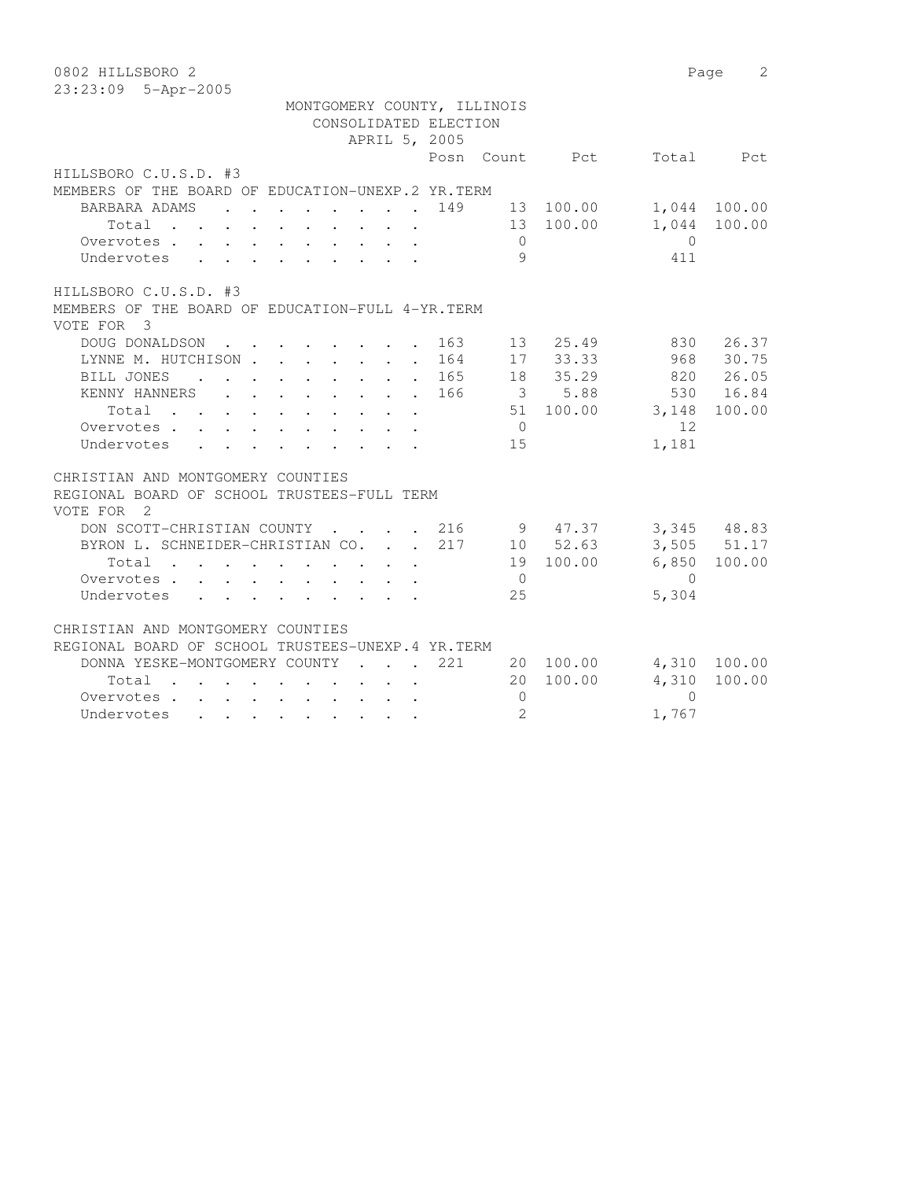0802 HILLSBORO 2

23:23:09 5-Apr-2005

MONTGOMERY COUNTY, ILLINOIS
CONSOLIDATED ELECTION
APRIL 5, 2005

HILLSBORO C.U.S.D. #3
MEMBERS OF THE BOARD OF EDUCATION-UNEXP.2 YR.TERM

| | Posn | Count | Pct | Total | Pct |
|---|---|---|---|---|---|
| BARBARA ADAMS | 149 | 13 | 100.00 | 1,044 | 100.00 |
| Total | | 13 | 100.00 | 1,044 | 100.00 |
| Overvotes | | 0 | | 0 | |
| Undervotes | | 9 | | 411 | |

HILLSBORO C.U.S.D. #3
MEMBERS OF THE BOARD OF EDUCATION-FULL 4-YR.TERM
VOTE FOR 3

| | Posn | Count | Pct | Total | Pct |
|---|---|---|---|---|---|
| DOUG DONALDSON | 163 | 13 | 25.49 | 830 | 26.37 |
| LYNNE M. HUTCHISON | 164 | 17 | 33.33 | 968 | 30.75 |
| BILL JONES | 165 | 18 | 35.29 | 820 | 26.05 |
| KENNY HANNERS | 166 | 3 | 5.88 | 530 | 16.84 |
| Total | | 51 | 100.00 | 3,148 | 100.00 |
| Overvotes | | 0 | | 12 | |
| Undervotes | | 15 | | 1,181 | |

CHRISTIAN AND MONTGOMERY COUNTIES
REGIONAL BOARD OF SCHOOL TRUSTEES-FULL TERM
VOTE FOR 2

| | Posn | Count | Pct | Total | Pct |
|---|---|---|---|---|---|
| DON SCOTT-CHRISTIAN COUNTY | 216 | 9 | 47.37 | 3,345 | 48.83 |
| BYRON L. SCHNEIDER-CHRISTIAN CO. | 217 | 10 | 52.63 | 3,505 | 51.17 |
| Total | | 19 | 100.00 | 6,850 | 100.00 |
| Overvotes | | 0 | | 0 | |
| Undervotes | | 25 | | 5,304 | |

CHRISTIAN AND MONTGOMERY COUNTIES
REGIONAL BOARD OF SCHOOL TRUSTEES-UNEXP.4 YR.TERM

| | Posn | Count | Pct | Total | Pct |
|---|---|---|---|---|---|
| DONNA YESKE-MONTGOMERY COUNTY | 221 | 20 | 100.00 | 4,310 | 100.00 |
| Total | | 20 | 100.00 | 4,310 | 100.00 |
| Overvotes | | 0 | | 0 | |
| Undervotes | | 2 | | 1,767 | |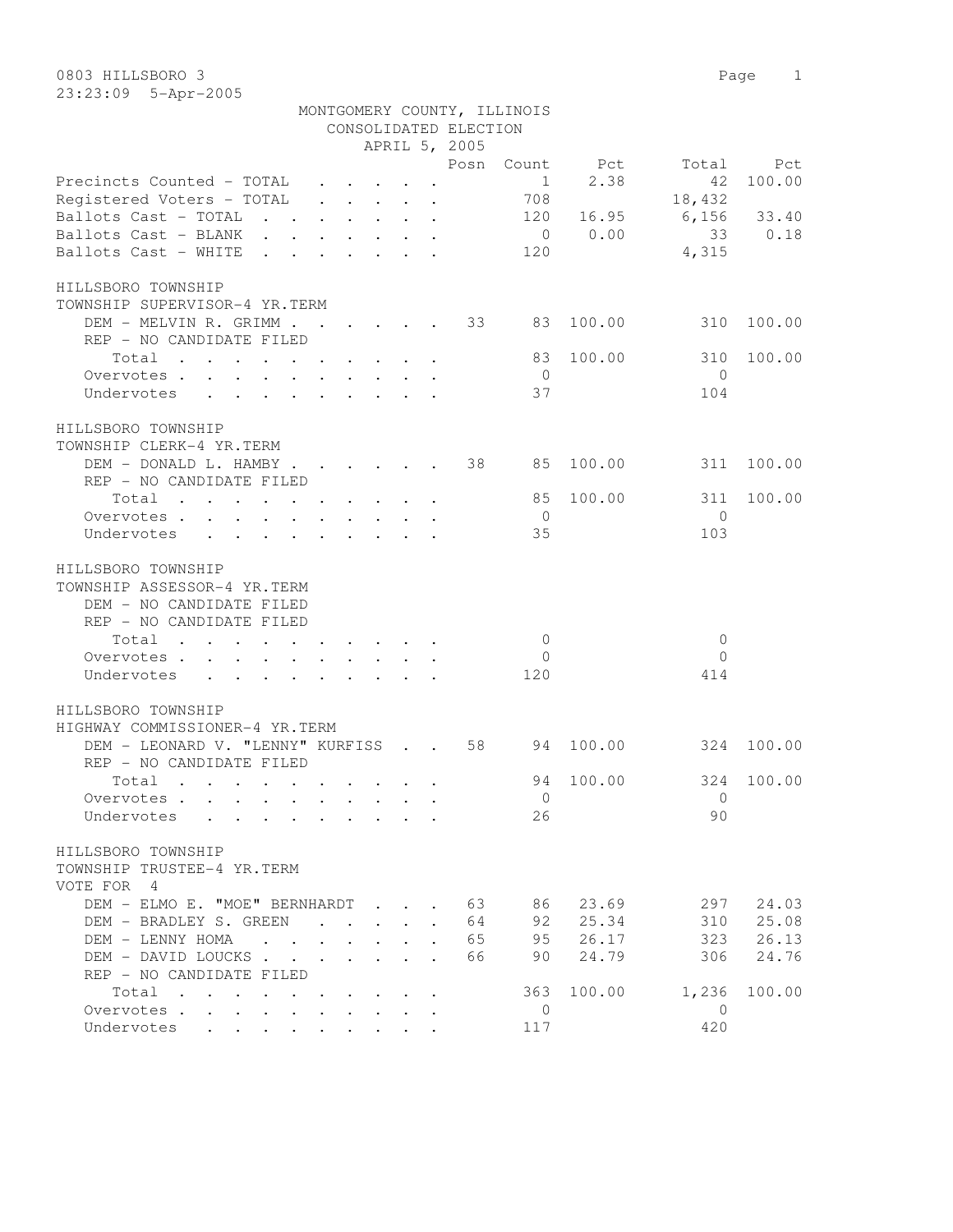0803 HILLSBORO 3

23:23:09 5-Apr-2005

MONTGOMERY COUNTY, ILLINOIS
CONSOLIDATED ELECTION
APRIL 5, 2005

| | Posn | Count | Pct | Total | Pct |
|---|---|---|---|---|---|
| Precincts Counted - TOTAL | | 1 | 2.38 | 42 | 100.00 |
| Registered Voters - TOTAL | | 708 | | 18,432 | |
| Ballots Cast - TOTAL | | 120 | 16.95 | 6,156 | 33.40 |
| Ballots Cast - BLANK | | 0 | 0.00 | 33 | 0.18 |
| Ballots Cast - WHITE | | 120 | | 4,315 | |

HILLSBORO TOWNSHIP
TOWNSHIP SUPERVISOR-4 YR.TERM

| | Posn | Count | Pct | Total | Pct |
|---|---|---|---|---|---|
| DEM - MELVIN R. GRIMM | 33 | 83 | 100.00 | 310 | 100.00 |
| REP - NO CANDIDATE FILED | | | | | |
| Total | | 83 | 100.00 | 310 | 100.00 |
| Overvotes | | 0 | | 0 | |
| Undervotes | | 37 | | 104 | |

HILLSBORO TOWNSHIP
TOWNSHIP CLERK-4 YR.TERM

| | Posn | Count | Pct | Total | Pct |
|---|---|---|---|---|---|
| DEM - DONALD L. HAMBY | 38 | 85 | 100.00 | 311 | 100.00 |
| REP - NO CANDIDATE FILED | | | | | |
| Total | | 85 | 100.00 | 311 | 100.00 |
| Overvotes | | 0 | | 0 | |
| Undervotes | | 35 | | 103 | |

HILLSBORO TOWNSHIP
TOWNSHIP ASSESSOR-4 YR.TERM

| | Posn | Count | Pct | Total | Pct |
|---|---|---|---|---|---|
| DEM - NO CANDIDATE FILED | | | | | |
| REP - NO CANDIDATE FILED | | | | | |
| Total | | 0 | | 0 | |
| Overvotes | | 0 | | 0 | |
| Undervotes | | 120 | | 414 | |

HILLSBORO TOWNSHIP
HIGHWAY COMMISSIONER-4 YR.TERM

| | Posn | Count | Pct | Total | Pct |
|---|---|---|---|---|---|
| DEM - LEONARD V. "LENNY" KURFISS | 58 | 94 | 100.00 | 324 | 100.00 |
| REP - NO CANDIDATE FILED | | | | | |
| Total | | 94 | 100.00 | 324 | 100.00 |
| Overvotes | | 0 | | 0 | |
| Undervotes | | 26 | | 90 | |

HILLSBORO TOWNSHIP
TOWNSHIP TRUSTEE-4 YR.TERM
VOTE FOR 4

| | Posn | Count | Pct | Total | Pct |
|---|---|---|---|---|---|
| DEM - ELMO E. "MOE" BERNHARDT | 63 | 86 | 23.69 | 297 | 24.03 |
| DEM - BRADLEY S. GREEN | 64 | 92 | 25.34 | 310 | 25.08 |
| DEM - LENNY HOMA | 65 | 95 | 26.17 | 323 | 26.13 |
| DEM - DAVID LOUCKS | 66 | 90 | 24.79 | 306 | 24.76 |
| REP - NO CANDIDATE FILED | | | | | |
| Total | | 363 | 100.00 | 1,236 | 100.00 |
| Overvotes | | 0 | | 0 | |
| Undervotes | | 117 | | 420 | |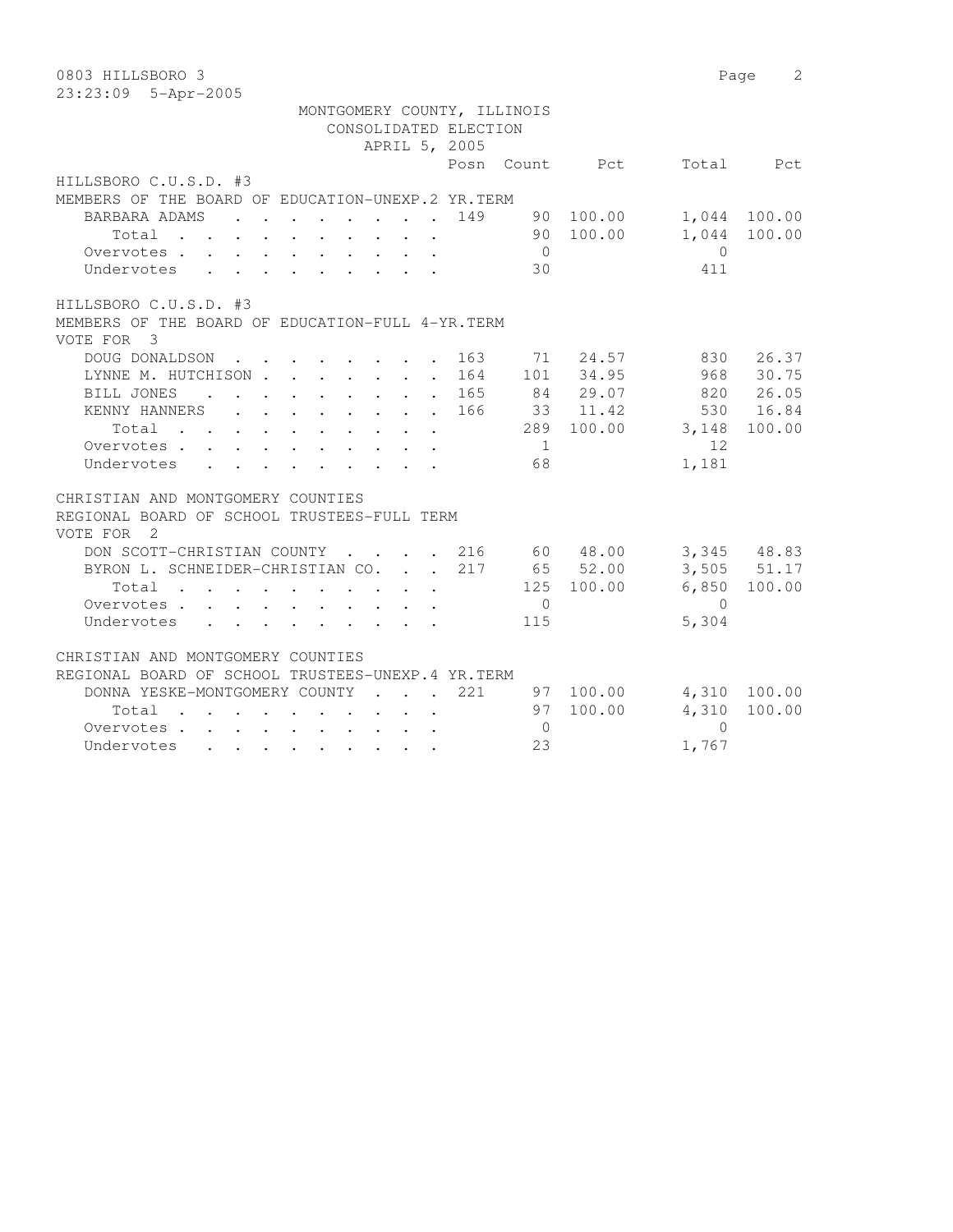0803 HILLSBORO 3

23:23:09 5-Apr-2005

MONTGOMERY COUNTY, ILLINOIS
CONSOLIDATED ELECTION
APRIL 5, 2005

HILLSBORO C.U.S.D. #3
MEMBERS OF THE BOARD OF EDUCATION-UNEXP.2 YR.TERM

| | Posn | Count | Pct | Total | Pct |
|---|---|---|---|---|---|
| BARBARA ADAMS | 149 | 90 | 100.00 | 1,044 | 100.00 |
| Total | | 90 | 100.00 | 1,044 | 100.00 |
| Overvotes | | 0 | | 0 | |
| Undervotes | | 30 | | 411 | |

HILLSBORO C.U.S.D. #3
MEMBERS OF THE BOARD OF EDUCATION-FULL 4-YR.TERM
VOTE FOR 3

| | Posn | Count | Pct | Total | Pct |
|---|---|---|---|---|---|
| DOUG DONALDSON | 163 | 71 | 24.57 | 830 | 26.37 |
| LYNNE M. HUTCHISON | 164 | 101 | 34.95 | 968 | 30.75 |
| BILL JONES | 165 | 84 | 29.07 | 820 | 26.05 |
| KENNY HANNERS | 166 | 33 | 11.42 | 530 | 16.84 |
| Total | | 289 | 100.00 | 3,148 | 100.00 |
| Overvotes | | 1 | | 12 | |
| Undervotes | | 68 | | 1,181 | |

CHRISTIAN AND MONTGOMERY COUNTIES
REGIONAL BOARD OF SCHOOL TRUSTEES-FULL TERM
VOTE FOR 2

| | Posn | Count | Pct | Total | Pct |
|---|---|---|---|---|---|
| DON SCOTT-CHRISTIAN COUNTY | 216 | 60 | 48.00 | 3,345 | 48.83 |
| BYRON L. SCHNEIDER-CHRISTIAN CO. | 217 | 65 | 52.00 | 3,505 | 51.17 |
| Total | | 125 | 100.00 | 6,850 | 100.00 |
| Overvotes | | 0 | | 0 | |
| Undervotes | | 115 | | 5,304 | |

CHRISTIAN AND MONTGOMERY COUNTIES
REGIONAL BOARD OF SCHOOL TRUSTEES-UNEXP.4 YR.TERM

| | Posn | Count | Pct | Total | Pct |
|---|---|---|---|---|---|
| DONNA YESKE-MONTGOMERY COUNTY | 221 | 97 | 100.00 | 4,310 | 100.00 |
| Total | | 97 | 100.00 | 4,310 | 100.00 |
| Overvotes | | 0 | | 0 | |
| Undervotes | | 23 | | 1,767 | |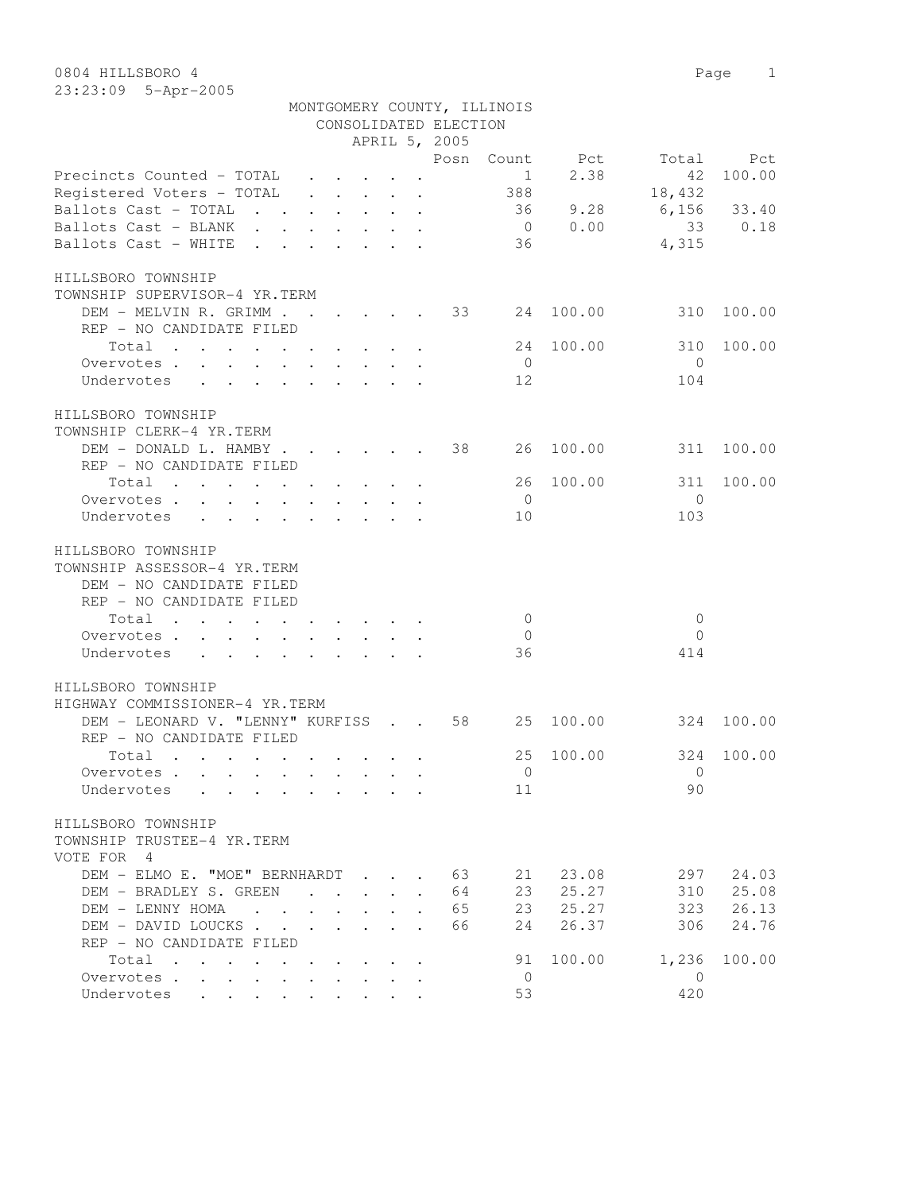0804 HILLSBORO 4

23:23:09 5-Apr-2005

MONTGOMERY COUNTY, ILLINOIS
CONSOLIDATED ELECTION
APRIL 5, 2005

| | Posn | Count | Pct | Total | Pct |
|---|---|---|---|---|---|
| Precincts Counted - TOTAL | | 1 | 2.38 | 42 | 100.00 |
| Registered Voters - TOTAL | | 388 | | 18,432 | |
| Ballots Cast - TOTAL | | 36 | 9.28 | 6,156 | 33.40 |
| Ballots Cast - BLANK | | 0 | 0.00 | 33 | 0.18 |
| Ballots Cast - WHITE | | 36 | | 4,315 | |

HILLSBORO TOWNSHIP
TOWNSHIP SUPERVISOR-4 YR.TERM

| | Posn | Count | Pct | Total | Pct |
|---|---|---|---|---|---|
| DEM - MELVIN R. GRIMM | 33 | 24 | 100.00 | 310 | 100.00 |
| REP - NO CANDIDATE FILED | | | | | |
| Total | | 24 | 100.00 | 310 | 100.00 |
| Overvotes | | 0 | | 0 | |
| Undervotes | | 12 | | 104 | |

HILLSBORO TOWNSHIP
TOWNSHIP CLERK-4 YR.TERM

| | Posn | Count | Pct | Total | Pct |
|---|---|---|---|---|---|
| DEM - DONALD L. HAMBY | 38 | 26 | 100.00 | 311 | 100.00 |
| REP - NO CANDIDATE FILED | | | | | |
| Total | | 26 | 100.00 | 311 | 100.00 |
| Overvotes | | 0 | | 0 | |
| Undervotes | | 10 | | 103 | |

HILLSBORO TOWNSHIP
TOWNSHIP ASSESSOR-4 YR.TERM

| | Posn | Count | Pct | Total | Pct |
|---|---|---|---|---|---|
| DEM - NO CANDIDATE FILED | | | | | |
| REP - NO CANDIDATE FILED | | | | | |
| Total | | 0 | | 0 | |
| Overvotes | | 0 | | 0 | |
| Undervotes | | 36 | | 414 | |

HILLSBORO TOWNSHIP
HIGHWAY COMMISSIONER-4 YR.TERM

| | Posn | Count | Pct | Total | Pct |
|---|---|---|---|---|---|
| DEM - LEONARD V. "LENNY" KURFISS | 58 | 25 | 100.00 | 324 | 100.00 |
| REP - NO CANDIDATE FILED | | | | | |
| Total | | 25 | 100.00 | 324 | 100.00 |
| Overvotes | | 0 | | 0 | |
| Undervotes | | 11 | | 90 | |

HILLSBORO TOWNSHIP
TOWNSHIP TRUSTEE-4 YR.TERM
VOTE FOR 4

| | Posn | Count | Pct | Total | Pct |
|---|---|---|---|---|---|
| DEM - ELMO E. "MOE" BERNHARDT | 63 | 21 | 23.08 | 297 | 24.03 |
| DEM - BRADLEY S. GREEN | 64 | 23 | 25.27 | 310 | 25.08 |
| DEM - LENNY HOMA | 65 | 23 | 25.27 | 323 | 26.13 |
| DEM - DAVID LOUCKS | 66 | 24 | 26.37 | 306 | 24.76 |
| REP - NO CANDIDATE FILED | | | | | |
| Total | | 91 | 100.00 | 1,236 | 100.00 |
| Overvotes | | 0 | | 0 | |
| Undervotes | | 53 | | 420 | |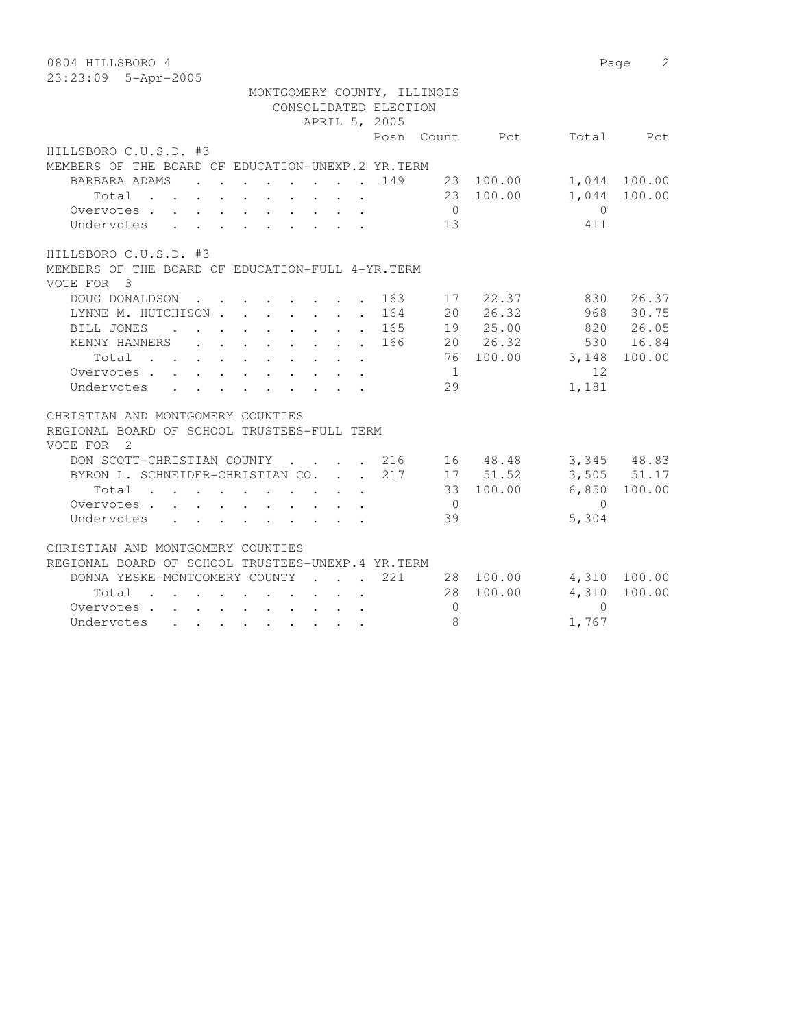0804 HILLSBORO 4

23:23:09 5-Apr-2005

MONTGOMERY COUNTY, ILLINOIS
CONSOLIDATED ELECTION
APRIL 5, 2005

HILLSBORO C.U.S.D. #3
MEMBERS OF THE BOARD OF EDUCATION-UNEXP.2 YR.TERM

| | Posn | Count | Pct | Total | Pct |
|---|---|---|---|---|---|
| BARBARA ADAMS | 149 | 23 | 100.00 | 1,044 | 100.00 |
| Total | | 23 | 100.00 | 1,044 | 100.00 |
| Overvotes | | 0 | | 0 | |
| Undervotes | | 13 | | 411 | |

HILLSBORO C.U.S.D. #3
MEMBERS OF THE BOARD OF EDUCATION-FULL 4-YR.TERM
VOTE FOR 3

| | Posn | Count | Pct | Total | Pct |
|---|---|---|---|---|---|
| DOUG DONALDSON | 163 | 17 | 22.37 | 830 | 26.37 |
| LYNNE M. HUTCHISON | 164 | 20 | 26.32 | 968 | 30.75 |
| BILL JONES | 165 | 19 | 25.00 | 820 | 26.05 |
| KENNY HANNERS | 166 | 20 | 26.32 | 530 | 16.84 |
| Total | | 76 | 100.00 | 3,148 | 100.00 |
| Overvotes | | 1 | | 12 | |
| Undervotes | | 29 | | 1,181 | |

CHRISTIAN AND MONTGOMERY COUNTIES
REGIONAL BOARD OF SCHOOL TRUSTEES-FULL TERM
VOTE FOR 2

| | Posn | Count | Pct | Total | Pct |
|---|---|---|---|---|---|
| DON SCOTT-CHRISTIAN COUNTY | 216 | 16 | 48.48 | 3,345 | 48.83 |
| BYRON L. SCHNEIDER-CHRISTIAN CO. | 217 | 17 | 51.52 | 3,505 | 51.17 |
| Total | | 33 | 100.00 | 6,850 | 100.00 |
| Overvotes | | 0 | | 0 | |
| Undervotes | | 39 | | 5,304 | |

CHRISTIAN AND MONTGOMERY COUNTIES
REGIONAL BOARD OF SCHOOL TRUSTEES-UNEXP.4 YR.TERM

| | Posn | Count | Pct | Total | Pct |
|---|---|---|---|---|---|
| DONNA YESKE-MONTGOMERY COUNTY | 221 | 28 | 100.00 | 4,310 | 100.00 |
| Total | | 28 | 100.00 | 4,310 | 100.00 |
| Overvotes | | 0 | | 0 | |
| Undervotes | | 8 | | 1,767 | |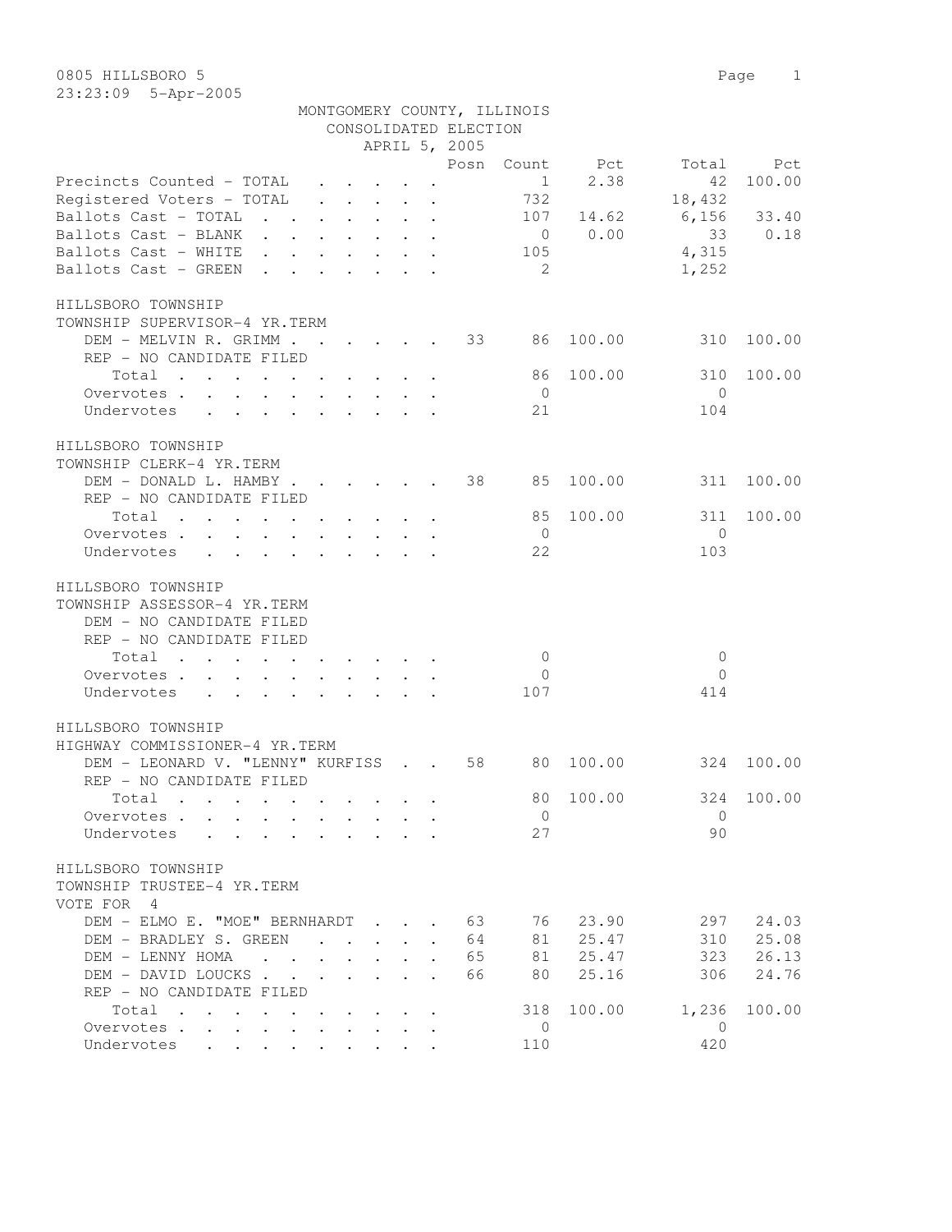0805 HILLSBORO 5

23:23:09 5-Apr-2005

MONTGOMERY COUNTY, ILLINOIS
CONSOLIDATED ELECTION
APRIL 5, 2005

| | Posn | Count | Pct | Total | Pct |
|---|---|---|---|---|---|
| Precincts Counted - TOTAL | | 1 | 2.38 | 42 | 100.00 |
| Registered Voters - TOTAL | | 732 | | 18,432 | |
| Ballots Cast - TOTAL | | 107 | 14.62 | 6,156 | 33.40 |
| Ballots Cast - BLANK | | 0 | 0.00 | 33 | 0.18 |
| Ballots Cast - WHITE | | 105 | | 4,315 | |
| Ballots Cast - GREEN | | 2 | | 1,252 | |

HILLSBORO TOWNSHIP
TOWNSHIP SUPERVISOR-4 YR.TERM

| | Posn | Count | Pct | Total | Pct |
|---|---|---|---|---|---|
| DEM - MELVIN R. GRIMM | 33 | 86 | 100.00 | 310 | 100.00 |
| REP - NO CANDIDATE FILED | | | | | |
| Total | | 86 | 100.00 | 310 | 100.00 |
| Overvotes | | 0 | | 0 | |
| Undervotes | | 21 | | 104 | |

HILLSBORO TOWNSHIP
TOWNSHIP CLERK-4 YR.TERM

| | Posn | Count | Pct | Total | Pct |
|---|---|---|---|---|---|
| DEM - DONALD L. HAMBY | 38 | 85 | 100.00 | 311 | 100.00 |
| REP - NO CANDIDATE FILED | | | | | |
| Total | | 85 | 100.00 | 311 | 100.00 |
| Overvotes | | 0 | | 0 | |
| Undervotes | | 22 | | 103 | |

HILLSBORO TOWNSHIP
TOWNSHIP ASSESSOR-4 YR.TERM

| | Posn | Count | Pct | Total | Pct |
|---|---|---|---|---|---|
| DEM - NO CANDIDATE FILED | | | | | |
| REP - NO CANDIDATE FILED | | | | | |
| Total | | 0 | | 0 | |
| Overvotes | | 0 | | 0 | |
| Undervotes | | 107 | | 414 | |

HILLSBORO TOWNSHIP
HIGHWAY COMMISSIONER-4 YR.TERM

| | Posn | Count | Pct | Total | Pct |
|---|---|---|---|---|---|
| DEM - LEONARD V. "LENNY" KURFISS | 58 | 80 | 100.00 | 324 | 100.00 |
| REP - NO CANDIDATE FILED | | | | | |
| Total | | 80 | 100.00 | 324 | 100.00 |
| Overvotes | | 0 | | 0 | |
| Undervotes | | 27 | | 90 | |

HILLSBORO TOWNSHIP
TOWNSHIP TRUSTEE-4 YR.TERM
VOTE FOR 4

| | Posn | Count | Pct | Total | Pct |
|---|---|---|---|---|---|
| DEM - ELMO E. "MOE" BERNHARDT | 63 | 76 | 23.90 | 297 | 24.03 |
| DEM - BRADLEY S. GREEN | 64 | 81 | 25.47 | 310 | 25.08 |
| DEM - LENNY HOMA | 65 | 81 | 25.47 | 323 | 26.13 |
| DEM - DAVID LOUCKS | 66 | 80 | 25.16 | 306 | 24.76 |
| REP - NO CANDIDATE FILED | | | | | |
| Total | | 318 | 100.00 | 1,236 | 100.00 |
| Overvotes | | 0 | | 0 | |
| Undervotes | | 110 | | 420 | |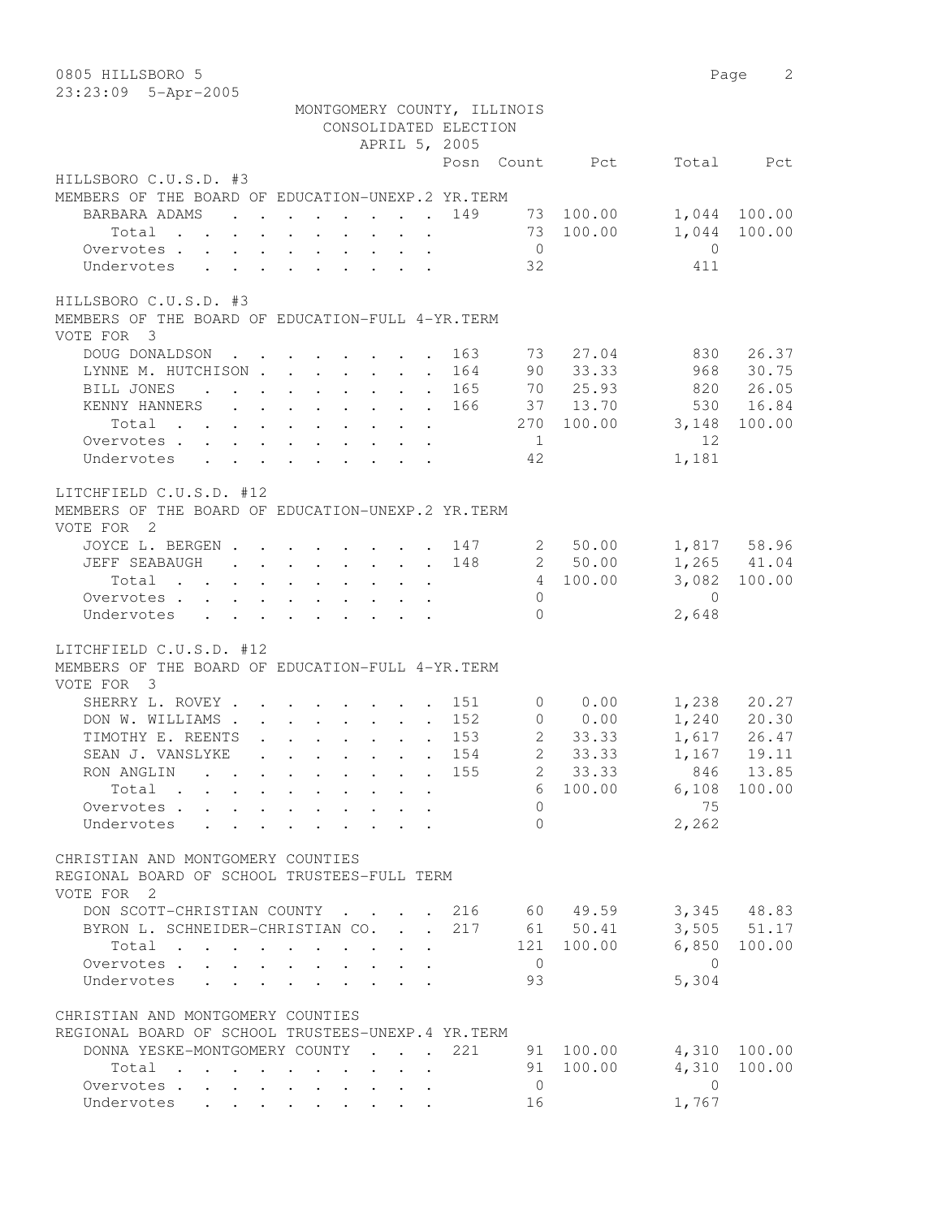MONTGOMERY COUNTY, ILLINOIS
CONSOLIDATED ELECTION
APRIL 5, 2005

### HILLSBORO C.U.S.D. #3
MEMBERS OF THE BOARD OF EDUCATION-UNEXP.2 YR.TERM

| | Posn | Count | Pct | Total | Pct |
|---|---|---|---|---|---|
| BARBARA ADAMS | 149 | 73 | 100.00 | 1,044 | 100.00 |
| Total | | 73 | 100.00 | 1,044 | 100.00 |
| Overvotes | | 0 | | 0 | |
| Undervotes | | 32 | | 411 | |

### HILLSBORO C.U.S.D. #3
MEMBERS OF THE BOARD OF EDUCATION-FULL 4-YR.TERM
VOTE FOR 3

| | Posn | Count | Pct | Total | Pct |
|---|---|---|---|---|---|
| DOUG DONALDSON | 163 | 73 | 27.04 | 830 | 26.37 |
| LYNNE M. HUTCHISON | 164 | 90 | 33.33 | 968 | 30.75 |
| BILL JONES | 165 | 70 | 25.93 | 820 | 26.05 |
| KENNY HANNERS | 166 | 37 | 13.70 | 530 | 16.84 |
| Total | | 270 | 100.00 | 3,148 | 100.00 |
| Overvotes | | 1 | | 12 | |
| Undervotes | | 42 | | 1,181 | |

### LITCHFIELD C.U.S.D. #12
MEMBERS OF THE BOARD OF EDUCATION-UNEXP.2 YR.TERM
VOTE FOR 2

| | Posn | Count | Pct | Total | Pct |
|---|---|---|---|---|---|
| JOYCE L. BERGEN | 147 | 2 | 50.00 | 1,817 | 58.96 |
| JEFF SEABAUGH | 148 | 2 | 50.00 | 1,265 | 41.04 |
| Total | | 4 | 100.00 | 3,082 | 100.00 |
| Overvotes | | 0 | | 0 | |
| Undervotes | | 0 | | 2,648 | |

### LITCHFIELD C.U.S.D. #12
MEMBERS OF THE BOARD OF EDUCATION-FULL 4-YR.TERM
VOTE FOR 3

| | Posn | Count | Pct | Total | Pct |
|---|---|---|---|---|---|
| SHERRY L. ROVEY | 151 | 0 | 0.00 | 1,238 | 20.27 |
| DON W. WILLIAMS | 152 | 0 | 0.00 | 1,240 | 20.30 |
| TIMOTHY E. REENTS | 153 | 2 | 33.33 | 1,617 | 26.47 |
| SEAN J. VANSLYKE | 154 | 2 | 33.33 | 1,167 | 19.11 |
| RON ANGLIN | 155 | 2 | 33.33 | 846 | 13.85 |
| Total | | 6 | 100.00 | 6,108 | 100.00 |
| Overvotes | | 0 | | 75 | |
| Undervotes | | 0 | | 2,262 | |

### CHRISTIAN AND MONTGOMERY COUNTIES
REGIONAL BOARD OF SCHOOL TRUSTEES-FULL TERM
VOTE FOR 2

| | Posn | Count | Pct | Total | Pct |
|---|---|---|---|---|---|
| DON SCOTT-CHRISTIAN COUNTY | 216 | 60 | 49.59 | 3,345 | 48.83 |
| BYRON L. SCHNEIDER-CHRISTIAN CO. | 217 | 61 | 50.41 | 3,505 | 51.17 |
| Total | | 121 | 100.00 | 6,850 | 100.00 |
| Overvotes | | 0 | | 0 | |
| Undervotes | | 93 | | 5,304 | |

### CHRISTIAN AND MONTGOMERY COUNTIES
REGIONAL BOARD OF SCHOOL TRUSTEES-UNEXP.4 YR.TERM

| | Posn | Count | Pct | Total | Pct |
|---|---|---|---|---|---|
| DONNA YESKE-MONTGOMERY COUNTY | 221 | 91 | 100.00 | 4,310 | 100.00 |
| Total | | 91 | 100.00 | 4,310 | 100.00 |
| Overvotes | | 0 | | 0 | |
| Undervotes | | 16 | | 1,767 | |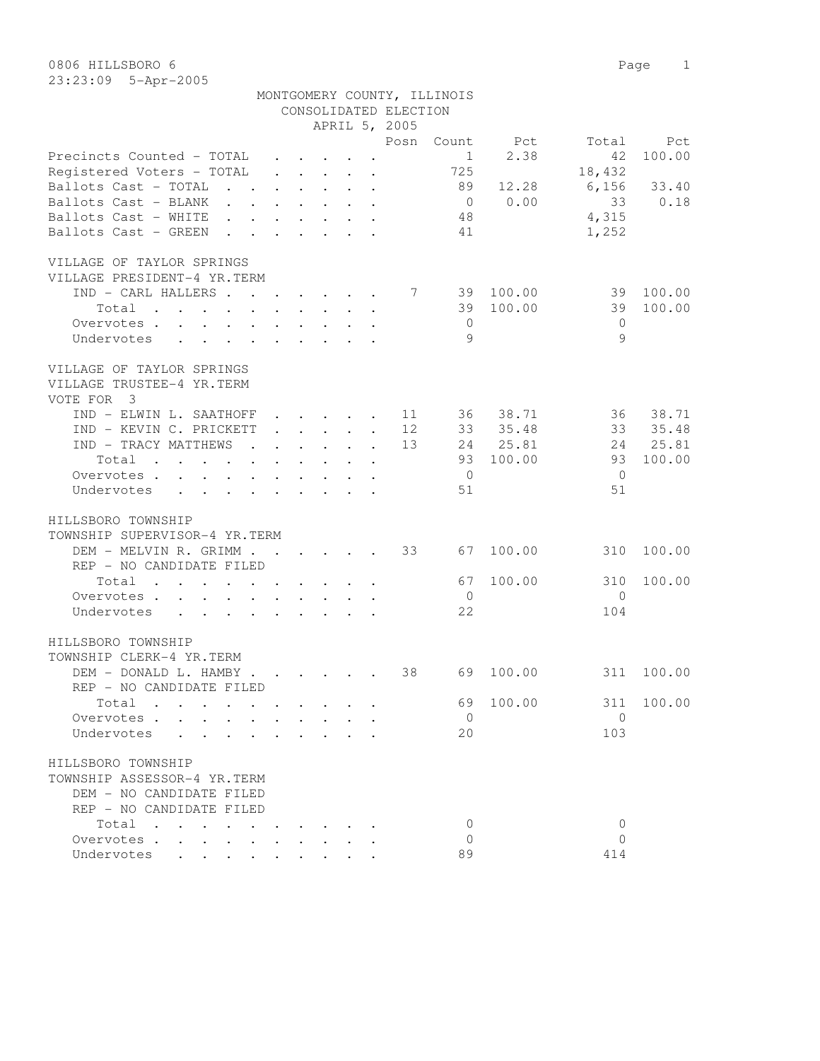0806 HILLSBORO 6

23:23:09 5-Apr-2005

MONTGOMERY COUNTY, ILLINOIS
CONSOLIDATED ELECTION
APRIL 5, 2005

| | Posn | Count | Pct | Total | Pct |
|---|---|---|---|---|---|
| Precincts Counted - TOTAL | | 1 | 2.38 | 42 | 100.00 |
| Registered Voters - TOTAL | | 725 | | 18,432 | |
| Ballots Cast - TOTAL | | 89 | 12.28 | 6,156 | 33.40 |
| Ballots Cast - BLANK | | 0 | 0.00 | 33 | 0.18 |
| Ballots Cast - WHITE | | 48 | | 4,315 | |
| Ballots Cast - GREEN | | 41 | | 1,252 | |

VILLAGE OF TAYLOR SPRINGS
VILLAGE PRESIDENT-4 YR.TERM

| | Posn | Count | Pct | Total | Pct |
|---|---|---|---|---|---|
| IND - CARL HALLERS | 7 | 39 | 100.00 | 39 | 100.00 |
| Total | | 39 | 100.00 | 39 | 100.00 |
| Overvotes | | 0 | | 0 | |
| Undervotes | | 9 | | 9 | |

VILLAGE OF TAYLOR SPRINGS
VILLAGE TRUSTEE-4 YR.TERM
VOTE FOR 3

| | Posn | Count | Pct | Total | Pct |
|---|---|---|---|---|---|
| IND - ELWIN L. SAATHOFF | 11 | 36 | 38.71 | 36 | 38.71 |
| IND - KEVIN C. PRICKETT | 12 | 33 | 35.48 | 33 | 35.48 |
| IND - TRACY MATTHEWS | 13 | 24 | 25.81 | 24 | 25.81 |
| Total | | 93 | 100.00 | 93 | 100.00 |
| Overvotes | | 0 | | 0 | |
| Undervotes | | 51 | | 51 | |

HILLSBORO TOWNSHIP
TOWNSHIP SUPERVISOR-4 YR.TERM

| | Posn | Count | Pct | Total | Pct |
|---|---|---|---|---|---|
| DEM - MELVIN R. GRIMM | 33 | 67 | 100.00 | 310 | 100.00 |
| REP - NO CANDIDATE FILED | | | | | |
| Total | | 67 | 100.00 | 310 | 100.00 |
| Overvotes | | 0 | | 0 | |
| Undervotes | | 22 | | 104 | |

HILLSBORO TOWNSHIP
TOWNSHIP CLERK-4 YR.TERM

| | Posn | Count | Pct | Total | Pct |
|---|---|---|---|---|---|
| DEM - DONALD L. HAMBY | 38 | 69 | 100.00 | 311 | 100.00 |
| REP - NO CANDIDATE FILED | | | | | |
| Total | | 69 | 100.00 | 311 | 100.00 |
| Overvotes | | 0 | | 0 | |
| Undervotes | | 20 | | 103 | |

HILLSBORO TOWNSHIP
TOWNSHIP ASSESSOR-4 YR.TERM

| | Posn | Count | Pct | Total | Pct |
|---|---|---|---|---|---|
| DEM - NO CANDIDATE FILED | | | | | |
| REP - NO CANDIDATE FILED | | | | | |
| Total | | 0 | | 0 | |
| Overvotes | | 0 | | 0 | |
| Undervotes | | 89 | | 414 | |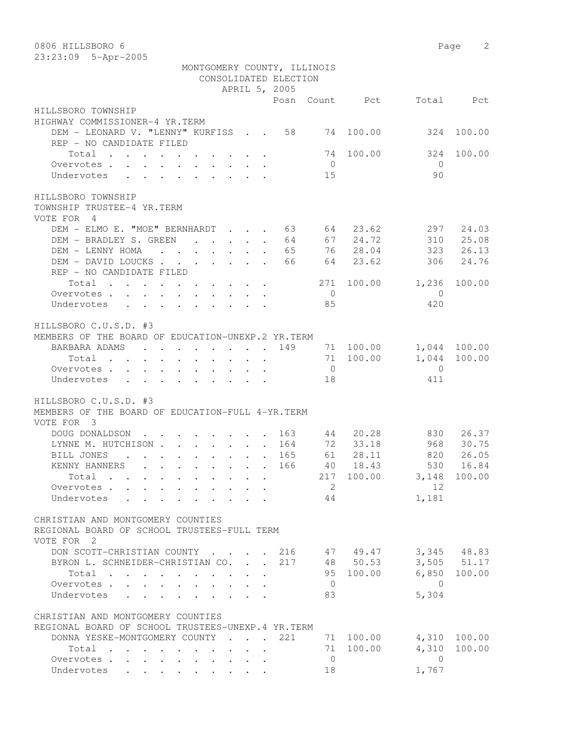0806 HILLSBORO 6

23:23:09 5-Apr-2005

MONTGOMERY COUNTY, ILLINOIS
CONSOLIDATED ELECTION
APRIL 5, 2005

| | Posn | Count | Pct | Total | Pct |
|---|---|---|---|---|---|
| **HILLSBORO TOWNSHIP** | | | | | |
| **HIGHWAY COMMISSIONER-4 YR.TERM** | | | | | |
| DEM - LEONARD V. "LENNY" KURFISS | 58 | 74 | 100.00 | 324 | 100.00 |
| REP - NO CANDIDATE FILED | | | | | |
| Total | | 74 | 100.00 | 324 | 100.00 |
| Overvotes | | 0 | | 0 | |
| Undervotes | | 15 | | 90 | |
| **HILLSBORO TOWNSHIP** | | | | | |
| **TOWNSHIP TRUSTEE-4 YR.TERM** | | | | | |
| VOTE FOR 4 | | | | | |
| DEM - ELMO E. "MOE" BERNHARDT | 63 | 64 | 23.62 | 297 | 24.03 |
| DEM - BRADLEY S. GREEN | 64 | 67 | 24.72 | 310 | 25.08 |
| DEM - LENNY HOMA | 65 | 76 | 28.04 | 323 | 26.13 |
| DEM - DAVID LOUCKS | 66 | 64 | 23.62 | 306 | 24.76 |
| REP - NO CANDIDATE FILED | | | | | |
| Total | | 271 | 100.00 | 1,236 | 100.00 |
| Overvotes | | 0 | | 0 | |
| Undervotes | | 85 | | 420 | |
| **HILLSBORO C.U.S.D. #3** | | | | | |
| **MEMBERS OF THE BOARD OF EDUCATION-UNEXP.2 YR.TERM** | | | | | |
| BARBARA ADAMS | 149 | 71 | 100.00 | 1,044 | 100.00 |
| Total | | 71 | 100.00 | 1,044 | 100.00 |
| Overvotes | | 0 | | 0 | |
| Undervotes | | 18 | | 411 | |
| **HILLSBORO C.U.S.D. #3** | | | | | |
| **MEMBERS OF THE BOARD OF EDUCATION-FULL 4-YR.TERM** | | | | | |
| VOTE FOR 3 | | | | | |
| DOUG DONALDSON | 163 | 44 | 20.28 | 830 | 26.37 |
| LYNNE M. HUTCHISON | 164 | 72 | 33.18 | 968 | 30.75 |
| BILL JONES | 165 | 61 | 28.11 | 820 | 26.05 |
| KENNY HANNERS | 166 | 40 | 18.43 | 530 | 16.84 |
| Total | | 217 | 100.00 | 3,148 | 100.00 |
| Overvotes | | 2 | | 12 | |
| Undervotes | | 44 | | 1,181 | |
| **CHRISTIAN AND MONTGOMERY COUNTIES** | | | | | |
| **REGIONAL BOARD OF SCHOOL TRUSTEES-FULL TERM** | | | | | |
| VOTE FOR 2 | | | | | |
| DON SCOTT-CHRISTIAN COUNTY | 216 | 47 | 49.47 | 3,345 | 48.83 |
| BYRON L. SCHNEIDER-CHRISTIAN CO. | 217 | 48 | 50.53 | 3,505 | 51.17 |
| Total | | 95 | 100.00 | 6,850 | 100.00 |
| Overvotes | | 0 | | 0 | |
| Undervotes | | 83 | | 5,304 | |
| **CHRISTIAN AND MONTGOMERY COUNTIES** | | | | | |
| **REGIONAL BOARD OF SCHOOL TRUSTEES-UNEXP.4 YR.TERM** | | | | | |
| DONNA YESKE-MONTGOMERY COUNTY | 221 | 71 | 100.00 | 4,310 | 100.00 |
| Total | | 71 | 100.00 | 4,310 | 100.00 |
| Overvotes | | 0 | | 0 | |
| Undervotes | | 18 | | 1,767 | |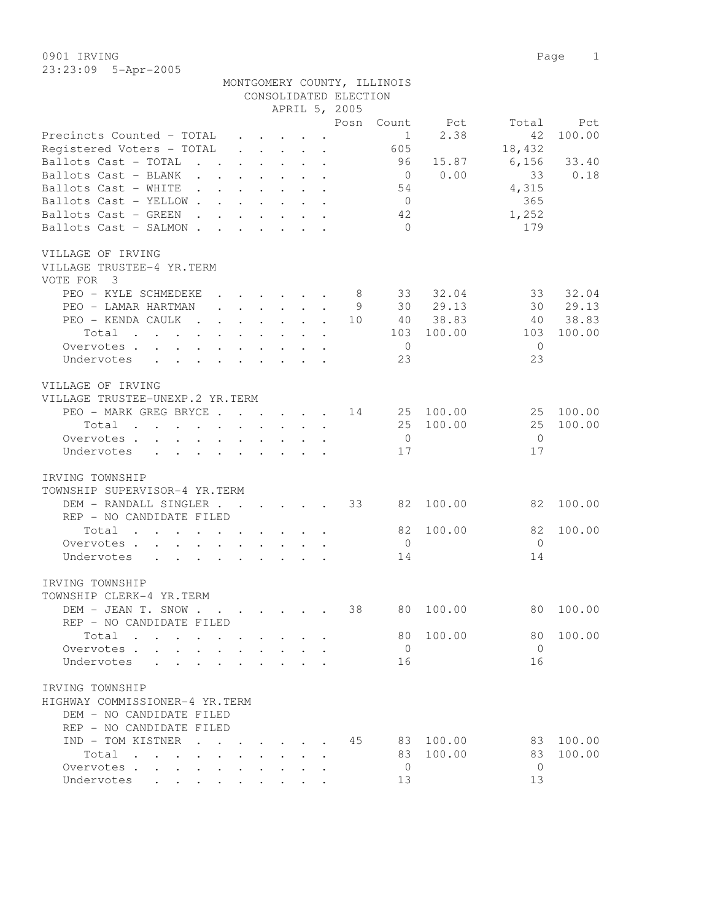0901 IRVING
23:23:09 5-Apr-2005

MONTGOMERY COUNTY, ILLINOIS
CONSOLIDATED ELECTION
APRIL 5, 2005

| | Posn | Count | Pct | Total | Pct |
|---|---|---|---|---|---|
| Precincts Counted - TOTAL | | 1 | 2.38 | 42 | 100.00 |
| Registered Voters - TOTAL | | 605 | | 18,432 | |
| Ballots Cast - TOTAL | | 96 | 15.87 | 6,156 | 33.40 |
| Ballots Cast - BLANK | | 0 | 0.00 | 33 | 0.18 |
| Ballots Cast - WHITE | | 54 | | 4,315 | |
| Ballots Cast - YELLOW | | 0 | | 365 | |
| Ballots Cast - GREEN | | 42 | | 1,252 | |
| Ballots Cast - SALMON | | 0 | | 179 | |

VILLAGE OF IRVING
VILLAGE TRUSTEE-4 YR.TERM
VOTE FOR 3

| | Posn | Count | Pct | Total | Pct |
|---|---|---|---|---|---|
| PEO - KYLE SCHMEDEKE | 8 | 33 | 32.04 | 33 | 32.04 |
| PEO - LAMAR HARTMAN | 9 | 30 | 29.13 | 30 | 29.13 |
| PEO - KENDA CAULK | 10 | 40 | 38.83 | 40 | 38.83 |
| Total | | 103 | 100.00 | 103 | 100.00 |
| Overvotes | | 0 | | 0 | |
| Undervotes | | 23 | | 23 | |

VILLAGE OF IRVING
VILLAGE TRUSTEE-UNEXP.2 YR.TERM

| | Posn | Count | Pct | Total | Pct |
|---|---|---|---|---|---|
| PEO - MARK GREG BRYCE | 14 | 25 | 100.00 | 25 | 100.00 |
| Total | | 25 | 100.00 | 25 | 100.00 |
| Overvotes | | 0 | | 0 | |
| Undervotes | | 17 | | 17 | |

IRVING TOWNSHIP
TOWNSHIP SUPERVISOR-4 YR.TERM

| | Posn | Count | Pct | Total | Pct |
|---|---|---|---|---|---|
| DEM - RANDALL SINGLER | 33 | 82 | 100.00 | 82 | 100.00 |
| REP - NO CANDIDATE FILED | | | | | |
| Total | | 82 | 100.00 | 82 | 100.00 |
| Overvotes | | 0 | | 0 | |
| Undervotes | | 14 | | 14 | |

IRVING TOWNSHIP
TOWNSHIP CLERK-4 YR.TERM

| | Posn | Count | Pct | Total | Pct |
|---|---|---|---|---|---|
| DEM - JEAN T. SNOW | 38 | 80 | 100.00 | 80 | 100.00 |
| REP - NO CANDIDATE FILED | | | | | |
| Total | | 80 | 100.00 | 80 | 100.00 |
| Overvotes | | 0 | | 0 | |
| Undervotes | | 16 | | 16 | |

IRVING TOWNSHIP
HIGHWAY COMMISSIONER-4 YR.TERM

| | Posn | Count | Pct | Total | Pct |
|---|---|---|---|---|---|
| DEM - NO CANDIDATE FILED | | | | | |
| REP - NO CANDIDATE FILED | | | | | |
| IND - TOM KISTNER | 45 | 83 | 100.00 | 83 | 100.00 |
| Total | | 83 | 100.00 | 83 | 100.00 |
| Overvotes | | 0 | | 0 | |
| Undervotes | | 13 | | 13 | |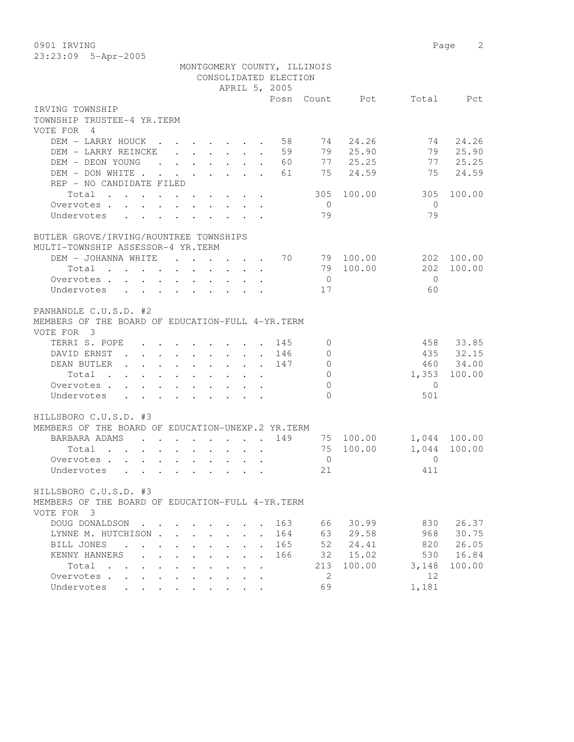0901 IRVING
23:23:09 5-Apr-2005

MONTGOMERY COUNTY, ILLINOIS
CONSOLIDATED ELECTION
APRIL 5, 2005

## IRVING TOWNSHIP
### TOWNSHIP TRUSTEE-4 YR.TERM
VOTE FOR 4

| | Posn | Count | Pct | Total | Pct |
|---|---|---|---|---|---|
| DEM - LARRY HOUCK | 58 | 74 | 24.26 | 74 | 24.26 |
| DEM - LARRY REINCKE | 59 | 79 | 25.90 | 79 | 25.90 |
| DEM - DEON YOUNG | 60 | 77 | 25.25 | 77 | 25.25 |
| DEM - DON WHITE | 61 | 75 | 24.59 | 75 | 24.59 |
| REP - NO CANDIDATE FILED | | | | | |
| Total | | 305 | 100.00 | 305 | 100.00 |
| Overvotes | | 0 | | 0 | |
| Undervotes | | 79 | | 79 | |

## BUTLER GROVE/IRVING/ROUNTREE TOWNSHIPS
### MULTI-TOWNSHIP ASSESSOR-4 YR.TERM

| | Posn | Count | Pct | Total | Pct |
|---|---|---|---|---|---|
| DEM - JOHANNA WHITE | 70 | 79 | 100.00 | 202 | 100.00 |
| Total | | 79 | 100.00 | 202 | 100.00 |
| Overvotes | | 0 | | 0 | |
| Undervotes | | 17 | | 60 | |

## PANHANDLE C.U.S.D. #2
### MEMBERS OF THE BOARD OF EDUCATION-FULL 4-YR.TERM
VOTE FOR 3

| | Posn | Count | Pct | Total | Pct |
|---|---|---|---|---|---|
| TERRI S. POPE | 145 | 0 | | 458 | 33.85 |
| DAVID ERNST | 146 | 0 | | 435 | 32.15 |
| DEAN BUTLER | 147 | 0 | | 460 | 34.00 |
| Total | | 0 | | 1,353 | 100.00 |
| Overvotes | | 0 | | 0 | |
| Undervotes | | 0 | | 501 | |

## HILLSBORO C.U.S.D. #3
### MEMBERS OF THE BOARD OF EDUCATION-UNEXP.2 YR.TERM

| | Posn | Count | Pct | Total | Pct |
|---|---|---|---|---|---|
| BARBARA ADAMS | 149 | 75 | 100.00 | 1,044 | 100.00 |
| Total | | 75 | 100.00 | 1,044 | 100.00 |
| Overvotes | | 0 | | 0 | |
| Undervotes | | 21 | | 411 | |

## HILLSBORO C.U.S.D. #3
### MEMBERS OF THE BOARD OF EDUCATION-FULL 4-YR.TERM
VOTE FOR 3

| | Posn | Count | Pct | Total | Pct |
|---|---|---|---|---|---|
| DOUG DONALDSON | 163 | 66 | 30.99 | 830 | 26.37 |
| LYNNE M. HUTCHISON | 164 | 63 | 29.58 | 968 | 30.75 |
| BILL JONES | 165 | 52 | 24.41 | 820 | 26.05 |
| KENNY HANNERS | 166 | 32 | 15.02 | 530 | 16.84 |
| Total | | 213 | 100.00 | 3,148 | 100.00 |
| Overvotes | | 2 | | 12 | |
| Undervotes | | 69 | | 1,181 | |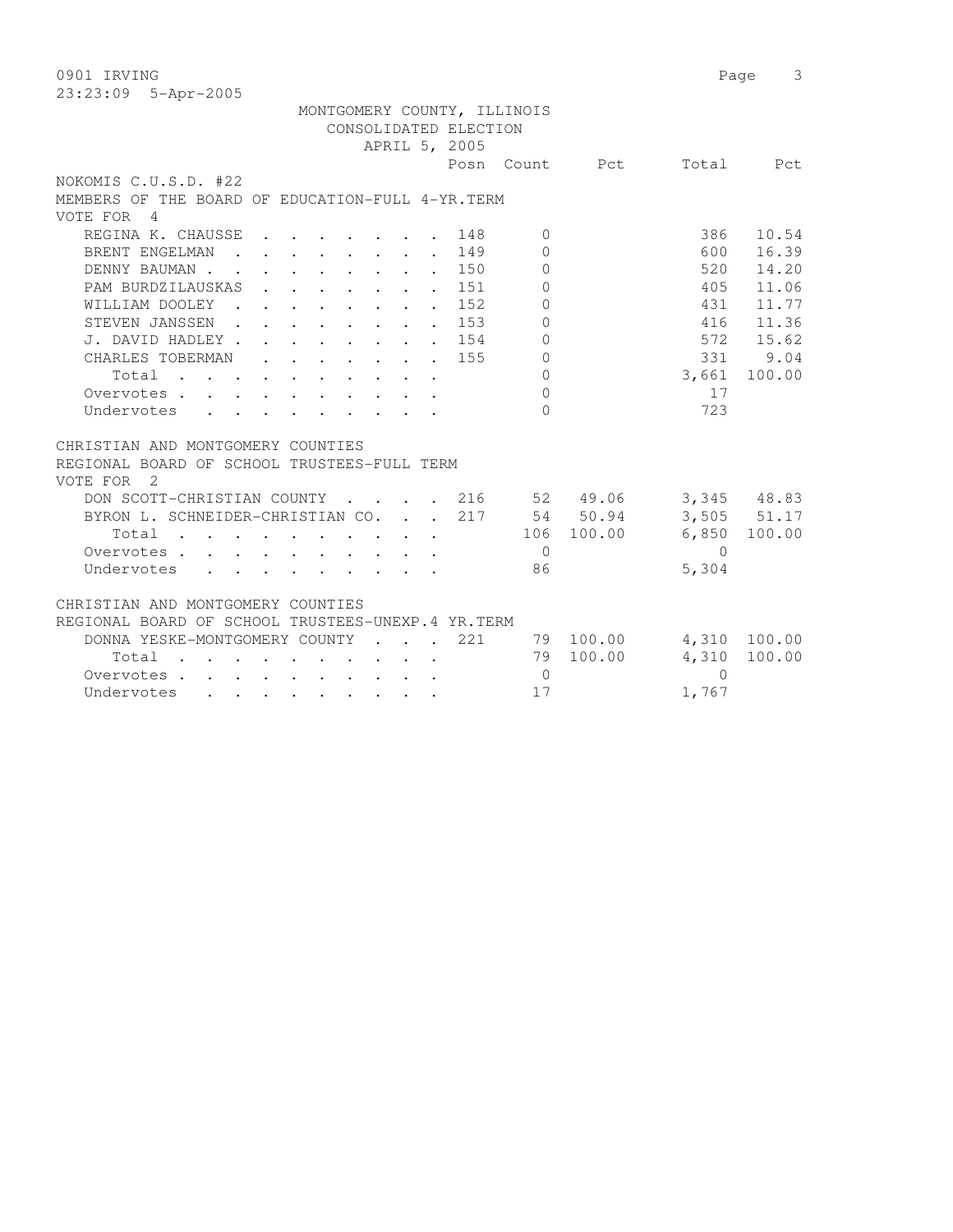MONTGOMERY COUNTY, ILLINOIS
CONSOLIDATED ELECTION
APRIL 5, 2005

## NOKOMIS C.U.S.D. #22

MEMBERS OF THE BOARD OF EDUCATION-FULL 4-YR.TERM
VOTE FOR 4

| | Posn | Count | Pct | Total | Pct |
|---|---|---|---|---|---|
| REGINA K. CHAUSSE | 148 | 0 | | 386 | 10.54 |
| BRENT ENGELMAN | 149 | 0 | | 600 | 16.39 |
| DENNY BAUMAN | 150 | 0 | | 520 | 14.20 |
| PAM BURDZILAUSKAS | 151 | 0 | | 405 | 11.06 |
| WILLIAM DOOLEY | 152 | 0 | | 431 | 11.77 |
| STEVEN JANSSEN | 153 | 0 | | 416 | 11.36 |
| J. DAVID HADLEY | 154 | 0 | | 572 | 15.62 |
| CHARLES TOBERMAN | 155 | 0 | | 331 | 9.04 |
| Total | | 0 | | 3,661 | 100.00 |
| Overvotes | | 0 | | 17 | |
| Undervotes | | 0 | | 723 | |

## CHRISTIAN AND MONTGOMERY COUNTIES

REGIONAL BOARD OF SCHOOL TRUSTEES-FULL TERM
VOTE FOR 2

| | Posn | Count | Pct | Total | Pct |
|---|---|---|---|---|---|
| DON SCOTT-CHRISTIAN COUNTY | 216 | 52 | 49.06 | 3,345 | 48.83 |
| BYRON L. SCHNEIDER-CHRISTIAN CO. | 217 | 54 | 50.94 | 3,505 | 51.17 |
| Total | | 106 | 100.00 | 6,850 | 100.00 |
| Overvotes | | 0 | | 0 | |
| Undervotes | | 86 | | 5,304 | |

## CHRISTIAN AND MONTGOMERY COUNTIES

REGIONAL BOARD OF SCHOOL TRUSTEES-UNEXP.4 YR.TERM

| | Posn | Count | Pct | Total | Pct |
|---|---|---|---|---|---|
| DONNA YESKE-MONTGOMERY COUNTY | 221 | 79 | 100.00 | 4,310 | 100.00 |
| Total | | 79 | 100.00 | 4,310 | 100.00 |
| Overvotes | | 0 | | 0 | |
| Undervotes | | 17 | | 1,767 | |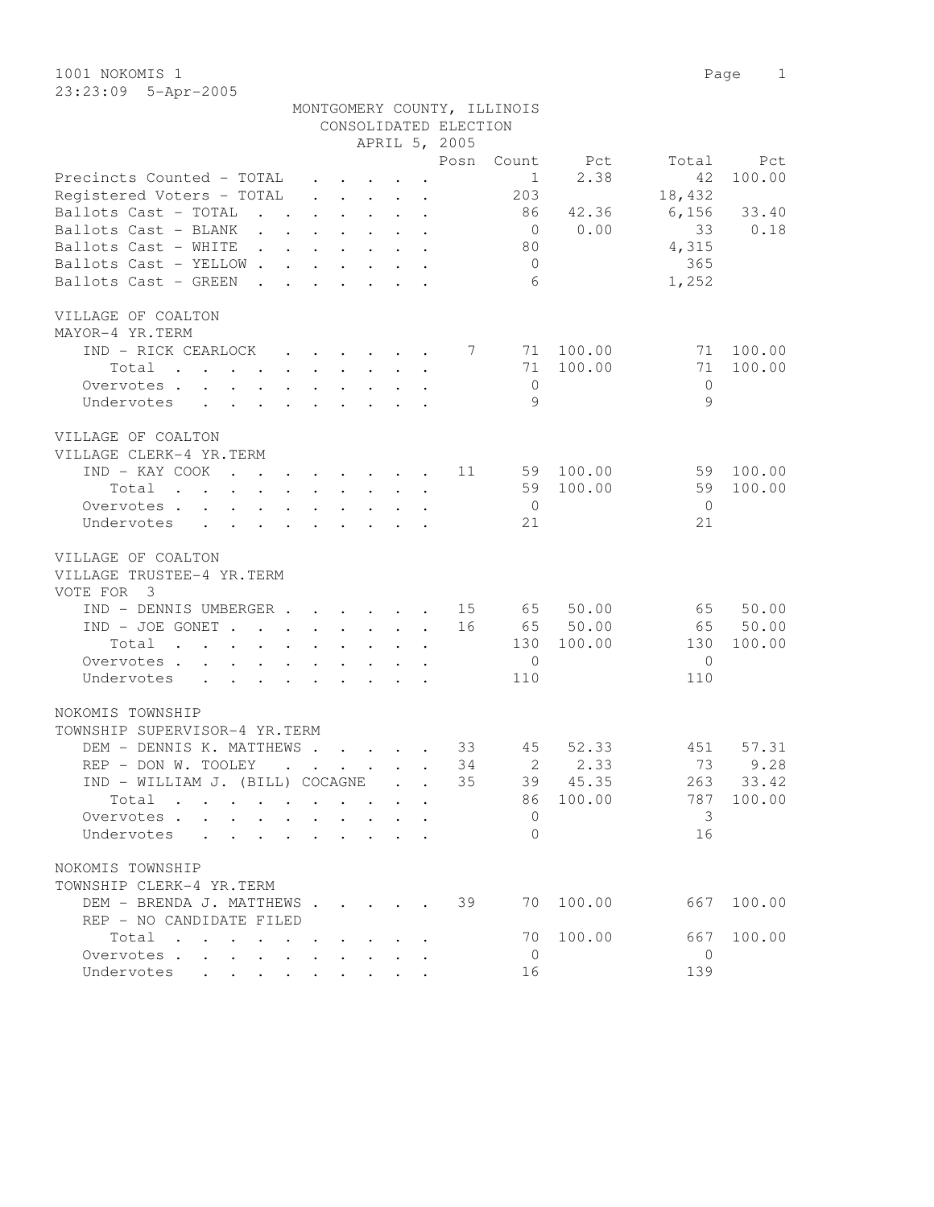1001 NOKOMIS 1

23:23:09 5-Apr-2005

MONTGOMERY COUNTY, ILLINOIS
CONSOLIDATED ELECTION
APRIL 5, 2005

| | Posn | Count | Pct | Total | Pct |
|---|---|---|---|---|---|
| Precincts Counted - TOTAL | | 1 | 2.38 | 42 | 100.00 |
| Registered Voters - TOTAL | | 203 | | 18,432 | |
| Ballots Cast - TOTAL | | 86 | 42.36 | 6,156 | 33.40 |
| Ballots Cast - BLANK | | 0 | 0.00 | 33 | 0.18 |
| Ballots Cast - WHITE | | 80 | | 4,315 | |
| Ballots Cast - YELLOW | | 0 | | 365 | |
| Ballots Cast - GREEN | | 6 | | 1,252 | |

VILLAGE OF COALTON
MAYOR-4 YR.TERM

| | Posn | Count | Pct | Total | Pct |
|---|---|---|---|---|---|
| IND - RICK CEARLOCK | 7 | 71 | 100.00 | 71 | 100.00 |
| Total | | 71 | 100.00 | 71 | 100.00 |
| Overvotes | | 0 | | 0 | |
| Undervotes | | 9 | | 9 | |

VILLAGE OF COALTON
VILLAGE CLERK-4 YR.TERM

| | Posn | Count | Pct | Total | Pct |
|---|---|---|---|---|---|
| IND - KAY COOK | 11 | 59 | 100.00 | 59 | 100.00 |
| Total | | 59 | 100.00 | 59 | 100.00 |
| Overvotes | | 0 | | 0 | |
| Undervotes | | 21 | | 21 | |

VILLAGE OF COALTON
VILLAGE TRUSTEE-4 YR.TERM
VOTE FOR 3

| | Posn | Count | Pct | Total | Pct |
|---|---|---|---|---|---|
| IND - DENNIS UMBERGER | 15 | 65 | 50.00 | 65 | 50.00 |
| IND - JOE GONET | 16 | 65 | 50.00 | 65 | 50.00 |
| Total | | 130 | 100.00 | 130 | 100.00 |
| Overvotes | | 0 | | 0 | |
| Undervotes | | 110 | | 110 | |

NOKOMIS TOWNSHIP
TOWNSHIP SUPERVISOR-4 YR.TERM

| | Posn | Count | Pct | Total | Pct |
|---|---|---|---|---|---|
| DEM - DENNIS K. MATTHEWS | 33 | 45 | 52.33 | 451 | 57.31 |
| REP - DON W. TOOLEY | 34 | 2 | 2.33 | 73 | 9.28 |
| IND - WILLIAM J. (BILL) COCAGNE | 35 | 39 | 45.35 | 263 | 33.42 |
| Total | | 86 | 100.00 | 787 | 100.00 |
| Overvotes | | 0 | | 3 | |
| Undervotes | | 0 | | 16 | |

NOKOMIS TOWNSHIP
TOWNSHIP CLERK-4 YR.TERM

| | Posn | Count | Pct | Total | Pct |
|---|---|---|---|---|---|
| DEM - BRENDA J. MATTHEWS | 39 | 70 | 100.00 | 667 | 100.00 |
| REP - NO CANDIDATE FILED | | | | | |
| Total | | 70 | 100.00 | 667 | 100.00 |
| Overvotes | | 0 | | 0 | |
| Undervotes | | 16 | | 139 | |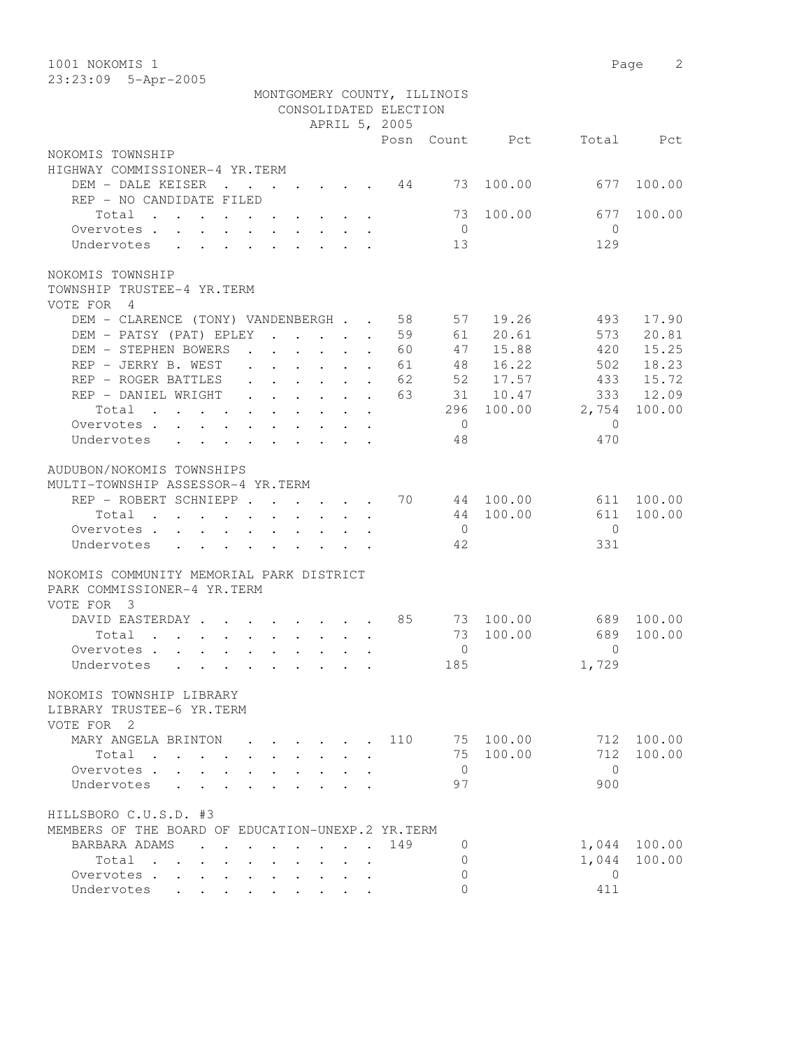MONTGOMERY COUNTY, ILLINOIS
CONSOLIDATED ELECTION
APRIL 5, 2005

1001 NOKOMIS 1

23:23:09 5-Apr-2005

## NOKOMIS TOWNSHIP
### HIGHWAY COMMISSIONER-4 YR.TERM

| | Posn | Count | Pct | Total | Pct |
|---|---|---|---|---|---|
| DEM - DALE KEISER | 44 | 73 | 100.00 | 677 | 100.00 |
| REP - NO CANDIDATE FILED | | | | | |
| Total | | 73 | 100.00 | 677 | 100.00 |
| Overvotes | | 0 | | 0 | |
| Undervotes | | 13 | | 129 | |

## NOKOMIS TOWNSHIP
### TOWNSHIP TRUSTEE-4 YR.TERM
VOTE FOR 4

| | Posn | Count | Pct | Total | Pct |
|---|---|---|---|---|---|
| DEM - CLARENCE (TONY) VANDENBERGH | 58 | 57 | 19.26 | 493 | 17.90 |
| DEM - PATSY (PAT) EPLEY | 59 | 61 | 20.61 | 573 | 20.81 |
| DEM - STEPHEN BOWERS | 60 | 47 | 15.88 | 420 | 15.25 |
| REP - JERRY B. WEST | 61 | 48 | 16.22 | 502 | 18.23 |
| REP - ROGER BATTLES | 62 | 52 | 17.57 | 433 | 15.72 |
| REP - DANIEL WRIGHT | 63 | 31 | 10.47 | 333 | 12.09 |
| Total | | 296 | 100.00 | 2,754 | 100.00 |
| Overvotes | | 0 | | 0 | |
| Undervotes | | 48 | | 470 | |

## AUDUBON/NOKOMIS TOWNSHIPS
### MULTI-TOWNSHIP ASSESSOR-4 YR.TERM

| | Posn | Count | Pct | Total | Pct |
|---|---|---|---|---|---|
| REP - ROBERT SCHNIEPP | 70 | 44 | 100.00 | 611 | 100.00 |
| Total | | 44 | 100.00 | 611 | 100.00 |
| Overvotes | | 0 | | 0 | |
| Undervotes | | 42 | | 331 | |

## NOKOMIS COMMUNITY MEMORIAL PARK DISTRICT
### PARK COMMISSIONER-4 YR.TERM
VOTE FOR 3

| | Posn | Count | Pct | Total | Pct |
|---|---|---|---|---|---|
| DAVID EASTERDAY | 85 | 73 | 100.00 | 689 | 100.00 |
| Total | | 73 | 100.00 | 689 | 100.00 |
| Overvotes | | 0 | | 0 | |
| Undervotes | | 185 | | 1,729 | |

## NOKOMIS TOWNSHIP LIBRARY
### LIBRARY TRUSTEE-6 YR.TERM
VOTE FOR 2

| | Posn | Count | Pct | Total | Pct |
|---|---|---|---|---|---|
| MARY ANGELA BRINTON | 110 | 75 | 100.00 | 712 | 100.00 |
| Total | | 75 | 100.00 | 712 | 100.00 |
| Overvotes | | 0 | | 0 | |
| Undervotes | | 97 | | 900 | |

## HILLSBORO C.U.S.D. #3
### MEMBERS OF THE BOARD OF EDUCATION-UNEXP.2 YR.TERM

| | Posn | Count | Pct | Total | Pct |
|---|---|---|---|---|---|
| BARBARA ADAMS | 149 | 0 | | 1,044 | 100.00 |
| Total | | 0 | | 1,044 | 100.00 |
| Overvotes | | 0 | | 0 | |
| Undervotes | | 0 | | 411 | |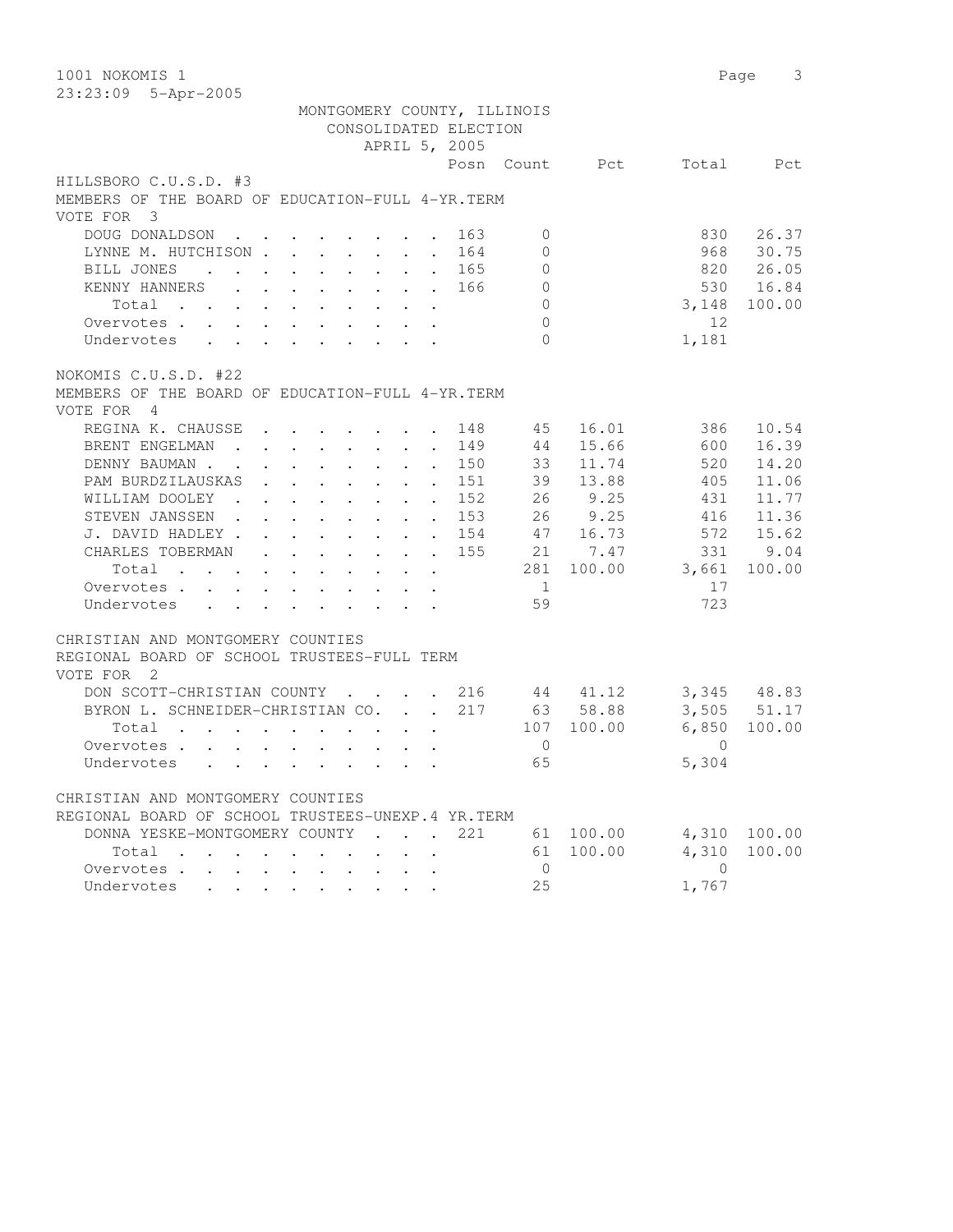1001 NOKOMIS 1

23:23:09 5-Apr-2005

MONTGOMERY COUNTY, ILLINOIS
CONSOLIDATED ELECTION
APRIL 5, 2005

## HILLSBORO C.U.S.D. #3

MEMBERS OF THE BOARD OF EDUCATION-FULL 4-YR.TERM
VOTE FOR 3

| | Posn | Count | Pct | Total | Pct |
|---|---|---|---|---|---|
| DOUG DONALDSON | 163 | 0 | | 830 | 26.37 |
| LYNNE M. HUTCHISON | 164 | 0 | | 968 | 30.75 |
| BILL JONES | 165 | 0 | | 820 | 26.05 |
| KENNY HANNERS | 166 | 0 | | 530 | 16.84 |
| Total | | 0 | | 3,148 | 100.00 |
| Overvotes | | 0 | | 12 | |
| Undervotes | | 0 | | 1,181 | |

## NOKOMIS C.U.S.D. #22

MEMBERS OF THE BOARD OF EDUCATION-FULL 4-YR.TERM
VOTE FOR 4

| | Posn | Count | Pct | Total | Pct |
|---|---|---|---|---|---|
| REGINA K. CHAUSSE | 148 | 45 | 16.01 | 386 | 10.54 |
| BRENT ENGELMAN | 149 | 44 | 15.66 | 600 | 16.39 |
| DENNY BAUMAN | 150 | 33 | 11.74 | 520 | 14.20 |
| PAM BURDZILAUSKAS | 151 | 39 | 13.88 | 405 | 11.06 |
| WILLIAM DOOLEY | 152 | 26 | 9.25 | 431 | 11.77 |
| STEVEN JANSSEN | 153 | 26 | 9.25 | 416 | 11.36 |
| J. DAVID HADLEY | 154 | 47 | 16.73 | 572 | 15.62 |
| CHARLES TOBERMAN | 155 | 21 | 7.47 | 331 | 9.04 |
| Total | | 281 | 100.00 | 3,661 | 100.00 |
| Overvotes | | 1 | | 17 | |
| Undervotes | | 59 | | 723 | |

## CHRISTIAN AND MONTGOMERY COUNTIES

REGIONAL BOARD OF SCHOOL TRUSTEES-FULL TERM
VOTE FOR 2

| | Posn | Count | Pct | Total | Pct |
|---|---|---|---|---|---|
| DON SCOTT-CHRISTIAN COUNTY | 216 | 44 | 41.12 | 3,345 | 48.83 |
| BYRON L. SCHNEIDER-CHRISTIAN CO. | 217 | 63 | 58.88 | 3,505 | 51.17 |
| Total | | 107 | 100.00 | 6,850 | 100.00 |
| Overvotes | | 0 | | 0 | |
| Undervotes | | 65 | | 5,304 | |

## CHRISTIAN AND MONTGOMERY COUNTIES

REGIONAL BOARD OF SCHOOL TRUSTEES-UNEXP.4 YR.TERM

| | Posn | Count | Pct | Total | Pct |
|---|---|---|---|---|---|
| DONNA YESKE-MONTGOMERY COUNTY | 221 | 61 | 100.00 | 4,310 | 100.00 |
| Total | | 61 | 100.00 | 4,310 | 100.00 |
| Overvotes | | 0 | | 0 | |
| Undervotes | | 25 | | 1,767 | |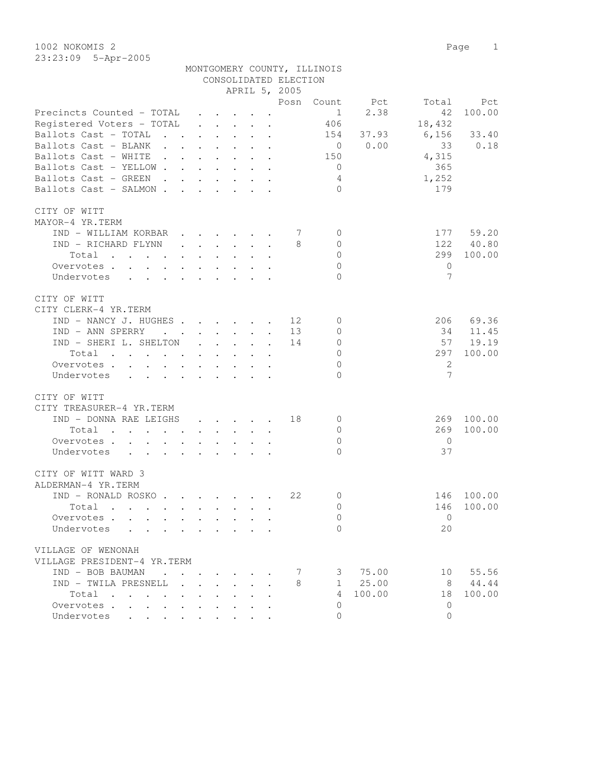1002 NOKOMIS 2

23:23:09 5-Apr-2005

MONTGOMERY COUNTY, ILLINOIS
CONSOLIDATED ELECTION
APRIL 5, 2005

| | Posn | Count | Pct | Total | Pct |
|---|---|---|---|---|---|
| Precincts Counted - TOTAL | | 1 | 2.38 | 42 | 100.00 |
| Registered Voters - TOTAL | | 406 | | 18,432 | |
| Ballots Cast - TOTAL | | 154 | 37.93 | 6,156 | 33.40 |
| Ballots Cast - BLANK | | 0 | 0.00 | 33 | 0.18 |
| Ballots Cast - WHITE | | 150 | | 4,315 | |
| Ballots Cast - YELLOW | | 0 | | 365 | |
| Ballots Cast - GREEN | | 4 | | 1,252 | |
| Ballots Cast - SALMON | | 0 | | 179 | |

CITY OF WITT
MAYOR-4 YR.TERM

| | Posn | Count | Pct | Total | Pct |
|---|---|---|---|---|---|
| IND - WILLIAM KORBAR | 7 | 0 | | 177 | 59.20 |
| IND - RICHARD FLYNN | 8 | 0 | | 122 | 40.80 |
| Total | | 0 | | 299 | 100.00 |
| Overvotes | | 0 | | 0 | |
| Undervotes | | 0 | | 7 | |

CITY OF WITT
CITY CLERK-4 YR.TERM

| | Posn | Count | Pct | Total | Pct |
|---|---|---|---|---|---|
| IND - NANCY J. HUGHES | 12 | 0 | | 206 | 69.36 |
| IND - ANN SPERRY | 13 | 0 | | 34 | 11.45 |
| IND - SHERI L. SHELTON | 14 | 0 | | 57 | 19.19 |
| Total | | 0 | | 297 | 100.00 |
| Overvotes | | 0 | | 2 | |
| Undervotes | | 0 | | 7 | |

CITY OF WITT
CITY TREASURER-4 YR.TERM

| | Posn | Count | Pct | Total | Pct |
|---|---|---|---|---|---|
| IND - DONNA RAE LEIGHS | 18 | 0 | | 269 | 100.00 |
| Total | | 0 | | 269 | 100.00 |
| Overvotes | | 0 | | 0 | |
| Undervotes | | 0 | | 37 | |

CITY OF WITT WARD 3
ALDERMAN-4 YR.TERM

| | Posn | Count | Pct | Total | Pct |
|---|---|---|---|---|---|
| IND - RONALD ROSKO | 22 | 0 | | 146 | 100.00 |
| Total | | 0 | | 146 | 100.00 |
| Overvotes | | 0 | | 0 | |
| Undervotes | | 0 | | 20 | |

VILLAGE OF WENONAH
VILLAGE PRESIDENT-4 YR.TERM

| | Posn | Count | Pct | Total | Pct |
|---|---|---|---|---|---|
| IND - BOB BAUMAN | 7 | 3 | 75.00 | 10 | 55.56 |
| IND - TWILA PRESNELL | 8 | 1 | 25.00 | 8 | 44.44 |
| Total | | 4 | 100.00 | 18 | 100.00 |
| Overvotes | | 0 | | 0 | |
| Undervotes | | 0 | | 0 | |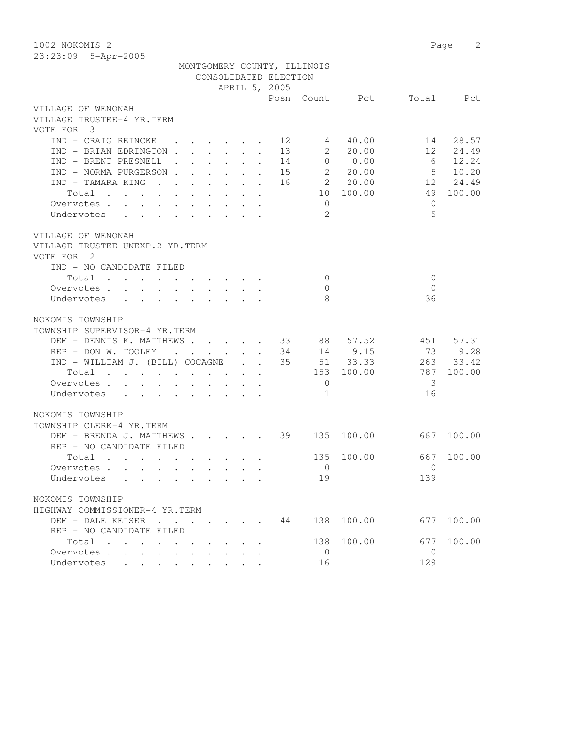1002 NOKOMIS 2

23:23:09 5-Apr-2005

MONTGOMERY COUNTY, ILLINOIS
CONSOLIDATED ELECTION
APRIL 5, 2005

## VILLAGE OF WENONAH
### VILLAGE TRUSTEE-4 YR.TERM
VOTE FOR 3

| | Posn | Count | Pct | Total | Pct |
|---|---|---|---|---|---|
| IND - CRAIG REINCKE | 12 | 4 | 40.00 | 14 | 28.57 |
| IND - BRIAN EDRINGTON | 13 | 2 | 20.00 | 12 | 24.49 |
| IND - BRENT PRESNELL | 14 | 0 | 0.00 | 6 | 12.24 |
| IND - NORMA PURGERSON | 15 | 2 | 20.00 | 5 | 10.20 |
| IND - TAMARA KING | 16 | 2 | 20.00 | 12 | 24.49 |
| Total | | 10 | 100.00 | 49 | 100.00 |
| Overvotes | | 0 | | 0 | |
| Undervotes | | 2 | | 5 | |

## VILLAGE OF WENONAH
### VILLAGE TRUSTEE-UNEXP.2 YR.TERM
VOTE FOR 2

| | Posn | Count | Pct | Total | Pct |
|---|---|---|---|---|---|
| IND - NO CANDIDATE FILED | | | | | |
| Total | | 0 | | 0 | |
| Overvotes | | 0 | | 0 | |
| Undervotes | | 8 | | 36 | |

## NOKOMIS TOWNSHIP
### TOWNSHIP SUPERVISOR-4 YR.TERM

| | Posn | Count | Pct | Total | Pct |
|---|---|---|---|---|---|
| DEM - DENNIS K. MATTHEWS | 33 | 88 | 57.52 | 451 | 57.31 |
| REP - DON W. TOOLEY | 34 | 14 | 9.15 | 73 | 9.28 |
| IND - WILLIAM J. (BILL) COCAGNE | 35 | 51 | 33.33 | 263 | 33.42 |
| Total | | 153 | 100.00 | 787 | 100.00 |
| Overvotes | | 0 | | 3 | |
| Undervotes | | 1 | | 16 | |

## NOKOMIS TOWNSHIP
### TOWNSHIP CLERK-4 YR.TERM

| | Posn | Count | Pct | Total | Pct |
|---|---|---|---|---|---|
| DEM - BRENDA J. MATTHEWS | 39 | 135 | 100.00 | 667 | 100.00 |
| REP - NO CANDIDATE FILED | | | | | |
| Total | | 135 | 100.00 | 667 | 100.00 |
| Overvotes | | 0 | | 0 | |
| Undervotes | | 19 | | 139 | |

## NOKOMIS TOWNSHIP
### HIGHWAY COMMISSIONER-4 YR.TERM

| | Posn | Count | Pct | Total | Pct |
|---|---|---|---|---|---|
| DEM - DALE KEISER | 44 | 138 | 100.00 | 677 | 100.00 |
| REP - NO CANDIDATE FILED | | | | | |
| Total | | 138 | 100.00 | 677 | 100.00 |
| Overvotes | | 0 | | 0 | |
| Undervotes | | 16 | | 129 | |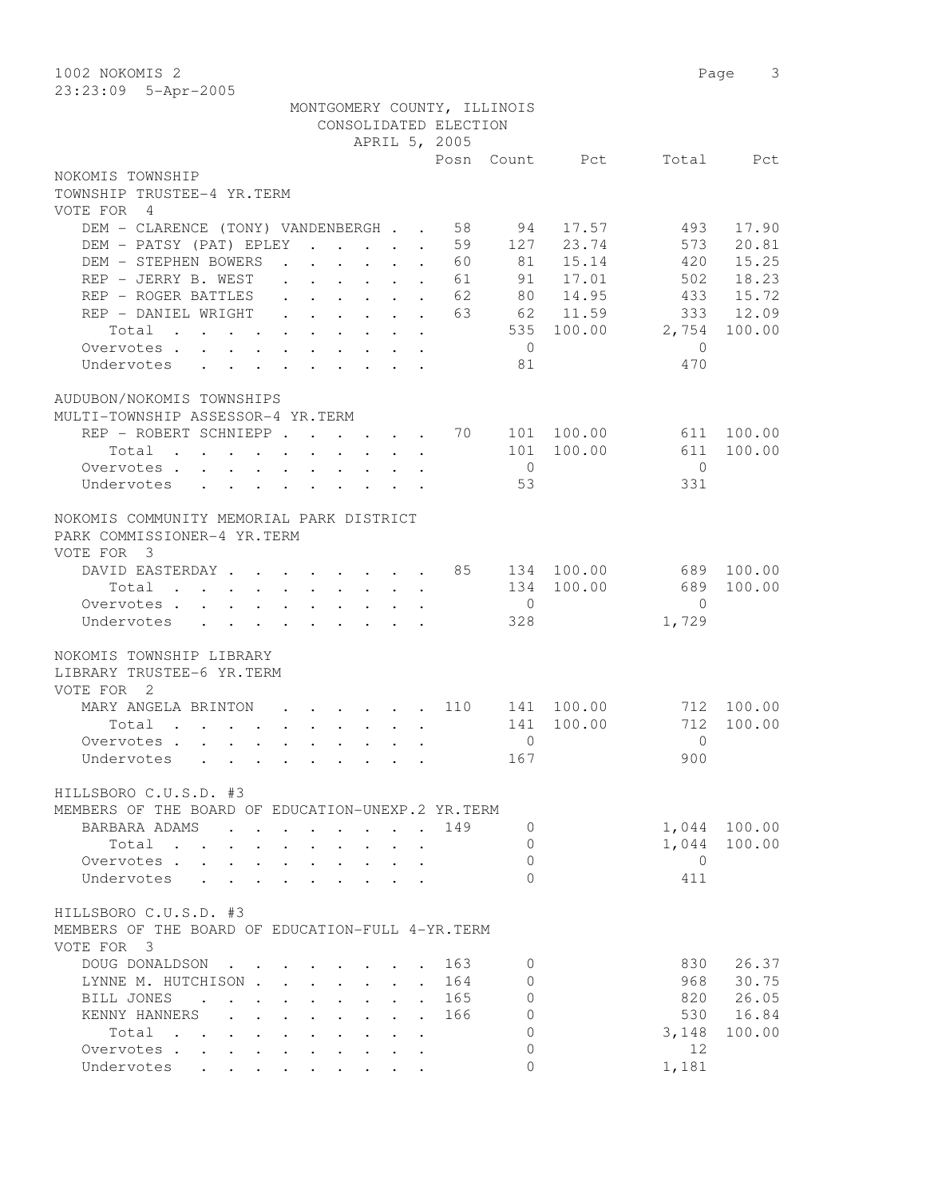1002 NOKOMIS 2

23:23:09 5-Apr-2005

MONTGOMERY COUNTY, ILLINOIS
CONSOLIDATED ELECTION
APRIL 5, 2005

## NOKOMIS TOWNSHIP
### TOWNSHIP TRUSTEE-4 YR.TERM
VOTE FOR 4

| | Posn | Count | Pct | Total | Pct |
|---|---|---|---|---|---|
| DEM - CLARENCE (TONY) VANDENBERGH | 58 | 94 | 17.57 | 493 | 17.90 |
| DEM - PATSY (PAT) EPLEY | 59 | 127 | 23.74 | 573 | 20.81 |
| DEM - STEPHEN BOWERS | 60 | 81 | 15.14 | 420 | 15.25 |
| REP - JERRY B. WEST | 61 | 91 | 17.01 | 502 | 18.23 |
| REP - ROGER BATTLES | 62 | 80 | 14.95 | 433 | 15.72 |
| REP - DANIEL WRIGHT | 63 | 62 | 11.59 | 333 | 12.09 |
| Total | | 535 | 100.00 | 2,754 | 100.00 |
| Overvotes | | 0 | | 0 | |
| Undervotes | | 81 | | 470 | |

## AUDUBON/NOKOMIS TOWNSHIPS
### MULTI-TOWNSHIP ASSESSOR-4 YR.TERM

| | Posn | Count | Pct | Total | Pct |
|---|---|---|---|---|---|
| REP - ROBERT SCHNIEPP | 70 | 101 | 100.00 | 611 | 100.00 |
| Total | | 101 | 100.00 | 611 | 100.00 |
| Overvotes | | 0 | | 0 | |
| Undervotes | | 53 | | 331 | |

## NOKOMIS COMMUNITY MEMORIAL PARK DISTRICT
### PARK COMMISSIONER-4 YR.TERM
VOTE FOR 3

| | Posn | Count | Pct | Total | Pct |
|---|---|---|---|---|---|
| DAVID EASTERDAY | 85 | 134 | 100.00 | 689 | 100.00 |
| Total | | 134 | 100.00 | 689 | 100.00 |
| Overvotes | | 0 | | 0 | |
| Undervotes | | 328 | | 1,729 | |

## NOKOMIS TOWNSHIP LIBRARY
### LIBRARY TRUSTEE-6 YR.TERM
VOTE FOR 2

| | Posn | Count | Pct | Total | Pct |
|---|---|---|---|---|---|
| MARY ANGELA BRINTON | 110 | 141 | 100.00 | 712 | 100.00 |
| Total | | 141 | 100.00 | 712 | 100.00 |
| Overvotes | | 0 | | 0 | |
| Undervotes | | 167 | | 900 | |

## HILLSBORO C.U.S.D. #3
### MEMBERS OF THE BOARD OF EDUCATION-UNEXP.2 YR.TERM

| | Posn | Count | Pct | Total | Pct |
|---|---|---|---|---|---|
| BARBARA ADAMS | 149 | 0 | | 1,044 | 100.00 |
| Total | | 0 | | 1,044 | 100.00 |
| Overvotes | | 0 | | 0 | |
| Undervotes | | 0 | | 411 | |

## HILLSBORO C.U.S.D. #3
### MEMBERS OF THE BOARD OF EDUCATION-FULL 4-YR.TERM
VOTE FOR 3

| | Posn | Count | Pct | Total | Pct |
|---|---|---|---|---|---|
| DOUG DONALDSON | 163 | 0 | | 830 | 26.37 |
| LYNNE M. HUTCHISON | 164 | 0 | | 968 | 30.75 |
| BILL JONES | 165 | 0 | | 820 | 26.05 |
| KENNY HANNERS | 166 | 0 | | 530 | 16.84 |
| Total | | 0 | | 3,148 | 100.00 |
| Overvotes | | 0 | | 12 | |
| Undervotes | | 0 | | 1,181 | |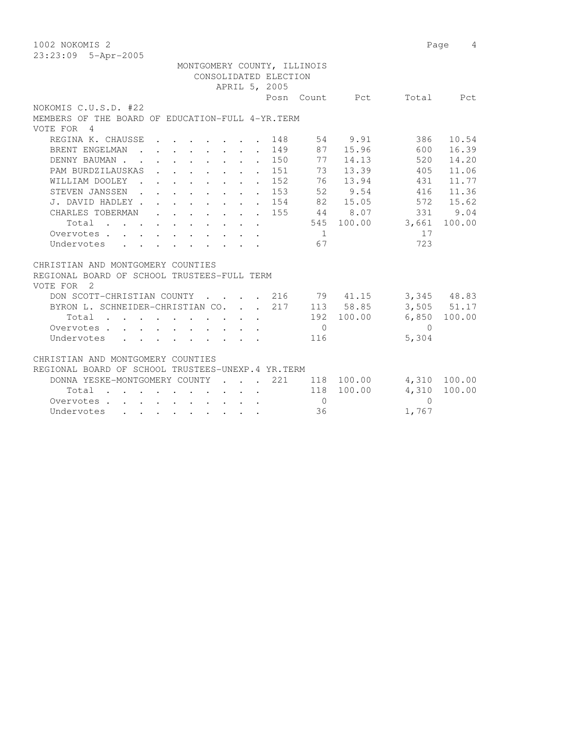MONTGOMERY COUNTY, ILLINOIS
CONSOLIDATED ELECTION
APRIL 5, 2005

NOKOMIS C.U.S.D. #22
MEMBERS OF THE BOARD OF EDUCATION-FULL 4-YR.TERM
VOTE FOR 4

| | Posn | Count | Pct | Total | Pct |
|---|---|---|---|---|---|
| REGINA K. CHAUSSE | 148 | 54 | 9.91 | 386 | 10.54 |
| BRENT ENGELMAN | 149 | 87 | 15.96 | 600 | 16.39 |
| DENNY BAUMAN | 150 | 77 | 14.13 | 520 | 14.20 |
| PAM BURDZILAUSKAS | 151 | 73 | 13.39 | 405 | 11.06 |
| WILLIAM DOOLEY | 152 | 76 | 13.94 | 431 | 11.77 |
| STEVEN JANSSEN | 153 | 52 | 9.54 | 416 | 11.36 |
| J. DAVID HADLEY | 154 | 82 | 15.05 | 572 | 15.62 |
| CHARLES TOBERMAN | 155 | 44 | 8.07 | 331 | 9.04 |
| Total | | 545 | 100.00 | 3,661 | 100.00 |
| Overvotes | | 1 | | 17 | |
| Undervotes | | 67 | | 723 | |

CHRISTIAN AND MONTGOMERY COUNTIES
REGIONAL BOARD OF SCHOOL TRUSTEES-FULL TERM
VOTE FOR 2

| | Posn | Count | Pct | Total | Pct |
|---|---|---|---|---|---|
| DON SCOTT-CHRISTIAN COUNTY | 216 | 79 | 41.15 | 3,345 | 48.83 |
| BYRON L. SCHNEIDER-CHRISTIAN CO. | 217 | 113 | 58.85 | 3,505 | 51.17 |
| Total | | 192 | 100.00 | 6,850 | 100.00 |
| Overvotes | | 0 | | 0 | |
| Undervotes | | 116 | | 5,304 | |

CHRISTIAN AND MONTGOMERY COUNTIES
REGIONAL BOARD OF SCHOOL TRUSTEES-UNEXP.4 YR.TERM

| | Posn | Count | Pct | Total | Pct |
|---|---|---|---|---|---|
| DONNA YESKE-MONTGOMERY COUNTY | 221 | 118 | 100.00 | 4,310 | 100.00 |
| Total | | 118 | 100.00 | 4,310 | 100.00 |
| Overvotes | | 0 | | 0 | |
| Undervotes | | 36 | | 1,767 | |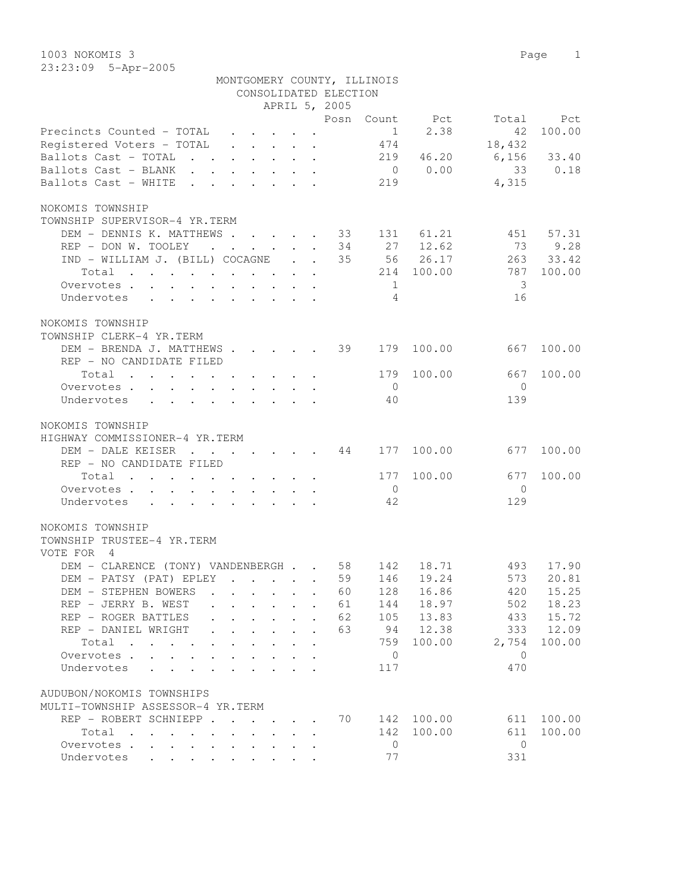1003 NOKOMIS 3

23:23:09 5-Apr-2005

MONTGOMERY COUNTY, ILLINOIS
CONSOLIDATED ELECTION
APRIL 5, 2005

| | Posn | Count | Pct | Total | Pct |
|---|---|---|---|---|---|
| Precincts Counted - TOTAL | | 1 | 2.38 | 42 | 100.00 |
| Registered Voters - TOTAL | | 474 | | 18,432 | |
| Ballots Cast - TOTAL | | 219 | 46.20 | 6,156 | 33.40 |
| Ballots Cast - BLANK | | 0 | 0.00 | 33 | 0.18 |
| Ballots Cast - WHITE | | 219 | | 4,315 | |

NOKOMIS TOWNSHIP
TOWNSHIP SUPERVISOR-4 YR.TERM

| | Posn | Count | Pct | Total | Pct |
|---|---|---|---|---|---|
| DEM - DENNIS K. MATTHEWS | 33 | 131 | 61.21 | 451 | 57.31 |
| REP - DON W. TOOLEY | 34 | 27 | 12.62 | 73 | 9.28 |
| IND - WILLIAM J. (BILL) COCAGNE | 35 | 56 | 26.17 | 263 | 33.42 |
| Total | | 214 | 100.00 | 787 | 100.00 |
| Overvotes | | 1 | | 3 | |
| Undervotes | | 4 | | 16 | |

NOKOMIS TOWNSHIP
TOWNSHIP CLERK-4 YR.TERM

| | Posn | Count | Pct | Total | Pct |
|---|---|---|---|---|---|
| DEM - BRENDA J. MATTHEWS | 39 | 179 | 100.00 | 667 | 100.00 |
| REP - NO CANDIDATE FILED | | | | | |
| Total | | 179 | 100.00 | 667 | 100.00 |
| Overvotes | | 0 | | 0 | |
| Undervotes | | 40 | | 139 | |

NOKOMIS TOWNSHIP
HIGHWAY COMMISSIONER-4 YR.TERM

| | Posn | Count | Pct | Total | Pct |
|---|---|---|---|---|---|
| DEM - DALE KEISER | 44 | 177 | 100.00 | 677 | 100.00 |
| REP - NO CANDIDATE FILED | | | | | |
| Total | | 177 | 100.00 | 677 | 100.00 |
| Overvotes | | 0 | | 0 | |
| Undervotes | | 42 | | 129 | |

NOKOMIS TOWNSHIP
TOWNSHIP TRUSTEE-4 YR.TERM
VOTE FOR 4

| | Posn | Count | Pct | Total | Pct |
|---|---|---|---|---|---|
| DEM - CLARENCE (TONY) VANDENBERGH | 58 | 142 | 18.71 | 493 | 17.90 |
| DEM - PATSY (PAT) EPLEY | 59 | 146 | 19.24 | 573 | 20.81 |
| DEM - STEPHEN BOWERS | 60 | 128 | 16.86 | 420 | 15.25 |
| REP - JERRY B. WEST | 61 | 144 | 18.97 | 502 | 18.23 |
| REP - ROGER BATTLES | 62 | 105 | 13.83 | 433 | 15.72 |
| REP - DANIEL WRIGHT | 63 | 94 | 12.38 | 333 | 12.09 |
| Total | | 759 | 100.00 | 2,754 | 100.00 |
| Overvotes | | 0 | | 0 | |
| Undervotes | | 117 | | 470 | |

AUDUBON/NOKOMIS TOWNSHIPS
MULTI-TOWNSHIP ASSESSOR-4 YR.TERM

| | Posn | Count | Pct | Total | Pct |
|---|---|---|---|---|---|
| REP - ROBERT SCHNIEPP | 70 | 142 | 100.00 | 611 | 100.00 |
| Total | | 142 | 100.00 | 611 | 100.00 |
| Overvotes | | 0 | | 0 | |
| Undervotes | | 77 | | 331 | |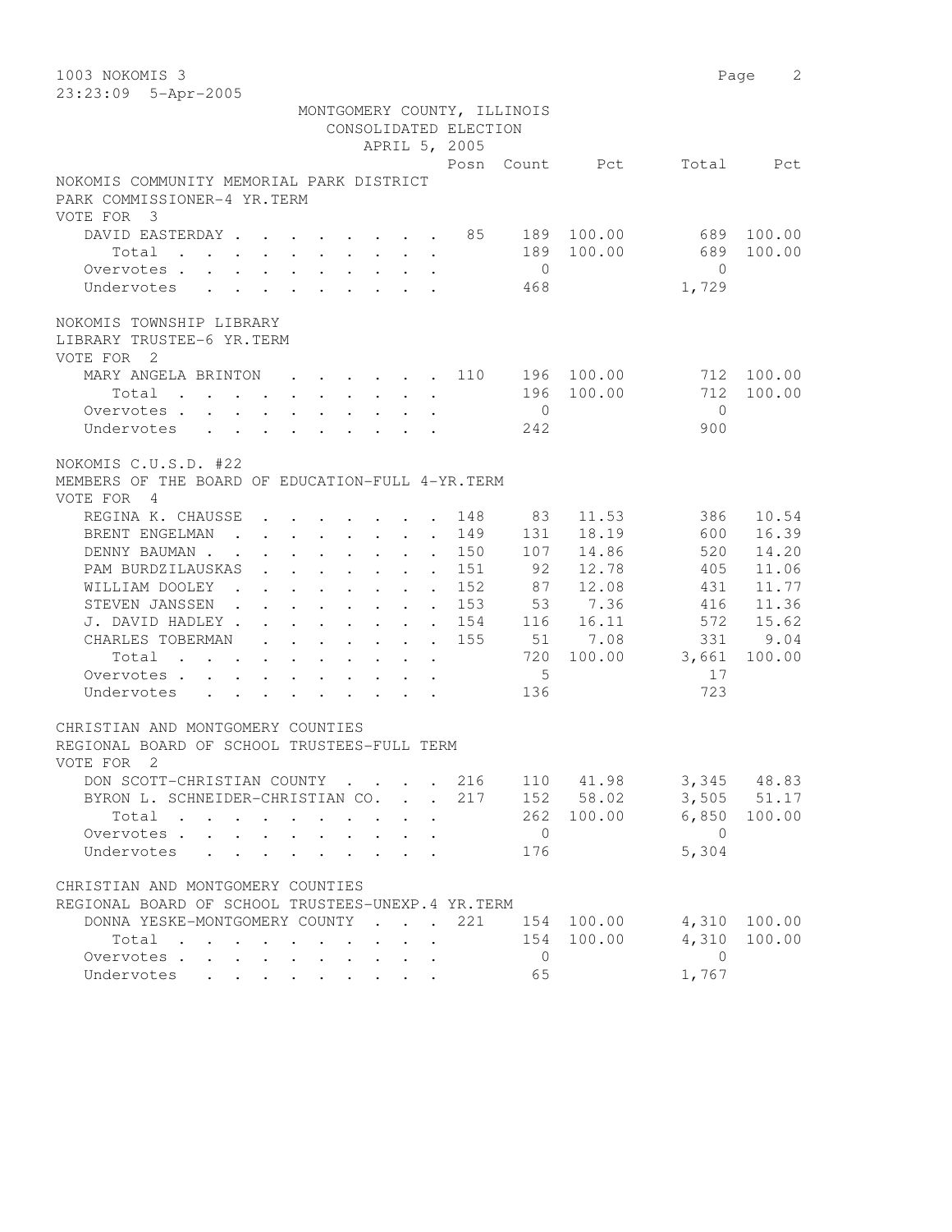1003 NOKOMIS 3
23:23:09 5-Apr-2005

MONTGOMERY COUNTY, ILLINOIS
CONSOLIDATED ELECTION
APRIL 5, 2005

## NOKOMIS COMMUNITY MEMORIAL PARK DISTRICT
PARK COMMISSIONER-4 YR.TERM
VOTE FOR 3

| | Posn | Count | Pct | Total | Pct |
|---|---|---|---|---|---|
| DAVID EASTERDAY | 85 | 189 | 100.00 | 689 | 100.00 |
| Total | | 189 | 100.00 | 689 | 100.00 |
| Overvotes | | 0 | | 0 | |
| Undervotes | | 468 | | 1,729 | |

## NOKOMIS TOWNSHIP LIBRARY
LIBRARY TRUSTEE-6 YR.TERM
VOTE FOR 2

| | Posn | Count | Pct | Total | Pct |
|---|---|---|---|---|---|
| MARY ANGELA BRINTON | 110 | 196 | 100.00 | 712 | 100.00 |
| Total | | 196 | 100.00 | 712 | 100.00 |
| Overvotes | | 0 | | 0 | |
| Undervotes | | 242 | | 900 | |

## NOKOMIS C.U.S.D. #22
MEMBERS OF THE BOARD OF EDUCATION-FULL 4-YR.TERM
VOTE FOR 4

| | Posn | Count | Pct | Total | Pct |
|---|---|---|---|---|---|
| REGINA K. CHAUSSE | 148 | 83 | 11.53 | 386 | 10.54 |
| BRENT ENGELMAN | 149 | 131 | 18.19 | 600 | 16.39 |
| DENNY BAUMAN | 150 | 107 | 14.86 | 520 | 14.20 |
| PAM BURDZILAUSKAS | 151 | 92 | 12.78 | 405 | 11.06 |
| WILLIAM DOOLEY | 152 | 87 | 12.08 | 431 | 11.77 |
| STEVEN JANSSEN | 153 | 53 | 7.36 | 416 | 11.36 |
| J. DAVID HADLEY | 154 | 116 | 16.11 | 572 | 15.62 |
| CHARLES TOBERMAN | 155 | 51 | 7.08 | 331 | 9.04 |
| Total | | 720 | 100.00 | 3,661 | 100.00 |
| Overvotes | | 5 | | 17 | |
| Undervotes | | 136 | | 723 | |

## CHRISTIAN AND MONTGOMERY COUNTIES
REGIONAL BOARD OF SCHOOL TRUSTEES-FULL TERM
VOTE FOR 2

| | Posn | Count | Pct | Total | Pct |
|---|---|---|---|---|---|
| DON SCOTT-CHRISTIAN COUNTY | 216 | 110 | 41.98 | 3,345 | 48.83 |
| BYRON L. SCHNEIDER-CHRISTIAN CO. | 217 | 152 | 58.02 | 3,505 | 51.17 |
| Total | | 262 | 100.00 | 6,850 | 100.00 |
| Overvotes | | 0 | | 0 | |
| Undervotes | | 176 | | 5,304 | |

## CHRISTIAN AND MONTGOMERY COUNTIES
REGIONAL BOARD OF SCHOOL TRUSTEES-UNEXP.4 YR.TERM

| | Posn | Count | Pct | Total | Pct |
|---|---|---|---|---|---|
| DONNA YESKE-MONTGOMERY COUNTY | 221 | 154 | 100.00 | 4,310 | 100.00 |
| Total | | 154 | 100.00 | 4,310 | 100.00 |
| Overvotes | | 0 | | 0 | |
| Undervotes | | 65 | | 1,767 | |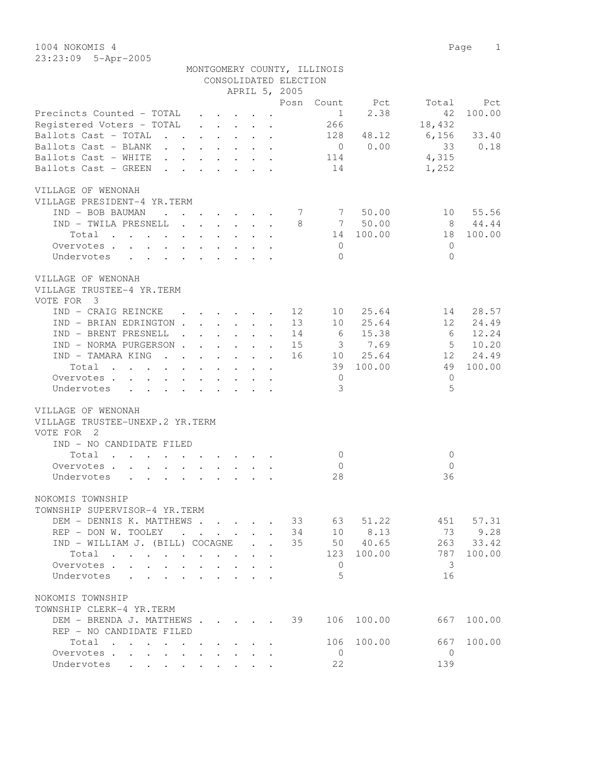1004 NOKOMIS 4

23:23:09 5-Apr-2005

MONTGOMERY COUNTY, ILLINOIS
CONSOLIDATED ELECTION
APRIL 5, 2005

| | Posn | Count | Pct | Total | Pct |
|---|---|---|---|---|---|
| Precincts Counted - TOTAL | | 1 | 2.38 | 42 | 100.00 |
| Registered Voters - TOTAL | | 266 | | 18,432 | |
| Ballots Cast - TOTAL | | 128 | 48.12 | 6,156 | 33.40 |
| Ballots Cast - BLANK | | 0 | 0.00 | 33 | 0.18 |
| Ballots Cast - WHITE | | 114 | | 4,315 | |
| Ballots Cast - GREEN | | 14 | | 1,252 | |

VILLAGE OF WENONAH
VILLAGE PRESIDENT-4 YR.TERM

| | Posn | Count | Pct | Total | Pct |
|---|---|---|---|---|---|
| IND - BOB BAUMAN | 7 | 7 | 50.00 | 10 | 55.56 |
| IND - TWILA PRESNELL | 8 | 7 | 50.00 | 8 | 44.44 |
| Total | | 14 | 100.00 | 18 | 100.00 |
| Overvotes | | 0 | | 0 | |
| Undervotes | | 0 | | 0 | |

VILLAGE OF WENONAH
VILLAGE TRUSTEE-4 YR.TERM
VOTE FOR 3

| | Posn | Count | Pct | Total | Pct |
|---|---|---|---|---|---|
| IND - CRAIG REINCKE | 12 | 10 | 25.64 | 14 | 28.57 |
| IND - BRIAN EDRINGTON | 13 | 10 | 25.64 | 12 | 24.49 |
| IND - BRENT PRESNELL | 14 | 6 | 15.38 | 6 | 12.24 |
| IND - NORMA PURGERSON | 15 | 3 | 7.69 | 5 | 10.20 |
| IND - TAMARA KING | 16 | 10 | 25.64 | 12 | 24.49 |
| Total | | 39 | 100.00 | 49 | 100.00 |
| Overvotes | | 0 | | 0 | |
| Undervotes | | 3 | | 5 | |

VILLAGE OF WENONAH
VILLAGE TRUSTEE-UNEXP.2 YR.TERM
VOTE FOR 2

| | Posn | Count | Pct | Total | Pct |
|---|---|---|---|---|---|
| IND - NO CANDIDATE FILED | | | | | |
| Total | | 0 | | 0 | |
| Overvotes | | 0 | | 0 | |
| Undervotes | | 28 | | 36 | |

NOKOMIS TOWNSHIP
TOWNSHIP SUPERVISOR-4 YR.TERM

| | Posn | Count | Pct | Total | Pct |
|---|---|---|---|---|---|
| DEM - DENNIS K. MATTHEWS | 33 | 63 | 51.22 | 451 | 57.31 |
| REP - DON W. TOOLEY | 34 | 10 | 8.13 | 73 | 9.28 |
| IND - WILLIAM J. (BILL) COCAGNE | 35 | 50 | 40.65 | 263 | 33.42 |
| Total | | 123 | 100.00 | 787 | 100.00 |
| Overvotes | | 0 | | 3 | |
| Undervotes | | 5 | | 16 | |

NOKOMIS TOWNSHIP
TOWNSHIP CLERK-4 YR.TERM

| | Posn | Count | Pct | Total | Pct |
|---|---|---|---|---|---|
| DEM - BRENDA J. MATTHEWS | 39 | 106 | 100.00 | 667 | 100.00 |
| REP - NO CANDIDATE FILED | | | | | |
| Total | | 106 | 100.00 | 667 | 100.00 |
| Overvotes | | 0 | | 0 | |
| Undervotes | | 22 | | 139 | |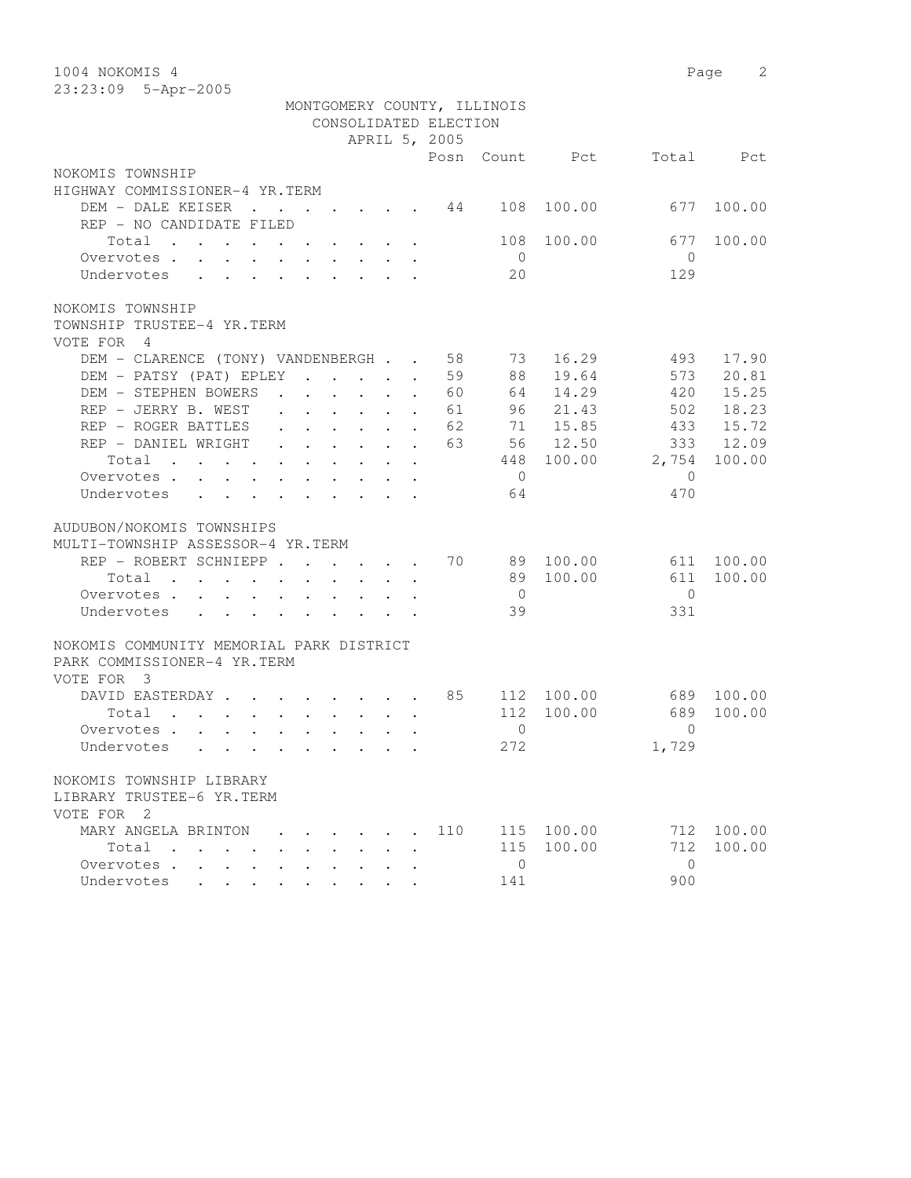1004 NOKOMIS 4

23:23:09 5-Apr-2005

MONTGOMERY COUNTY, ILLINOIS
CONSOLIDATED ELECTION
APRIL 5, 2005

| | Posn | Count | Pct | Total | Pct |
|---|---|---|---|---|---|
| **NOKOMIS TOWNSHIP** | | | | | |
| **HIGHWAY COMMISSIONER-4 YR.TERM** | | | | | |
| DEM - DALE KEISER | 44 | 108 | 100.00 | 677 | 100.00 |
| REP - NO CANDIDATE FILED | | | | | |
| Total | | 108 | 100.00 | 677 | 100.00 |
| Overvotes | | 0 | | 0 | |
| Undervotes | | 20 | | 129 | |

| | Posn | Count | Pct | Total | Pct |
|---|---|---|---|---|---|
| **NOKOMIS TOWNSHIP** | | | | | |
| **TOWNSHIP TRUSTEE-4 YR.TERM** | | | | | |
| VOTE FOR 4 | | | | | |
| DEM - CLARENCE (TONY) VANDENBERGH | 58 | 73 | 16.29 | 493 | 17.90 |
| DEM - PATSY (PAT) EPLEY | 59 | 88 | 19.64 | 573 | 20.81 |
| DEM - STEPHEN BOWERS | 60 | 64 | 14.29 | 420 | 15.25 |
| REP - JERRY B. WEST | 61 | 96 | 21.43 | 502 | 18.23 |
| REP - ROGER BATTLES | 62 | 71 | 15.85 | 433 | 15.72 |
| REP - DANIEL WRIGHT | 63 | 56 | 12.50 | 333 | 12.09 |
| Total | | 448 | 100.00 | 2,754 | 100.00 |
| Overvotes | | 0 | | 0 | |
| Undervotes | | 64 | | 470 | |

| | Posn | Count | Pct | Total | Pct |
|---|---|---|---|---|---|
| **AUDUBON/NOKOMIS TOWNSHIPS** | | | | | |
| **MULTI-TOWNSHIP ASSESSOR-4 YR.TERM** | | | | | |
| REP - ROBERT SCHNIEPP | 70 | 89 | 100.00 | 611 | 100.00 |
| Total | | 89 | 100.00 | 611 | 100.00 |
| Overvotes | | 0 | | 0 | |
| Undervotes | | 39 | | 331 | |

| | Posn | Count | Pct | Total | Pct |
|---|---|---|---|---|---|
| **NOKOMIS COMMUNITY MEMORIAL PARK DISTRICT** | | | | | |
| **PARK COMMISSIONER-4 YR.TERM** | | | | | |
| VOTE FOR 3 | | | | | |
| DAVID EASTERDAY | 85 | 112 | 100.00 | 689 | 100.00 |
| Total | | 112 | 100.00 | 689 | 100.00 |
| Overvotes | | 0 | | 0 | |
| Undervotes | | 272 | | 1,729 | |

| | Posn | Count | Pct | Total | Pct |
|---|---|---|---|---|---|
| **NOKOMIS TOWNSHIP LIBRARY** | | | | | |
| **LIBRARY TRUSTEE-6 YR.TERM** | | | | | |
| VOTE FOR 2 | | | | | |
| MARY ANGELA BRINTON | 110 | 115 | 100.00 | 712 | 100.00 |
| Total | | 115 | 100.00 | 712 | 100.00 |
| Overvotes | | 0 | | 0 | |
| Undervotes | | 141 | | 900 | |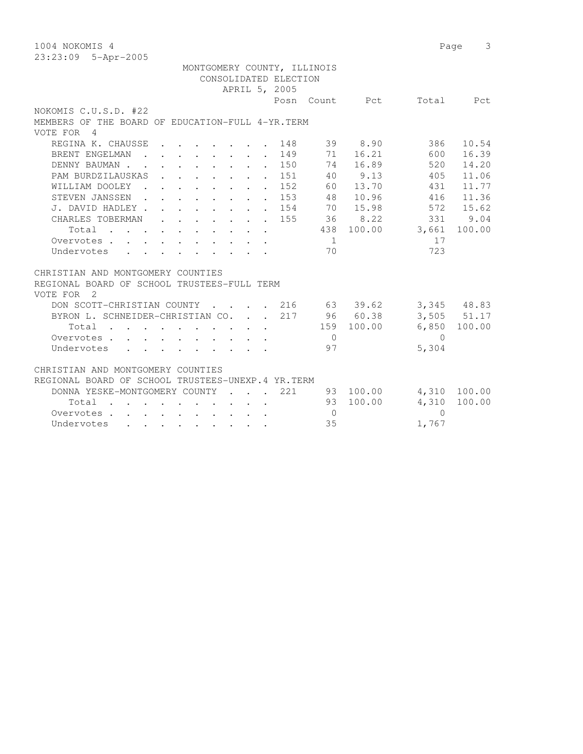MONTGOMERY COUNTY, ILLINOIS
CONSOLIDATED ELECTION
APRIL 5, 2005

## NOKOMIS C.U.S.D. #22

### MEMBERS OF THE BOARD OF EDUCATION-FULL 4-YR.TERM

VOTE FOR 4

| | Posn | Count | Pct | Total | Pct |
|---|---|---|---|---|---|
| REGINA K. CHAUSSE | 148 | 39 | 8.90 | 386 | 10.54 |
| BRENT ENGELMAN | 149 | 71 | 16.21 | 600 | 16.39 |
| DENNY BAUMAN | 150 | 74 | 16.89 | 520 | 14.20 |
| PAM BURDZILAUSKAS | 151 | 40 | 9.13 | 405 | 11.06 |
| WILLIAM DOOLEY | 152 | 60 | 13.70 | 431 | 11.77 |
| STEVEN JANSSEN | 153 | 48 | 10.96 | 416 | 11.36 |
| J. DAVID HADLEY | 154 | 70 | 15.98 | 572 | 15.62 |
| CHARLES TOBERMAN | 155 | 36 | 8.22 | 331 | 9.04 |
| Total | | 438 | 100.00 | 3,661 | 100.00 |
| Overvotes | | 1 | | 17 | |
| Undervotes | | 70 | | 723 | |

## CHRISTIAN AND MONTGOMERY COUNTIES

### REGIONAL BOARD OF SCHOOL TRUSTEES-FULL TERM

VOTE FOR 2

| | Posn | Count | Pct | Total | Pct |
|---|---|---|---|---|---|
| DON SCOTT-CHRISTIAN COUNTY | 216 | 63 | 39.62 | 3,345 | 48.83 |
| BYRON L. SCHNEIDER-CHRISTIAN CO. | 217 | 96 | 60.38 | 3,505 | 51.17 |
| Total | | 159 | 100.00 | 6,850 | 100.00 |
| Overvotes | | 0 | | 0 | |
| Undervotes | | 97 | | 5,304 | |

## CHRISTIAN AND MONTGOMERY COUNTIES

### REGIONAL BOARD OF SCHOOL TRUSTEES-UNEXP.4 YR.TERM

| | Posn | Count | Pct | Total | Pct |
|---|---|---|---|---|---|
| DONNA YESKE-MONTGOMERY COUNTY | 221 | 93 | 100.00 | 4,310 | 100.00 |
| Total | | 93 | 100.00 | 4,310 | 100.00 |
| Overvotes | | 0 | | 0 | |
| Undervotes | | 35 | | 1,767 | |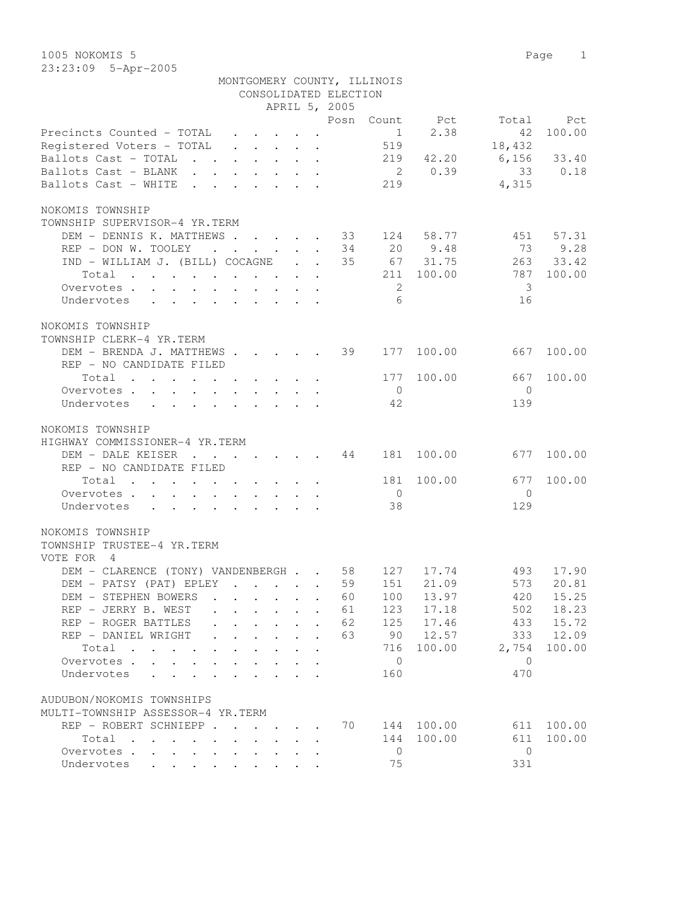1005 NOKOMIS 5

23:23:09 5-Apr-2005

MONTGOMERY COUNTY, ILLINOIS
CONSOLIDATED ELECTION
APRIL 5, 2005

| | Posn | Count | Pct | Total | Pct |
|---|---|---|---|---|---|
| Precincts Counted - TOTAL | | 1 | 2.38 | 42 | 100.00 |
| Registered Voters - TOTAL | | 519 | | 18,432 | |
| Ballots Cast - TOTAL | | 219 | 42.20 | 6,156 | 33.40 |
| Ballots Cast - BLANK | | 2 | 0.39 | 33 | 0.18 |
| Ballots Cast - WHITE | | 219 | | 4,315 | |

NOKOMIS TOWNSHIP
TOWNSHIP SUPERVISOR-4 YR.TERM

| | Posn | Count | Pct | Total | Pct |
|---|---|---|---|---|---|
| DEM - DENNIS K. MATTHEWS | 33 | 124 | 58.77 | 451 | 57.31 |
| REP - DON W. TOOLEY | 34 | 20 | 9.48 | 73 | 9.28 |
| IND - WILLIAM J. (BILL) COCAGNE | 35 | 67 | 31.75 | 263 | 33.42 |
| Total | | 211 | 100.00 | 787 | 100.00 |
| Overvotes | | 2 | | 3 | |
| Undervotes | | 6 | | 16 | |

NOKOMIS TOWNSHIP
TOWNSHIP CLERK-4 YR.TERM

| | Posn | Count | Pct | Total | Pct |
|---|---|---|---|---|---|
| DEM - BRENDA J. MATTHEWS | 39 | 177 | 100.00 | 667 | 100.00 |
| REP - NO CANDIDATE FILED | | | | | |
| Total | | 177 | 100.00 | 667 | 100.00 |
| Overvotes | | 0 | | 0 | |
| Undervotes | | 42 | | 139 | |

NOKOMIS TOWNSHIP
HIGHWAY COMMISSIONER-4 YR.TERM

| | Posn | Count | Pct | Total | Pct |
|---|---|---|---|---|---|
| DEM - DALE KEISER | 44 | 181 | 100.00 | 677 | 100.00 |
| REP - NO CANDIDATE FILED | | | | | |
| Total | | 181 | 100.00 | 677 | 100.00 |
| Overvotes | | 0 | | 0 | |
| Undervotes | | 38 | | 129 | |

NOKOMIS TOWNSHIP
TOWNSHIP TRUSTEE-4 YR.TERM
VOTE FOR 4

| | Posn | Count | Pct | Total | Pct |
|---|---|---|---|---|---|
| DEM - CLARENCE (TONY) VANDENBERGH | 58 | 127 | 17.74 | 493 | 17.90 |
| DEM - PATSY (PAT) EPLEY | 59 | 151 | 21.09 | 573 | 20.81 |
| DEM - STEPHEN BOWERS | 60 | 100 | 13.97 | 420 | 15.25 |
| REP - JERRY B. WEST | 61 | 123 | 17.18 | 502 | 18.23 |
| REP - ROGER BATTLES | 62 | 125 | 17.46 | 433 | 15.72 |
| REP - DANIEL WRIGHT | 63 | 90 | 12.57 | 333 | 12.09 |
| Total | | 716 | 100.00 | 2,754 | 100.00 |
| Overvotes | | 0 | | 0 | |
| Undervotes | | 160 | | 470 | |

AUDUBON/NOKOMIS TOWNSHIPS
MULTI-TOWNSHIP ASSESSOR-4 YR.TERM

| | Posn | Count | Pct | Total | Pct |
|---|---|---|---|---|---|
| REP - ROBERT SCHNIEPP | 70 | 144 | 100.00 | 611 | 100.00 |
| Total | | 144 | 100.00 | 611 | 100.00 |
| Overvotes | | 0 | | 0 | |
| Undervotes | | 75 | | 331 | |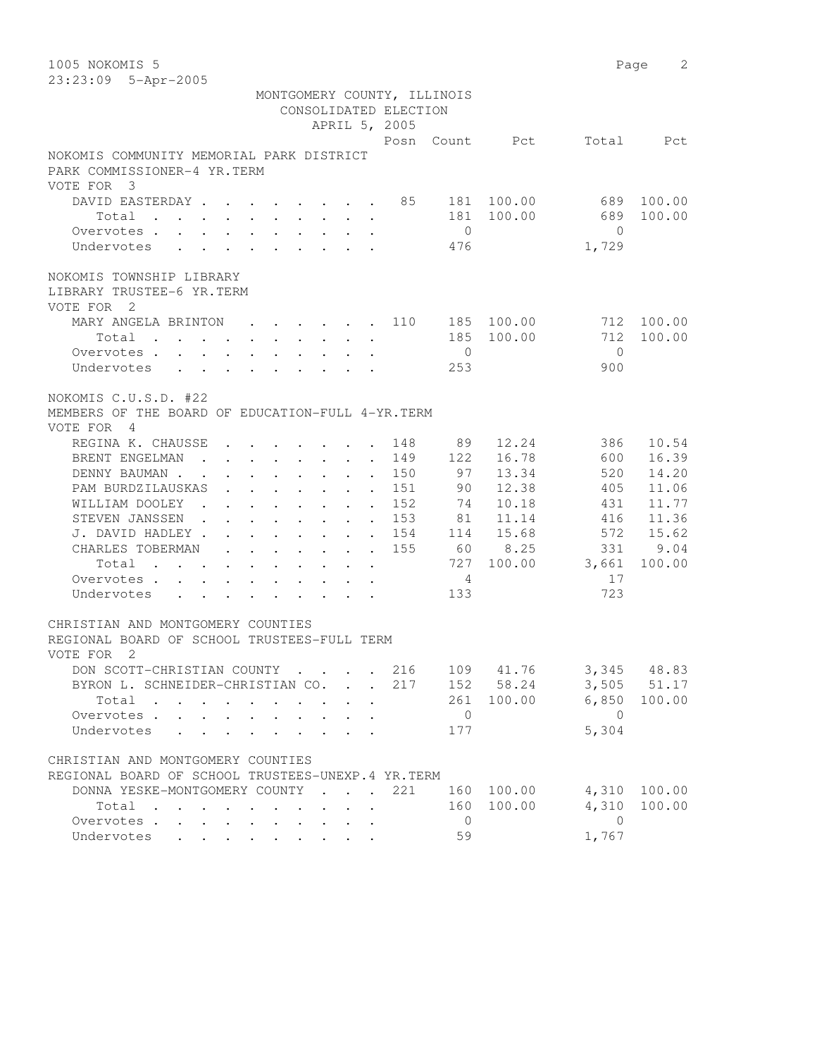1005 NOKOMIS 5
23:23:09 5-Apr-2005

MONTGOMERY COUNTY, ILLINOIS
CONSOLIDATED ELECTION
APRIL 5, 2005

| | Posn | Count | Pct | Total | Pct |
|---|---|---|---|---|---|
| **NOKOMIS COMMUNITY MEMORIAL PARK DISTRICT** | | | | | |
| **PARK COMMISSIONER-4 YR.TERM** | | | | | |
| **VOTE FOR 3** | | | | | |
| DAVID EASTERDAY | 85 | 181 | 100.00 | 689 | 100.00 |
| Total | | 181 | 100.00 | 689 | 100.00 |
| Overvotes | | 0 | | 0 | |
| Undervotes | | 476 | | 1,729 | |
| **NOKOMIS TOWNSHIP LIBRARY** | | | | | |
| **LIBRARY TRUSTEE-6 YR.TERM** | | | | | |
| **VOTE FOR 2** | | | | | |
| MARY ANGELA BRINTON | 110 | 185 | 100.00 | 712 | 100.00 |
| Total | | 185 | 100.00 | 712 | 100.00 |
| Overvotes | | 0 | | 0 | |
| Undervotes | | 253 | | 900 | |
| **NOKOMIS C.U.S.D. #22** | | | | | |
| **MEMBERS OF THE BOARD OF EDUCATION-FULL 4-YR.TERM** | | | | | |
| **VOTE FOR 4** | | | | | |
| REGINA K. CHAUSSE | 148 | 89 | 12.24 | 386 | 10.54 |
| BRENT ENGELMAN | 149 | 122 | 16.78 | 600 | 16.39 |
| DENNY BAUMAN | 150 | 97 | 13.34 | 520 | 14.20 |
| PAM BURDZILAUSKAS | 151 | 90 | 12.38 | 405 | 11.06 |
| WILLIAM DOOLEY | 152 | 74 | 10.18 | 431 | 11.77 |
| STEVEN JANSSEN | 153 | 81 | 11.14 | 416 | 11.36 |
| J. DAVID HADLEY | 154 | 114 | 15.68 | 572 | 15.62 |
| CHARLES TOBERMAN | 155 | 60 | 8.25 | 331 | 9.04 |
| Total | | 727 | 100.00 | 3,661 | 100.00 |
| Overvotes | | 4 | | 17 | |
| Undervotes | | 133 | | 723 | |
| **CHRISTIAN AND MONTGOMERY COUNTIES** | | | | | |
| **REGIONAL BOARD OF SCHOOL TRUSTEES-FULL TERM** | | | | | |
| **VOTE FOR 2** | | | | | |
| DON SCOTT-CHRISTIAN COUNTY | 216 | 109 | 41.76 | 3,345 | 48.83 |
| BYRON L. SCHNEIDER-CHRISTIAN CO. | 217 | 152 | 58.24 | 3,505 | 51.17 |
| Total | | 261 | 100.00 | 6,850 | 100.00 |
| Overvotes | | 0 | | 0 | |
| Undervotes | | 177 | | 5,304 | |
| **CHRISTIAN AND MONTGOMERY COUNTIES** | | | | | |
| **REGIONAL BOARD OF SCHOOL TRUSTEES-UNEXP.4 YR.TERM** | | | | | |
| DONNA YESKE-MONTGOMERY COUNTY | 221 | 160 | 100.00 | 4,310 | 100.00 |
| Total | | 160 | 100.00 | 4,310 | 100.00 |
| Overvotes | | 0 | | 0 | |
| Undervotes | | 59 | | 1,767 | |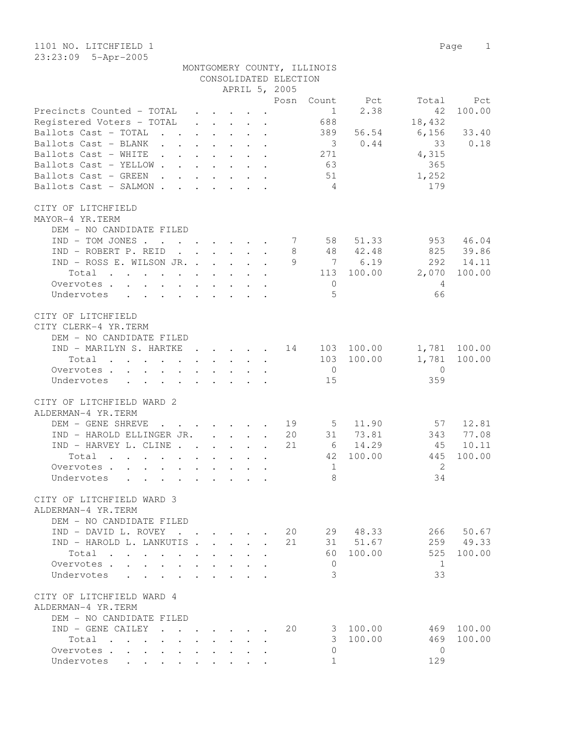1101 NO. LITCHFIELD 1

23:23:09 5-Apr-2005

MONTGOMERY COUNTY, ILLINOIS
CONSOLIDATED ELECTION
APRIL 5, 2005

| | Posn | Count | Pct | Total | Pct |
|---|---|---|---|---|---|
| Precincts Counted - TOTAL | | 1 | 2.38 | 42 | 100.00 |
| Registered Voters - TOTAL | | 688 | | 18,432 | |
| Ballots Cast - TOTAL | | 389 | 56.54 | 6,156 | 33.40 |
| Ballots Cast - BLANK | | 3 | 0.44 | 33 | 0.18 |
| Ballots Cast - WHITE | | 271 | | 4,315 | |
| Ballots Cast - YELLOW | | 63 | | 365 | |
| Ballots Cast - GREEN | | 51 | | 1,252 | |
| Ballots Cast - SALMON | | 4 | | 179 | |

CITY OF LITCHFIELD
MAYOR-4 YR.TERM

| | Posn | Count | Pct | Total | Pct |
|---|---|---|---|---|---|
| DEM - NO CANDIDATE FILED | | | | | |
| IND - TOM JONES | 7 | 58 | 51.33 | 953 | 46.04 |
| IND - ROBERT P. REID | 8 | 48 | 42.48 | 825 | 39.86 |
| IND - ROSS E. WILSON JR. | 9 | 7 | 6.19 | 292 | 14.11 |
| Total | | 113 | 100.00 | 2,070 | 100.00 |
| Overvotes | | 0 | | 4 | |
| Undervotes | | 5 | | 66 | |

CITY OF LITCHFIELD
CITY CLERK-4 YR.TERM

| | Posn | Count | Pct | Total | Pct |
|---|---|---|---|---|---|
| DEM - NO CANDIDATE FILED | | | | | |
| IND - MARILYN S. HARTKE | 14 | 103 | 100.00 | 1,781 | 100.00 |
| Total | | 103 | 100.00 | 1,781 | 100.00 |
| Overvotes | | 0 | | 0 | |
| Undervotes | | 15 | | 359 | |

CITY OF LITCHFIELD WARD 2
ALDERMAN-4 YR.TERM

| | Posn | Count | Pct | Total | Pct |
|---|---|---|---|---|---|
| DEM - GENE SHREVE | 19 | 5 | 11.90 | 57 | 12.81 |
| IND - HAROLD ELLINGER JR. | 20 | 31 | 73.81 | 343 | 77.08 |
| IND - HARVEY L. CLINE | 21 | 6 | 14.29 | 45 | 10.11 |
| Total | | 42 | 100.00 | 445 | 100.00 |
| Overvotes | | 1 | | 2 | |
| Undervotes | | 8 | | 34 | |

CITY OF LITCHFIELD WARD 3
ALDERMAN-4 YR.TERM

| | Posn | Count | Pct | Total | Pct |
|---|---|---|---|---|---|
| DEM - NO CANDIDATE FILED | | | | | |
| IND - DAVID L. ROVEY | 20 | 29 | 48.33 | 266 | 50.67 |
| IND - HAROLD L. LANKUTIS | 21 | 31 | 51.67 | 259 | 49.33 |
| Total | | 60 | 100.00 | 525 | 100.00 |
| Overvotes | | 0 | | 1 | |
| Undervotes | | 3 | | 33 | |

CITY OF LITCHFIELD WARD 4
ALDERMAN-4 YR.TERM

| | Posn | Count | Pct | Total | Pct |
|---|---|---|---|---|---|
| DEM - NO CANDIDATE FILED | | | | | |
| IND - GENE CAILEY | 20 | 3 | 100.00 | 469 | 100.00 |
| Total | | 3 | 100.00 | 469 | 100.00 |
| Overvotes | | 0 | | 0 | |
| Undervotes | | 1 | | 129 | |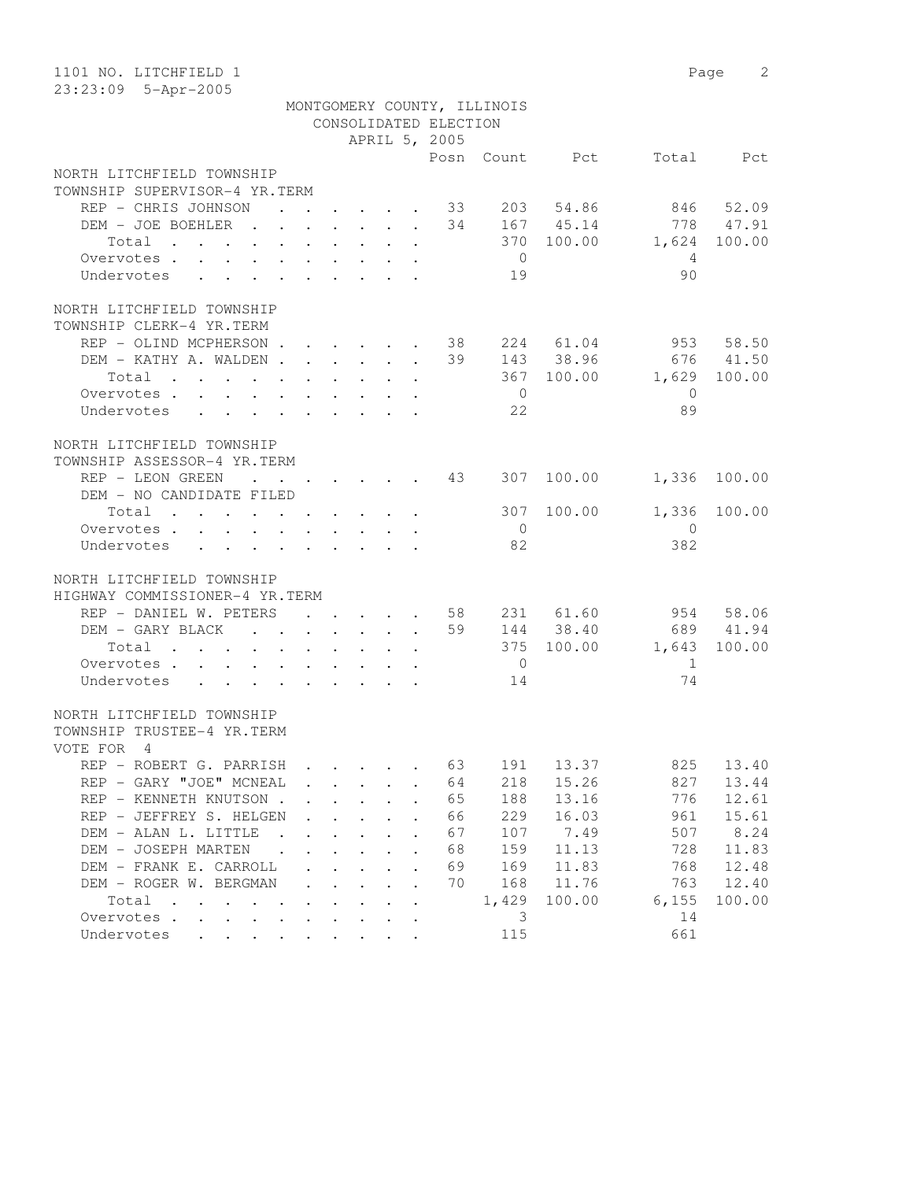1101 NO. LITCHFIELD 1

23:23:09 5-Apr-2005

MONTGOMERY COUNTY, ILLINOIS
CONSOLIDATED ELECTION
APRIL 5, 2005

| | Posn | Count | Pct | Total | Pct |
|---|---|---|---|---|---|
| **NORTH LITCHFIELD TOWNSHIP** | | | | | |
| **TOWNSHIP SUPERVISOR-4 YR.TERM** | | | | | |
| REP - CHRIS JOHNSON | 33 | 203 | 54.86 | 846 | 52.09 |
| DEM - JOE BOEHLER | 34 | 167 | 45.14 | 778 | 47.91 |
| Total | | 370 | 100.00 | 1,624 | 100.00 |
| Overvotes | | 0 | | 4 | |
| Undervotes | | 19 | | 90 | |
| **NORTH LITCHFIELD TOWNSHIP** | | | | | |
| **TOWNSHIP CLERK-4 YR.TERM** | | | | | |
| REP - OLIND MCPHERSON | 38 | 224 | 61.04 | 953 | 58.50 |
| DEM - KATHY A. WALDEN | 39 | 143 | 38.96 | 676 | 41.50 |
| Total | | 367 | 100.00 | 1,629 | 100.00 |
| Overvotes | | 0 | | 0 | |
| Undervotes | | 22 | | 89 | |
| **NORTH LITCHFIELD TOWNSHIP** | | | | | |
| **TOWNSHIP ASSESSOR-4 YR.TERM** | | | | | |
| REP - LEON GREEN | 43 | 307 | 100.00 | 1,336 | 100.00 |
| DEM - NO CANDIDATE FILED | | | | | |
| Total | | 307 | 100.00 | 1,336 | 100.00 |
| Overvotes | | 0 | | 0 | |
| Undervotes | | 82 | | 382 | |
| **NORTH LITCHFIELD TOWNSHIP** | | | | | |
| **HIGHWAY COMMISSIONER-4 YR.TERM** | | | | | |
| REP - DANIEL W. PETERS | 58 | 231 | 61.60 | 954 | 58.06 |
| DEM - GARY BLACK | 59 | 144 | 38.40 | 689 | 41.94 |
| Total | | 375 | 100.00 | 1,643 | 100.00 |
| Overvotes | | 0 | | 1 | |
| Undervotes | | 14 | | 74 | |
| **NORTH LITCHFIELD TOWNSHIP** | | | | | |
| **TOWNSHIP TRUSTEE-4 YR.TERM** | | | | | |
| VOTE FOR 4 | | | | | |
| REP - ROBERT G. PARRISH | 63 | 191 | 13.37 | 825 | 13.40 |
| REP - GARY "JOE" MCNEAL | 64 | 218 | 15.26 | 827 | 13.44 |
| REP - KENNETH KNUTSON | 65 | 188 | 13.16 | 776 | 12.61 |
| REP - JEFFREY S. HELGEN | 66 | 229 | 16.03 | 961 | 15.61 |
| DEM - ALAN L. LITTLE | 67 | 107 | 7.49 | 507 | 8.24 |
| DEM - JOSEPH MARTEN | 68 | 159 | 11.13 | 728 | 11.83 |
| DEM - FRANK E. CARROLL | 69 | 169 | 11.83 | 768 | 12.48 |
| DEM - ROGER W. BERGMAN | 70 | 168 | 11.76 | 763 | 12.40 |
| Total | | 1,429 | 100.00 | 6,155 | 100.00 |
| Overvotes | | 3 | | 14 | |
| Undervotes | | 115 | | 661 | |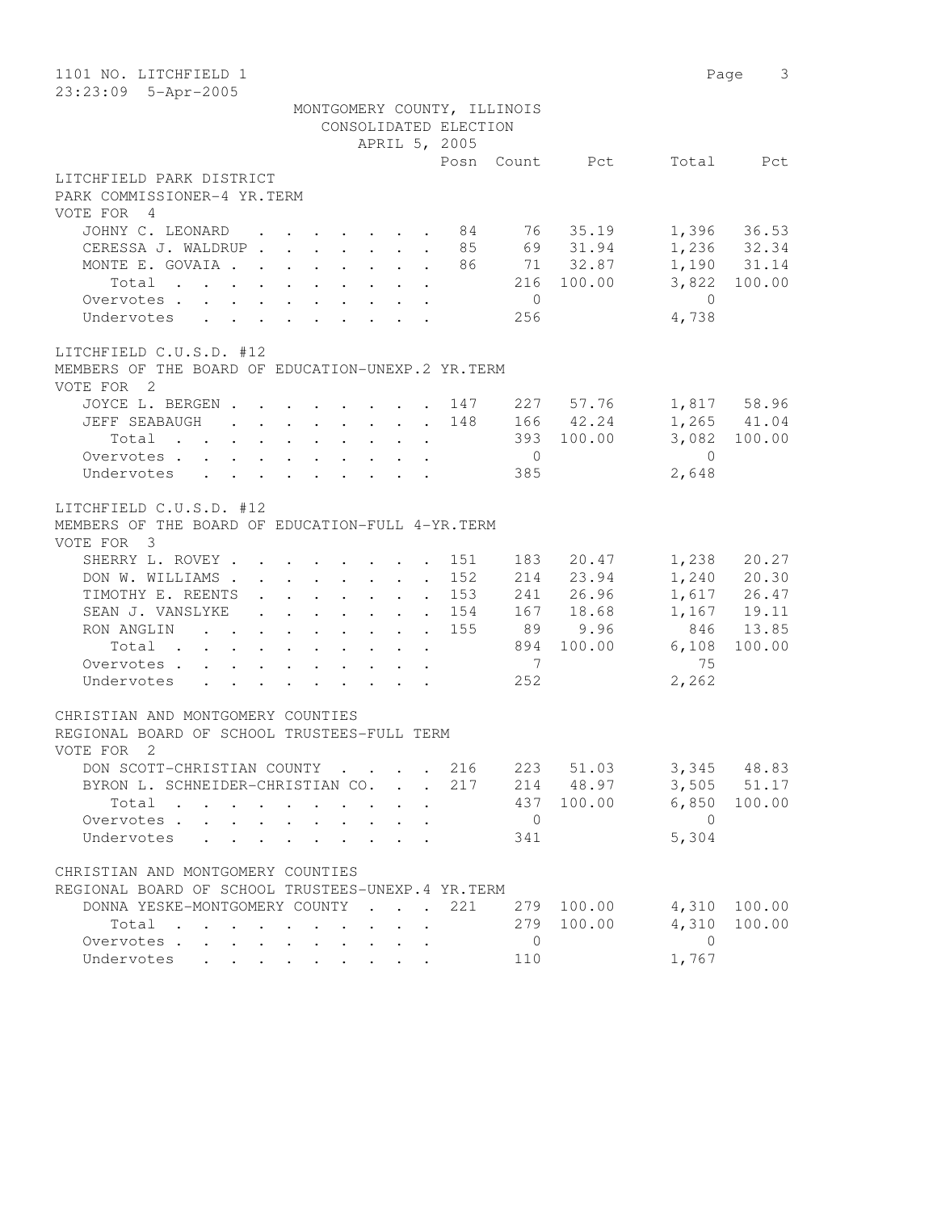1101 NO. LITCHFIELD 1

23:23:09 5-Apr-2005

MONTGOMERY COUNTY, ILLINOIS
CONSOLIDATED ELECTION
APRIL 5, 2005

## LITCHFIELD PARK DISTRICT
PARK COMMISSIONER-4 YR.TERM
VOTE FOR 4

| | Posn | Count | Pct | Total | Pct |
|---|---|---|---|---|---|
| JOHNY C. LEONARD | 84 | 76 | 35.19 | 1,396 | 36.53 |
| CERESSA J. WALDRUP | 85 | 69 | 31.94 | 1,236 | 32.34 |
| MONTE E. GOVAIA | 86 | 71 | 32.87 | 1,190 | 31.14 |
| Total | | 216 | 100.00 | 3,822 | 100.00 |
| Overvotes | | 0 | | 0 | |
| Undervotes | | 256 | | 4,738 | |

## LITCHFIELD C.U.S.D. #12
MEMBERS OF THE BOARD OF EDUCATION-UNEXP.2 YR.TERM
VOTE FOR 2

| | Posn | Count | Pct | Total | Pct |
|---|---|---|---|---|---|
| JOYCE L. BERGEN | 147 | 227 | 57.76 | 1,817 | 58.96 |
| JEFF SEABAUGH | 148 | 166 | 42.24 | 1,265 | 41.04 |
| Total | | 393 | 100.00 | 3,082 | 100.00 |
| Overvotes | | 0 | | 0 | |
| Undervotes | | 385 | | 2,648 | |

## LITCHFIELD C.U.S.D. #12
MEMBERS OF THE BOARD OF EDUCATION-FULL 4-YR.TERM
VOTE FOR 3

| | Posn | Count | Pct | Total | Pct |
|---|---|---|---|---|---|
| SHERRY L. ROVEY | 151 | 183 | 20.47 | 1,238 | 20.27 |
| DON W. WILLIAMS | 152 | 214 | 23.94 | 1,240 | 20.30 |
| TIMOTHY E. REENTS | 153 | 241 | 26.96 | 1,617 | 26.47 |
| SEAN J. VANSLYKE | 154 | 167 | 18.68 | 1,167 | 19.11 |
| RON ANGLIN | 155 | 89 | 9.96 | 846 | 13.85 |
| Total | | 894 | 100.00 | 6,108 | 100.00 |
| Overvotes | | 7 | | 75 | |
| Undervotes | | 252 | | 2,262 | |

## CHRISTIAN AND MONTGOMERY COUNTIES
REGIONAL BOARD OF SCHOOL TRUSTEES-FULL TERM
VOTE FOR 2

| | Posn | Count | Pct | Total | Pct |
|---|---|---|---|---|---|
| DON SCOTT-CHRISTIAN COUNTY | 216 | 223 | 51.03 | 3,345 | 48.83 |
| BYRON L. SCHNEIDER-CHRISTIAN CO. | 217 | 214 | 48.97 | 3,505 | 51.17 |
| Total | | 437 | 100.00 | 6,850 | 100.00 |
| Overvotes | | 0 | | 0 | |
| Undervotes | | 341 | | 5,304 | |

## CHRISTIAN AND MONTGOMERY COUNTIES
REGIONAL BOARD OF SCHOOL TRUSTEES-UNEXP.4 YR.TERM

| | Posn | Count | Pct | Total | Pct |
|---|---|---|---|---|---|
| DONNA YESKE-MONTGOMERY COUNTY | 221 | 279 | 100.00 | 4,310 | 100.00 |
| Total | | 279 | 100.00 | 4,310 | 100.00 |
| Overvotes | | 0 | | 0 | |
| Undervotes | | 110 | | 1,767 | |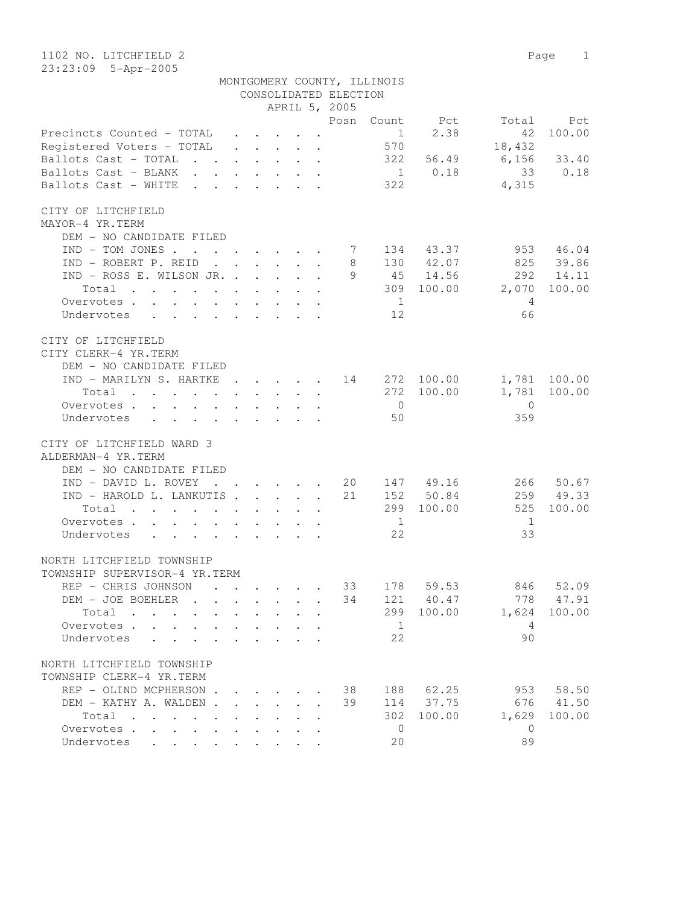1102 NO. LITCHFIELD 2

23:23:09 5-Apr-2005

MONTGOMERY COUNTY, ILLINOIS
CONSOLIDATED ELECTION
APRIL 5, 2005

| | Posn | Count | Pct | Total | Pct |
|---|---|---|---|---|---|
| Precincts Counted - TOTAL | | 1 | 2.38 | 42 | 100.00 |
| Registered Voters - TOTAL | | 570 | | 18,432 | |
| Ballots Cast - TOTAL | | 322 | 56.49 | 6,156 | 33.40 |
| Ballots Cast - BLANK | | 1 | 0.18 | 33 | 0.18 |
| Ballots Cast - WHITE | | 322 | | 4,315 | |

CITY OF LITCHFIELD
MAYOR-4 YR.TERM

| | Posn | Count | Pct | Total | Pct |
|---|---|---|---|---|---|
| DEM - NO CANDIDATE FILED | | | | | |
| IND - TOM JONES | 7 | 134 | 43.37 | 953 | 46.04 |
| IND - ROBERT P. REID | 8 | 130 | 42.07 | 825 | 39.86 |
| IND - ROSS E. WILSON JR. | 9 | 45 | 14.56 | 292 | 14.11 |
| Total | | 309 | 100.00 | 2,070 | 100.00 |
| Overvotes | | 1 | | 4 | |
| Undervotes | | 12 | | 66 | |

CITY OF LITCHFIELD
CITY CLERK-4 YR.TERM

| | Posn | Count | Pct | Total | Pct |
|---|---|---|---|---|---|
| DEM - NO CANDIDATE FILED | | | | | |
| IND - MARILYN S. HARTKE | 14 | 272 | 100.00 | 1,781 | 100.00 |
| Total | | 272 | 100.00 | 1,781 | 100.00 |
| Overvotes | | 0 | | 0 | |
| Undervotes | | 50 | | 359 | |

CITY OF LITCHFIELD WARD 3
ALDERMAN-4 YR.TERM

| | Posn | Count | Pct | Total | Pct |
|---|---|---|---|---|---|
| DEM - NO CANDIDATE FILED | | | | | |
| IND - DAVID L. ROVEY | 20 | 147 | 49.16 | 266 | 50.67 |
| IND - HAROLD L. LANKUTIS | 21 | 152 | 50.84 | 259 | 49.33 |
| Total | | 299 | 100.00 | 525 | 100.00 |
| Overvotes | | 1 | | 1 | |
| Undervotes | | 22 | | 33 | |

NORTH LITCHFIELD TOWNSHIP
TOWNSHIP SUPERVISOR-4 YR.TERM

| | Posn | Count | Pct | Total | Pct |
|---|---|---|---|---|---|
| REP - CHRIS JOHNSON | 33 | 178 | 59.53 | 846 | 52.09 |
| DEM - JOE BOEHLER | 34 | 121 | 40.47 | 778 | 47.91 |
| Total | | 299 | 100.00 | 1,624 | 100.00 |
| Overvotes | | 1 | | 4 | |
| Undervotes | | 22 | | 90 | |

NORTH LITCHFIELD TOWNSHIP
TOWNSHIP CLERK-4 YR.TERM

| | Posn | Count | Pct | Total | Pct |
|---|---|---|---|---|---|
| REP - OLIND MCPHERSON | 38 | 188 | 62.25 | 953 | 58.50 |
| DEM - KATHY A. WALDEN | 39 | 114 | 37.75 | 676 | 41.50 |
| Total | | 302 | 100.00 | 1,629 | 100.00 |
| Overvotes | | 0 | | 0 | |
| Undervotes | | 20 | | 89 | |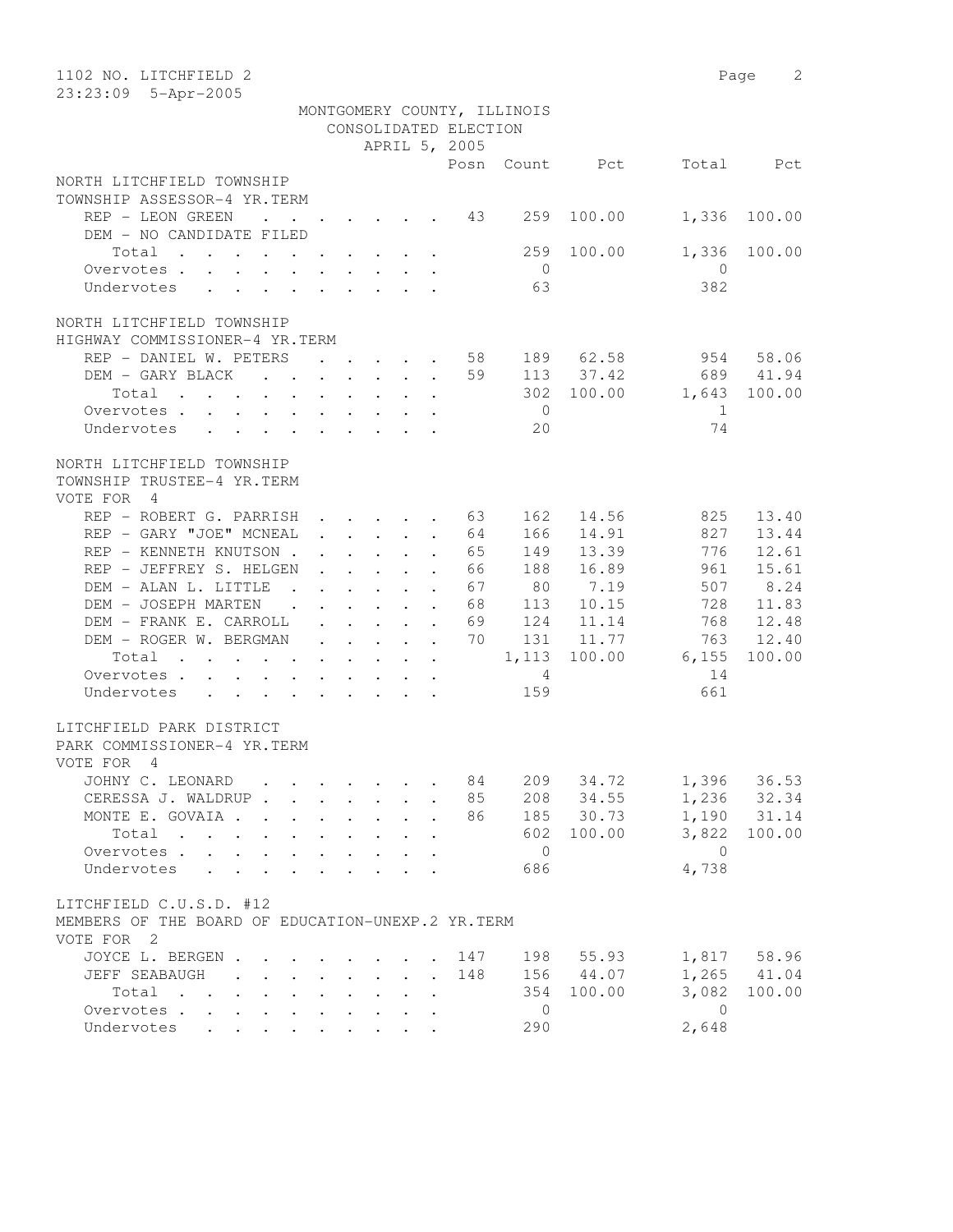1102 NO. LITCHFIELD 2

23:23:09 5-Apr-2005

MONTGOMERY COUNTY, ILLINOIS
CONSOLIDATED ELECTION
APRIL 5, 2005

## NORTH LITCHFIELD TOWNSHIP
### TOWNSHIP ASSESSOR-4 YR.TERM

| | Posn | Count | Pct | Total | Pct |
|---|---|---|---|---|---|
| REP - LEON GREEN | 43 | 259 | 100.00 | 1,336 | 100.00 |
| DEM - NO CANDIDATE FILED | | | | | |
| Total | | 259 | 100.00 | 1,336 | 100.00 |
| Overvotes | | 0 | | 0 | |
| Undervotes | | 63 | | 382 | |

## NORTH LITCHFIELD TOWNSHIP
### HIGHWAY COMMISSIONER-4 YR.TERM

| | Posn | Count | Pct | Total | Pct |
|---|---|---|---|---|---|
| REP - DANIEL W. PETERS | 58 | 189 | 62.58 | 954 | 58.06 |
| DEM - GARY BLACK | 59 | 113 | 37.42 | 689 | 41.94 |
| Total | | 302 | 100.00 | 1,643 | 100.00 |
| Overvotes | | 0 | | 1 | |
| Undervotes | | 20 | | 74 | |

## NORTH LITCHFIELD TOWNSHIP
### TOWNSHIP TRUSTEE-4 YR.TERM
VOTE FOR 4

| | Posn | Count | Pct | Total | Pct |
|---|---|---|---|---|---|
| REP - ROBERT G. PARRISH | 63 | 162 | 14.56 | 825 | 13.40 |
| REP - GARY "JOE" MCNEAL | 64 | 166 | 14.91 | 827 | 13.44 |
| REP - KENNETH KNUTSON | 65 | 149 | 13.39 | 776 | 12.61 |
| REP - JEFFREY S. HELGEN | 66 | 188 | 16.89 | 961 | 15.61 |
| DEM - ALAN L. LITTLE | 67 | 80 | 7.19 | 507 | 8.24 |
| DEM - JOSEPH MARTEN | 68 | 113 | 10.15 | 728 | 11.83 |
| DEM - FRANK E. CARROLL | 69 | 124 | 11.14 | 768 | 12.48 |
| DEM - ROGER W. BERGMAN | 70 | 131 | 11.77 | 763 | 12.40 |
| Total | | 1,113 | 100.00 | 6,155 | 100.00 |
| Overvotes | | 4 | | 14 | |
| Undervotes | | 159 | | 661 | |

## LITCHFIELD PARK DISTRICT
### PARK COMMISSIONER-4 YR.TERM
VOTE FOR 4

| | Posn | Count | Pct | Total | Pct |
|---|---|---|---|---|---|
| JOHNY C. LEONARD | 84 | 209 | 34.72 | 1,396 | 36.53 |
| CERESSA J. WALDRUP | 85 | 208 | 34.55 | 1,236 | 32.34 |
| MONTE E. GOVAIA | 86 | 185 | 30.73 | 1,190 | 31.14 |
| Total | | 602 | 100.00 | 3,822 | 100.00 |
| Overvotes | | 0 | | 0 | |
| Undervotes | | 686 | | 4,738 | |

## LITCHFIELD C.U.S.D. #12
### MEMBERS OF THE BOARD OF EDUCATION-UNEXP.2 YR.TERM
VOTE FOR 2

| | Posn | Count | Pct | Total | Pct |
|---|---|---|---|---|---|
| JOYCE L. BERGEN | 147 | 198 | 55.93 | 1,817 | 58.96 |
| JEFF SEABAUGH | 148 | 156 | 44.07 | 1,265 | 41.04 |
| Total | | 354 | 100.00 | 3,082 | 100.00 |
| Overvotes | | 0 | | 0 | |
| Undervotes | | 290 | | 2,648 | |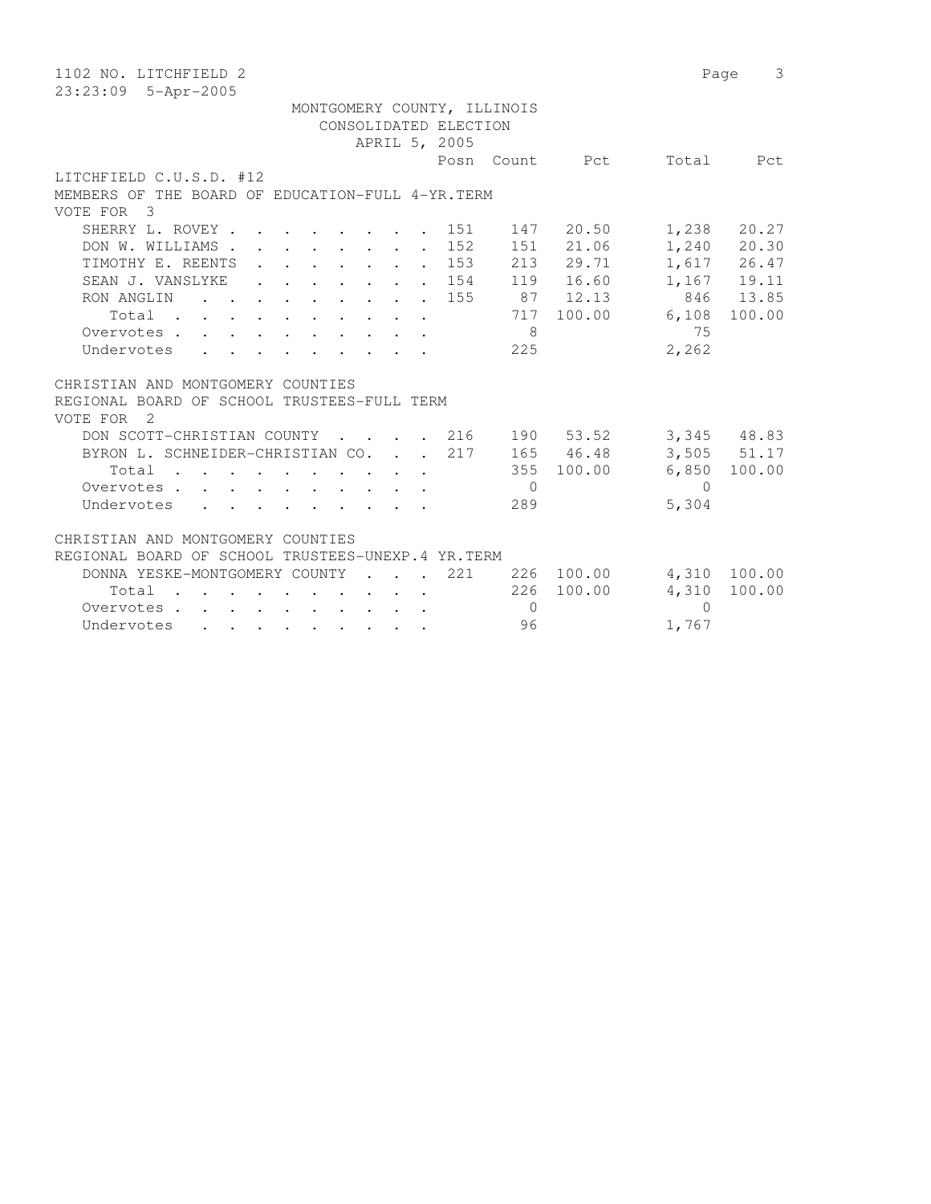1102 NO. LITCHFIELD 2
23:23:09 5-Apr-2005

MONTGOMERY COUNTY, ILLINOIS
CONSOLIDATED ELECTION
APRIL 5, 2005

LITCHFIELD C.U.S.D. #12
MEMBERS OF THE BOARD OF EDUCATION-FULL 4-YR.TERM
VOTE FOR 3

| | Posn | Count | Pct | Total | Pct |
|---|---|---|---|---|---|
| SHERRY L. ROVEY | 151 | 147 | 20.50 | 1,238 | 20.27 |
| DON W. WILLIAMS | 152 | 151 | 21.06 | 1,240 | 20.30 |
| TIMOTHY E. REENTS | 153 | 213 | 29.71 | 1,617 | 26.47 |
| SEAN J. VANSLYKE | 154 | 119 | 16.60 | 1,167 | 19.11 |
| RON ANGLIN | 155 | 87 | 12.13 | 846 | 13.85 |
| Total | | 717 | 100.00 | 6,108 | 100.00 |
| Overvotes | | 8 | | 75 | |
| Undervotes | | 225 | | 2,262 | |

CHRISTIAN AND MONTGOMERY COUNTIES
REGIONAL BOARD OF SCHOOL TRUSTEES-FULL TERM
VOTE FOR 2

| | Posn | Count | Pct | Total | Pct |
|---|---|---|---|---|---|
| DON SCOTT-CHRISTIAN COUNTY | 216 | 190 | 53.52 | 3,345 | 48.83 |
| BYRON L. SCHNEIDER-CHRISTIAN CO. | 217 | 165 | 46.48 | 3,505 | 51.17 |
| Total | | 355 | 100.00 | 6,850 | 100.00 |
| Overvotes | | 0 | | 0 | |
| Undervotes | | 289 | | 5,304 | |

CHRISTIAN AND MONTGOMERY COUNTIES
REGIONAL BOARD OF SCHOOL TRUSTEES-UNEXP.4 YR.TERM

| | Posn | Count | Pct | Total | Pct |
|---|---|---|---|---|---|
| DONNA YESKE-MONTGOMERY COUNTY | 221 | 226 | 100.00 | 4,310 | 100.00 |
| Total | | 226 | 100.00 | 4,310 | 100.00 |
| Overvotes | | 0 | | 0 | |
| Undervotes | | 96 | | 1,767 | |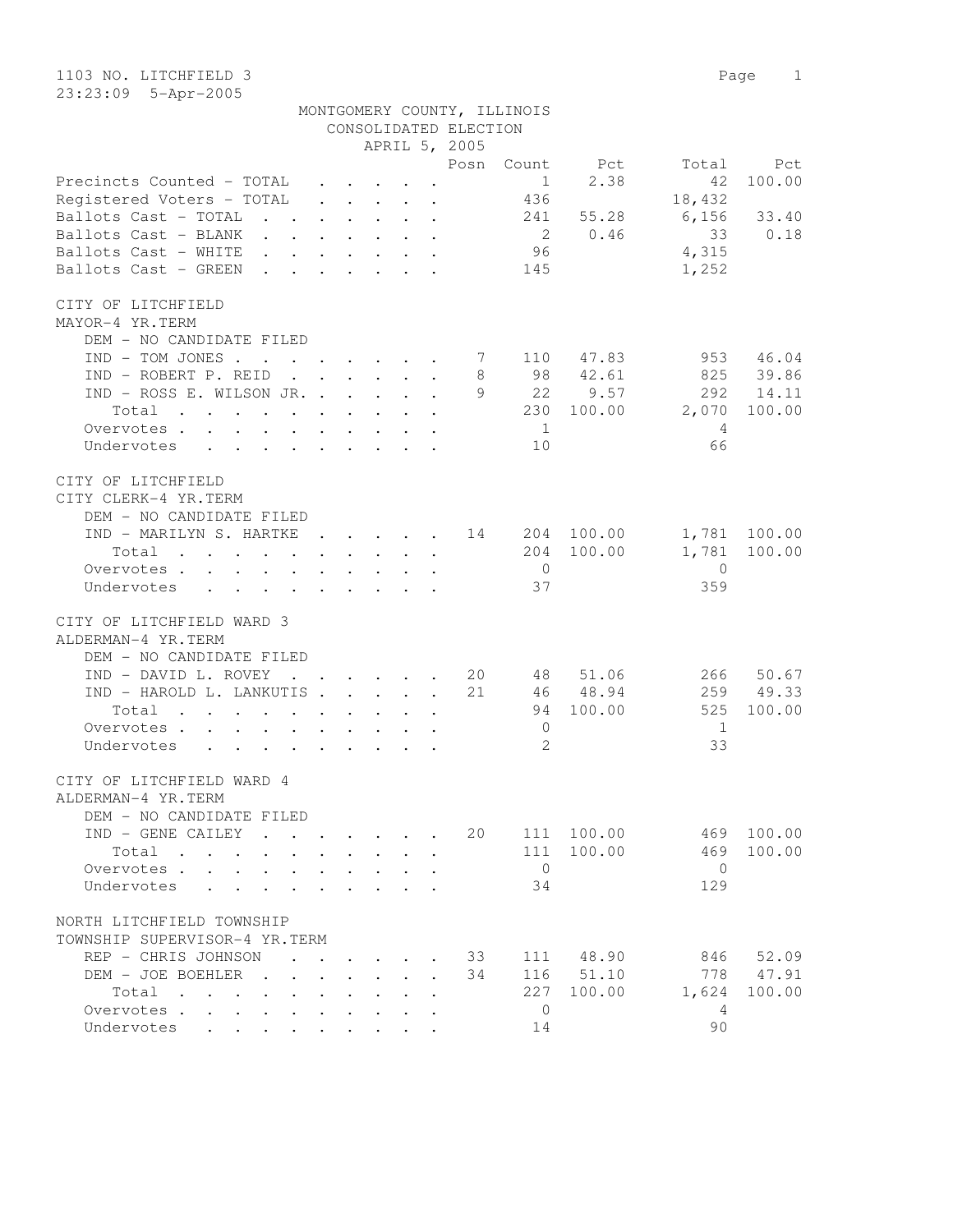1103 NO. LITCHFIELD 3

23:23:09 5-Apr-2005

MONTGOMERY COUNTY, ILLINOIS
CONSOLIDATED ELECTION
APRIL 5, 2005

| | Posn | Count | Pct | Total | Pct |
|---|---|---|---|---|---|
| Precincts Counted - TOTAL | | 1 | 2.38 | 42 | 100.00 |
| Registered Voters - TOTAL | | 436 | | 18,432 | |
| Ballots Cast - TOTAL | | 241 | 55.28 | 6,156 | 33.40 |
| Ballots Cast - BLANK | | 2 | 0.46 | 33 | 0.18 |
| Ballots Cast - WHITE | | 96 | | 4,315 | |
| Ballots Cast - GREEN | | 145 | | 1,252 | |

CITY OF LITCHFIELD
MAYOR-4 YR.TERM

| | Posn | Count | Pct | Total | Pct |
|---|---|---|---|---|---|
| DEM - NO CANDIDATE FILED | | | | | |
| IND - TOM JONES | 7 | 110 | 47.83 | 953 | 46.04 |
| IND - ROBERT P. REID | 8 | 98 | 42.61 | 825 | 39.86 |
| IND - ROSS E. WILSON JR. | 9 | 22 | 9.57 | 292 | 14.11 |
| Total | | 230 | 100.00 | 2,070 | 100.00 |
| Overvotes | | 1 | | 4 | |
| Undervotes | | 10 | | 66 | |

CITY OF LITCHFIELD
CITY CLERK-4 YR.TERM

| | Posn | Count | Pct | Total | Pct |
|---|---|---|---|---|---|
| DEM - NO CANDIDATE FILED | | | | | |
| IND - MARILYN S. HARTKE | 14 | 204 | 100.00 | 1,781 | 100.00 |
| Total | | 204 | 100.00 | 1,781 | 100.00 |
| Overvotes | | 0 | | 0 | |
| Undervotes | | 37 | | 359 | |

CITY OF LITCHFIELD WARD 3
ALDERMAN-4 YR.TERM

| | Posn | Count | Pct | Total | Pct |
|---|---|---|---|---|---|
| DEM - NO CANDIDATE FILED | | | | | |
| IND - DAVID L. ROVEY | 20 | 48 | 51.06 | 266 | 50.67 |
| IND - HAROLD L. LANKUTIS | 21 | 46 | 48.94 | 259 | 49.33 |
| Total | | 94 | 100.00 | 525 | 100.00 |
| Overvotes | | 0 | | 1 | |
| Undervotes | | 2 | | 33 | |

CITY OF LITCHFIELD WARD 4
ALDERMAN-4 YR.TERM

| | Posn | Count | Pct | Total | Pct |
|---|---|---|---|---|---|
| DEM - NO CANDIDATE FILED | | | | | |
| IND - GENE CAILEY | 20 | 111 | 100.00 | 469 | 100.00 |
| Total | | 111 | 100.00 | 469 | 100.00 |
| Overvotes | | 0 | | 0 | |
| Undervotes | | 34 | | 129 | |

NORTH LITCHFIELD TOWNSHIP
TOWNSHIP SUPERVISOR-4 YR.TERM

| | Posn | Count | Pct | Total | Pct |
|---|---|---|---|---|---|
| REP - CHRIS JOHNSON | 33 | 111 | 48.90 | 846 | 52.09 |
| DEM - JOE BOEHLER | 34 | 116 | 51.10 | 778 | 47.91 |
| Total | | 227 | 100.00 | 1,624 | 100.00 |
| Overvotes | | 0 | | 4 | |
| Undervotes | | 14 | | 90 | |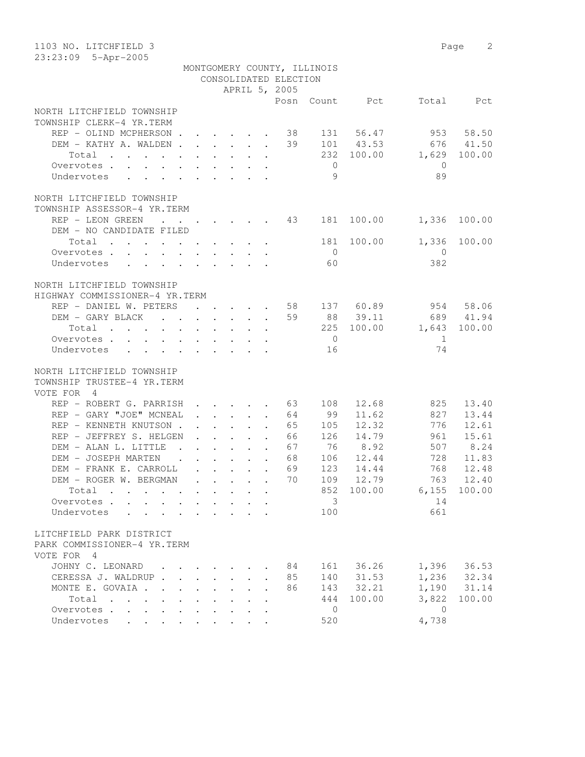1103 NO. LITCHFIELD 3

23:23:09 5-Apr-2005

MONTGOMERY COUNTY, ILLINOIS
CONSOLIDATED ELECTION
APRIL 5, 2005

| | Posn | Count | Pct | Total | Pct |
|---|---|---|---|---|---|
| **NORTH LITCHFIELD TOWNSHIP** | | | | | |
| **TOWNSHIP CLERK-4 YR.TERM** | | | | | |
| REP - OLIND MCPHERSON | 38 | 131 | 56.47 | 953 | 58.50 |
| DEM - KATHY A. WALDEN | 39 | 101 | 43.53 | 676 | 41.50 |
| Total | | 232 | 100.00 | 1,629 | 100.00 |
| Overvotes | | 0 | | 0 | |
| Undervotes | | 9 | | 89 | |
| **NORTH LITCHFIELD TOWNSHIP** | | | | | |
| **TOWNSHIP ASSESSOR-4 YR.TERM** | | | | | |
| REP - LEON GREEN | 43 | 181 | 100.00 | 1,336 | 100.00 |
| DEM - NO CANDIDATE FILED | | | | | |
| Total | | 181 | 100.00 | 1,336 | 100.00 |
| Overvotes | | 0 | | 0 | |
| Undervotes | | 60 | | 382 | |
| **NORTH LITCHFIELD TOWNSHIP** | | | | | |
| **HIGHWAY COMMISSIONER-4 YR.TERM** | | | | | |
| REP - DANIEL W. PETERS | 58 | 137 | 60.89 | 954 | 58.06 |
| DEM - GARY BLACK | 59 | 88 | 39.11 | 689 | 41.94 |
| Total | | 225 | 100.00 | 1,643 | 100.00 |
| Overvotes | | 0 | | 1 | |
| Undervotes | | 16 | | 74 | |
| **NORTH LITCHFIELD TOWNSHIP** | | | | | |
| **TOWNSHIP TRUSTEE-4 YR.TERM** | | | | | |
| VOTE FOR 4 | | | | | |
| REP - ROBERT G. PARRISH | 63 | 108 | 12.68 | 825 | 13.40 |
| REP - GARY "JOE" MCNEAL | 64 | 99 | 11.62 | 827 | 13.44 |
| REP - KENNETH KNUTSON | 65 | 105 | 12.32 | 776 | 12.61 |
| REP - JEFFREY S. HELGEN | 66 | 126 | 14.79 | 961 | 15.61 |
| DEM - ALAN L. LITTLE | 67 | 76 | 8.92 | 507 | 8.24 |
| DEM - JOSEPH MARTEN | 68 | 106 | 12.44 | 728 | 11.83 |
| DEM - FRANK E. CARROLL | 69 | 123 | 14.44 | 768 | 12.48 |
| DEM - ROGER W. BERGMAN | 70 | 109 | 12.79 | 763 | 12.40 |
| Total | | 852 | 100.00 | 6,155 | 100.00 |
| Overvotes | | 3 | | 14 | |
| Undervotes | | 100 | | 661 | |
| **LITCHFIELD PARK DISTRICT** | | | | | |
| **PARK COMMISSIONER-4 YR.TERM** | | | | | |
| VOTE FOR 4 | | | | | |
| JOHNY C. LEONARD | 84 | 161 | 36.26 | 1,396 | 36.53 |
| CERESSA J. WALDRUP | 85 | 140 | 31.53 | 1,236 | 32.34 |
| MONTE E. GOVAIA | 86 | 143 | 32.21 | 1,190 | 31.14 |
| Total | | 444 | 100.00 | 3,822 | 100.00 |
| Overvotes | | 0 | | 0 | |
| Undervotes | | 520 | | 4,738 | |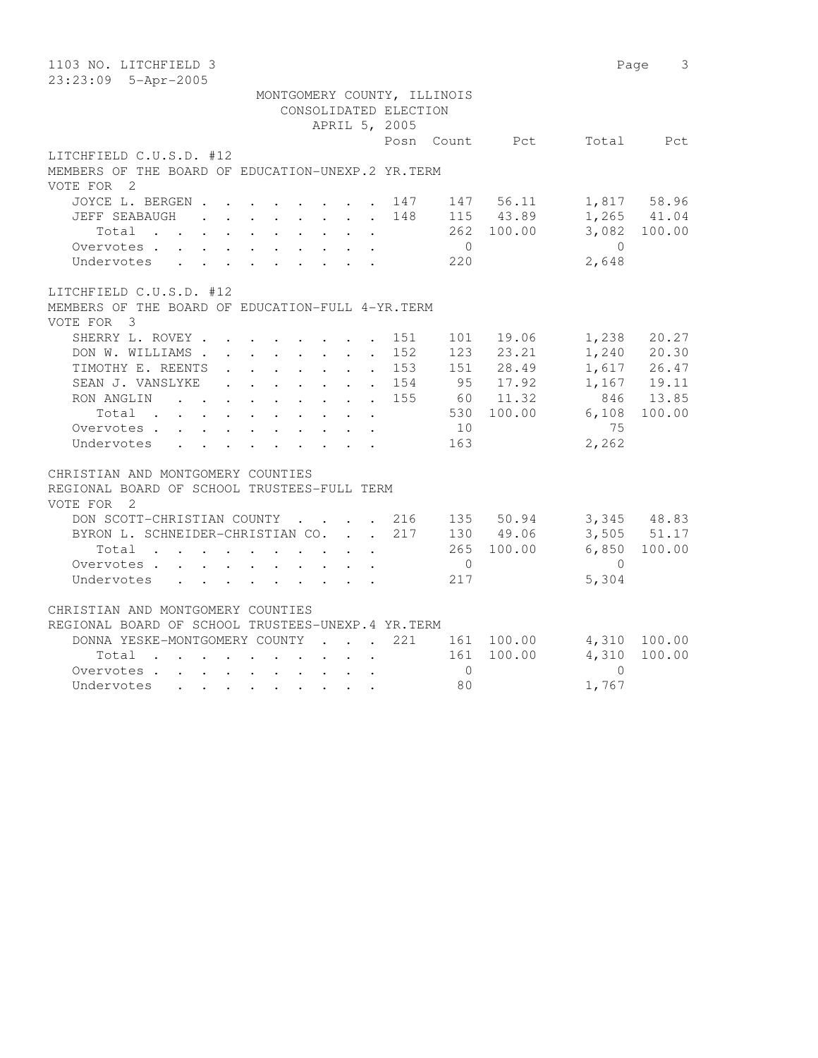1103 NO. LITCHFIELD 3

23:23:09 5-Apr-2005

MONTGOMERY COUNTY, ILLINOIS
CONSOLIDATED ELECTION
APRIL 5, 2005

LITCHFIELD C.U.S.D. #12
MEMBERS OF THE BOARD OF EDUCATION-UNEXP.2 YR.TERM
VOTE FOR 2

| | Posn | Count | Pct | Total | Pct |
|---|---|---|---|---|---|
| JOYCE L. BERGEN | 147 | 147 | 56.11 | 1,817 | 58.96 |
| JEFF SEABAUGH | 148 | 115 | 43.89 | 1,265 | 41.04 |
| Total | | 262 | 100.00 | 3,082 | 100.00 |
| Overvotes | | 0 | | 0 | |
| Undervotes | | 220 | | 2,648 | |

LITCHFIELD C.U.S.D. #12
MEMBERS OF THE BOARD OF EDUCATION-FULL 4-YR.TERM
VOTE FOR 3

| | Posn | Count | Pct | Total | Pct |
|---|---|---|---|---|---|
| SHERRY L. ROVEY | 151 | 101 | 19.06 | 1,238 | 20.27 |
| DON W. WILLIAMS | 152 | 123 | 23.21 | 1,240 | 20.30 |
| TIMOTHY E. REENTS | 153 | 151 | 28.49 | 1,617 | 26.47 |
| SEAN J. VANSLYKE | 154 | 95 | 17.92 | 1,167 | 19.11 |
| RON ANGLIN | 155 | 60 | 11.32 | 846 | 13.85 |
| Total | | 530 | 100.00 | 6,108 | 100.00 |
| Overvotes | | 10 | | 75 | |
| Undervotes | | 163 | | 2,262 | |

CHRISTIAN AND MONTGOMERY COUNTIES
REGIONAL BOARD OF SCHOOL TRUSTEES-FULL TERM
VOTE FOR 2

| | Posn | Count | Pct | Total | Pct |
|---|---|---|---|---|---|
| DON SCOTT-CHRISTIAN COUNTY | 216 | 135 | 50.94 | 3,345 | 48.83 |
| BYRON L. SCHNEIDER-CHRISTIAN CO. | 217 | 130 | 49.06 | 3,505 | 51.17 |
| Total | | 265 | 100.00 | 6,850 | 100.00 |
| Overvotes | | 0 | | 0 | |
| Undervotes | | 217 | | 5,304 | |

CHRISTIAN AND MONTGOMERY COUNTIES
REGIONAL BOARD OF SCHOOL TRUSTEES-UNEXP.4 YR.TERM

| | Posn | Count | Pct | Total | Pct |
|---|---|---|---|---|---|
| DONNA YESKE-MONTGOMERY COUNTY | 221 | 161 | 100.00 | 4,310 | 100.00 |
| Total | | 161 | 100.00 | 4,310 | 100.00 |
| Overvotes | | 0 | | 0 | |
| Undervotes | | 80 | | 1,767 | |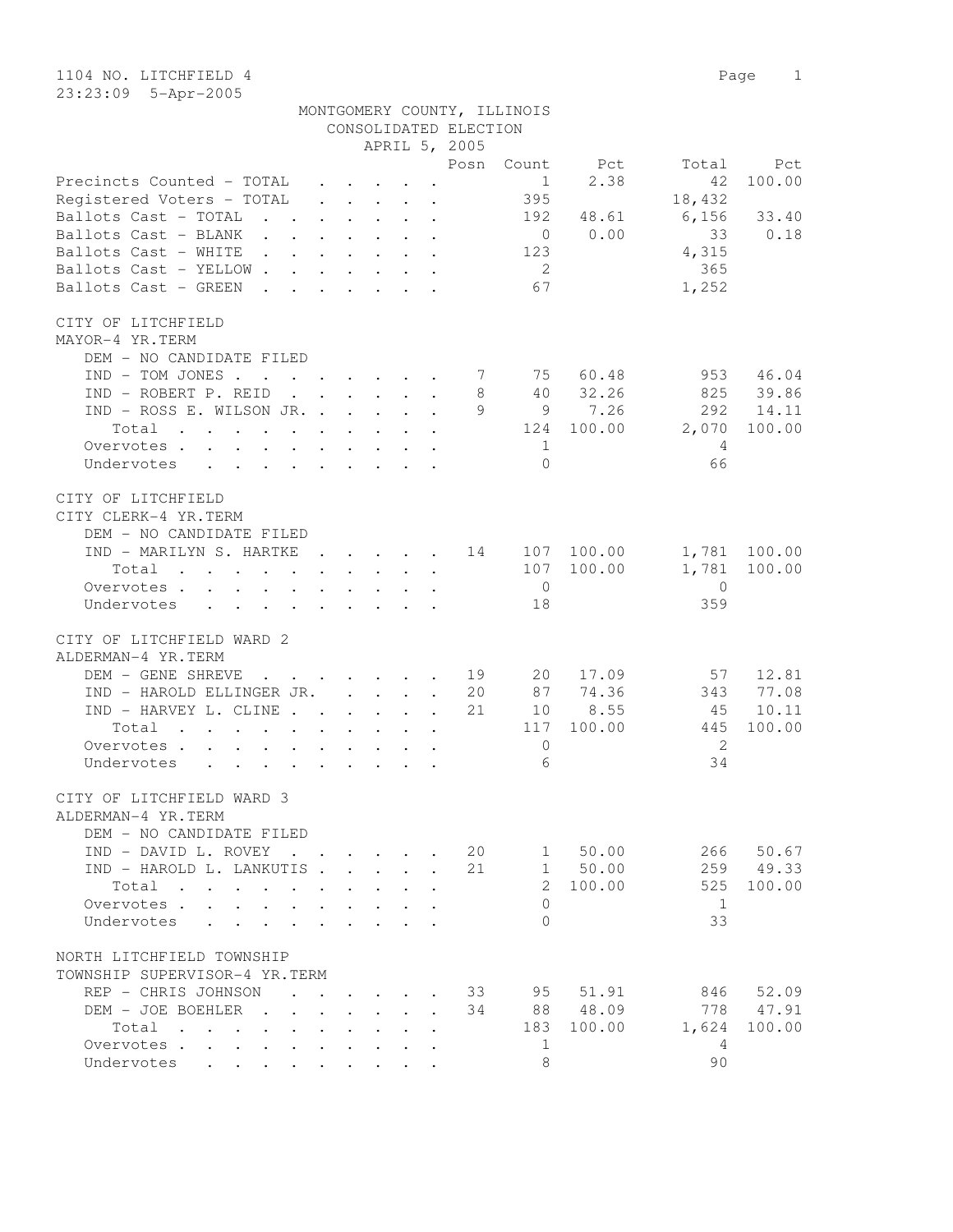1104 NO. LITCHFIELD 4
23:23:09 5-Apr-2005

MONTGOMERY COUNTY, ILLINOIS
CONSOLIDATED ELECTION
APRIL 5, 2005

| | Posn | Count | Pct | Total | Pct |
|---|---|---|---|---|---|
| Precincts Counted - TOTAL | | 1 | 2.38 | 42 | 100.00 |
| Registered Voters - TOTAL | | 395 | | 18,432 | |
| Ballots Cast - TOTAL | | 192 | 48.61 | 6,156 | 33.40 |
| Ballots Cast - BLANK | | 0 | 0.00 | 33 | 0.18 |
| Ballots Cast - WHITE | | 123 | | 4,315 | |
| Ballots Cast - YELLOW | | 2 | | 365 | |
| Ballots Cast - GREEN | | 67 | | 1,252 | |

CITY OF LITCHFIELD
MAYOR-4 YR.TERM

| | Posn | Count | Pct | Total | Pct |
|---|---|---|---|---|---|
| DEM - NO CANDIDATE FILED | | | | | |
| IND - TOM JONES | 7 | 75 | 60.48 | 953 | 46.04 |
| IND - ROBERT P. REID | 8 | 40 | 32.26 | 825 | 39.86 |
| IND - ROSS E. WILSON JR. | 9 | 9 | 7.26 | 292 | 14.11 |
| Total | | 124 | 100.00 | 2,070 | 100.00 |
| Overvotes | | 1 | | 4 | |
| Undervotes | | 0 | | 66 | |

CITY OF LITCHFIELD
CITY CLERK-4 YR.TERM

| | Posn | Count | Pct | Total | Pct |
|---|---|---|---|---|---|
| DEM - NO CANDIDATE FILED | | | | | |
| IND - MARILYN S. HARTKE | 14 | 107 | 100.00 | 1,781 | 100.00 |
| Total | | 107 | 100.00 | 1,781 | 100.00 |
| Overvotes | | 0 | | 0 | |
| Undervotes | | 18 | | 359 | |

CITY OF LITCHFIELD WARD 2
ALDERMAN-4 YR.TERM

| | Posn | Count | Pct | Total | Pct |
|---|---|---|---|---|---|
| DEM - GENE SHREVE | 19 | 20 | 17.09 | 57 | 12.81 |
| IND - HAROLD ELLINGER JR. | 20 | 87 | 74.36 | 343 | 77.08 |
| IND - HARVEY L. CLINE | 21 | 10 | 8.55 | 45 | 10.11 |
| Total | | 117 | 100.00 | 445 | 100.00 |
| Overvotes | | 0 | | 2 | |
| Undervotes | | 6 | | 34 | |

CITY OF LITCHFIELD WARD 3
ALDERMAN-4 YR.TERM

| | Posn | Count | Pct | Total | Pct |
|---|---|---|---|---|---|
| DEM - NO CANDIDATE FILED | | | | | |
| IND - DAVID L. ROVEY | 20 | 1 | 50.00 | 266 | 50.67 |
| IND - HAROLD L. LANKUTIS | 21 | 1 | 50.00 | 259 | 49.33 |
| Total | | 2 | 100.00 | 525 | 100.00 |
| Overvotes | | 0 | | 1 | |
| Undervotes | | 0 | | 33 | |

NORTH LITCHFIELD TOWNSHIP
TOWNSHIP SUPERVISOR-4 YR.TERM

| | Posn | Count | Pct | Total | Pct |
|---|---|---|---|---|---|
| REP - CHRIS JOHNSON | 33 | 95 | 51.91 | 846 | 52.09 |
| DEM - JOE BOEHLER | 34 | 88 | 48.09 | 778 | 47.91 |
| Total | | 183 | 100.00 | 1,624 | 100.00 |
| Overvotes | | 1 | | 4 | |
| Undervotes | | 8 | | 90 | |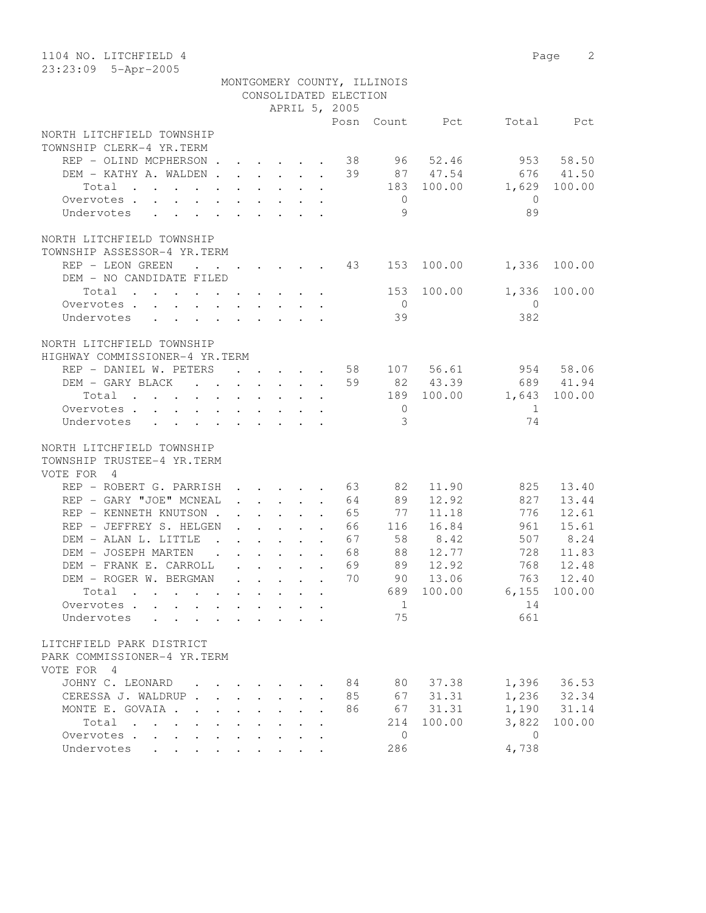1104 NO. LITCHFIELD 4

23:23:09 5-Apr-2005

MONTGOMERY COUNTY, ILLINOIS
CONSOLIDATED ELECTION
APRIL 5, 2005

| | Posn | Count | Pct | Total | Pct |
|---|---|---|---|---|---|
| **NORTH LITCHFIELD TOWNSHIP** | | | | | |
| **TOWNSHIP CLERK-4 YR.TERM** | | | | | |
| REP - OLIND MCPHERSON | 38 | 96 | 52.46 | 953 | 58.50 |
| DEM - KATHY A. WALDEN | 39 | 87 | 47.54 | 676 | 41.50 |
| Total | | 183 | 100.00 | 1,629 | 100.00 |
| Overvotes | | 0 | | 0 | |
| Undervotes | | 9 | | 89 | |
| **NORTH LITCHFIELD TOWNSHIP** | | | | | |
| **TOWNSHIP ASSESSOR-4 YR.TERM** | | | | | |
| REP - LEON GREEN | 43 | 153 | 100.00 | 1,336 | 100.00 |
| DEM - NO CANDIDATE FILED | | | | | |
| Total | | 153 | 100.00 | 1,336 | 100.00 |
| Overvotes | | 0 | | 0 | |
| Undervotes | | 39 | | 382 | |
| **NORTH LITCHFIELD TOWNSHIP** | | | | | |
| **HIGHWAY COMMISSIONER-4 YR.TERM** | | | | | |
| REP - DANIEL W. PETERS | 58 | 107 | 56.61 | 954 | 58.06 |
| DEM - GARY BLACK | 59 | 82 | 43.39 | 689 | 41.94 |
| Total | | 189 | 100.00 | 1,643 | 100.00 |
| Overvotes | | 0 | | 1 | |
| Undervotes | | 3 | | 74 | |
| **NORTH LITCHFIELD TOWNSHIP** | | | | | |
| **TOWNSHIP TRUSTEE-4 YR.TERM** | | | | | |
| VOTE FOR 4 | | | | | |
| REP - ROBERT G. PARRISH | 63 | 82 | 11.90 | 825 | 13.40 |
| REP - GARY "JOE" MCNEAL | 64 | 89 | 12.92 | 827 | 13.44 |
| REP - KENNETH KNUTSON | 65 | 77 | 11.18 | 776 | 12.61 |
| REP - JEFFREY S. HELGEN | 66 | 116 | 16.84 | 961 | 15.61 |
| DEM - ALAN L. LITTLE | 67 | 58 | 8.42 | 507 | 8.24 |
| DEM - JOSEPH MARTEN | 68 | 88 | 12.77 | 728 | 11.83 |
| DEM - FRANK E. CARROLL | 69 | 89 | 12.92 | 768 | 12.48 |
| DEM - ROGER W. BERGMAN | 70 | 90 | 13.06 | 763 | 12.40 |
| Total | | 689 | 100.00 | 6,155 | 100.00 |
| Overvotes | | 1 | | 14 | |
| Undervotes | | 75 | | 661 | |
| **LITCHFIELD PARK DISTRICT** | | | | | |
| **PARK COMMISSIONER-4 YR.TERM** | | | | | |
| VOTE FOR 4 | | | | | |
| JOHNY C. LEONARD | 84 | 80 | 37.38 | 1,396 | 36.53 |
| CERESSA J. WALDRUP | 85 | 67 | 31.31 | 1,236 | 32.34 |
| MONTE E. GOVAIA | 86 | 67 | 31.31 | 1,190 | 31.14 |
| Total | | 214 | 100.00 | 3,822 | 100.00 |
| Overvotes | | 0 | | 0 | |
| Undervotes | | 286 | | 4,738 | |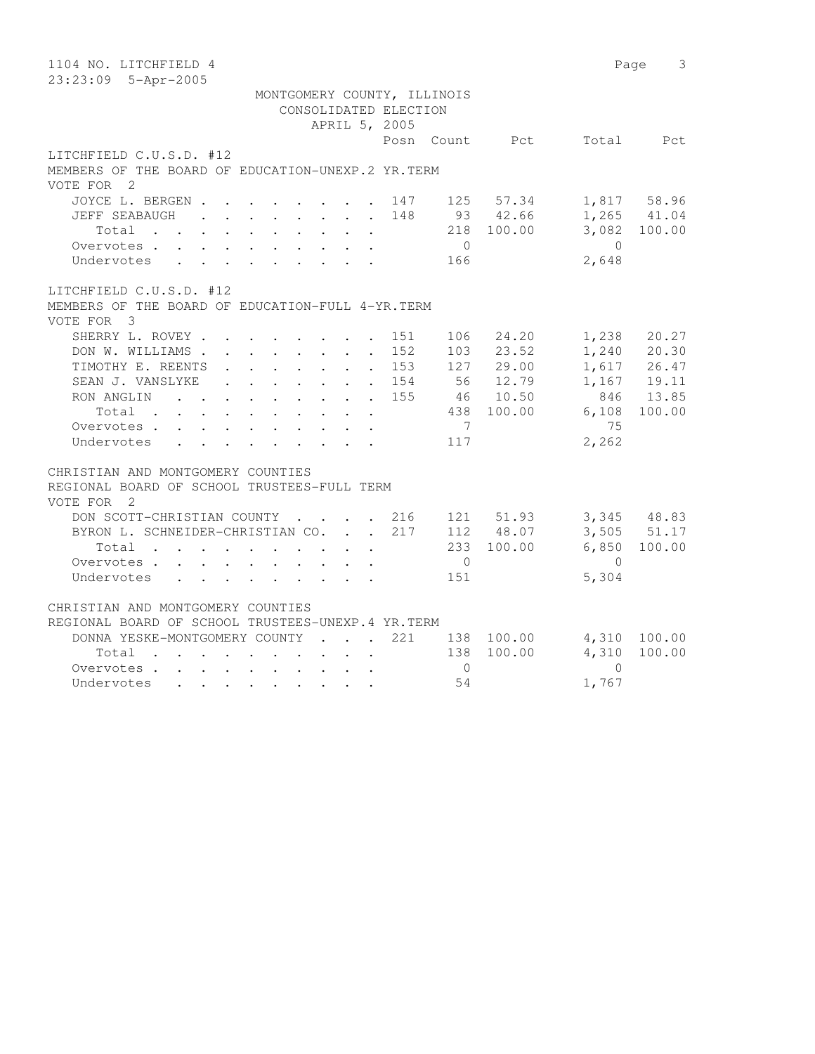1104 NO. LITCHFIELD 4
23:23:09 5-Apr-2005

MONTGOMERY COUNTY, ILLINOIS
CONSOLIDATED ELECTION
APRIL 5, 2005

## LITCHFIELD C.U.S.D. #12
### MEMBERS OF THE BOARD OF EDUCATION-UNEXP.2 YR.TERM
VOTE FOR 2

| | Posn | Count | Pct | Total | Pct |
|---|---|---|---|---|---|
| JOYCE L. BERGEN | 147 | 125 | 57.34 | 1,817 | 58.96 |
| JEFF SEABAUGH | 148 | 93 | 42.66 | 1,265 | 41.04 |
| Total | | 218 | 100.00 | 3,082 | 100.00 |
| Overvotes | | 0 | | 0 | |
| Undervotes | | 166 | | 2,648 | |

## LITCHFIELD C.U.S.D. #12
### MEMBERS OF THE BOARD OF EDUCATION-FULL 4-YR.TERM
VOTE FOR 3

| | Posn | Count | Pct | Total | Pct |
|---|---|---|---|---|---|
| SHERRY L. ROVEY | 151 | 106 | 24.20 | 1,238 | 20.27 |
| DON W. WILLIAMS | 152 | 103 | 23.52 | 1,240 | 20.30 |
| TIMOTHY E. REENTS | 153 | 127 | 29.00 | 1,617 | 26.47 |
| SEAN J. VANSLYKE | 154 | 56 | 12.79 | 1,167 | 19.11 |
| RON ANGLIN | 155 | 46 | 10.50 | 846 | 13.85 |
| Total | | 438 | 100.00 | 6,108 | 100.00 |
| Overvotes | | 7 | | 75 | |
| Undervotes | | 117 | | 2,262 | |

## CHRISTIAN AND MONTGOMERY COUNTIES
### REGIONAL BOARD OF SCHOOL TRUSTEES-FULL TERM
VOTE FOR 2

| | Posn | Count | Pct | Total | Pct |
|---|---|---|---|---|---|
| DON SCOTT-CHRISTIAN COUNTY | 216 | 121 | 51.93 | 3,345 | 48.83 |
| BYRON L. SCHNEIDER-CHRISTIAN CO. | 217 | 112 | 48.07 | 3,505 | 51.17 |
| Total | | 233 | 100.00 | 6,850 | 100.00 |
| Overvotes | | 0 | | 0 | |
| Undervotes | | 151 | | 5,304 | |

## CHRISTIAN AND MONTGOMERY COUNTIES
### REGIONAL BOARD OF SCHOOL TRUSTEES-UNEXP.4 YR.TERM

| | Posn | Count | Pct | Total | Pct |
|---|---|---|---|---|---|
| DONNA YESKE-MONTGOMERY COUNTY | 221 | 138 | 100.00 | 4,310 | 100.00 |
| Total | | 138 | 100.00 | 4,310 | 100.00 |
| Overvotes | | 0 | | 0 | |
| Undervotes | | 54 | | 1,767 | |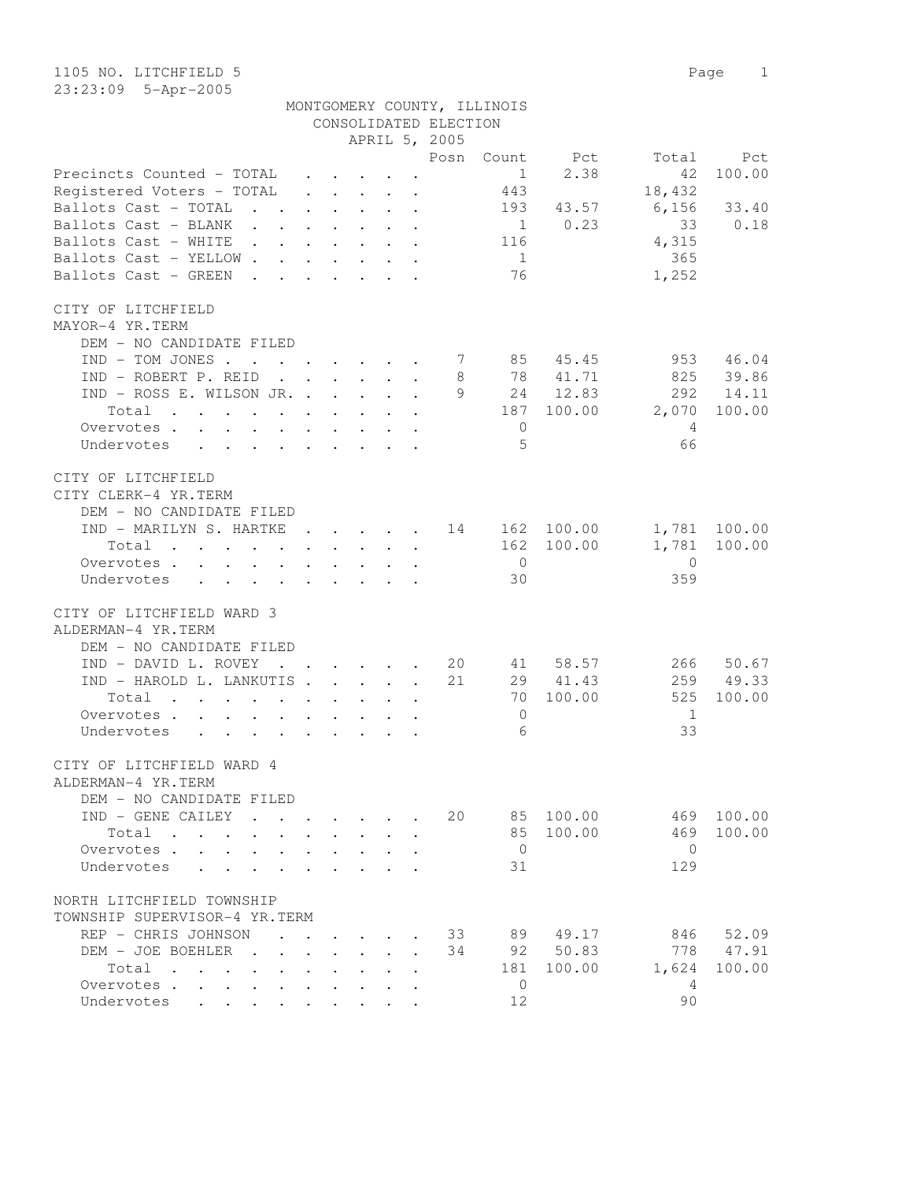1105 NO. LITCHFIELD 5
23:23:09 5-Apr-2005

MONTGOMERY COUNTY, ILLINOIS
CONSOLIDATED ELECTION
APRIL 5, 2005

| | Posn | Count | Pct | Total | Pct |
|---|---|---|---|---|---|
| Precincts Counted - TOTAL | | 1 | 2.38 | 42 | 100.00 |
| Registered Voters - TOTAL | | 443 | | 18,432 | |
| Ballots Cast - TOTAL | | 193 | 43.57 | 6,156 | 33.40 |
| Ballots Cast - BLANK | | 1 | 0.23 | 33 | 0.18 |
| Ballots Cast - WHITE | | 116 | | 4,315 | |
| Ballots Cast - YELLOW | | 1 | | 365 | |
| Ballots Cast - GREEN | | 76 | | 1,252 | |

CITY OF LITCHFIELD
MAYOR-4 YR.TERM

| | Posn | Count | Pct | Total | Pct |
|---|---|---|---|---|---|
| DEM - NO CANDIDATE FILED | | | | | |
| IND - TOM JONES | 7 | 85 | 45.45 | 953 | 46.04 |
| IND - ROBERT P. REID | 8 | 78 | 41.71 | 825 | 39.86 |
| IND - ROSS E. WILSON JR. | 9 | 24 | 12.83 | 292 | 14.11 |
| Total | | 187 | 100.00 | 2,070 | 100.00 |
| Overvotes | | 0 | | 4 | |
| Undervotes | | 5 | | 66 | |

CITY OF LITCHFIELD
CITY CLERK-4 YR.TERM

| | Posn | Count | Pct | Total | Pct |
|---|---|---|---|---|---|
| DEM - NO CANDIDATE FILED | | | | | |
| IND - MARILYN S. HARTKE | 14 | 162 | 100.00 | 1,781 | 100.00 |
| Total | | 162 | 100.00 | 1,781 | 100.00 |
| Overvotes | | 0 | | 0 | |
| Undervotes | | 30 | | 359 | |

CITY OF LITCHFIELD WARD 3
ALDERMAN-4 YR.TERM

| | Posn | Count | Pct | Total | Pct |
|---|---|---|---|---|---|
| DEM - NO CANDIDATE FILED | | | | | |
| IND - DAVID L. ROVEY | 20 | 41 | 58.57 | 266 | 50.67 |
| IND - HAROLD L. LANKUTIS | 21 | 29 | 41.43 | 259 | 49.33 |
| Total | | 70 | 100.00 | 525 | 100.00 |
| Overvotes | | 0 | | 1 | |
| Undervotes | | 6 | | 33 | |

CITY OF LITCHFIELD WARD 4
ALDERMAN-4 YR.TERM

| | Posn | Count | Pct | Total | Pct |
|---|---|---|---|---|---|
| DEM - NO CANDIDATE FILED | | | | | |
| IND - GENE CAILEY | 20 | 85 | 100.00 | 469 | 100.00 |
| Total | | 85 | 100.00 | 469 | 100.00 |
| Overvotes | | 0 | | 0 | |
| Undervotes | | 31 | | 129 | |

NORTH LITCHFIELD TOWNSHIP
TOWNSHIP SUPERVISOR-4 YR.TERM

| | Posn | Count | Pct | Total | Pct |
|---|---|---|---|---|---|
| REP - CHRIS JOHNSON | 33 | 89 | 49.17 | 846 | 52.09 |
| DEM - JOE BOEHLER | 34 | 92 | 50.83 | 778 | 47.91 |
| Total | | 181 | 100.00 | 1,624 | 100.00 |
| Overvotes | | 0 | | 4 | |
| Undervotes | | 12 | | 90 | |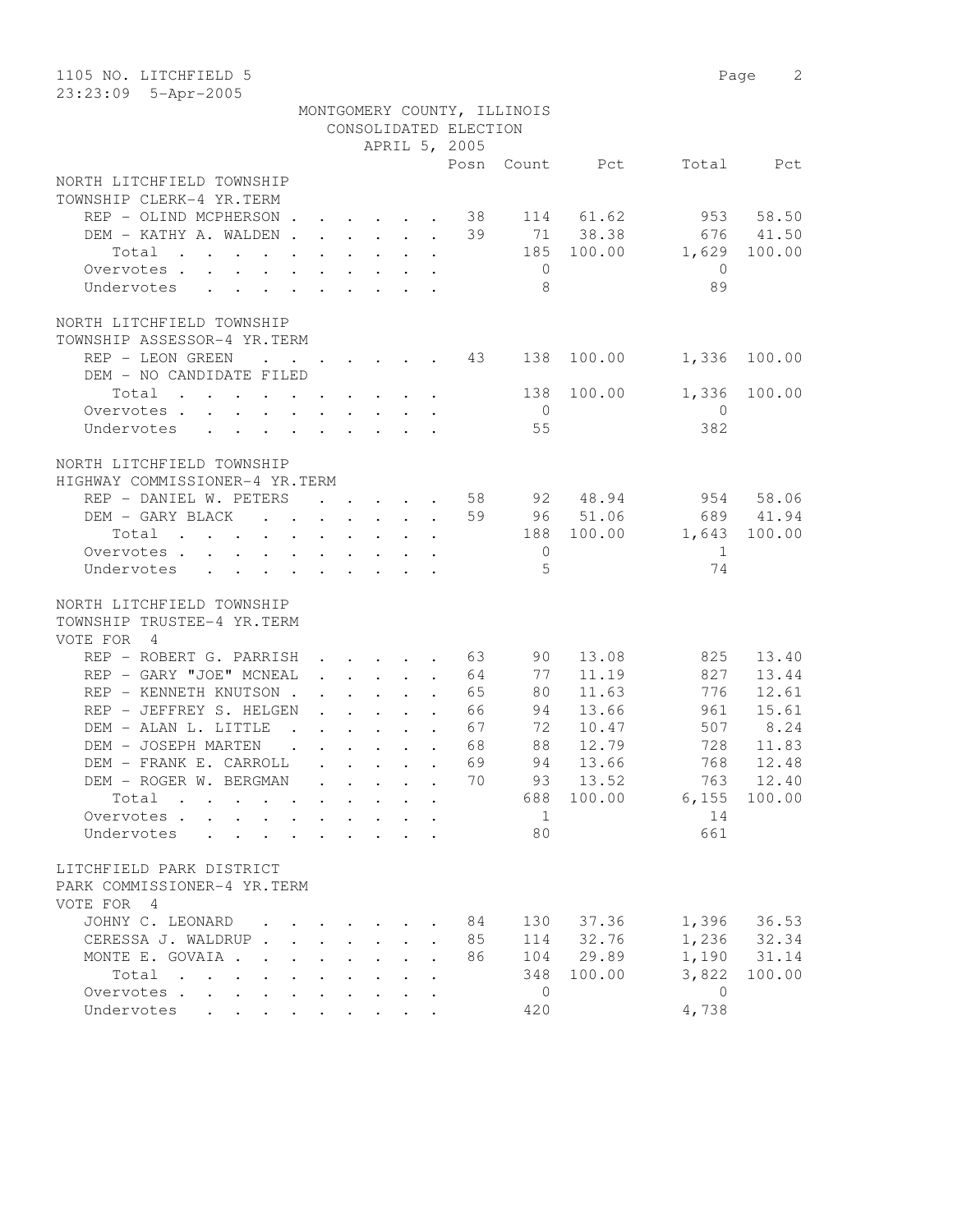1105 NO. LITCHFIELD 5
23:23:09 5-Apr-2005

MONTGOMERY COUNTY, ILLINOIS
CONSOLIDATED ELECTION
APRIL 5, 2005

NORTH LITCHFIELD TOWNSHIP
TOWNSHIP CLERK-4 YR.TERM

| | Posn | Count | Pct | Total | Pct |
|---|---|---|---|---|---|
| REP - OLIND MCPHERSON | 38 | 114 | 61.62 | 953 | 58.50 |
| DEM - KATHY A. WALDEN | 39 | 71 | 38.38 | 676 | 41.50 |
| Total | | 185 | 100.00 | 1,629 | 100.00 |
| Overvotes | | 0 | | 0 | |
| Undervotes | | 8 | | 89 | |

NORTH LITCHFIELD TOWNSHIP
TOWNSHIP ASSESSOR-4 YR.TERM

| | Posn | Count | Pct | Total | Pct |
|---|---|---|---|---|---|
| REP - LEON GREEN | 43 | 138 | 100.00 | 1,336 | 100.00 |
| DEM - NO CANDIDATE FILED | | | | | |
| Total | | 138 | 100.00 | 1,336 | 100.00 |
| Overvotes | | 0 | | 0 | |
| Undervotes | | 55 | | 382 | |

NORTH LITCHFIELD TOWNSHIP
HIGHWAY COMMISSIONER-4 YR.TERM

| | Posn | Count | Pct | Total | Pct |
|---|---|---|---|---|---|
| REP - DANIEL W. PETERS | 58 | 92 | 48.94 | 954 | 58.06 |
| DEM - GARY BLACK | 59 | 96 | 51.06 | 689 | 41.94 |
| Total | | 188 | 100.00 | 1,643 | 100.00 |
| Overvotes | | 0 | | 1 | |
| Undervotes | | 5 | | 74 | |

NORTH LITCHFIELD TOWNSHIP
TOWNSHIP TRUSTEE-4 YR.TERM
VOTE FOR 4

| | Posn | Count | Pct | Total | Pct |
|---|---|---|---|---|---|
| REP - ROBERT G. PARRISH | 63 | 90 | 13.08 | 825 | 13.40 |
| REP - GARY "JOE" MCNEAL | 64 | 77 | 11.19 | 827 | 13.44 |
| REP - KENNETH KNUTSON | 65 | 80 | 11.63 | 776 | 12.61 |
| REP - JEFFREY S. HELGEN | 66 | 94 | 13.66 | 961 | 15.61 |
| DEM - ALAN L. LITTLE | 67 | 72 | 10.47 | 507 | 8.24 |
| DEM - JOSEPH MARTEN | 68 | 88 | 12.79 | 728 | 11.83 |
| DEM - FRANK E. CARROLL | 69 | 94 | 13.66 | 768 | 12.48 |
| DEM - ROGER W. BERGMAN | 70 | 93 | 13.52 | 763 | 12.40 |
| Total | | 688 | 100.00 | 6,155 | 100.00 |
| Overvotes | | 1 | | 14 | |
| Undervotes | | 80 | | 661 | |

LITCHFIELD PARK DISTRICT
PARK COMMISSIONER-4 YR.TERM
VOTE FOR 4

| | Posn | Count | Pct | Total | Pct |
|---|---|---|---|---|---|
| JOHNY C. LEONARD | 84 | 130 | 37.36 | 1,396 | 36.53 |
| CERESSA J. WALDRUP | 85 | 114 | 32.76 | 1,236 | 32.34 |
| MONTE E. GOVAIA | 86 | 104 | 29.89 | 1,190 | 31.14 |
| Total | | 348 | 100.00 | 3,822 | 100.00 |
| Overvotes | | 0 | | 0 | |
| Undervotes | | 420 | | 4,738 | |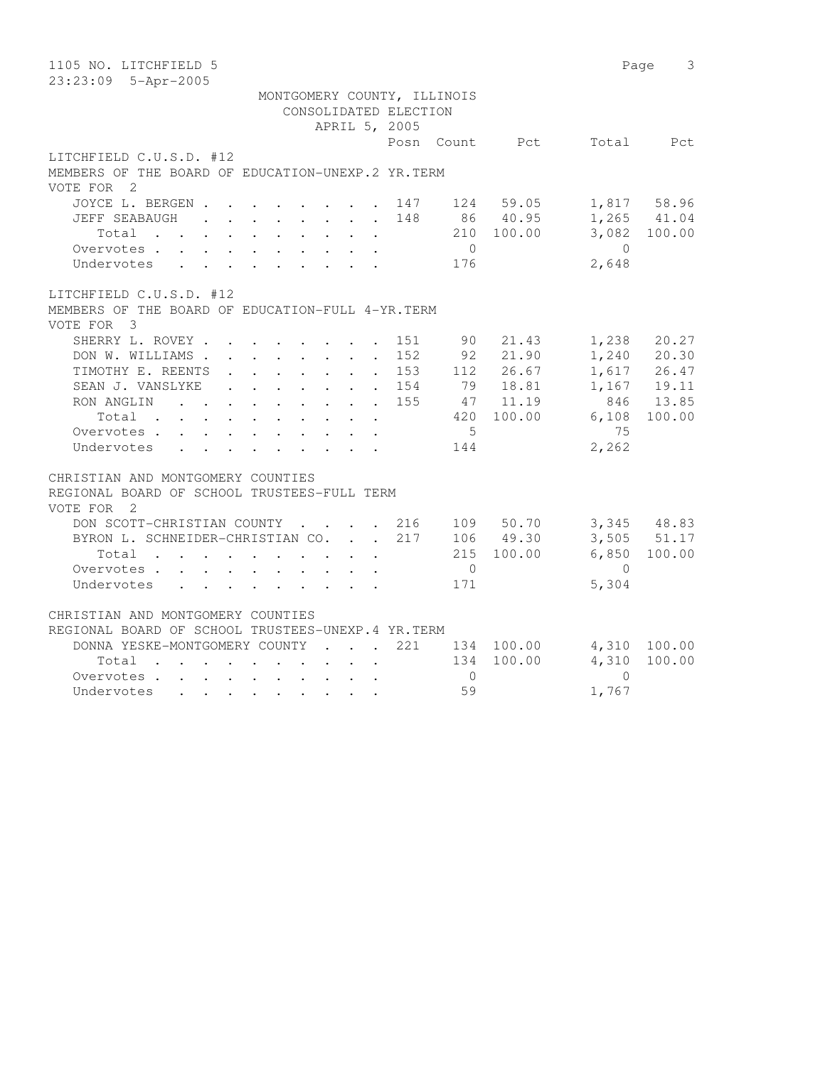1105 NO. LITCHFIELD 5
23:23:09 5-Apr-2005

MONTGOMERY COUNTY, ILLINOIS
CONSOLIDATED ELECTION
APRIL 5, 2005

LITCHFIELD C.U.S.D. #12
MEMBERS OF THE BOARD OF EDUCATION-UNEXP.2 YR.TERM
VOTE FOR 2

| | Posn | Count | Pct | Total | Pct |
|---|---|---|---|---|---|
| JOYCE L. BERGEN | 147 | 124 | 59.05 | 1,817 | 58.96 |
| JEFF SEABAUGH | 148 | 86 | 40.95 | 1,265 | 41.04 |
| Total | | 210 | 100.00 | 3,082 | 100.00 |
| Overvotes | | 0 | | 0 | |
| Undervotes | | 176 | | 2,648 | |

LITCHFIELD C.U.S.D. #12
MEMBERS OF THE BOARD OF EDUCATION-FULL 4-YR.TERM
VOTE FOR 3

| | Posn | Count | Pct | Total | Pct |
|---|---|---|---|---|---|
| SHERRY L. ROVEY | 151 | 90 | 21.43 | 1,238 | 20.27 |
| DON W. WILLIAMS | 152 | 92 | 21.90 | 1,240 | 20.30 |
| TIMOTHY E. REENTS | 153 | 112 | 26.67 | 1,617 | 26.47 |
| SEAN J. VANSLYKE | 154 | 79 | 18.81 | 1,167 | 19.11 |
| RON ANGLIN | 155 | 47 | 11.19 | 846 | 13.85 |
| Total | | 420 | 100.00 | 6,108 | 100.00 |
| Overvotes | | 5 | | 75 | |
| Undervotes | | 144 | | 2,262 | |

CHRISTIAN AND MONTGOMERY COUNTIES
REGIONAL BOARD OF SCHOOL TRUSTEES-FULL TERM
VOTE FOR 2

| | Posn | Count | Pct | Total | Pct |
|---|---|---|---|---|---|
| DON SCOTT-CHRISTIAN COUNTY | 216 | 109 | 50.70 | 3,345 | 48.83 |
| BYRON L. SCHNEIDER-CHRISTIAN CO. | 217 | 106 | 49.30 | 3,505 | 51.17 |
| Total | | 215 | 100.00 | 6,850 | 100.00 |
| Overvotes | | 0 | | 0 | |
| Undervotes | | 171 | | 5,304 | |

CHRISTIAN AND MONTGOMERY COUNTIES
REGIONAL BOARD OF SCHOOL TRUSTEES-UNEXP.4 YR.TERM

| | Posn | Count | Pct | Total | Pct |
|---|---|---|---|---|---|
| DONNA YESKE-MONTGOMERY COUNTY | 221 | 134 | 100.00 | 4,310 | 100.00 |
| Total | | 134 | 100.00 | 4,310 | 100.00 |
| Overvotes | | 0 | | 0 | |
| Undervotes | | 59 | | 1,767 | |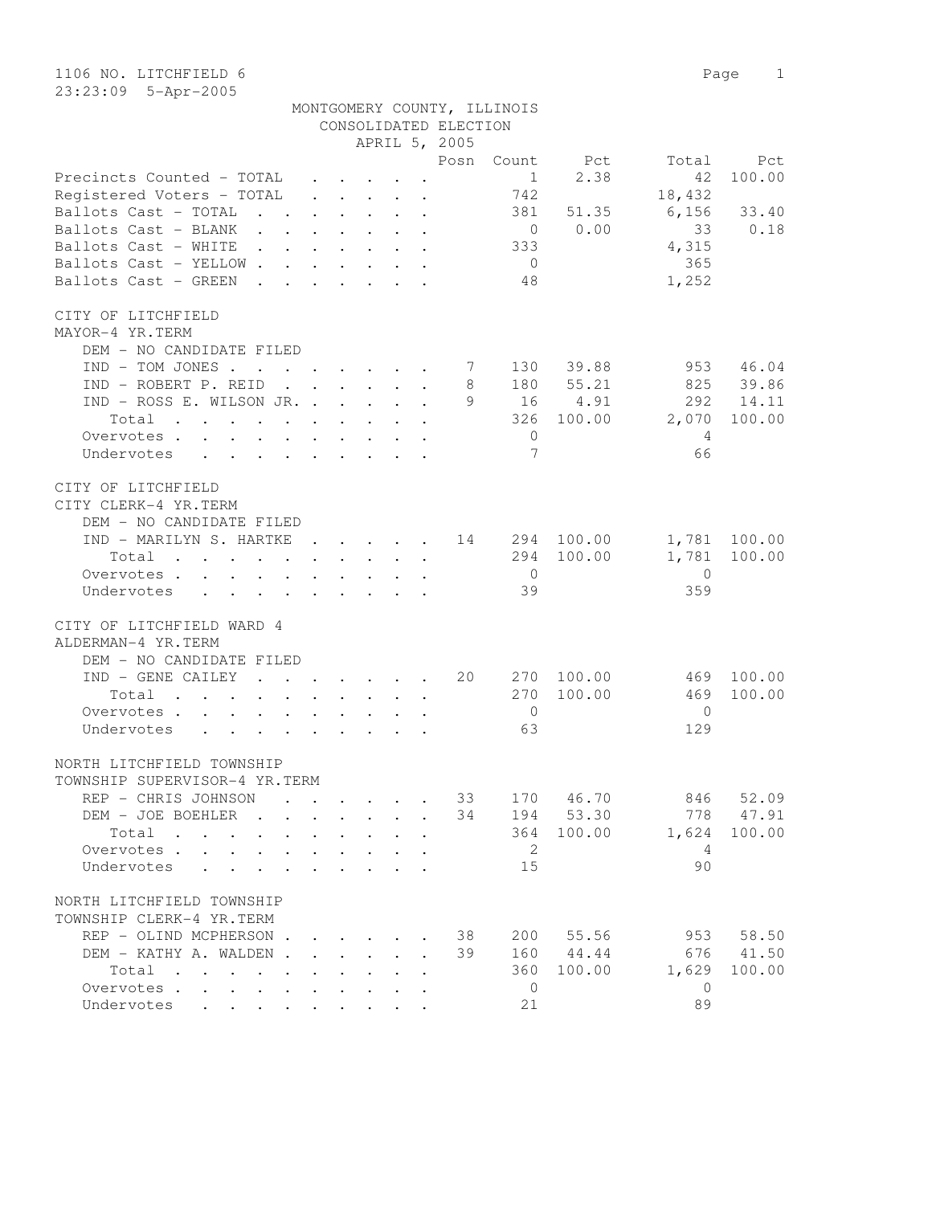1106 NO. LITCHFIELD 6

23:23:09 5-Apr-2005

MONTGOMERY COUNTY, ILLINOIS
CONSOLIDATED ELECTION
APRIL 5, 2005

| | Posn | Count | Pct | Total | Pct |
|---|---|---|---|---|---|
| Precincts Counted - TOTAL | | 1 | 2.38 | 42 | 100.00 |
| Registered Voters - TOTAL | | 742 | | 18,432 | |
| Ballots Cast - TOTAL | | 381 | 51.35 | 6,156 | 33.40 |
| Ballots Cast - BLANK | | 0 | 0.00 | 33 | 0.18 |
| Ballots Cast - WHITE | | 333 | | 4,315 | |
| Ballots Cast - YELLOW | | 0 | | 365 | |
| Ballots Cast - GREEN | | 48 | | 1,252 | |

CITY OF LITCHFIELD
MAYOR-4 YR.TERM

| | Posn | Count | Pct | Total | Pct |
|---|---|---|---|---|---|
| DEM - NO CANDIDATE FILED | | | | | |
| IND - TOM JONES | 7 | 130 | 39.88 | 953 | 46.04 |
| IND - ROBERT P. REID | 8 | 180 | 55.21 | 825 | 39.86 |
| IND - ROSS E. WILSON JR. | 9 | 16 | 4.91 | 292 | 14.11 |
| Total | | 326 | 100.00 | 2,070 | 100.00 |
| Overvotes | | 0 | | 4 | |
| Undervotes | | 7 | | 66 | |

CITY OF LITCHFIELD
CITY CLERK-4 YR.TERM

| | Posn | Count | Pct | Total | Pct |
|---|---|---|---|---|---|
| DEM - NO CANDIDATE FILED | | | | | |
| IND - MARILYN S. HARTKE | 14 | 294 | 100.00 | 1,781 | 100.00 |
| Total | | 294 | 100.00 | 1,781 | 100.00 |
| Overvotes | | 0 | | 0 | |
| Undervotes | | 39 | | 359 | |

CITY OF LITCHFIELD WARD 4
ALDERMAN-4 YR.TERM

| | Posn | Count | Pct | Total | Pct |
|---|---|---|---|---|---|
| DEM - NO CANDIDATE FILED | | | | | |
| IND - GENE CAILEY | 20 | 270 | 100.00 | 469 | 100.00 |
| Total | | 270 | 100.00 | 469 | 100.00 |
| Overvotes | | 0 | | 0 | |
| Undervotes | | 63 | | 129 | |

NORTH LITCHFIELD TOWNSHIP
TOWNSHIP SUPERVISOR-4 YR.TERM

| | Posn | Count | Pct | Total | Pct |
|---|---|---|---|---|---|
| REP - CHRIS JOHNSON | 33 | 170 | 46.70 | 846 | 52.09 |
| DEM - JOE BOEHLER | 34 | 194 | 53.30 | 778 | 47.91 |
| Total | | 364 | 100.00 | 1,624 | 100.00 |
| Overvotes | | 2 | | 4 | |
| Undervotes | | 15 | | 90 | |

NORTH LITCHFIELD TOWNSHIP
TOWNSHIP CLERK-4 YR.TERM

| | Posn | Count | Pct | Total | Pct |
|---|---|---|---|---|---|
| REP - OLIND MCPHERSON | 38 | 200 | 55.56 | 953 | 58.50 |
| DEM - KATHY A. WALDEN | 39 | 160 | 44.44 | 676 | 41.50 |
| Total | | 360 | 100.00 | 1,629 | 100.00 |
| Overvotes | | 0 | | 0 | |
| Undervotes | | 21 | | 89 | |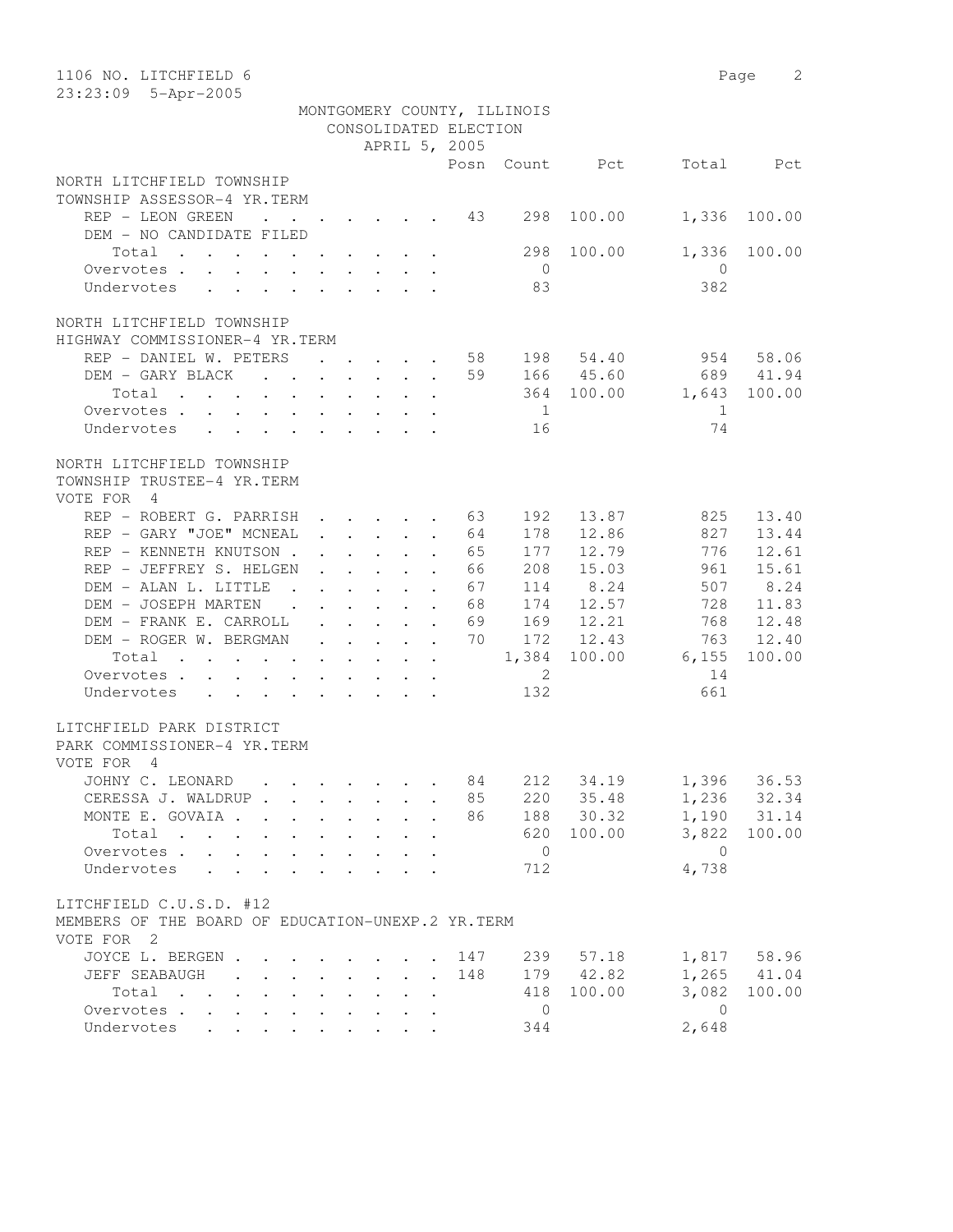1106 NO. LITCHFIELD 6

23:23:09 5-Apr-2005

MONTGOMERY COUNTY, ILLINOIS
CONSOLIDATED ELECTION
APRIL 5, 2005

## NORTH LITCHFIELD TOWNSHIP
### TOWNSHIP ASSESSOR-4 YR.TERM

| | Posn | Count | Pct | Total | Pct |
|---|---|---|---|---|---|
| REP - LEON GREEN | 43 | 298 | 100.00 | 1,336 | 100.00 |
| DEM - NO CANDIDATE FILED | | | | | |
| Total | | 298 | 100.00 | 1,336 | 100.00 |
| Overvotes | | 0 | | 0 | |
| Undervotes | | 83 | | 382 | |

## NORTH LITCHFIELD TOWNSHIP
### HIGHWAY COMMISSIONER-4 YR.TERM

| | Posn | Count | Pct | Total | Pct |
|---|---|---|---|---|---|
| REP - DANIEL W. PETERS | 58 | 198 | 54.40 | 954 | 58.06 |
| DEM - GARY BLACK | 59 | 166 | 45.60 | 689 | 41.94 |
| Total | | 364 | 100.00 | 1,643 | 100.00 |
| Overvotes | | 1 | | 1 | |
| Undervotes | | 16 | | 74 | |

## NORTH LITCHFIELD TOWNSHIP
### TOWNSHIP TRUSTEE-4 YR.TERM
VOTE FOR 4

| | Posn | Count | Pct | Total | Pct |
|---|---|---|---|---|---|
| REP - ROBERT G. PARRISH | 63 | 192 | 13.87 | 825 | 13.40 |
| REP - GARY "JOE" MCNEAL | 64 | 178 | 12.86 | 827 | 13.44 |
| REP - KENNETH KNUTSON | 65 | 177 | 12.79 | 776 | 12.61 |
| REP - JEFFREY S. HELGEN | 66 | 208 | 15.03 | 961 | 15.61 |
| DEM - ALAN L. LITTLE | 67 | 114 | 8.24 | 507 | 8.24 |
| DEM - JOSEPH MARTEN | 68 | 174 | 12.57 | 728 | 11.83 |
| DEM - FRANK E. CARROLL | 69 | 169 | 12.21 | 768 | 12.48 |
| DEM - ROGER W. BERGMAN | 70 | 172 | 12.43 | 763 | 12.40 |
| Total | | 1,384 | 100.00 | 6,155 | 100.00 |
| Overvotes | | 2 | | 14 | |
| Undervotes | | 132 | | 661 | |

## LITCHFIELD PARK DISTRICT
### PARK COMMISSIONER-4 YR.TERM
VOTE FOR 4

| | Posn | Count | Pct | Total | Pct |
|---|---|---|---|---|---|
| JOHNY C. LEONARD | 84 | 212 | 34.19 | 1,396 | 36.53 |
| CERESSA J. WALDRUP | 85 | 220 | 35.48 | 1,236 | 32.34 |
| MONTE E. GOVAIA | 86 | 188 | 30.32 | 1,190 | 31.14 |
| Total | | 620 | 100.00 | 3,822 | 100.00 |
| Overvotes | | 0 | | 0 | |
| Undervotes | | 712 | | 4,738 | |

## LITCHFIELD C.U.S.D. #12
### MEMBERS OF THE BOARD OF EDUCATION-UNEXP.2 YR.TERM
VOTE FOR 2

| | Posn | Count | Pct | Total | Pct |
|---|---|---|---|---|---|
| JOYCE L. BERGEN | 147 | 239 | 57.18 | 1,817 | 58.96 |
| JEFF SEABAUGH | 148 | 179 | 42.82 | 1,265 | 41.04 |
| Total | | 418 | 100.00 | 3,082 | 100.00 |
| Overvotes | | 0 | | 0 | |
| Undervotes | | 344 | | 2,648 | |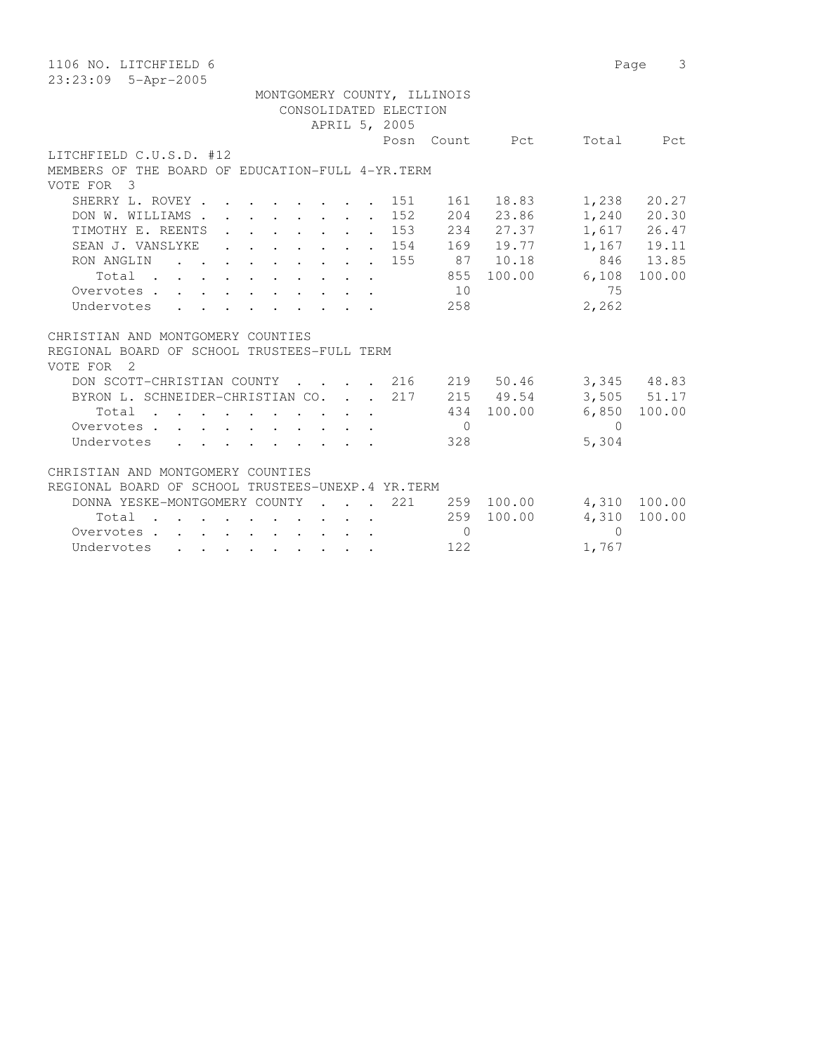1106 NO. LITCHFIELD 6

23:23:09 5-Apr-2005

MONTGOMERY COUNTY, ILLINOIS
CONSOLIDATED ELECTION
APRIL 5, 2005

LITCHFIELD C.U.S.D. #12
MEMBERS OF THE BOARD OF EDUCATION-FULL 4-YR.TERM
VOTE FOR 3

| | Posn | Count | Pct | Total | Pct |
|---|---|---|---|---|---|
| SHERRY L. ROVEY | 151 | 161 | 18.83 | 1,238 | 20.27 |
| DON W. WILLIAMS | 152 | 204 | 23.86 | 1,240 | 20.30 |
| TIMOTHY E. REENTS | 153 | 234 | 27.37 | 1,617 | 26.47 |
| SEAN J. VANSLYKE | 154 | 169 | 19.77 | 1,167 | 19.11 |
| RON ANGLIN | 155 | 87 | 10.18 | 846 | 13.85 |
| Total | | 855 | 100.00 | 6,108 | 100.00 |
| Overvotes | | 10 | | 75 | |
| Undervotes | | 258 | | 2,262 | |

CHRISTIAN AND MONTGOMERY COUNTIES
REGIONAL BOARD OF SCHOOL TRUSTEES-FULL TERM
VOTE FOR 2

| | Posn | Count | Pct | Total | Pct |
|---|---|---|---|---|---|
| DON SCOTT-CHRISTIAN COUNTY | 216 | 219 | 50.46 | 3,345 | 48.83 |
| BYRON L. SCHNEIDER-CHRISTIAN CO. | 217 | 215 | 49.54 | 3,505 | 51.17 |
| Total | | 434 | 100.00 | 6,850 | 100.00 |
| Overvotes | | 0 | | 0 | |
| Undervotes | | 328 | | 5,304 | |

CHRISTIAN AND MONTGOMERY COUNTIES
REGIONAL BOARD OF SCHOOL TRUSTEES-UNEXP.4 YR.TERM

| | Posn | Count | Pct | Total | Pct |
|---|---|---|---|---|---|
| DONNA YESKE-MONTGOMERY COUNTY | 221 | 259 | 100.00 | 4,310 | 100.00 |
| Total | | 259 | 100.00 | 4,310 | 100.00 |
| Overvotes | | 0 | | 0 | |
| Undervotes | | 122 | | 1,767 | |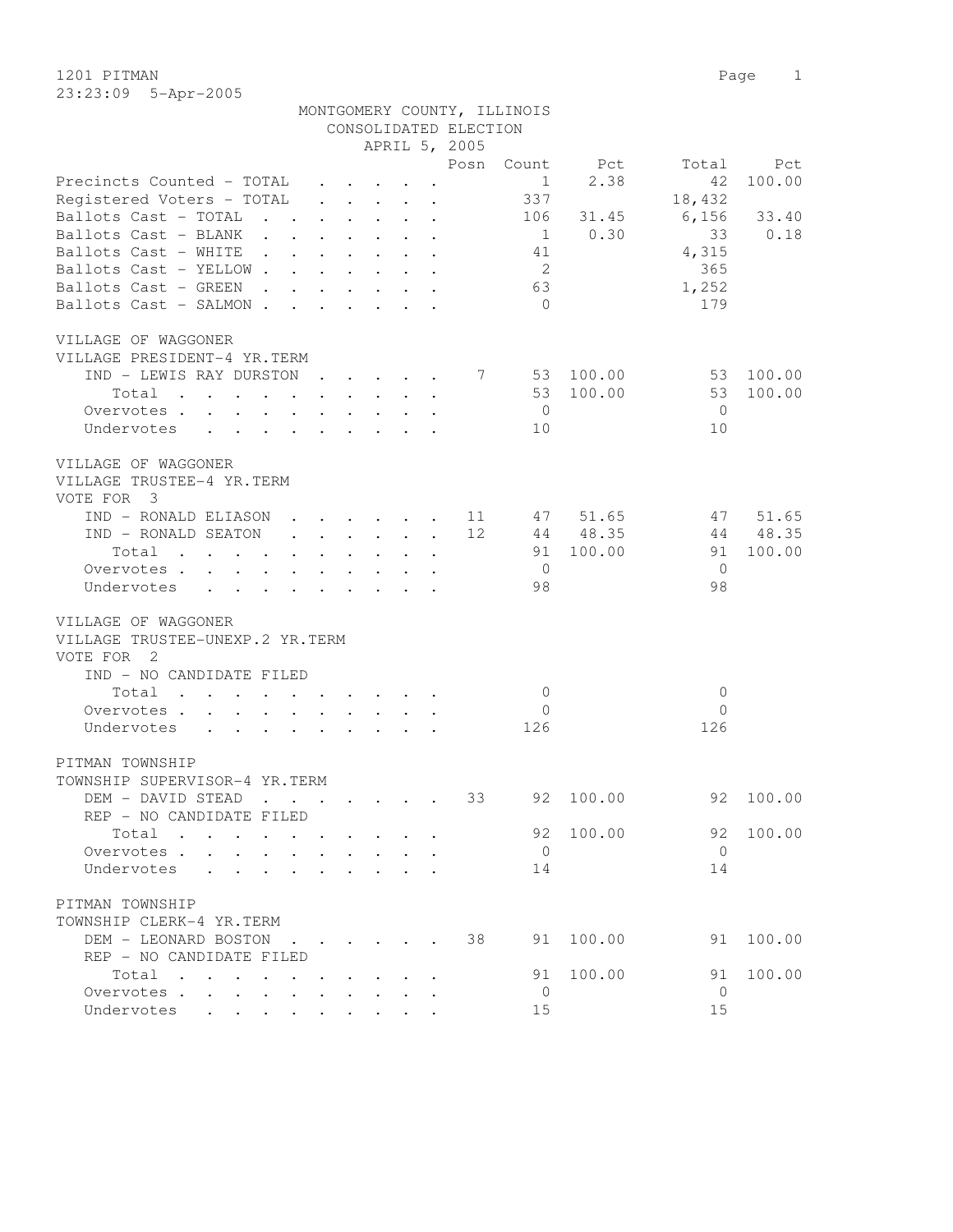1201 PITMAN

23:23:09 5-Apr-2005

MONTGOMERY COUNTY, ILLINOIS
CONSOLIDATED ELECTION
APRIL 5, 2005

| | Posn | Count | Pct | Total | Pct |
|---|---|---|---|---|---|
| Precincts Counted - TOTAL | | 1 | 2.38 | 42 | 100.00 |
| Registered Voters - TOTAL | | 337 | | 18,432 | |
| Ballots Cast - TOTAL | | 106 | 31.45 | 6,156 | 33.40 |
| Ballots Cast - BLANK | | 1 | 0.30 | 33 | 0.18 |
| Ballots Cast - WHITE | | 41 | | 4,315 | |
| Ballots Cast - YELLOW | | 2 | | 365 | |
| Ballots Cast - GREEN | | 63 | | 1,252 | |
| Ballots Cast - SALMON | | 0 | | 179 | |

VILLAGE OF WAGGONER
VILLAGE PRESIDENT-4 YR.TERM

| | Posn | Count | Pct | Total | Pct |
|---|---|---|---|---|---|
| IND - LEWIS RAY DURSTON | 7 | 53 | 100.00 | 53 | 100.00 |
| Total | | 53 | 100.00 | 53 | 100.00 |
| Overvotes | | 0 | | 0 | |
| Undervotes | | 10 | | 10 | |

VILLAGE OF WAGGONER
VILLAGE TRUSTEE-4 YR.TERM
VOTE FOR 3

| | Posn | Count | Pct | Total | Pct |
|---|---|---|---|---|---|
| IND - RONALD ELIASON | 11 | 47 | 51.65 | 47 | 51.65 |
| IND - RONALD SEATON | 12 | 44 | 48.35 | 44 | 48.35 |
| Total | | 91 | 100.00 | 91 | 100.00 |
| Overvotes | | 0 | | 0 | |
| Undervotes | | 98 | | 98 | |

VILLAGE OF WAGGONER
VILLAGE TRUSTEE-UNEXP.2 YR.TERM
VOTE FOR 2

| | Posn | Count | Pct | Total | Pct |
|---|---|---|---|---|---|
| IND - NO CANDIDATE FILED | | | | | |
| Total | | 0 | | 0 | |
| Overvotes | | 0 | | 0 | |
| Undervotes | | 126 | | 126 | |

PITMAN TOWNSHIP
TOWNSHIP SUPERVISOR-4 YR.TERM

| | Posn | Count | Pct | Total | Pct |
|---|---|---|---|---|---|
| DEM - DAVID STEAD | 33 | 92 | 100.00 | 92 | 100.00 |
| REP - NO CANDIDATE FILED | | | | | |
| Total | | 92 | 100.00 | 92 | 100.00 |
| Overvotes | | 0 | | 0 | |
| Undervotes | | 14 | | 14 | |

PITMAN TOWNSHIP
TOWNSHIP CLERK-4 YR.TERM

| | Posn | Count | Pct | Total | Pct |
|---|---|---|---|---|---|
| DEM - LEONARD BOSTON | 38 | 91 | 100.00 | 91 | 100.00 |
| REP - NO CANDIDATE FILED | | | | | |
| Total | | 91 | 100.00 | 91 | 100.00 |
| Overvotes | | 0 | | 0 | |
| Undervotes | | 15 | | 15 | |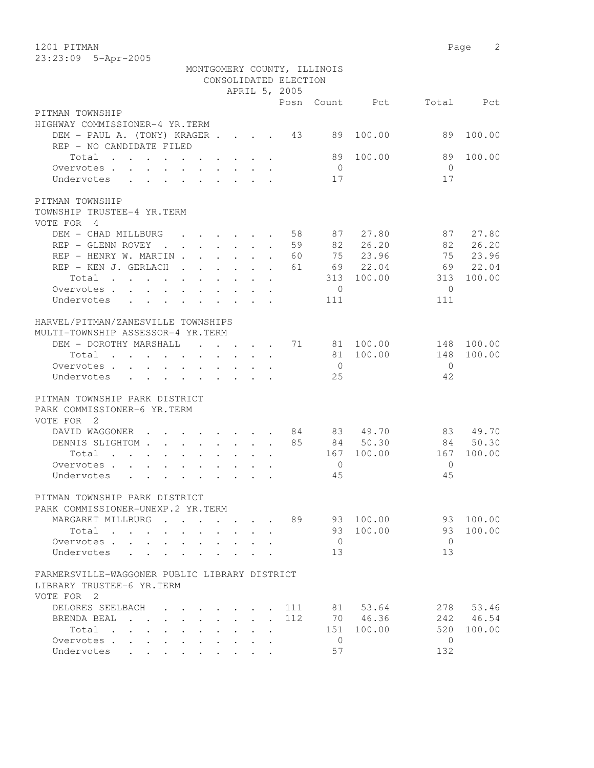1201 PITMAN
23:23:09 5-Apr-2005

MONTGOMERY COUNTY, ILLINOIS
CONSOLIDATED ELECTION
APRIL 5, 2005

PITMAN TOWNSHIP
HIGHWAY COMMISSIONER-4 YR.TERM

| | Posn | Count | Pct | Total | Pct |
|---|---|---|---|---|---|
| DEM - PAUL A. (TONY) KRAGER | 43 | 89 | 100.00 | 89 | 100.00 |
| REP - NO CANDIDATE FILED | | | | | |
| Total | | 89 | 100.00 | 89 | 100.00 |
| Overvotes | | 0 | | 0 | |
| Undervotes | | 17 | | 17 | |

PITMAN TOWNSHIP
TOWNSHIP TRUSTEE-4 YR.TERM
VOTE FOR 4

| | Posn | Count | Pct | Total | Pct |
|---|---|---|---|---|---|
| DEM - CHAD MILLBURG | 58 | 87 | 27.80 | 87 | 27.80 |
| REP - GLENN ROVEY | 59 | 82 | 26.20 | 82 | 26.20 |
| REP - HENRY W. MARTIN | 60 | 75 | 23.96 | 75 | 23.96 |
| REP - KEN J. GERLACH | 61 | 69 | 22.04 | 69 | 22.04 |
| Total | | 313 | 100.00 | 313 | 100.00 |
| Overvotes | | 0 | | 0 | |
| Undervotes | | 111 | | 111 | |

HARVEL/PITMAN/ZANESVILLE TOWNSHIPS
MULTI-TOWNSHIP ASSESSOR-4 YR.TERM

| | Posn | Count | Pct | Total | Pct |
|---|---|---|---|---|---|
| DEM - DOROTHY MARSHALL | 71 | 81 | 100.00 | 148 | 100.00 |
| Total | | 81 | 100.00 | 148 | 100.00 |
| Overvotes | | 0 | | 0 | |
| Undervotes | | 25 | | 42 | |

PITMAN TOWNSHIP PARK DISTRICT
PARK COMMISSIONER-6 YR.TERM
VOTE FOR 2

| | Posn | Count | Pct | Total | Pct |
|---|---|---|---|---|---|
| DAVID WAGGONER | 84 | 83 | 49.70 | 83 | 49.70 |
| DENNIS SLIGHTOM | 85 | 84 | 50.30 | 84 | 50.30 |
| Total | | 167 | 100.00 | 167 | 100.00 |
| Overvotes | | 0 | | 0 | |
| Undervotes | | 45 | | 45 | |

PITMAN TOWNSHIP PARK DISTRICT
PARK COMMISSIONER-UNEXP.2 YR.TERM

| | Posn | Count | Pct | Total | Pct |
|---|---|---|---|---|---|
| MARGARET MILLBURG | 89 | 93 | 100.00 | 93 | 100.00 |
| Total | | 93 | 100.00 | 93 | 100.00 |
| Overvotes | | 0 | | 0 | |
| Undervotes | | 13 | | 13 | |

FARMERSVILLE-WAGGONER PUBLIC LIBRARY DISTRICT
LIBRARY TRUSTEE-6 YR.TERM
VOTE FOR 2

| | Posn | Count | Pct | Total | Pct |
|---|---|---|---|---|---|
| DELORES SEELBACH | 111 | 81 | 53.64 | 278 | 53.46 |
| BRENDA BEAL | 112 | 70 | 46.36 | 242 | 46.54 |
| Total | | 151 | 100.00 | 520 | 100.00 |
| Overvotes | | 0 | | 0 | |
| Undervotes | | 57 | | 132 | |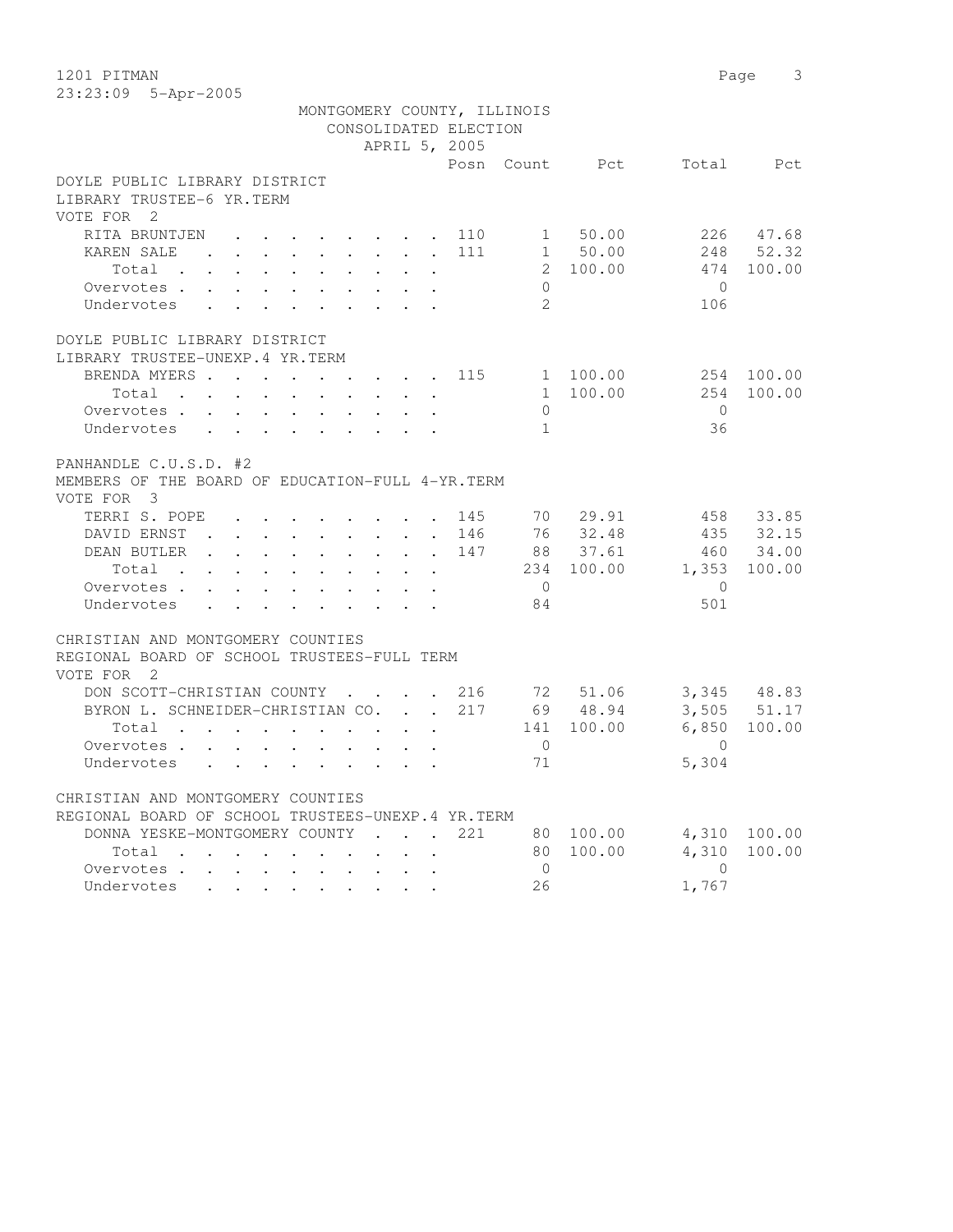MONTGOMERY COUNTY, ILLINOIS
CONSOLIDATED ELECTION
APRIL 5, 2005

### DOYLE PUBLIC LIBRARY DISTRICT
LIBRARY TRUSTEE-6 YR.TERM
VOTE FOR 2

| | Posn | Count | Pct | Total | Pct |
|---|---|---|---|---|---|
| RITA BRUNTJEN | 110 | 1 | 50.00 | 226 | 47.68 |
| KAREN SALE | 111 | 1 | 50.00 | 248 | 52.32 |
| Total | | 2 | 100.00 | 474 | 100.00 |
| Overvotes | | 0 | | 0 | |
| Undervotes | | 2 | | 106 | |

### DOYLE PUBLIC LIBRARY DISTRICT
LIBRARY TRUSTEE-UNEXP.4 YR.TERM

| | Posn | Count | Pct | Total | Pct |
|---|---|---|---|---|---|
| BRENDA MYERS | 115 | 1 | 100.00 | 254 | 100.00 |
| Total | | 1 | 100.00 | 254 | 100.00 |
| Overvotes | | 0 | | 0 | |
| Undervotes | | 1 | | 36 | |

### PANHANDLE C.U.S.D. #2
MEMBERS OF THE BOARD OF EDUCATION-FULL 4-YR.TERM
VOTE FOR 3

| | Posn | Count | Pct | Total | Pct |
|---|---|---|---|---|---|
| TERRI S. POPE | 145 | 70 | 29.91 | 458 | 33.85 |
| DAVID ERNST | 146 | 76 | 32.48 | 435 | 32.15 |
| DEAN BUTLER | 147 | 88 | 37.61 | 460 | 34.00 |
| Total | | 234 | 100.00 | 1,353 | 100.00 |
| Overvotes | | 0 | | 0 | |
| Undervotes | | 84 | | 501 | |

### CHRISTIAN AND MONTGOMERY COUNTIES
REGIONAL BOARD OF SCHOOL TRUSTEES-FULL TERM
VOTE FOR 2

| | Posn | Count | Pct | Total | Pct |
|---|---|---|---|---|---|
| DON SCOTT-CHRISTIAN COUNTY | 216 | 72 | 51.06 | 3,345 | 48.83 |
| BYRON L. SCHNEIDER-CHRISTIAN CO. | 217 | 69 | 48.94 | 3,505 | 51.17 |
| Total | | 141 | 100.00 | 6,850 | 100.00 |
| Overvotes | | 0 | | 0 | |
| Undervotes | | 71 | | 5,304 | |

### CHRISTIAN AND MONTGOMERY COUNTIES
REGIONAL BOARD OF SCHOOL TRUSTEES-UNEXP.4 YR.TERM

| | Posn | Count | Pct | Total | Pct |
|---|---|---|---|---|---|
| DONNA YESKE-MONTGOMERY COUNTY | 221 | 80 | 100.00 | 4,310 | 100.00 |
| Total | | 80 | 100.00 | 4,310 | 100.00 |
| Overvotes | | 0 | | 0 | |
| Undervotes | | 26 | | 1,767 | |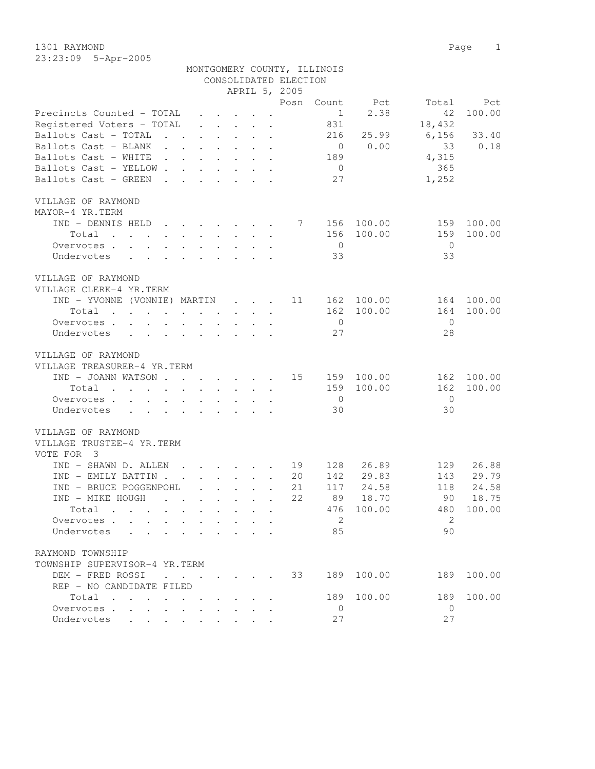1301 RAYMOND

23:23:09 5-Apr-2005

MONTGOMERY COUNTY, ILLINOIS
CONSOLIDATED ELECTION
APRIL 5, 2005

| | Posn | Count | Pct | Total | Pct |
|---|---|---|---|---|---|
| Precincts Counted - TOTAL | | 1 | 2.38 | 42 | 100.00 |
| Registered Voters - TOTAL | | 831 | | 18,432 | |
| Ballots Cast - TOTAL | | 216 | 25.99 | 6,156 | 33.40 |
| Ballots Cast - BLANK | | 0 | 0.00 | 33 | 0.18 |
| Ballots Cast - WHITE | | 189 | | 4,315 | |
| Ballots Cast - YELLOW | | 0 | | 365 | |
| Ballots Cast - GREEN | | 27 | | 1,252 | |

VILLAGE OF RAYMOND
MAYOR-4 YR.TERM

| | Posn | Count | Pct | Total | Pct |
|---|---|---|---|---|---|
| IND - DENNIS HELD | 7 | 156 | 100.00 | 159 | 100.00 |
| Total | | 156 | 100.00 | 159 | 100.00 |
| Overvotes | | 0 | | 0 | |
| Undervotes | | 33 | | 33 | |

VILLAGE OF RAYMOND
VILLAGE CLERK-4 YR.TERM

| | Posn | Count | Pct | Total | Pct |
|---|---|---|---|---|---|
| IND - YVONNE (VONNIE) MARTIN | 11 | 162 | 100.00 | 164 | 100.00 |
| Total | | 162 | 100.00 | 164 | 100.00 |
| Overvotes | | 0 | | 0 | |
| Undervotes | | 27 | | 28 | |

VILLAGE OF RAYMOND
VILLAGE TREASURER-4 YR.TERM

| | Posn | Count | Pct | Total | Pct |
|---|---|---|---|---|---|
| IND - JOANN WATSON | 15 | 159 | 100.00 | 162 | 100.00 |
| Total | | 159 | 100.00 | 162 | 100.00 |
| Overvotes | | 0 | | 0 | |
| Undervotes | | 30 | | 30 | |

VILLAGE OF RAYMOND
VILLAGE TRUSTEE-4 YR.TERM
VOTE FOR 3

| | Posn | Count | Pct | Total | Pct |
|---|---|---|---|---|---|
| IND - SHAWN D. ALLEN | 19 | 128 | 26.89 | 129 | 26.88 |
| IND - EMILY BATTIN | 20 | 142 | 29.83 | 143 | 29.79 |
| IND - BRUCE POGGENPOHL | 21 | 117 | 24.58 | 118 | 24.58 |
| IND - MIKE HOUGH | 22 | 89 | 18.70 | 90 | 18.75 |
| Total | | 476 | 100.00 | 480 | 100.00 |
| Overvotes | | 2 | | 2 | |
| Undervotes | | 85 | | 90 | |

RAYMOND TOWNSHIP
TOWNSHIP SUPERVISOR-4 YR.TERM

| | Posn | Count | Pct | Total | Pct |
|---|---|---|---|---|---|
| DEM - FRED ROSSI | 33 | 189 | 100.00 | 189 | 100.00 |
| REP - NO CANDIDATE FILED | | | | | |
| Total | | 189 | 100.00 | 189 | 100.00 |
| Overvotes | | 0 | | 0 | |
| Undervotes | | 27 | | 27 | |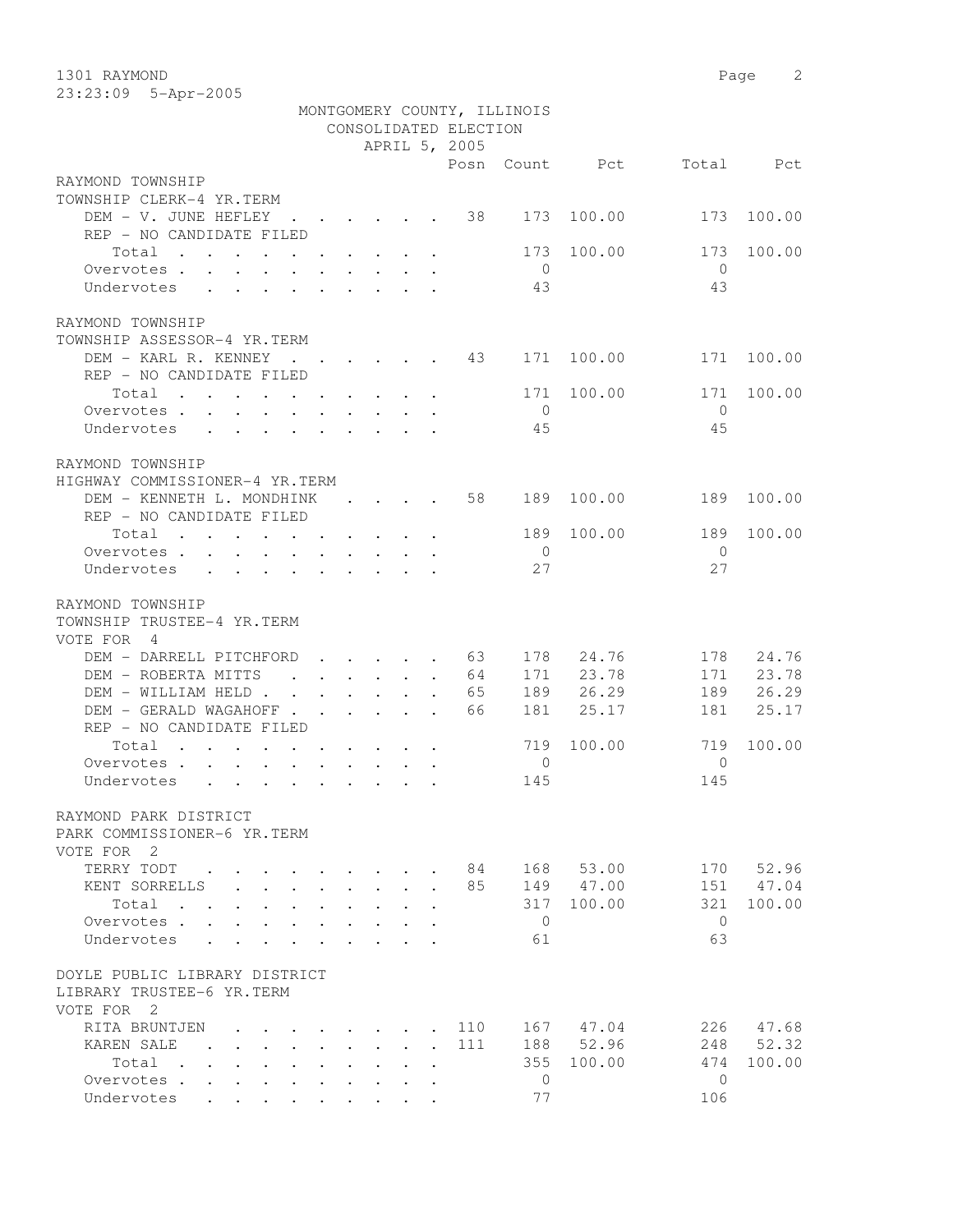MONTGOMERY COUNTY, ILLINOIS
CONSOLIDATED ELECTION
APRIL 5, 2005

1301 RAYMOND
23:23:09 5-Apr-2005

| | Posn | Count | Pct | Total | Pct |
|---|---|---|---|---|---|
| **RAYMOND TOWNSHIP** | | | | | |
| **TOWNSHIP CLERK-4 YR.TERM** | | | | | |
| DEM - V. JUNE HEFLEY | 38 | 173 | 100.00 | 173 | 100.00 |
| REP - NO CANDIDATE FILED | | | | | |
| Total | | 173 | 100.00 | 173 | 100.00 |
| Overvotes | | 0 | | 0 | |
| Undervotes | | 43 | | 43 | |
| **RAYMOND TOWNSHIP** | | | | | |
| **TOWNSHIP ASSESSOR-4 YR.TERM** | | | | | |
| DEM - KARL R. KENNEY | 43 | 171 | 100.00 | 171 | 100.00 |
| REP - NO CANDIDATE FILED | | | | | |
| Total | | 171 | 100.00 | 171 | 100.00 |
| Overvotes | | 0 | | 0 | |
| Undervotes | | 45 | | 45 | |
| **RAYMOND TOWNSHIP** | | | | | |
| **HIGHWAY COMMISSIONER-4 YR.TERM** | | | | | |
| DEM - KENNETH L. MONDHINK | 58 | 189 | 100.00 | 189 | 100.00 |
| REP - NO CANDIDATE FILED | | | | | |
| Total | | 189 | 100.00 | 189 | 100.00 |
| Overvotes | | 0 | | 0 | |
| Undervotes | | 27 | | 27 | |
| **RAYMOND TOWNSHIP** | | | | | |
| **TOWNSHIP TRUSTEE-4 YR.TERM** | | | | | |
| VOTE FOR 4 | | | | | |
| DEM - DARRELL PITCHFORD | 63 | 178 | 24.76 | 178 | 24.76 |
| DEM - ROBERTA MITTS | 64 | 171 | 23.78 | 171 | 23.78 |
| DEM - WILLIAM HELD | 65 | 189 | 26.29 | 189 | 26.29 |
| DEM - GERALD WAGAHOFF | 66 | 181 | 25.17 | 181 | 25.17 |
| REP - NO CANDIDATE FILED | | | | | |
| Total | | 719 | 100.00 | 719 | 100.00 |
| Overvotes | | 0 | | 0 | |
| Undervotes | | 145 | | 145 | |
| **RAYMOND PARK DISTRICT** | | | | | |
| **PARK COMMISSIONER-6 YR.TERM** | | | | | |
| VOTE FOR 2 | | | | | |
| TERRY TODT | 84 | 168 | 53.00 | 170 | 52.96 |
| KENT SORRELLS | 85 | 149 | 47.00 | 151 | 47.04 |
| Total | | 317 | 100.00 | 321 | 100.00 |
| Overvotes | | 0 | | 0 | |
| Undervotes | | 61 | | 63 | |
| **DOYLE PUBLIC LIBRARY DISTRICT** | | | | | |
| **LIBRARY TRUSTEE-6 YR.TERM** | | | | | |
| VOTE FOR 2 | | | | | |
| RITA BRUNTJEN | 110 | 167 | 47.04 | 226 | 47.68 |
| KAREN SALE | 111 | 188 | 52.96 | 248 | 52.32 |
| Total | | 355 | 100.00 | 474 | 100.00 |
| Overvotes | | 0 | | 0 | |
| Undervotes | | 77 | | 106 | |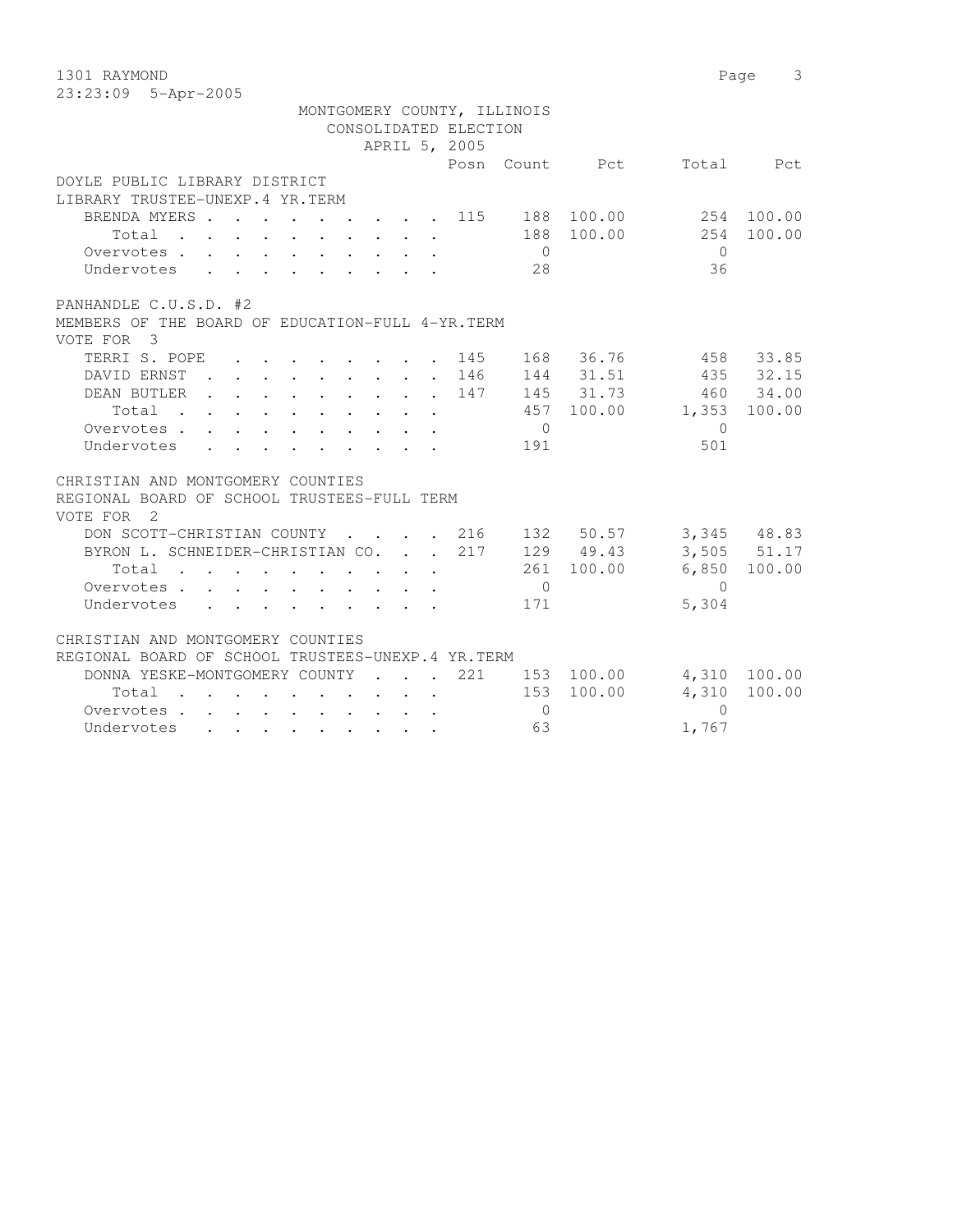MONTGOMERY COUNTY, ILLINOIS
CONSOLIDATED ELECTION
APRIL 5, 2005

1301 RAYMOND
23:23:09 5-Apr-2005

| | Posn | Count | Pct | Total | Pct |
|---|---|---|---|---|---|
| **DOYLE PUBLIC LIBRARY DISTRICT** | | | | | |
| **LIBRARY TRUSTEE-UNEXP.4 YR.TERM** | | | | | |
| BRENDA MYERS | 115 | 188 | 100.00 | 254 | 100.00 |
| Total | | 188 | 100.00 | 254 | 100.00 |
| Overvotes | | 0 | | 0 | |
| Undervotes | | 28 | | 36 | |
| **PANHANDLE C.U.S.D. #2** | | | | | |
| **MEMBERS OF THE BOARD OF EDUCATION-FULL 4-YR.TERM** | | | | | |
| VOTE FOR 3 | | | | | |
| TERRI S. POPE | 145 | 168 | 36.76 | 458 | 33.85 |
| DAVID ERNST | 146 | 144 | 31.51 | 435 | 32.15 |
| DEAN BUTLER | 147 | 145 | 31.73 | 460 | 34.00 |
| Total | | 457 | 100.00 | 1,353 | 100.00 |
| Overvotes | | 0 | | 0 | |
| Undervotes | | 191 | | 501 | |
| **CHRISTIAN AND MONTGOMERY COUNTIES** | | | | | |
| **REGIONAL BOARD OF SCHOOL TRUSTEES-FULL TERM** | | | | | |
| VOTE FOR 2 | | | | | |
| DON SCOTT-CHRISTIAN COUNTY | 216 | 132 | 50.57 | 3,345 | 48.83 |
| BYRON L. SCHNEIDER-CHRISTIAN CO. | 217 | 129 | 49.43 | 3,505 | 51.17 |
| Total | | 261 | 100.00 | 6,850 | 100.00 |
| Overvotes | | 0 | | 0 | |
| Undervotes | | 171 | | 5,304 | |
| **CHRISTIAN AND MONTGOMERY COUNTIES** | | | | | |
| **REGIONAL BOARD OF SCHOOL TRUSTEES-UNEXP.4 YR.TERM** | | | | | |
| DONNA YESKE-MONTGOMERY COUNTY | 221 | 153 | 100.00 | 4,310 | 100.00 |
| Total | | 153 | 100.00 | 4,310 | 100.00 |
| Overvotes | | 0 | | 0 | |
| Undervotes | | 63 | | 1,767 | |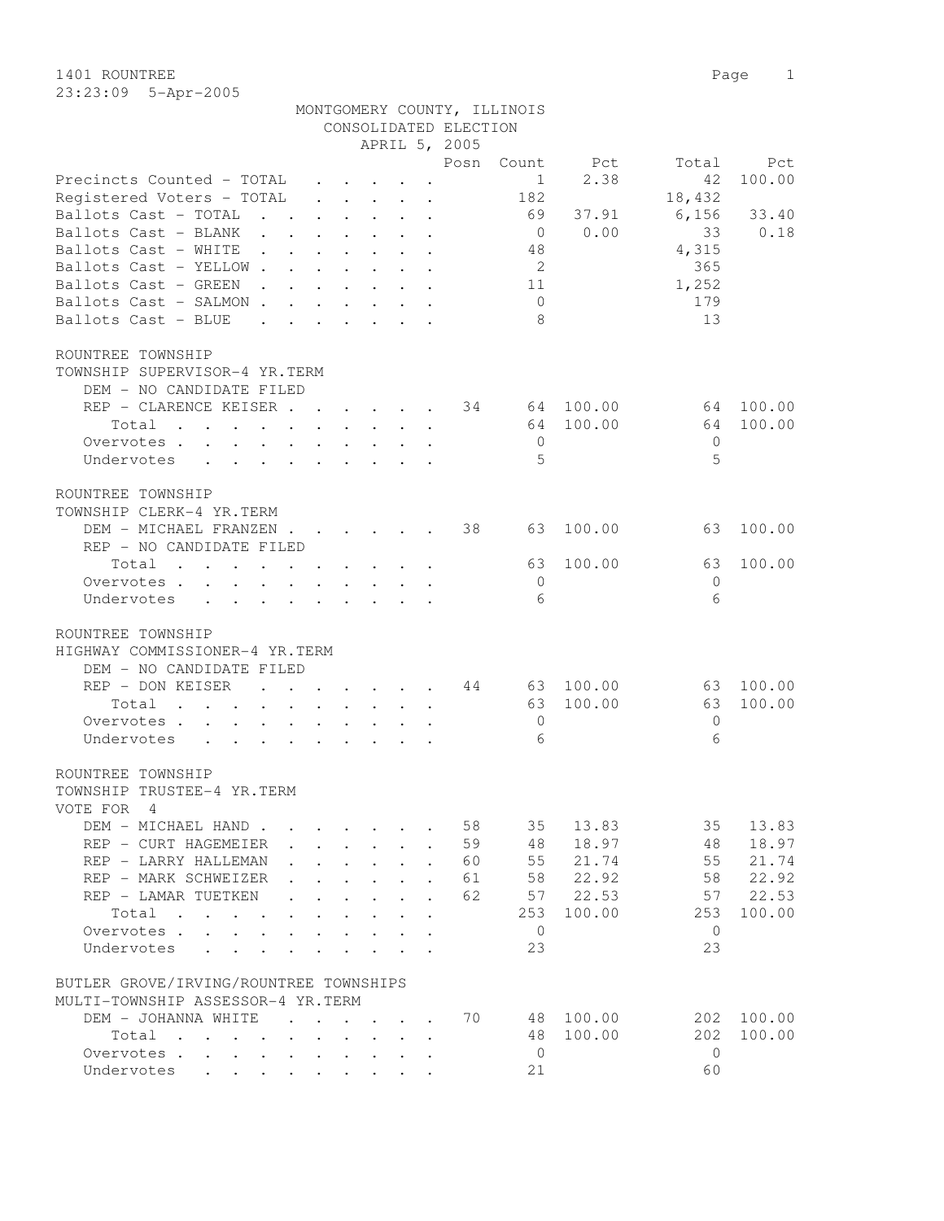1401 ROUNTREE

23:23:09 5-Apr-2005

MONTGOMERY COUNTY, ILLINOIS
CONSOLIDATED ELECTION
APRIL 5, 2005

| | Posn | Count | Pct | Total | Pct |
|---|---|---|---|---|---|
| Precincts Counted - TOTAL | | 1 | 2.38 | 42 | 100.00 |
| Registered Voters - TOTAL | | 182 | | 18,432 | |
| Ballots Cast - TOTAL | | 69 | 37.91 | 6,156 | 33.40 |
| Ballots Cast - BLANK | | 0 | 0.00 | 33 | 0.18 |
| Ballots Cast - WHITE | | 48 | | 4,315 | |
| Ballots Cast - YELLOW | | 2 | | 365 | |
| Ballots Cast - GREEN | | 11 | | 1,252 | |
| Ballots Cast - SALMON | | 0 | | 179 | |
| Ballots Cast - BLUE | | 8 | | 13 | |

ROUNTREE TOWNSHIP
TOWNSHIP SUPERVISOR-4 YR.TERM

| | Posn | Count | Pct | Total | Pct |
|---|---|---|---|---|---|
| DEM - NO CANDIDATE FILED | | | | | |
| REP - CLARENCE KEISER | 34 | 64 | 100.00 | 64 | 100.00 |
| Total | | 64 | 100.00 | 64 | 100.00 |
| Overvotes | | 0 | | 0 | |
| Undervotes | | 5 | | 5 | |

ROUNTREE TOWNSHIP
TOWNSHIP CLERK-4 YR.TERM

| | Posn | Count | Pct | Total | Pct |
|---|---|---|---|---|---|
| DEM - MICHAEL FRANZEN | 38 | 63 | 100.00 | 63 | 100.00 |
| REP - NO CANDIDATE FILED | | | | | |
| Total | | 63 | 100.00 | 63 | 100.00 |
| Overvotes | | 0 | | 0 | |
| Undervotes | | 6 | | 6 | |

ROUNTREE TOWNSHIP
HIGHWAY COMMISSIONER-4 YR.TERM

| | Posn | Count | Pct | Total | Pct |
|---|---|---|---|---|---|
| DEM - NO CANDIDATE FILED | | | | | |
| REP - DON KEISER | 44 | 63 | 100.00 | 63 | 100.00 |
| Total | | 63 | 100.00 | 63 | 100.00 |
| Overvotes | | 0 | | 0 | |
| Undervotes | | 6 | | 6 | |

ROUNTREE TOWNSHIP
TOWNSHIP TRUSTEE-4 YR.TERM
VOTE FOR 4

| | Posn | Count | Pct | Total | Pct |
|---|---|---|---|---|---|
| DEM - MICHAEL HAND | 58 | 35 | 13.83 | 35 | 13.83 |
| REP - CURT HAGEMEIER | 59 | 48 | 18.97 | 48 | 18.97 |
| REP - LARRY HALLEMAN | 60 | 55 | 21.74 | 55 | 21.74 |
| REP - MARK SCHWEIZER | 61 | 58 | 22.92 | 58 | 22.92 |
| REP - LAMAR TUETKEN | 62 | 57 | 22.53 | 57 | 22.53 |
| Total | | 253 | 100.00 | 253 | 100.00 |
| Overvotes | | 0 | | 0 | |
| Undervotes | | 23 | | 23 | |

BUTLER GROVE/IRVING/ROUNTREE TOWNSHIPS
MULTI-TOWNSHIP ASSESSOR-4 YR.TERM

| | Posn | Count | Pct | Total | Pct |
|---|---|---|---|---|---|
| DEM - JOHANNA WHITE | 70 | 48 | 100.00 | 202 | 100.00 |
| Total | | 48 | 100.00 | 202 | 100.00 |
| Overvotes | | 0 | | 0 | |
| Undervotes | | 21 | | 60 | |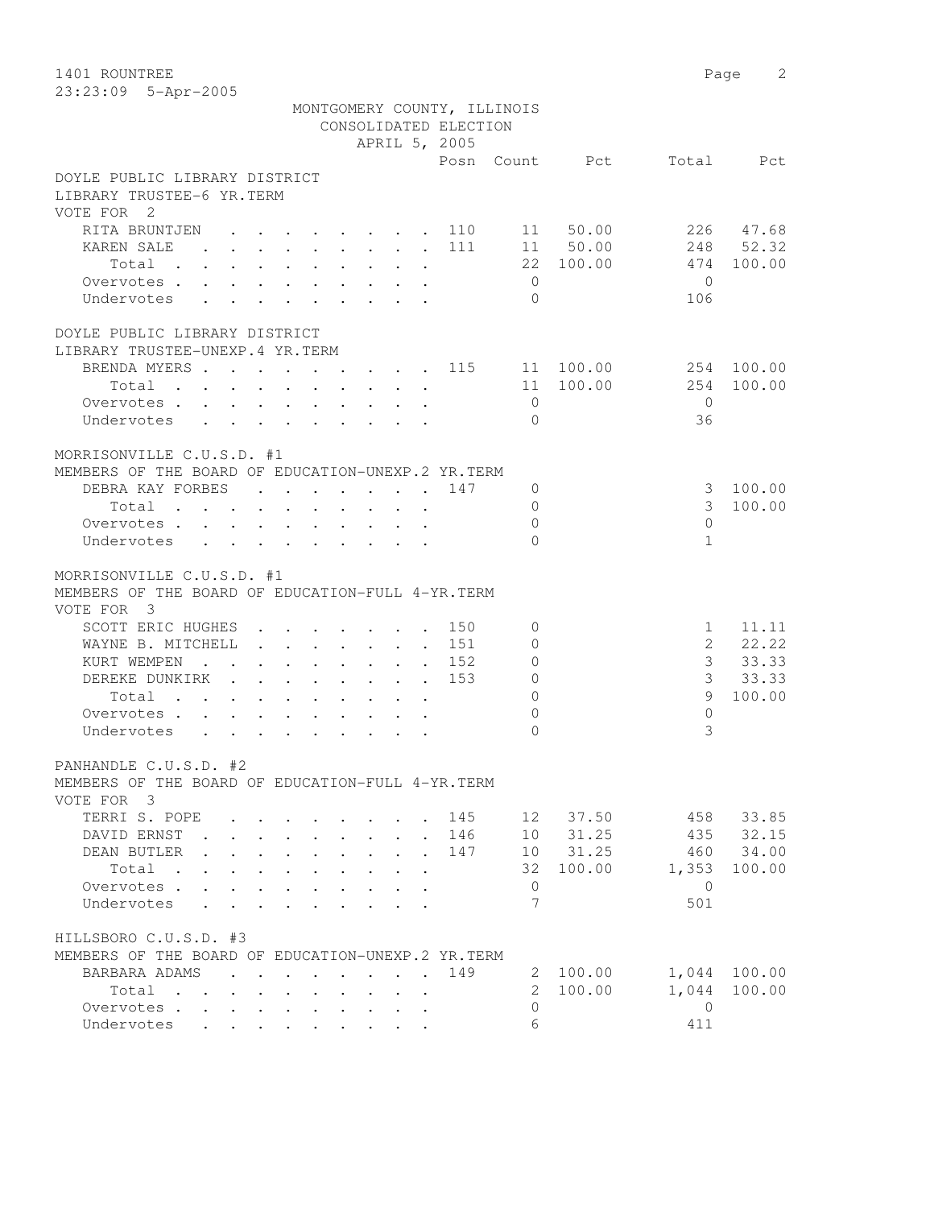1401 ROUNTREE
23:23:09 5-Apr-2005

MONTGOMERY COUNTY, ILLINOIS
CONSOLIDATED ELECTION
APRIL 5, 2005

DOYLE PUBLIC LIBRARY DISTRICT
LIBRARY TRUSTEE-6 YR.TERM
VOTE FOR 2

| | Posn | Count | Pct | Total | Pct |
|---|---|---|---|---|---|
| RITA BRUNTJEN | 110 | 11 | 50.00 | 226 | 47.68 |
| KAREN SALE | 111 | 11 | 50.00 | 248 | 52.32 |
| Total | | 22 | 100.00 | 474 | 100.00 |
| Overvotes | | 0 | | 0 | |
| Undervotes | | 0 | | 106 | |

DOYLE PUBLIC LIBRARY DISTRICT
LIBRARY TRUSTEE-UNEXP.4 YR.TERM

| | Posn | Count | Pct | Total | Pct |
|---|---|---|---|---|---|
| BRENDA MYERS | 115 | 11 | 100.00 | 254 | 100.00 |
| Total | | 11 | 100.00 | 254 | 100.00 |
| Overvotes | | 0 | | 0 | |
| Undervotes | | 0 | | 36 | |

MORRISONVILLE C.U.S.D. #1
MEMBERS OF THE BOARD OF EDUCATION-UNEXP.2 YR.TERM

| | Posn | Count | Pct | Total | Pct |
|---|---|---|---|---|---|
| DEBRA KAY FORBES | 147 | 0 | | 3 | 100.00 |
| Total | | 0 | | 3 | 100.00 |
| Overvotes | | 0 | | 0 | |
| Undervotes | | 0 | | 1 | |

MORRISONVILLE C.U.S.D. #1
MEMBERS OF THE BOARD OF EDUCATION-FULL 4-YR.TERM
VOTE FOR 3

| | Posn | Count | Pct | Total | Pct |
|---|---|---|---|---|---|
| SCOTT ERIC HUGHES | 150 | 0 | | 1 | 11.11 |
| WAYNE B. MITCHELL | 151 | 0 | | 2 | 22.22 |
| KURT WEMPEN | 152 | 0 | | 3 | 33.33 |
| DEREKE DUNKIRK | 153 | 0 | | 3 | 33.33 |
| Total | | 0 | | 9 | 100.00 |
| Overvotes | | 0 | | 0 | |
| Undervotes | | 0 | | 3 | |

PANHANDLE C.U.S.D. #2
MEMBERS OF THE BOARD OF EDUCATION-FULL 4-YR.TERM
VOTE FOR 3

| | Posn | Count | Pct | Total | Pct |
|---|---|---|---|---|---|
| TERRI S. POPE | 145 | 12 | 37.50 | 458 | 33.85 |
| DAVID ERNST | 146 | 10 | 31.25 | 435 | 32.15 |
| DEAN BUTLER | 147 | 10 | 31.25 | 460 | 34.00 |
| Total | | 32 | 100.00 | 1,353 | 100.00 |
| Overvotes | | 0 | | 0 | |
| Undervotes | | 7 | | 501 | |

HILLSBORO C.U.S.D. #3
MEMBERS OF THE BOARD OF EDUCATION-UNEXP.2 YR.TERM

| | Posn | Count | Pct | Total | Pct |
|---|---|---|---|---|---|
| BARBARA ADAMS | 149 | 2 | 100.00 | 1,044 | 100.00 |
| Total | | 2 | 100.00 | 1,044 | 100.00 |
| Overvotes | | 0 | | 0 | |
| Undervotes | | 6 | | 411 | |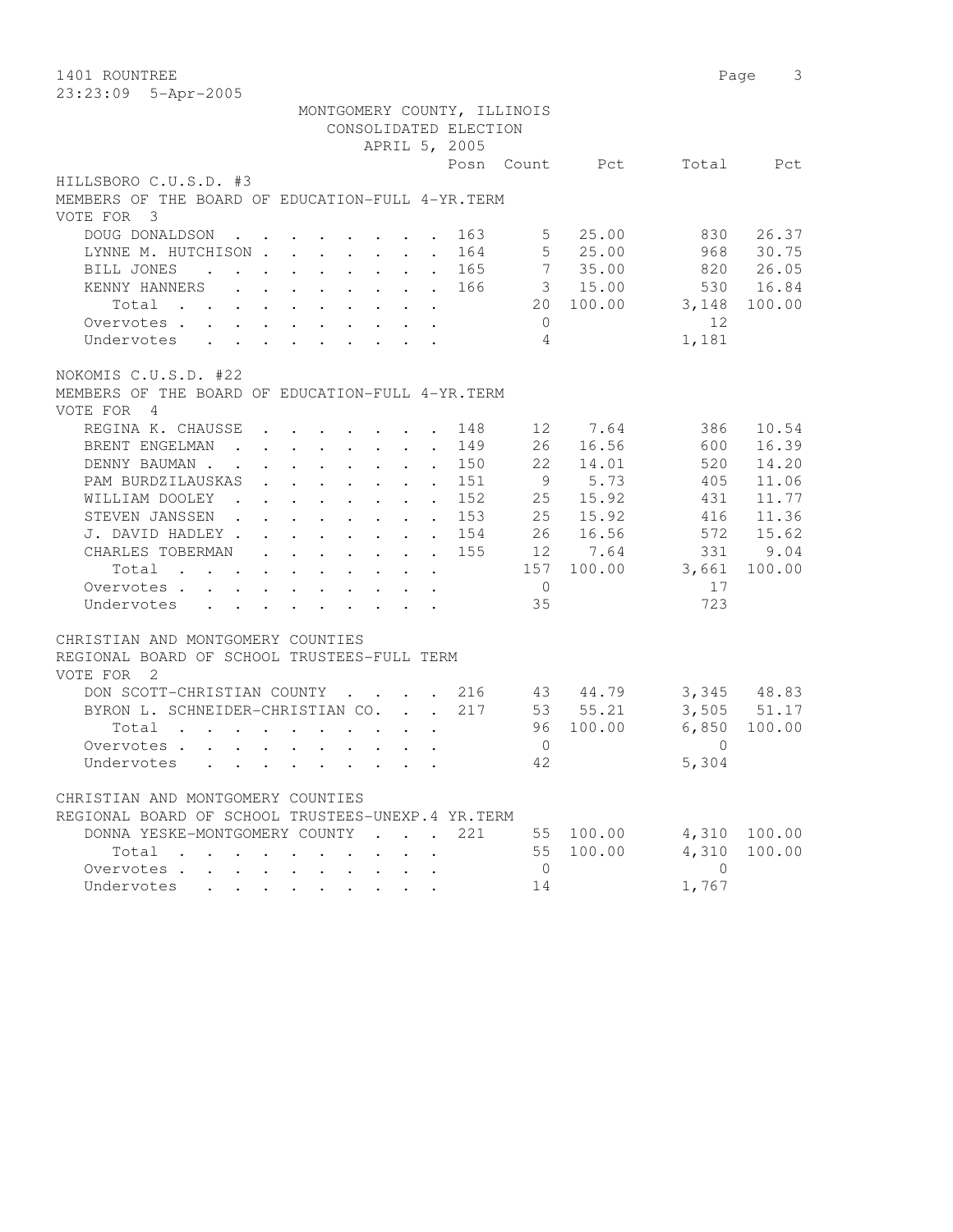1401 ROUNTREE
23:23:09 5-Apr-2005

MONTGOMERY COUNTY, ILLINOIS
CONSOLIDATED ELECTION
APRIL 5, 2005

## HILLSBORO C.U.S.D. #3

MEMBERS OF THE BOARD OF EDUCATION-FULL 4-YR.TERM
VOTE FOR 3

| | Posn | Count | Pct | Total | Pct |
|---|---|---|---|---|---|
| DOUG DONALDSON | 163 | 5 | 25.00 | 830 | 26.37 |
| LYNNE M. HUTCHISON | 164 | 5 | 25.00 | 968 | 30.75 |
| BILL JONES | 165 | 7 | 35.00 | 820 | 26.05 |
| KENNY HANNERS | 166 | 3 | 15.00 | 530 | 16.84 |
| Total | | 20 | 100.00 | 3,148 | 100.00 |
| Overvotes | | 0 | | 12 | |
| Undervotes | | 4 | | 1,181 | |

## NOKOMIS C.U.S.D. #22

MEMBERS OF THE BOARD OF EDUCATION-FULL 4-YR.TERM
VOTE FOR 4

| | Posn | Count | Pct | Total | Pct |
|---|---|---|---|---|---|
| REGINA K. CHAUSSE | 148 | 12 | 7.64 | 386 | 10.54 |
| BRENT ENGELMAN | 149 | 26 | 16.56 | 600 | 16.39 |
| DENNY BAUMAN | 150 | 22 | 14.01 | 520 | 14.20 |
| PAM BURDZILAUSKAS | 151 | 9 | 5.73 | 405 | 11.06 |
| WILLIAM DOOLEY | 152 | 25 | 15.92 | 431 | 11.77 |
| STEVEN JANSSEN | 153 | 25 | 15.92 | 416 | 11.36 |
| J. DAVID HADLEY | 154 | 26 | 16.56 | 572 | 15.62 |
| CHARLES TOBERMAN | 155 | 12 | 7.64 | 331 | 9.04 |
| Total | | 157 | 100.00 | 3,661 | 100.00 |
| Overvotes | | 0 | | 17 | |
| Undervotes | | 35 | | 723 | |

## CHRISTIAN AND MONTGOMERY COUNTIES

REGIONAL BOARD OF SCHOOL TRUSTEES-FULL TERM
VOTE FOR 2

| | Posn | Count | Pct | Total | Pct |
|---|---|---|---|---|---|
| DON SCOTT-CHRISTIAN COUNTY | 216 | 43 | 44.79 | 3,345 | 48.83 |
| BYRON L. SCHNEIDER-CHRISTIAN CO. | 217 | 53 | 55.21 | 3,505 | 51.17 |
| Total | | 96 | 100.00 | 6,850 | 100.00 |
| Overvotes | | 0 | | 0 | |
| Undervotes | | 42 | | 5,304 | |

## CHRISTIAN AND MONTGOMERY COUNTIES

REGIONAL BOARD OF SCHOOL TRUSTEES-UNEXP.4 YR.TERM

| | Posn | Count | Pct | Total | Pct |
|---|---|---|---|---|---|
| DONNA YESKE-MONTGOMERY COUNTY | 221 | 55 | 100.00 | 4,310 | 100.00 |
| Total | | 55 | 100.00 | 4,310 | 100.00 |
| Overvotes | | 0 | | 0 | |
| Undervotes | | 14 | | 1,767 | |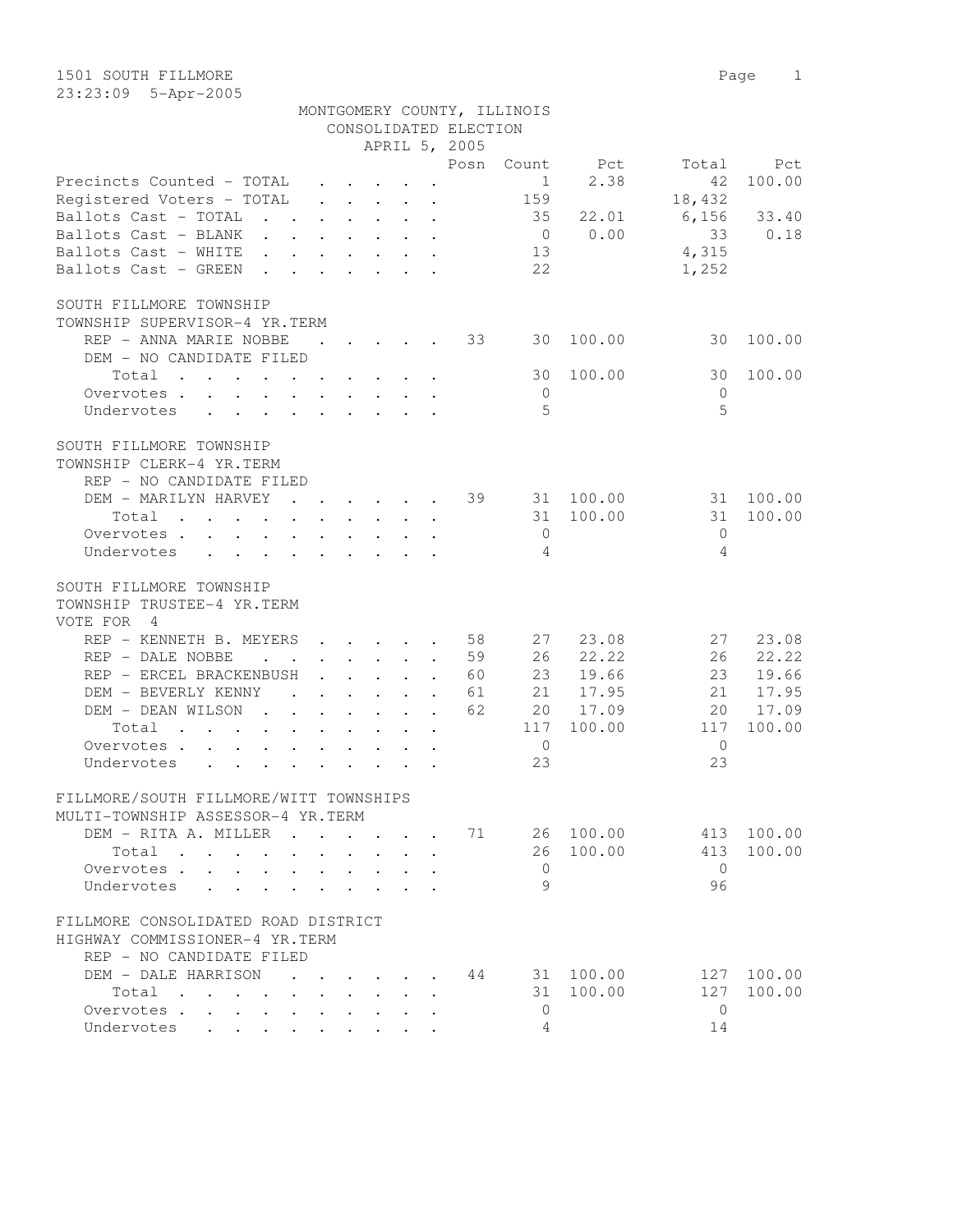1501 SOUTH FILLMORE
23:23:09 5-Apr-2005

MONTGOMERY COUNTY, ILLINOIS
CONSOLIDATED ELECTION
APRIL 5, 2005

| | Posn | Count | Pct | Total | Pct |
|---|---|---|---|---|---|
| Precincts Counted - TOTAL | | 1 | 2.38 | 42 | 100.00 |
| Registered Voters - TOTAL | | 159 | | 18,432 | |
| Ballots Cast - TOTAL | | 35 | 22.01 | 6,156 | 33.40 |
| Ballots Cast - BLANK | | 0 | 0.00 | 33 | 0.18 |
| Ballots Cast - WHITE | | 13 | | 4,315 | |
| Ballots Cast - GREEN | | 22 | | 1,252 | |

SOUTH FILLMORE TOWNSHIP
TOWNSHIP SUPERVISOR-4 YR.TERM

| | Posn | Count | Pct | Total | Pct |
|---|---|---|---|---|---|
| REP - ANNA MARIE NOBBE | 33 | 30 | 100.00 | 30 | 100.00 |
| DEM - NO CANDIDATE FILED | | | | | |
| Total | | 30 | 100.00 | 30 | 100.00 |
| Overvotes | | 0 | | 0 | |
| Undervotes | | 5 | | 5 | |

SOUTH FILLMORE TOWNSHIP
TOWNSHIP CLERK-4 YR.TERM

| | Posn | Count | Pct | Total | Pct |
|---|---|---|---|---|---|
| REP - NO CANDIDATE FILED | | | | | |
| DEM - MARILYN HARVEY | 39 | 31 | 100.00 | 31 | 100.00 |
| Total | | 31 | 100.00 | 31 | 100.00 |
| Overvotes | | 0 | | 0 | |
| Undervotes | | 4 | | 4 | |

SOUTH FILLMORE TOWNSHIP
TOWNSHIP TRUSTEE-4 YR.TERM
VOTE FOR 4

| | Posn | Count | Pct | Total | Pct |
|---|---|---|---|---|---|
| REP - KENNETH B. MEYERS | 58 | 27 | 23.08 | 27 | 23.08 |
| REP - DALE NOBBE | 59 | 26 | 22.22 | 26 | 22.22 |
| REP - ERCEL BRACKENBUSH | 60 | 23 | 19.66 | 23 | 19.66 |
| DEM - BEVERLY KENNY | 61 | 21 | 17.95 | 21 | 17.95 |
| DEM - DEAN WILSON | 62 | 20 | 17.09 | 20 | 17.09 |
| Total | | 117 | 100.00 | 117 | 100.00 |
| Overvotes | | 0 | | 0 | |
| Undervotes | | 23 | | 23 | |

FILLMORE/SOUTH FILLMORE/WITT TOWNSHIPS
MULTI-TOWNSHIP ASSESSOR-4 YR.TERM

| | Posn | Count | Pct | Total | Pct |
|---|---|---|---|---|---|
| DEM - RITA A. MILLER | 71 | 26 | 100.00 | 413 | 100.00 |
| Total | | 26 | 100.00 | 413 | 100.00 |
| Overvotes | | 0 | | 0 | |
| Undervotes | | 9 | | 96 | |

FILLMORE CONSOLIDATED ROAD DISTRICT
HIGHWAY COMMISSIONER-4 YR.TERM

| | Posn | Count | Pct | Total | Pct |
|---|---|---|---|---|---|
| REP - NO CANDIDATE FILED | | | | | |
| DEM - DALE HARRISON | 44 | 31 | 100.00 | 127 | 100.00 |
| Total | | 31 | 100.00 | 127 | 100.00 |
| Overvotes | | 0 | | 0 | |
| Undervotes | | 4 | | 14 | |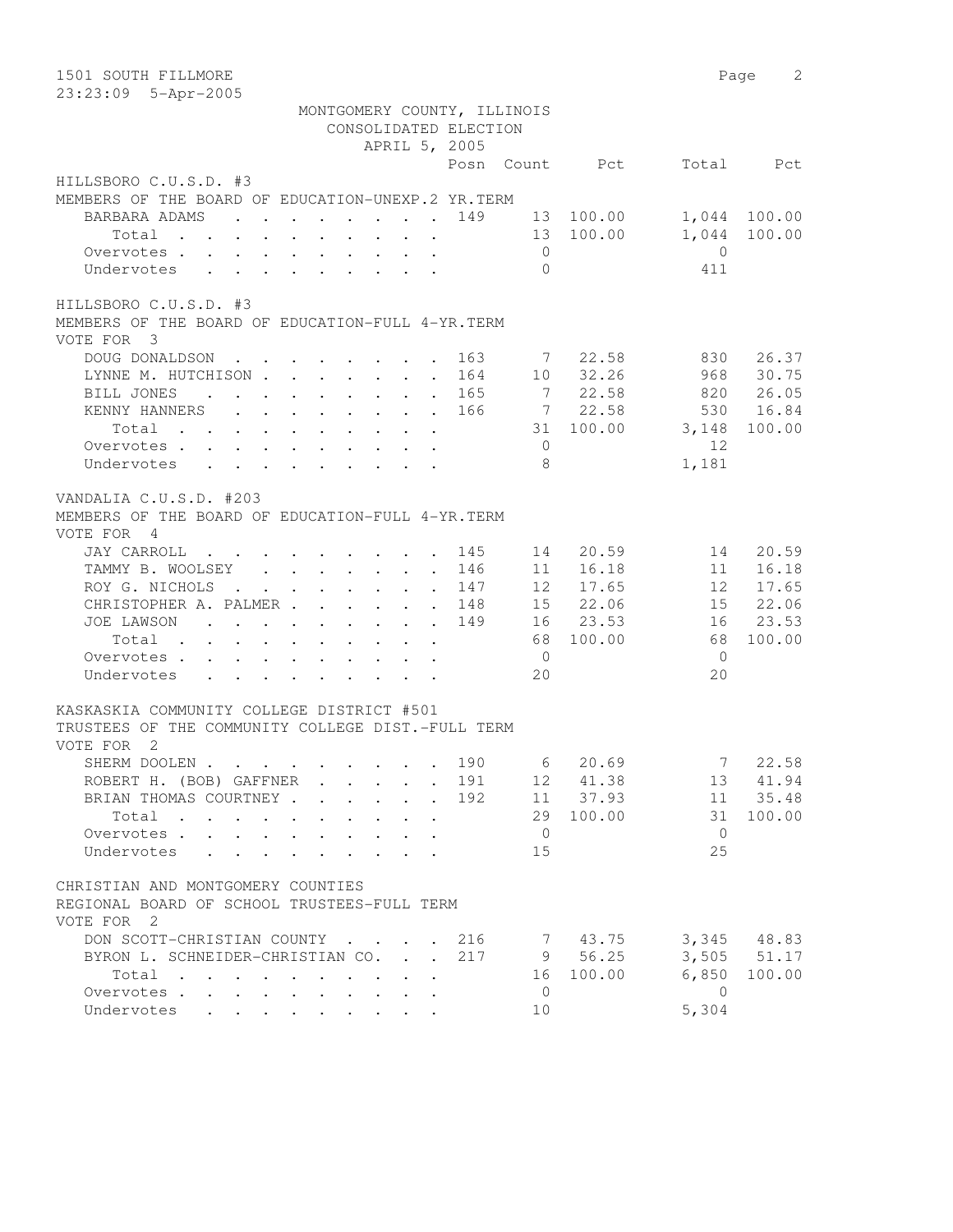MONTGOMERY COUNTY, ILLINOIS
CONSOLIDATED ELECTION
APRIL 5, 2005

1501 SOUTH FILLMORE

23:23:09 5-Apr-2005

### HILLSBORO C.U.S.D. #3
MEMBERS OF THE BOARD OF EDUCATION-UNEXP.2 YR.TERM

| | Posn | Count | Pct | Total | Pct |
|---|---|---|---|---|---|
| BARBARA ADAMS | 149 | 13 | 100.00 | 1,044 | 100.00 |
| Total | | 13 | 100.00 | 1,044 | 100.00 |
| Overvotes | | 0 | | 0 | |
| Undervotes | | 0 | | 411 | |

### HILLSBORO C.U.S.D. #3
MEMBERS OF THE BOARD OF EDUCATION-FULL 4-YR.TERM
VOTE FOR 3

| | Posn | Count | Pct | Total | Pct |
|---|---|---|---|---|---|
| DOUG DONALDSON | 163 | 7 | 22.58 | 830 | 26.37 |
| LYNNE M. HUTCHISON | 164 | 10 | 32.26 | 968 | 30.75 |
| BILL JONES | 165 | 7 | 22.58 | 820 | 26.05 |
| KENNY HANNERS | 166 | 7 | 22.58 | 530 | 16.84 |
| Total | | 31 | 100.00 | 3,148 | 100.00 |
| Overvotes | | 0 | | 12 | |
| Undervotes | | 8 | | 1,181 | |

### VANDALIA C.U.S.D. #203
MEMBERS OF THE BOARD OF EDUCATION-FULL 4-YR.TERM
VOTE FOR 4

| | Posn | Count | Pct | Total | Pct |
|---|---|---|---|---|---|
| JAY CARROLL | 145 | 14 | 20.59 | 14 | 20.59 |
| TAMMY B. WOOLSEY | 146 | 11 | 16.18 | 11 | 16.18 |
| ROY G. NICHOLS | 147 | 12 | 17.65 | 12 | 17.65 |
| CHRISTOPHER A. PALMER | 148 | 15 | 22.06 | 15 | 22.06 |
| JOE LAWSON | 149 | 16 | 23.53 | 16 | 23.53 |
| Total | | 68 | 100.00 | 68 | 100.00 |
| Overvotes | | 0 | | 0 | |
| Undervotes | | 20 | | 20 | |

### KASKASKIA COMMUNITY COLLEGE DISTRICT #501
TRUSTEES OF THE COMMUNITY COLLEGE DIST.-FULL TERM
VOTE FOR 2

| | Posn | Count | Pct | Total | Pct |
|---|---|---|---|---|---|
| SHERM DOOLEN | 190 | 6 | 20.69 | 7 | 22.58 |
| ROBERT H. (BOB) GAFFNER | 191 | 12 | 41.38 | 13 | 41.94 |
| BRIAN THOMAS COURTNEY | 192 | 11 | 37.93 | 11 | 35.48 |
| Total | | 29 | 100.00 | 31 | 100.00 |
| Overvotes | | 0 | | 0 | |
| Undervotes | | 15 | | 25 | |

### CHRISTIAN AND MONTGOMERY COUNTIES
REGIONAL BOARD OF SCHOOL TRUSTEES-FULL TERM
VOTE FOR 2

| | Posn | Count | Pct | Total | Pct |
|---|---|---|---|---|---|
| DON SCOTT-CHRISTIAN COUNTY | 216 | 7 | 43.75 | 3,345 | 48.83 |
| BYRON L. SCHNEIDER-CHRISTIAN CO. | 217 | 9 | 56.25 | 3,505 | 51.17 |
| Total | | 16 | 100.00 | 6,850 | 100.00 |
| Overvotes | | 0 | | 0 | |
| Undervotes | | 10 | | 5,304 | |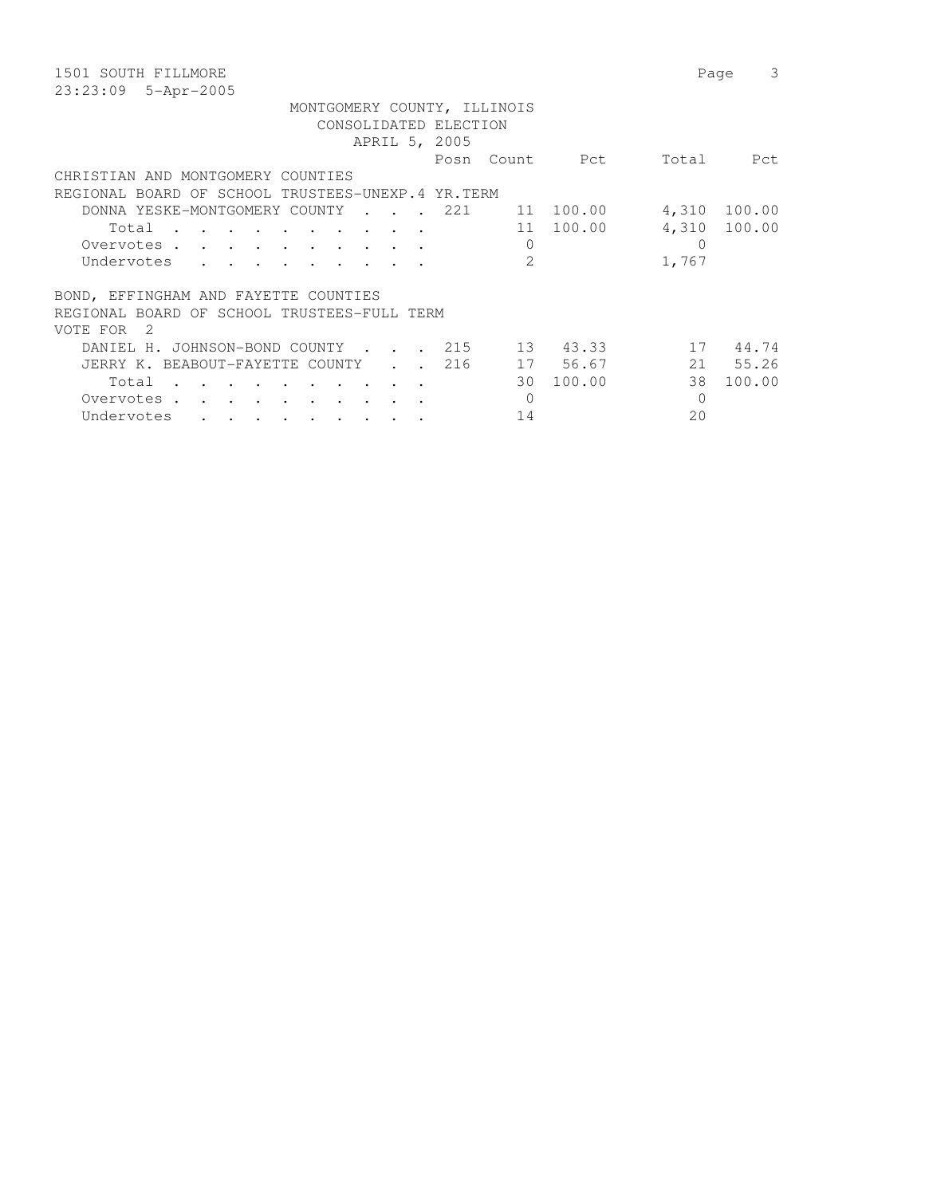1501 SOUTH FILLMORE
23:23:09 5-Apr-2005

MONTGOMERY COUNTY, ILLINOIS
CONSOLIDATED ELECTION
APRIL 5, 2005

| | Posn | Count | Pct | Total | Pct |
|---|---|---|---|---|---|
| **CHRISTIAN AND MONTGOMERY COUNTIES** | | | | | |
| **REGIONAL BOARD OF SCHOOL TRUSTEES-UNEXP.4 YR.TERM** | | | | | |
| DONNA YESKE-MONTGOMERY COUNTY | 221 | 11 | 100.00 | 4,310 | 100.00 |
| Total | | 11 | 100.00 | 4,310 | 100.00 |
| Overvotes | | 0 | | 0 | |
| Undervotes | | 2 | | 1,767 | |
| **BOND, EFFINGHAM AND FAYETTE COUNTIES** | | | | | |
| **REGIONAL BOARD OF SCHOOL TRUSTEES-FULL TERM** | | | | | |
| VOTE FOR 2 | | | | | |
| DANIEL H. JOHNSON-BOND COUNTY | 215 | 13 | 43.33 | 17 | 44.74 |
| JERRY K. BEABOUT-FAYETTE COUNTY | 216 | 17 | 56.67 | 21 | 55.26 |
| Total | | 30 | 100.00 | 38 | 100.00 |
| Overvotes | | 0 | | 0 | |
| Undervotes | | 14 | | 20 | |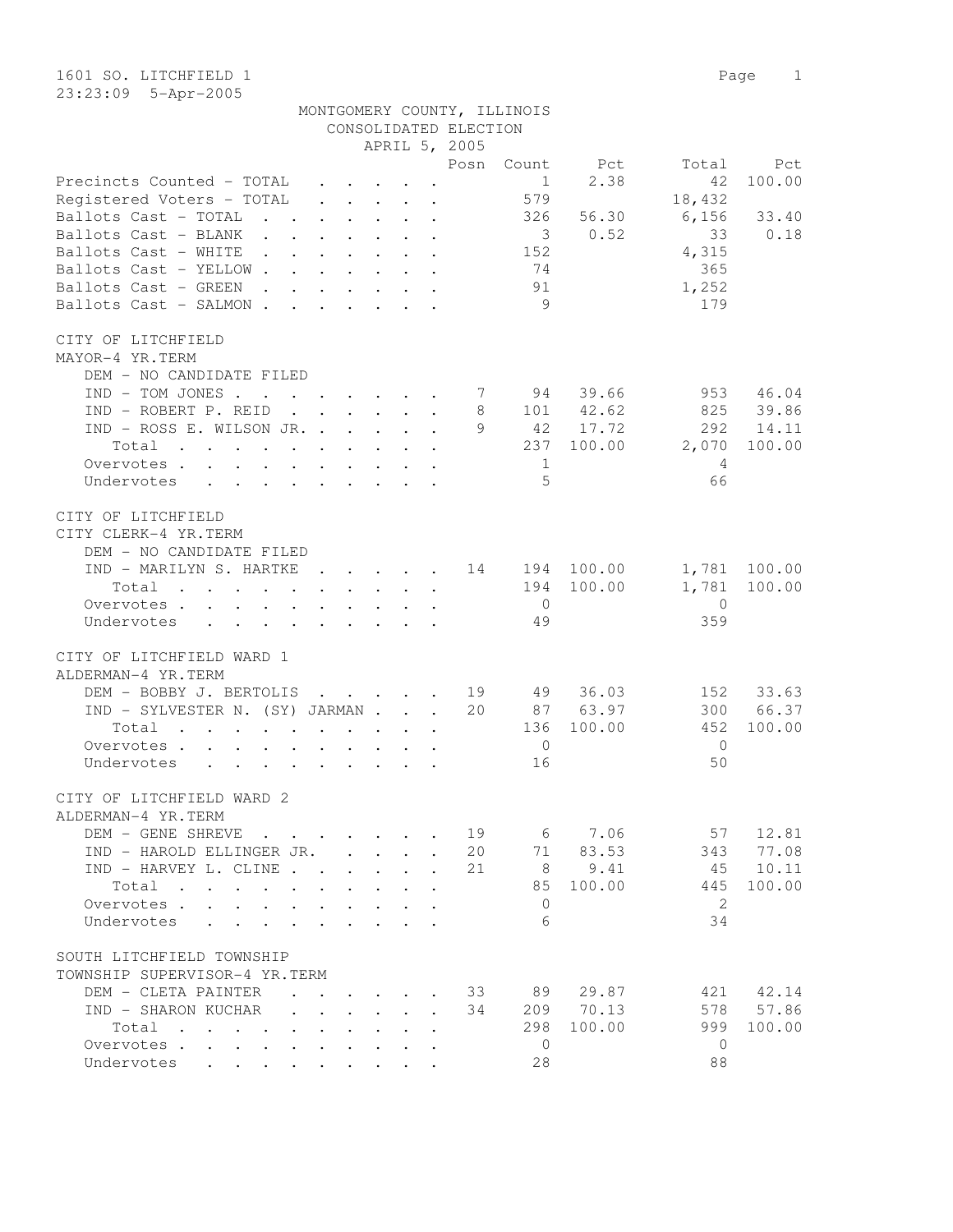1601 SO. LITCHFIELD 1

23:23:09 5-Apr-2005

MONTGOMERY COUNTY, ILLINOIS
CONSOLIDATED ELECTION
APRIL 5, 2005

| | Posn | Count | Pct | Total | Pct |
|---|---|---|---|---|---|
| Precincts Counted - TOTAL | | 1 | 2.38 | 42 | 100.00 |
| Registered Voters - TOTAL | | 579 | | 18,432 | |
| Ballots Cast - TOTAL | | 326 | 56.30 | 6,156 | 33.40 |
| Ballots Cast - BLANK | | 3 | 0.52 | 33 | 0.18 |
| Ballots Cast - WHITE | | 152 | | 4,315 | |
| Ballots Cast - YELLOW | | 74 | | 365 | |
| Ballots Cast - GREEN | | 91 | | 1,252 | |
| Ballots Cast - SALMON | | 9 | | 179 | |

CITY OF LITCHFIELD
MAYOR-4 YR.TERM

| | Posn | Count | Pct | Total | Pct |
|---|---|---|---|---|---|
| DEM - NO CANDIDATE FILED | | | | | |
| IND - TOM JONES | 7 | 94 | 39.66 | 953 | 46.04 |
| IND - ROBERT P. REID | 8 | 101 | 42.62 | 825 | 39.86 |
| IND - ROSS E. WILSON JR. | 9 | 42 | 17.72 | 292 | 14.11 |
| Total | | 237 | 100.00 | 2,070 | 100.00 |
| Overvotes | | 1 | | 4 | |
| Undervotes | | 5 | | 66 | |

CITY OF LITCHFIELD
CITY CLERK-4 YR.TERM

| | Posn | Count | Pct | Total | Pct |
|---|---|---|---|---|---|
| DEM - NO CANDIDATE FILED | | | | | |
| IND - MARILYN S. HARTKE | 14 | 194 | 100.00 | 1,781 | 100.00 |
| Total | | 194 | 100.00 | 1,781 | 100.00 |
| Overvotes | | 0 | | 0 | |
| Undervotes | | 49 | | 359 | |

CITY OF LITCHFIELD WARD 1
ALDERMAN-4 YR.TERM

| | Posn | Count | Pct | Total | Pct |
|---|---|---|---|---|---|
| DEM - BOBBY J. BERTOLIS | 19 | 49 | 36.03 | 152 | 33.63 |
| IND - SYLVESTER N. (SY) JARMAN | 20 | 87 | 63.97 | 300 | 66.37 |
| Total | | 136 | 100.00 | 452 | 100.00 |
| Overvotes | | 0 | | 0 | |
| Undervotes | | 16 | | 50 | |

CITY OF LITCHFIELD WARD 2
ALDERMAN-4 YR.TERM

| | Posn | Count | Pct | Total | Pct |
|---|---|---|---|---|---|
| DEM - GENE SHREVE | 19 | 6 | 7.06 | 57 | 12.81 |
| IND - HAROLD ELLINGER JR. | 20 | 71 | 83.53 | 343 | 77.08 |
| IND - HARVEY L. CLINE | 21 | 8 | 9.41 | 45 | 10.11 |
| Total | | 85 | 100.00 | 445 | 100.00 |
| Overvotes | | 0 | | 2 | |
| Undervotes | | 6 | | 34 | |

SOUTH LITCHFIELD TOWNSHIP
TOWNSHIP SUPERVISOR-4 YR.TERM

| | Posn | Count | Pct | Total | Pct |
|---|---|---|---|---|---|
| DEM - CLETA PAINTER | 33 | 89 | 29.87 | 421 | 42.14 |
| IND - SHARON KUCHAR | 34 | 209 | 70.13 | 578 | 57.86 |
| Total | | 298 | 100.00 | 999 | 100.00 |
| Overvotes | | 0 | | 0 | |
| Undervotes | | 28 | | 88 | |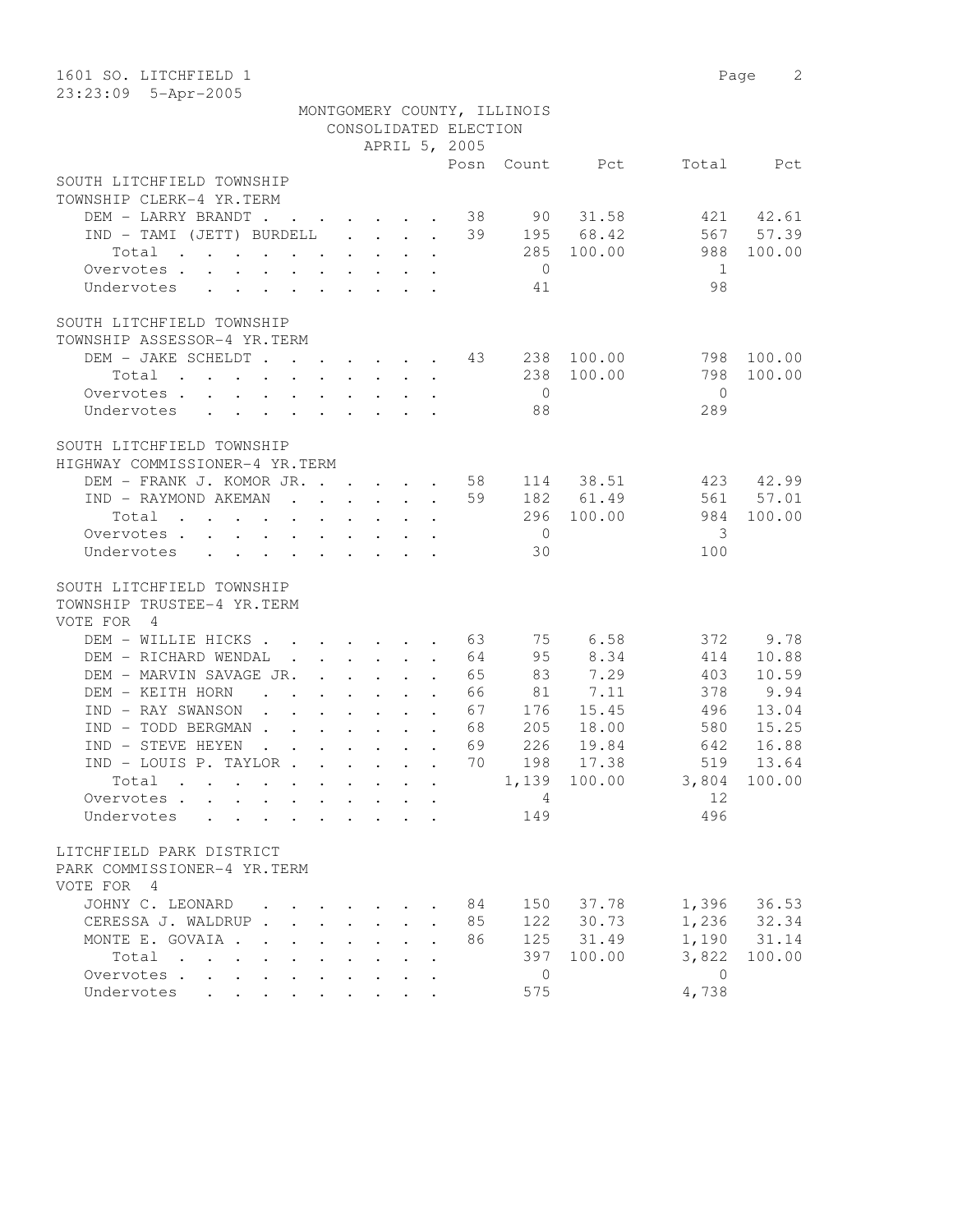1601 SO. LITCHFIELD 1

23:23:09 5-Apr-2005

MONTGOMERY COUNTY, ILLINOIS
CONSOLIDATED ELECTION
APRIL 5, 2005

## SOUTH LITCHFIELD TOWNSHIP
### TOWNSHIP CLERK-4 YR.TERM

| | Posn | Count | Pct | Total | Pct |
|---|---|---|---|---|---|
| DEM - LARRY BRANDT | 38 | 90 | 31.58 | 421 | 42.61 |
| IND - TAMI (JETT) BURDELL | 39 | 195 | 68.42 | 567 | 57.39 |
| Total | | 285 | 100.00 | 988 | 100.00 |
| Overvotes | | 0 | | 1 | |
| Undervotes | | 41 | | 98 | |

## SOUTH LITCHFIELD TOWNSHIP
### TOWNSHIP ASSESSOR-4 YR.TERM

| | Posn | Count | Pct | Total | Pct |
|---|---|---|---|---|---|
| DEM - JAKE SCHELDT | 43 | 238 | 100.00 | 798 | 100.00 |
| Total | | 238 | 100.00 | 798 | 100.00 |
| Overvotes | | 0 | | 0 | |
| Undervotes | | 88 | | 289 | |

## SOUTH LITCHFIELD TOWNSHIP
### HIGHWAY COMMISSIONER-4 YR.TERM

| | Posn | Count | Pct | Total | Pct |
|---|---|---|---|---|---|
| DEM - FRANK J. KOMOR JR. | 58 | 114 | 38.51 | 423 | 42.99 |
| IND - RAYMOND AKEMAN | 59 | 182 | 61.49 | 561 | 57.01 |
| Total | | 296 | 100.00 | 984 | 100.00 |
| Overvotes | | 0 | | 3 | |
| Undervotes | | 30 | | 100 | |

## SOUTH LITCHFIELD TOWNSHIP
### TOWNSHIP TRUSTEE-4 YR.TERM
VOTE FOR 4

| | Posn | Count | Pct | Total | Pct |
|---|---|---|---|---|---|
| DEM - WILLIE HICKS | 63 | 75 | 6.58 | 372 | 9.78 |
| DEM - RICHARD WENDAL | 64 | 95 | 8.34 | 414 | 10.88 |
| DEM - MARVIN SAVAGE JR. | 65 | 83 | 7.29 | 403 | 10.59 |
| DEM - KEITH HORN | 66 | 81 | 7.11 | 378 | 9.94 |
| IND - RAY SWANSON | 67 | 176 | 15.45 | 496 | 13.04 |
| IND - TODD BERGMAN | 68 | 205 | 18.00 | 580 | 15.25 |
| IND - STEVE HEYEN | 69 | 226 | 19.84 | 642 | 16.88 |
| IND - LOUIS P. TAYLOR | 70 | 198 | 17.38 | 519 | 13.64 |
| Total | | 1,139 | 100.00 | 3,804 | 100.00 |
| Overvotes | | 4 | | 12 | |
| Undervotes | | 149 | | 496 | |

## LITCHFIELD PARK DISTRICT
### PARK COMMISSIONER-4 YR.TERM
VOTE FOR 4

| | Posn | Count | Pct | Total | Pct |
|---|---|---|---|---|---|
| JOHNY C. LEONARD | 84 | 150 | 37.78 | 1,396 | 36.53 |
| CERESSA J. WALDRUP | 85 | 122 | 30.73 | 1,236 | 32.34 |
| MONTE E. GOVAIA | 86 | 125 | 31.49 | 1,190 | 31.14 |
| Total | | 397 | 100.00 | 3,822 | 100.00 |
| Overvotes | | 0 | | 0 | |
| Undervotes | | 575 | | 4,738 | |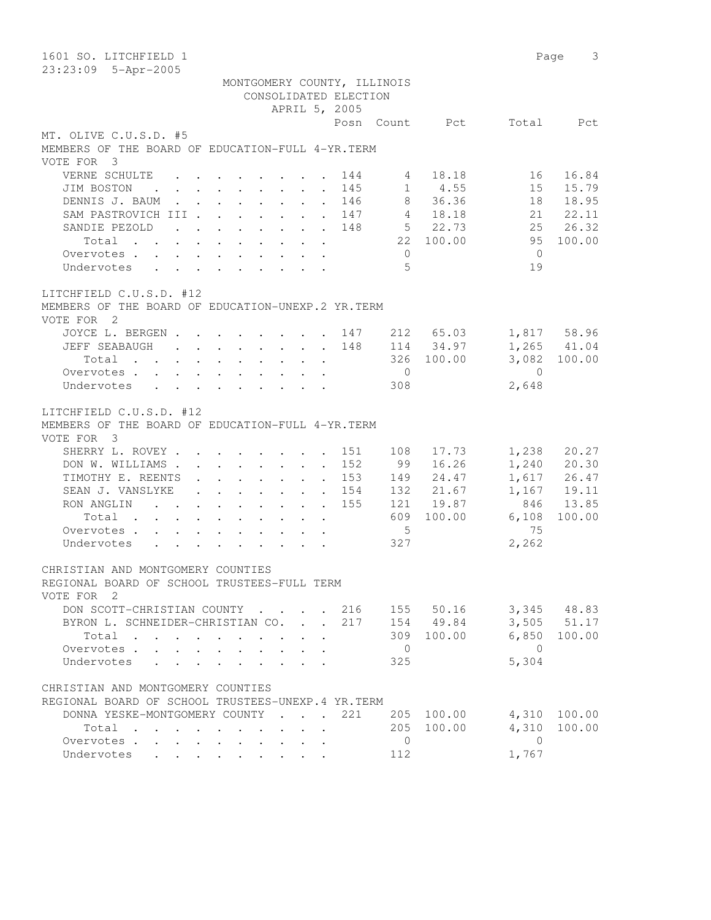1601 SO. LITCHFIELD 1

23:23:09 5-Apr-2005

MONTGOMERY COUNTY, ILLINOIS
CONSOLIDATED ELECTION
APRIL 5, 2005

## MT. OLIVE C.U.S.D. #5
MEMBERS OF THE BOARD OF EDUCATION-FULL 4-YR.TERM
VOTE FOR 3

| | Posn | Count | Pct | Total | Pct |
|---|---|---|---|---|---|
| VERNE SCHULTE | 144 | 4 | 18.18 | 16 | 16.84 |
| JIM BOSTON | 145 | 1 | 4.55 | 15 | 15.79 |
| DENNIS J. BAUM | 146 | 8 | 36.36 | 18 | 18.95 |
| SAM PASTROVICH III | 147 | 4 | 18.18 | 21 | 22.11 |
| SANDIE PEZOLD | 148 | 5 | 22.73 | 25 | 26.32 |
| Total | | 22 | 100.00 | 95 | 100.00 |
| Overvotes | | 0 | | 0 | |
| Undervotes | | 5 | | 19 | |

## LITCHFIELD C.U.S.D. #12
MEMBERS OF THE BOARD OF EDUCATION-UNEXP.2 YR.TERM
VOTE FOR 2

| | Posn | Count | Pct | Total | Pct |
|---|---|---|---|---|---|
| JOYCE L. BERGEN | 147 | 212 | 65.03 | 1,817 | 58.96 |
| JEFF SEABAUGH | 148 | 114 | 34.97 | 1,265 | 41.04 |
| Total | | 326 | 100.00 | 3,082 | 100.00 |
| Overvotes | | 0 | | 0 | |
| Undervotes | | 308 | | 2,648 | |

## LITCHFIELD C.U.S.D. #12
MEMBERS OF THE BOARD OF EDUCATION-FULL 4-YR.TERM
VOTE FOR 3

| | Posn | Count | Pct | Total | Pct |
|---|---|---|---|---|---|
| SHERRY L. ROVEY | 151 | 108 | 17.73 | 1,238 | 20.27 |
| DON W. WILLIAMS | 152 | 99 | 16.26 | 1,240 | 20.30 |
| TIMOTHY E. REENTS | 153 | 149 | 24.47 | 1,617 | 26.47 |
| SEAN J. VANSLYKE | 154 | 132 | 21.67 | 1,167 | 19.11 |
| RON ANGLIN | 155 | 121 | 19.87 | 846 | 13.85 |
| Total | | 609 | 100.00 | 6,108 | 100.00 |
| Overvotes | | 5 | | 75 | |
| Undervotes | | 327 | | 2,262 | |

## CHRISTIAN AND MONTGOMERY COUNTIES
REGIONAL BOARD OF SCHOOL TRUSTEES-FULL TERM
VOTE FOR 2

| | Posn | Count | Pct | Total | Pct |
|---|---|---|---|---|---|
| DON SCOTT-CHRISTIAN COUNTY | 216 | 155 | 50.16 | 3,345 | 48.83 |
| BYRON L. SCHNEIDER-CHRISTIAN CO. | 217 | 154 | 49.84 | 3,505 | 51.17 |
| Total | | 309 | 100.00 | 6,850 | 100.00 |
| Overvotes | | 0 | | 0 | |
| Undervotes | | 325 | | 5,304 | |

## CHRISTIAN AND MONTGOMERY COUNTIES
REGIONAL BOARD OF SCHOOL TRUSTEES-UNEXP.4 YR.TERM

| | Posn | Count | Pct | Total | Pct |
|---|---|---|---|---|---|
| DONNA YESKE-MONTGOMERY COUNTY | 221 | 205 | 100.00 | 4,310 | 100.00 |
| Total | | 205 | 100.00 | 4,310 | 100.00 |
| Overvotes | | 0 | | 0 | |
| Undervotes | | 112 | | 1,767 | |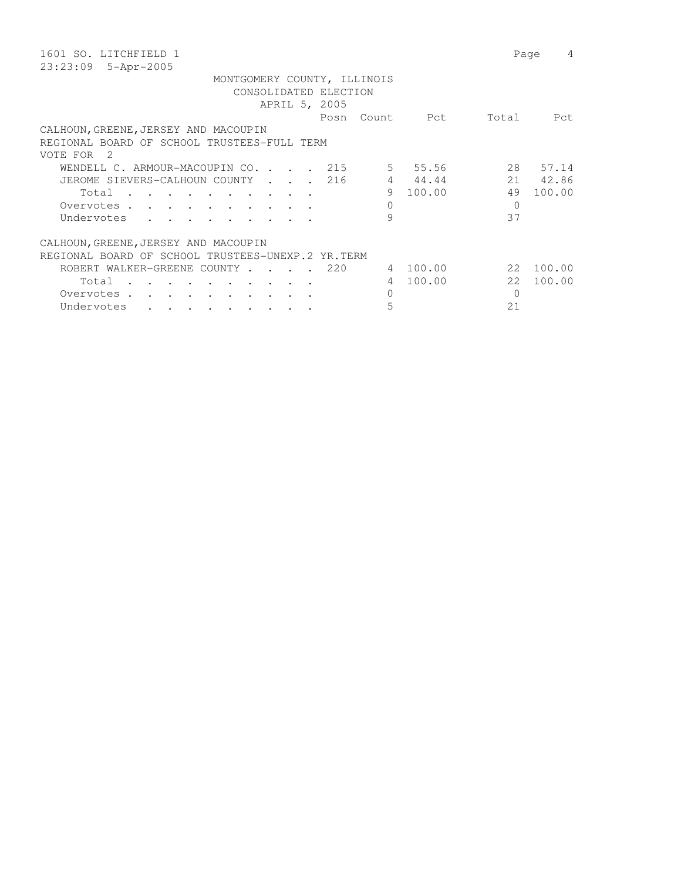1601 SO. LITCHFIELD 1

23:23:09 5-Apr-2005

MONTGOMERY COUNTY, ILLINOIS
CONSOLIDATED ELECTION
APRIL 5, 2005

CALHOUN,GREENE,JERSEY AND MACOUPIN
REGIONAL BOARD OF SCHOOL TRUSTEES-FULL TERM
VOTE FOR 2

| | Posn | Count | Pct | Total | Pct |
|---|---|---|---|---|---|
| WENDELL C. ARMOUR-MACOUPIN CO. | 215 | 5 | 55.56 | 28 | 57.14 |
| JEROME SIEVERS-CALHOUN COUNTY | 216 | 4 | 44.44 | 21 | 42.86 |
| Total | | 9 | 100.00 | 49 | 100.00 |
| Overvotes | | 0 | | 0 | |
| Undervotes | | 9 | | 37 | |

CALHOUN,GREENE,JERSEY AND MACOUPIN
REGIONAL BOARD OF SCHOOL TRUSTEES-UNEXP.2 YR.TERM

| | Posn | Count | Pct | Total | Pct |
|---|---|---|---|---|---|
| ROBERT WALKER-GREENE COUNTY | 220 | 4 | 100.00 | 22 | 100.00 |
| Total | | 4 | 100.00 | 22 | 100.00 |
| Overvotes | | 0 | | 0 | |
| Undervotes | | 5 | | 21 | |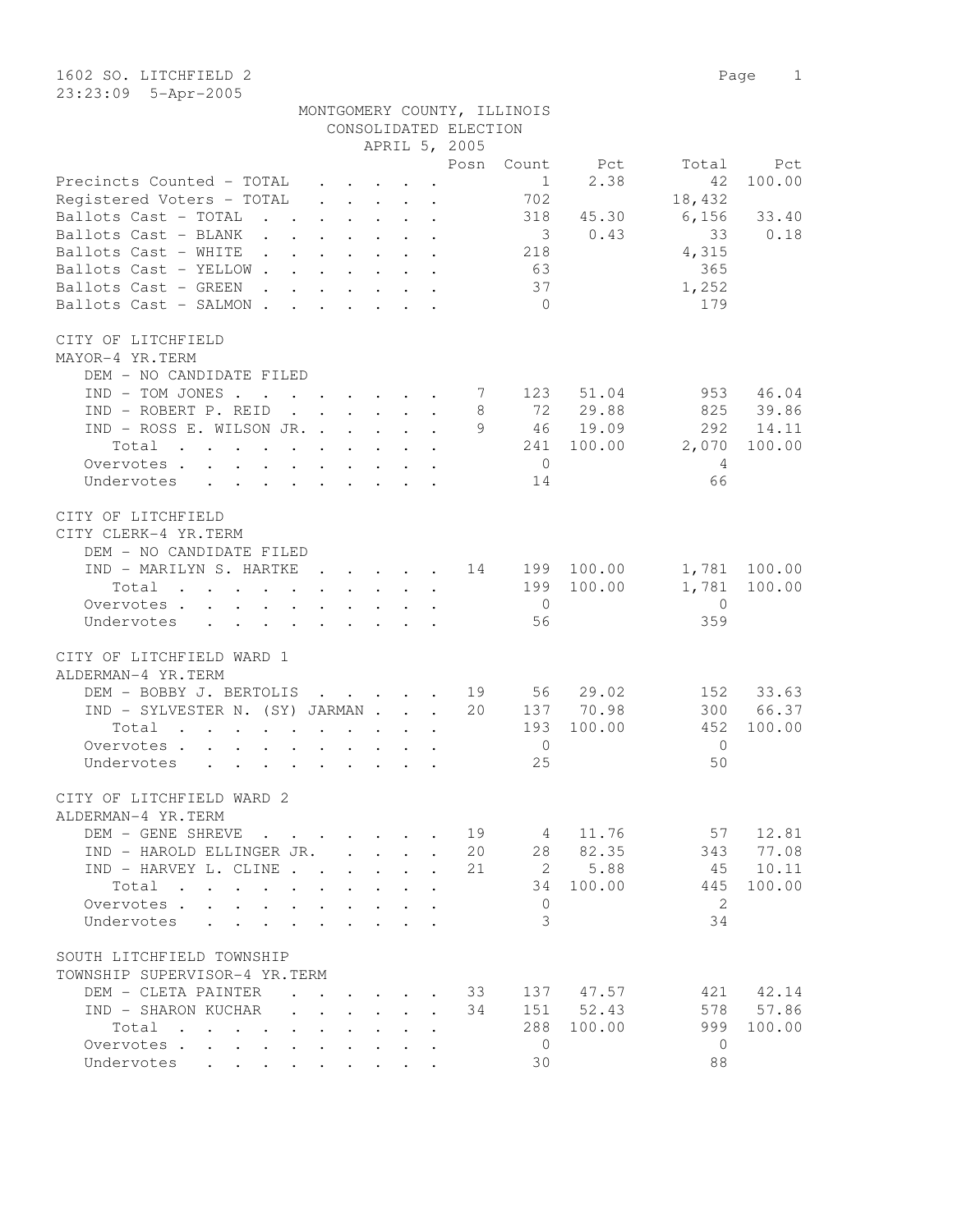1602 SO. LITCHFIELD 2

23:23:09 5-Apr-2005

MONTGOMERY COUNTY, ILLINOIS
CONSOLIDATED ELECTION
APRIL 5, 2005

| | Posn | Count | Pct | Total | Pct |
|---|---|---|---|---|---|
| Precincts Counted - TOTAL | | 1 | 2.38 | 42 | 100.00 |
| Registered Voters - TOTAL | | 702 | | 18,432 | |
| Ballots Cast - TOTAL | | 318 | 45.30 | 6,156 | 33.40 |
| Ballots Cast - BLANK | | 3 | 0.43 | 33 | 0.18 |
| Ballots Cast - WHITE | | 218 | | 4,315 | |
| Ballots Cast - YELLOW | | 63 | | 365 | |
| Ballots Cast - GREEN | | 37 | | 1,252 | |
| Ballots Cast - SALMON | | 0 | | 179 | |

CITY OF LITCHFIELD
MAYOR-4 YR.TERM

| | Posn | Count | Pct | Total | Pct |
|---|---|---|---|---|---|
| DEM - NO CANDIDATE FILED | | | | | |
| IND - TOM JONES | 7 | 123 | 51.04 | 953 | 46.04 |
| IND - ROBERT P. REID | 8 | 72 | 29.88 | 825 | 39.86 |
| IND - ROSS E. WILSON JR. | 9 | 46 | 19.09 | 292 | 14.11 |
| Total | | 241 | 100.00 | 2,070 | 100.00 |
| Overvotes | | 0 | | 4 | |
| Undervotes | | 14 | | 66 | |

CITY OF LITCHFIELD
CITY CLERK-4 YR.TERM

| | Posn | Count | Pct | Total | Pct |
|---|---|---|---|---|---|
| DEM - NO CANDIDATE FILED | | | | | |
| IND - MARILYN S. HARTKE | 14 | 199 | 100.00 | 1,781 | 100.00 |
| Total | | 199 | 100.00 | 1,781 | 100.00 |
| Overvotes | | 0 | | 0 | |
| Undervotes | | 56 | | 359 | |

CITY OF LITCHFIELD WARD 1
ALDERMAN-4 YR.TERM

| | Posn | Count | Pct | Total | Pct |
|---|---|---|---|---|---|
| DEM - BOBBY J. BERTOLIS | 19 | 56 | 29.02 | 152 | 33.63 |
| IND - SYLVESTER N. (SY) JARMAN | 20 | 137 | 70.98 | 300 | 66.37 |
| Total | | 193 | 100.00 | 452 | 100.00 |
| Overvotes | | 0 | | 0 | |
| Undervotes | | 25 | | 50 | |

CITY OF LITCHFIELD WARD 2
ALDERMAN-4 YR.TERM

| | Posn | Count | Pct | Total | Pct |
|---|---|---|---|---|---|
| DEM - GENE SHREVE | 19 | 4 | 11.76 | 57 | 12.81 |
| IND - HAROLD ELLINGER JR. | 20 | 28 | 82.35 | 343 | 77.08 |
| IND - HARVEY L. CLINE | 21 | 2 | 5.88 | 45 | 10.11 |
| Total | | 34 | 100.00 | 445 | 100.00 |
| Overvotes | | 0 | | 2 | |
| Undervotes | | 3 | | 34 | |

SOUTH LITCHFIELD TOWNSHIP
TOWNSHIP SUPERVISOR-4 YR.TERM

| | Posn | Count | Pct | Total | Pct |
|---|---|---|---|---|---|
| DEM - CLETA PAINTER | 33 | 137 | 47.57 | 421 | 42.14 |
| IND - SHARON KUCHAR | 34 | 151 | 52.43 | 578 | 57.86 |
| Total | | 288 | 100.00 | 999 | 100.00 |
| Overvotes | | 0 | | 0 | |
| Undervotes | | 30 | | 88 | |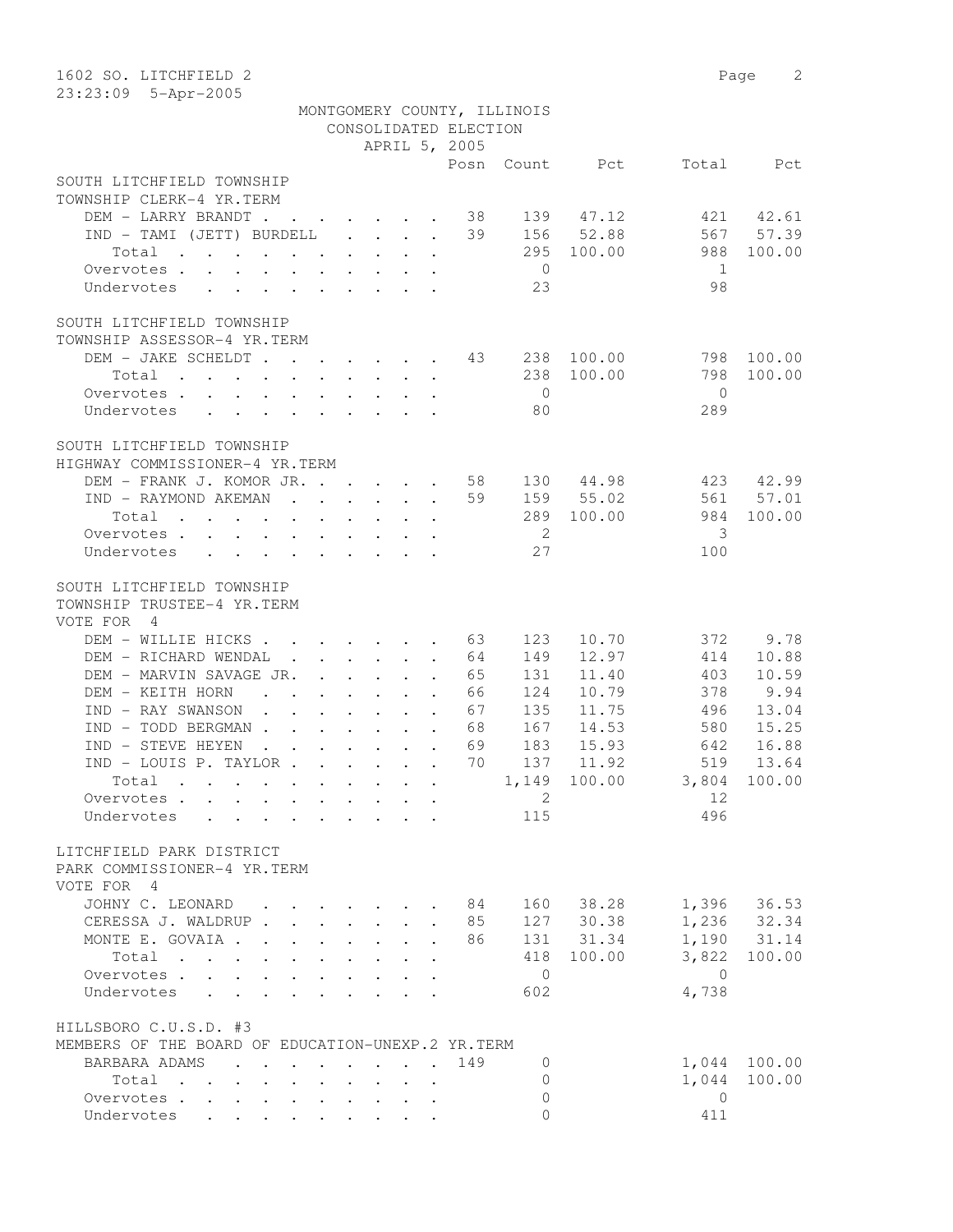1602 SO. LITCHFIELD 2
23:23:09 5-Apr-2005

MONTGOMERY COUNTY, ILLINOIS
CONSOLIDATED ELECTION
APRIL 5, 2005

| | Posn | Count | Pct | Total | Pct |
|---|---|---|---|---|---|
| **SOUTH LITCHFIELD TOWNSHIP** | | | | | |
| **TOWNSHIP CLERK-4 YR.TERM** | | | | | |
| DEM - LARRY BRANDT | 38 | 139 | 47.12 | 421 | 42.61 |
| IND - TAMI (JETT) BURDELL | 39 | 156 | 52.88 | 567 | 57.39 |
| Total | | 295 | 100.00 | 988 | 100.00 |
| Overvotes | | 0 | | 1 | |
| Undervotes | | 23 | | 98 | |
| **SOUTH LITCHFIELD TOWNSHIP** | | | | | |
| **TOWNSHIP ASSESSOR-4 YR.TERM** | | | | | |
| DEM - JAKE SCHELDT | 43 | 238 | 100.00 | 798 | 100.00 |
| Total | | 238 | 100.00 | 798 | 100.00 |
| Overvotes | | 0 | | 0 | |
| Undervotes | | 80 | | 289 | |
| **SOUTH LITCHFIELD TOWNSHIP** | | | | | |
| **HIGHWAY COMMISSIONER-4 YR.TERM** | | | | | |
| DEM - FRANK J. KOMOR JR. | 58 | 130 | 44.98 | 423 | 42.99 |
| IND - RAYMOND AKEMAN | 59 | 159 | 55.02 | 561 | 57.01 |
| Total | | 289 | 100.00 | 984 | 100.00 |
| Overvotes | | 2 | | 3 | |
| Undervotes | | 27 | | 100 | |
| **SOUTH LITCHFIELD TOWNSHIP** | | | | | |
| **TOWNSHIP TRUSTEE-4 YR.TERM** | | | | | |
| VOTE FOR 4 | | | | | |
| DEM - WILLIE HICKS | 63 | 123 | 10.70 | 372 | 9.78 |
| DEM - RICHARD WENDAL | 64 | 149 | 12.97 | 414 | 10.88 |
| DEM - MARVIN SAVAGE JR. | 65 | 131 | 11.40 | 403 | 10.59 |
| DEM - KEITH HORN | 66 | 124 | 10.79 | 378 | 9.94 |
| IND - RAY SWANSON | 67 | 135 | 11.75 | 496 | 13.04 |
| IND - TODD BERGMAN | 68 | 167 | 14.53 | 580 | 15.25 |
| IND - STEVE HEYEN | 69 | 183 | 15.93 | 642 | 16.88 |
| IND - LOUIS P. TAYLOR | 70 | 137 | 11.92 | 519 | 13.64 |
| Total | | 1,149 | 100.00 | 3,804 | 100.00 |
| Overvotes | | 2 | | 12 | |
| Undervotes | | 115 | | 496 | |
| **LITCHFIELD PARK DISTRICT** | | | | | |
| **PARK COMMISSIONER-4 YR.TERM** | | | | | |
| VOTE FOR 4 | | | | | |
| JOHNY C. LEONARD | 84 | 160 | 38.28 | 1,396 | 36.53 |
| CERESSA J. WALDRUP | 85 | 127 | 30.38 | 1,236 | 32.34 |
| MONTE E. GOVAIA | 86 | 131 | 31.34 | 1,190 | 31.14 |
| Total | | 418 | 100.00 | 3,822 | 100.00 |
| Overvotes | | 0 | | 0 | |
| Undervotes | | 602 | | 4,738 | |
| **HILLSBORO C.U.S.D. #3** | | | | | |
| **MEMBERS OF THE BOARD OF EDUCATION-UNEXP.2 YR.TERM** | | | | | |
| BARBARA ADAMS | 149 | 0 | | 1,044 | 100.00 |
| Total | | 0 | | 1,044 | 100.00 |
| Overvotes | | 0 | | 0 | |
| Undervotes | | 0 | | 411 | |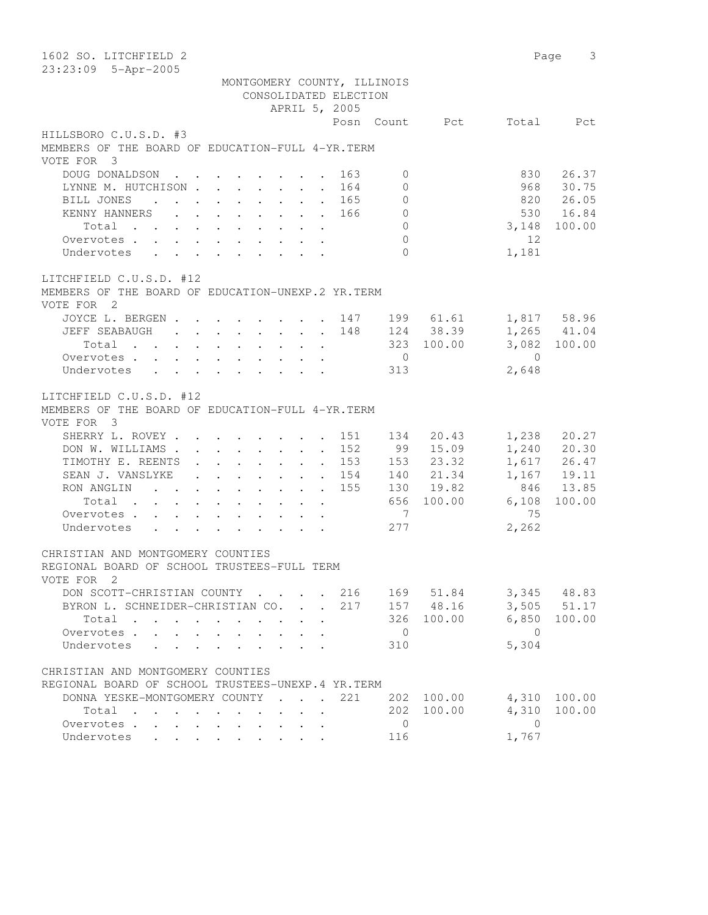1602 SO. LITCHFIELD 2

23:23:09 5-Apr-2005

MONTGOMERY COUNTY, ILLINOIS
CONSOLIDATED ELECTION
APRIL 5, 2005

## HILLSBORO C.U.S.D. #3
MEMBERS OF THE BOARD OF EDUCATION-FULL 4-YR.TERM
VOTE FOR 3

| | Posn | Count | Pct | Total | Pct |
|---|---|---|---|---|---|
| DOUG DONALDSON | 163 | 0 | | 830 | 26.37 |
| LYNNE M. HUTCHISON | 164 | 0 | | 968 | 30.75 |
| BILL JONES | 165 | 0 | | 820 | 26.05 |
| KENNY HANNERS | 166 | 0 | | 530 | 16.84 |
| Total | | 0 | | 3,148 | 100.00 |
| Overvotes | | 0 | | 12 | |
| Undervotes | | 0 | | 1,181 | |

## LITCHFIELD C.U.S.D. #12
MEMBERS OF THE BOARD OF EDUCATION-UNEXP.2 YR.TERM
VOTE FOR 2

| | Posn | Count | Pct | Total | Pct |
|---|---|---|---|---|---|
| JOYCE L. BERGEN | 147 | 199 | 61.61 | 1,817 | 58.96 |
| JEFF SEABAUGH | 148 | 124 | 38.39 | 1,265 | 41.04 |
| Total | | 323 | 100.00 | 3,082 | 100.00 |
| Overvotes | | 0 | | 0 | |
| Undervotes | | 313 | | 2,648 | |

## LITCHFIELD C.U.S.D. #12
MEMBERS OF THE BOARD OF EDUCATION-FULL 4-YR.TERM
VOTE FOR 3

| | Posn | Count | Pct | Total | Pct |
|---|---|---|---|---|---|
| SHERRY L. ROVEY | 151 | 134 | 20.43 | 1,238 | 20.27 |
| DON W. WILLIAMS | 152 | 99 | 15.09 | 1,240 | 20.30 |
| TIMOTHY E. REENTS | 153 | 153 | 23.32 | 1,617 | 26.47 |
| SEAN J. VANSLYKE | 154 | 140 | 21.34 | 1,167 | 19.11 |
| RON ANGLIN | 155 | 130 | 19.82 | 846 | 13.85 |
| Total | | 656 | 100.00 | 6,108 | 100.00 |
| Overvotes | | 7 | | 75 | |
| Undervotes | | 277 | | 2,262 | |

## CHRISTIAN AND MONTGOMERY COUNTIES
REGIONAL BOARD OF SCHOOL TRUSTEES-FULL TERM
VOTE FOR 2

| | Posn | Count | Pct | Total | Pct |
|---|---|---|---|---|---|
| DON SCOTT-CHRISTIAN COUNTY | 216 | 169 | 51.84 | 3,345 | 48.83 |
| BYRON L. SCHNEIDER-CHRISTIAN CO. | 217 | 157 | 48.16 | 3,505 | 51.17 |
| Total | | 326 | 100.00 | 6,850 | 100.00 |
| Overvotes | | 0 | | 0 | |
| Undervotes | | 310 | | 5,304 | |

## CHRISTIAN AND MONTGOMERY COUNTIES
REGIONAL BOARD OF SCHOOL TRUSTEES-UNEXP.4 YR.TERM

| | Posn | Count | Pct | Total | Pct |
|---|---|---|---|---|---|
| DONNA YESKE-MONTGOMERY COUNTY | 221 | 202 | 100.00 | 4,310 | 100.00 |
| Total | | 202 | 100.00 | 4,310 | 100.00 |
| Overvotes | | 0 | | 0 | |
| Undervotes | | 116 | | 1,767 | |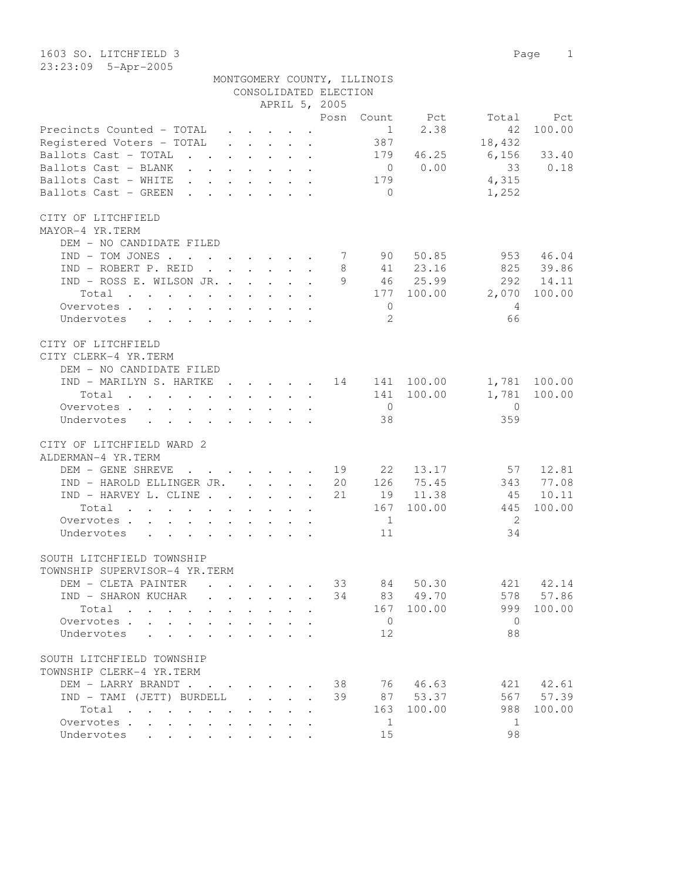1603 SO. LITCHFIELD 3

23:23:09 5-Apr-2005

MONTGOMERY COUNTY, ILLINOIS
CONSOLIDATED ELECTION
APRIL 5, 2005

| | Posn | Count | Pct | Total | Pct |
|---|---|---|---|---|---|
| Precincts Counted - TOTAL | | 1 | 2.38 | 42 | 100.00 |
| Registered Voters - TOTAL | | 387 | | 18,432 | |
| Ballots Cast - TOTAL | | 179 | 46.25 | 6,156 | 33.40 |
| Ballots Cast - BLANK | | 0 | 0.00 | 33 | 0.18 |
| Ballots Cast - WHITE | | 179 | | 4,315 | |
| Ballots Cast - GREEN | | 0 | | 1,252 | |

CITY OF LITCHFIELD
MAYOR-4 YR.TERM

| | Posn | Count | Pct | Total | Pct |
|---|---|---|---|---|---|
| DEM - NO CANDIDATE FILED | | | | | |
| IND - TOM JONES | 7 | 90 | 50.85 | 953 | 46.04 |
| IND - ROBERT P. REID | 8 | 41 | 23.16 | 825 | 39.86 |
| IND - ROSS E. WILSON JR. | 9 | 46 | 25.99 | 292 | 14.11 |
| Total | | 177 | 100.00 | 2,070 | 100.00 |
| Overvotes | | 0 | | 4 | |
| Undervotes | | 2 | | 66 | |

CITY OF LITCHFIELD
CITY CLERK-4 YR.TERM

| | Posn | Count | Pct | Total | Pct |
|---|---|---|---|---|---|
| DEM - NO CANDIDATE FILED | | | | | |
| IND - MARILYN S. HARTKE | 14 | 141 | 100.00 | 1,781 | 100.00 |
| Total | | 141 | 100.00 | 1,781 | 100.00 |
| Overvotes | | 0 | | 0 | |
| Undervotes | | 38 | | 359 | |

CITY OF LITCHFIELD WARD 2
ALDERMAN-4 YR.TERM

| | Posn | Count | Pct | Total | Pct |
|---|---|---|---|---|---|
| DEM - GENE SHREVE | 19 | 22 | 13.17 | 57 | 12.81 |
| IND - HAROLD ELLINGER JR. | 20 | 126 | 75.45 | 343 | 77.08 |
| IND - HARVEY L. CLINE | 21 | 19 | 11.38 | 45 | 10.11 |
| Total | | 167 | 100.00 | 445 | 100.00 |
| Overvotes | | 1 | | 2 | |
| Undervotes | | 11 | | 34 | |

SOUTH LITCHFIELD TOWNSHIP
TOWNSHIP SUPERVISOR-4 YR.TERM

| | Posn | Count | Pct | Total | Pct |
|---|---|---|---|---|---|
| DEM - CLETA PAINTER | 33 | 84 | 50.30 | 421 | 42.14 |
| IND - SHARON KUCHAR | 34 | 83 | 49.70 | 578 | 57.86 |
| Total | | 167 | 100.00 | 999 | 100.00 |
| Overvotes | | 0 | | 0 | |
| Undervotes | | 12 | | 88 | |

SOUTH LITCHFIELD TOWNSHIP
TOWNSHIP CLERK-4 YR.TERM

| | Posn | Count | Pct | Total | Pct |
|---|---|---|---|---|---|
| DEM - LARRY BRANDT | 38 | 76 | 46.63 | 421 | 42.61 |
| IND - TAMI (JETT) BURDELL | 39 | 87 | 53.37 | 567 | 57.39 |
| Total | | 163 | 100.00 | 988 | 100.00 |
| Overvotes | | 1 | | 1 | |
| Undervotes | | 15 | | 98 | |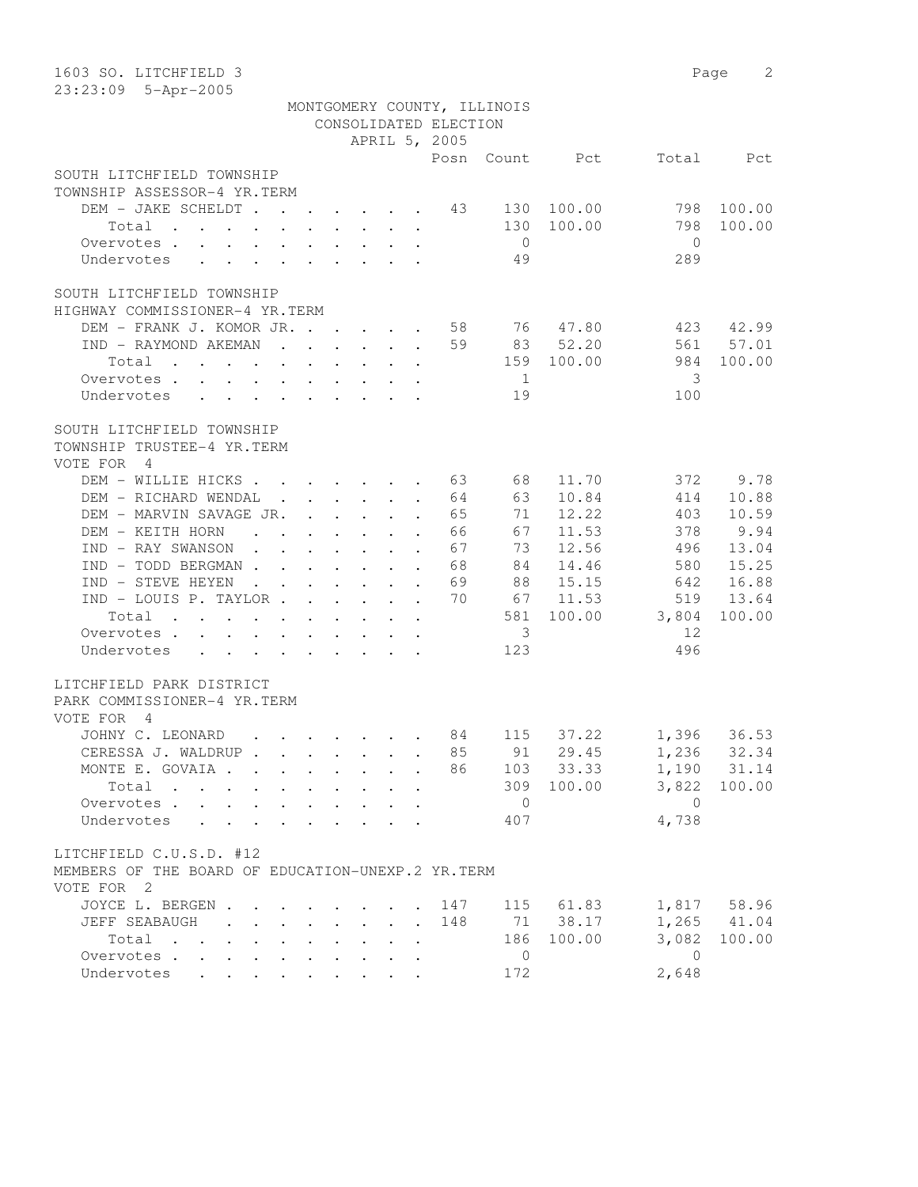1603 SO. LITCHFIELD 3
23:23:09 5-Apr-2005

MONTGOMERY COUNTY, ILLINOIS
CONSOLIDATED ELECTION
APRIL 5, 2005

| | Posn | Count | Pct | Total | Pct |
|---|---|---|---|---|---|
| **SOUTH LITCHFIELD TOWNSHIP** | | | | | |
| **TOWNSHIP ASSESSOR-4 YR.TERM** | | | | | |
| DEM - JAKE SCHELDT | 43 | 130 | 100.00 | 798 | 100.00 |
| Total | | 130 | 100.00 | 798 | 100.00 |
| Overvotes | | 0 | | 0 | |
| Undervotes | | 49 | | 289 | |
| **SOUTH LITCHFIELD TOWNSHIP** | | | | | |
| **HIGHWAY COMMISSIONER-4 YR.TERM** | | | | | |
| DEM - FRANK J. KOMOR JR. | 58 | 76 | 47.80 | 423 | 42.99 |
| IND - RAYMOND AKEMAN | 59 | 83 | 52.20 | 561 | 57.01 |
| Total | | 159 | 100.00 | 984 | 100.00 |
| Overvotes | | 1 | | 3 | |
| Undervotes | | 19 | | 100 | |
| **SOUTH LITCHFIELD TOWNSHIP** | | | | | |
| **TOWNSHIP TRUSTEE-4 YR.TERM** | | | | | |
| VOTE FOR 4 | | | | | |
| DEM - WILLIE HICKS | 63 | 68 | 11.70 | 372 | 9.78 |
| DEM - RICHARD WENDAL | 64 | 63 | 10.84 | 414 | 10.88 |
| DEM - MARVIN SAVAGE JR. | 65 | 71 | 12.22 | 403 | 10.59 |
| DEM - KEITH HORN | 66 | 67 | 11.53 | 378 | 9.94 |
| IND - RAY SWANSON | 67 | 73 | 12.56 | 496 | 13.04 |
| IND - TODD BERGMAN | 68 | 84 | 14.46 | 580 | 15.25 |
| IND - STEVE HEYEN | 69 | 88 | 15.15 | 642 | 16.88 |
| IND - LOUIS P. TAYLOR | 70 | 67 | 11.53 | 519 | 13.64 |
| Total | | 581 | 100.00 | 3,804 | 100.00 |
| Overvotes | | 3 | | 12 | |
| Undervotes | | 123 | | 496 | |
| **LITCHFIELD PARK DISTRICT** | | | | | |
| **PARK COMMISSIONER-4 YR.TERM** | | | | | |
| VOTE FOR 4 | | | | | |
| JOHNY C. LEONARD | 84 | 115 | 37.22 | 1,396 | 36.53 |
| CERESSA J. WALDRUP | 85 | 91 | 29.45 | 1,236 | 32.34 |
| MONTE E. GOVAIA | 86 | 103 | 33.33 | 1,190 | 31.14 |
| Total | | 309 | 100.00 | 3,822 | 100.00 |
| Overvotes | | 0 | | 0 | |
| Undervotes | | 407 | | 4,738 | |
| **LITCHFIELD C.U.S.D. #12** | | | | | |
| **MEMBERS OF THE BOARD OF EDUCATION-UNEXP.2 YR.TERM** | | | | | |
| VOTE FOR 2 | | | | | |
| JOYCE L. BERGEN | 147 | 115 | 61.83 | 1,817 | 58.96 |
| JEFF SEABAUGH | 148 | 71 | 38.17 | 1,265 | 41.04 |
| Total | | 186 | 100.00 | 3,082 | 100.00 |
| Overvotes | | 0 | | 0 | |
| Undervotes | | 172 | | 2,648 | |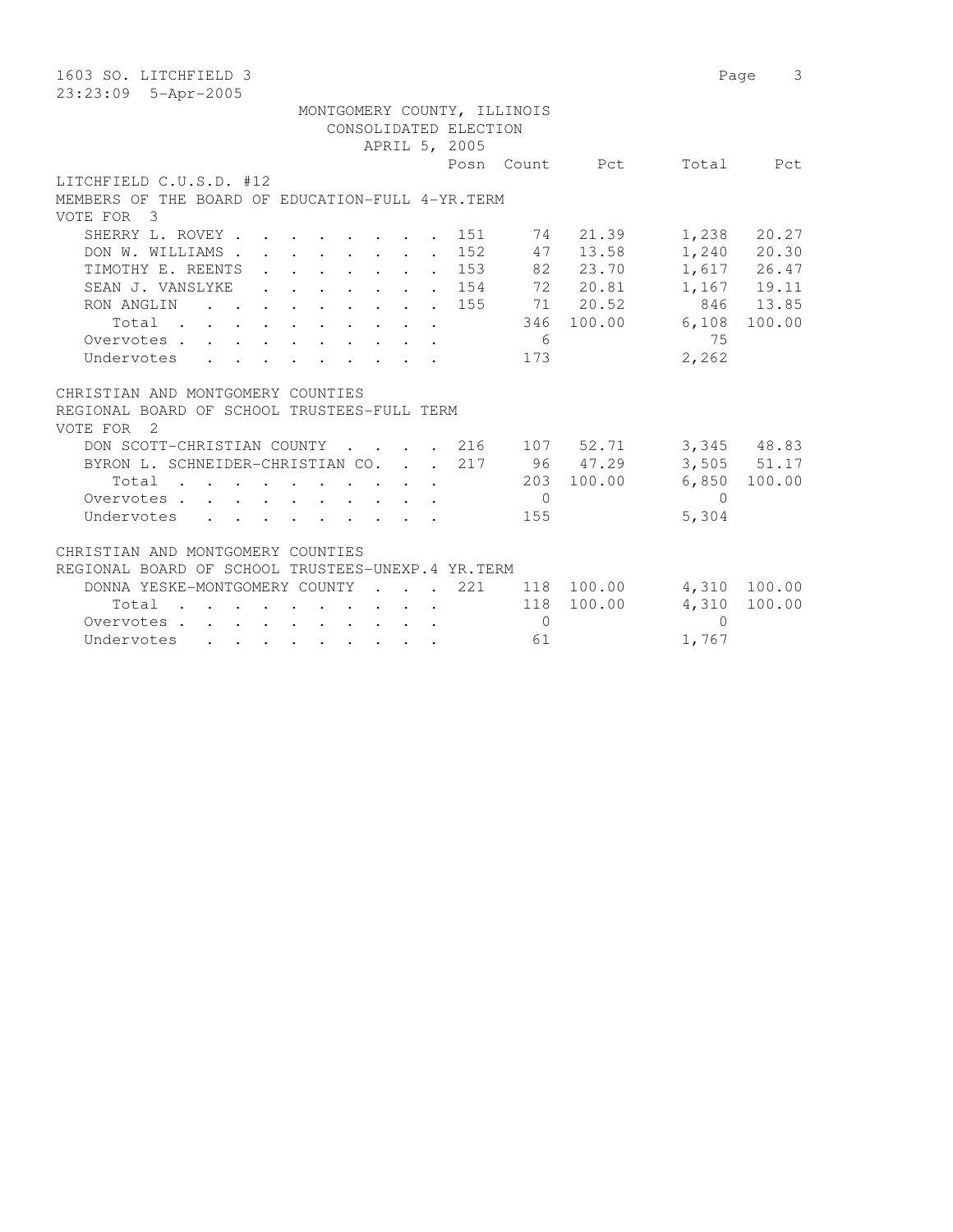1603 SO. LITCHFIELD 3

23:23:09 5-Apr-2005

MONTGOMERY COUNTY, ILLINOIS
CONSOLIDATED ELECTION
APRIL 5, 2005

LITCHFIELD C.U.S.D. #12
MEMBERS OF THE BOARD OF EDUCATION-FULL 4-YR.TERM
VOTE FOR 3

| | Posn | Count | Pct | Total | Pct |
|---|---|---|---|---|---|
| SHERRY L. ROVEY | 151 | 74 | 21.39 | 1,238 | 20.27 |
| DON W. WILLIAMS | 152 | 47 | 13.58 | 1,240 | 20.30 |
| TIMOTHY E. REENTS | 153 | 82 | 23.70 | 1,617 | 26.47 |
| SEAN J. VANSLYKE | 154 | 72 | 20.81 | 1,167 | 19.11 |
| RON ANGLIN | 155 | 71 | 20.52 | 846 | 13.85 |
| Total | | 346 | 100.00 | 6,108 | 100.00 |
| Overvotes | | 6 | | 75 | |
| Undervotes | | 173 | | 2,262 | |

CHRISTIAN AND MONTGOMERY COUNTIES
REGIONAL BOARD OF SCHOOL TRUSTEES-FULL TERM
VOTE FOR 2

| | Posn | Count | Pct | Total | Pct |
|---|---|---|---|---|---|
| DON SCOTT-CHRISTIAN COUNTY | 216 | 107 | 52.71 | 3,345 | 48.83 |
| BYRON L. SCHNEIDER-CHRISTIAN CO. | 217 | 96 | 47.29 | 3,505 | 51.17 |
| Total | | 203 | 100.00 | 6,850 | 100.00 |
| Overvotes | | 0 | | 0 | |
| Undervotes | | 155 | | 5,304 | |

CHRISTIAN AND MONTGOMERY COUNTIES
REGIONAL BOARD OF SCHOOL TRUSTEES-UNEXP.4 YR.TERM

| | Posn | Count | Pct | Total | Pct |
|---|---|---|---|---|---|
| DONNA YESKE-MONTGOMERY COUNTY | 221 | 118 | 100.00 | 4,310 | 100.00 |
| Total | | 118 | 100.00 | 4,310 | 100.00 |
| Overvotes | | 0 | | 0 | |
| Undervotes | | 61 | | 1,767 | |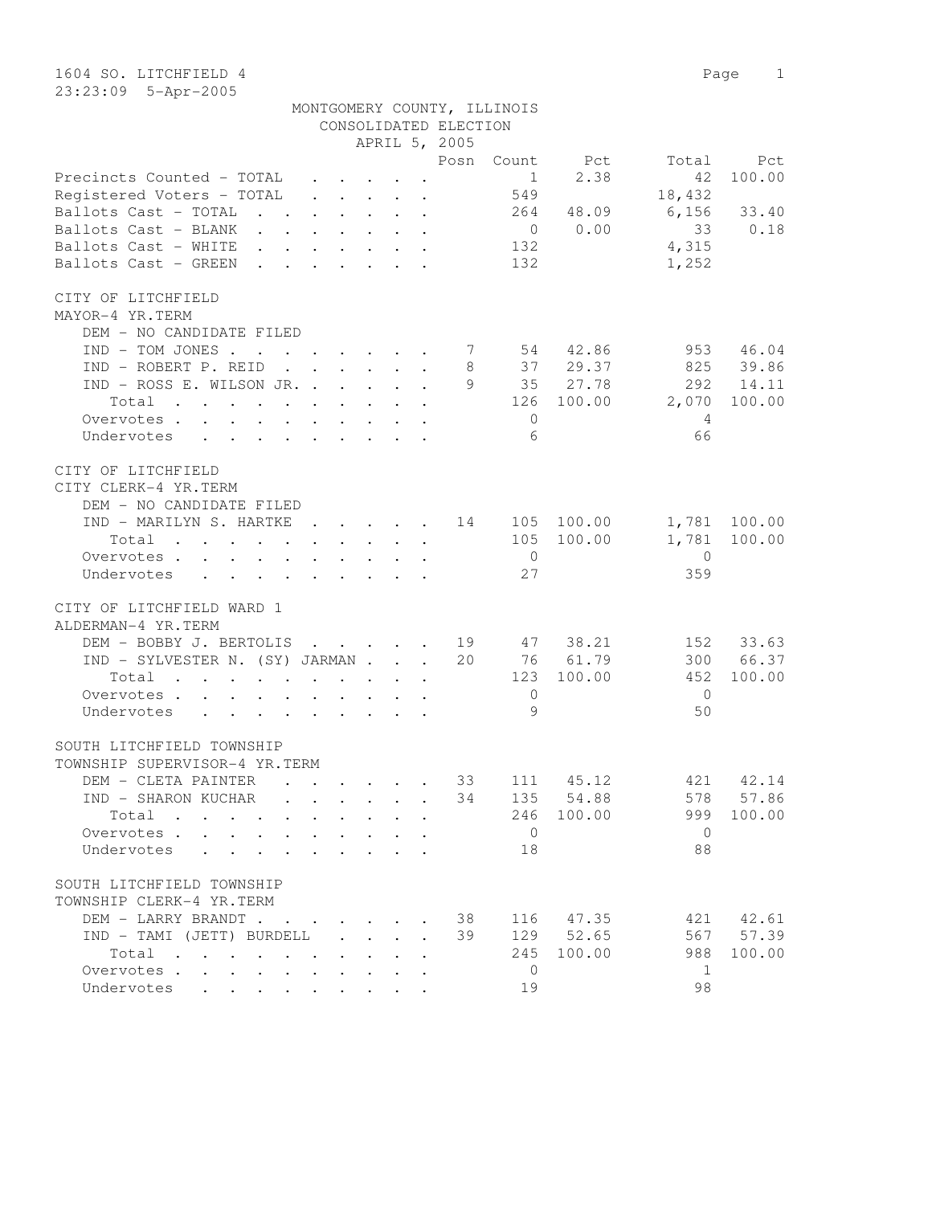1604 SO. LITCHFIELD 4

23:23:09 5-Apr-2005

MONTGOMERY COUNTY, ILLINOIS
CONSOLIDATED ELECTION
APRIL 5, 2005

| | Posn | Count | Pct | Total | Pct |
|---|---|---|---|---|---|
| Precincts Counted - TOTAL | | 1 | 2.38 | 42 | 100.00 |
| Registered Voters - TOTAL | | 549 | | 18,432 | |
| Ballots Cast - TOTAL | | 264 | 48.09 | 6,156 | 33.40 |
| Ballots Cast - BLANK | | 0 | 0.00 | 33 | 0.18 |
| Ballots Cast - WHITE | | 132 | | 4,315 | |
| Ballots Cast - GREEN | | 132 | | 1,252 | |

CITY OF LITCHFIELD
MAYOR-4 YR.TERM

| | Posn | Count | Pct | Total | Pct |
|---|---|---|---|---|---|
| DEM - NO CANDIDATE FILED | | | | | |
| IND - TOM JONES | 7 | 54 | 42.86 | 953 | 46.04 |
| IND - ROBERT P. REID | 8 | 37 | 29.37 | 825 | 39.86 |
| IND - ROSS E. WILSON JR. | 9 | 35 | 27.78 | 292 | 14.11 |
| Total | | 126 | 100.00 | 2,070 | 100.00 |
| Overvotes | | 0 | | 4 | |
| Undervotes | | 6 | | 66 | |

CITY OF LITCHFIELD
CITY CLERK-4 YR.TERM

| | Posn | Count | Pct | Total | Pct |
|---|---|---|---|---|---|
| DEM - NO CANDIDATE FILED | | | | | |
| IND - MARILYN S. HARTKE | 14 | 105 | 100.00 | 1,781 | 100.00 |
| Total | | 105 | 100.00 | 1,781 | 100.00 |
| Overvotes | | 0 | | 0 | |
| Undervotes | | 27 | | 359 | |

CITY OF LITCHFIELD WARD 1
ALDERMAN-4 YR.TERM

| | Posn | Count | Pct | Total | Pct |
|---|---|---|---|---|---|
| DEM - BOBBY J. BERTOLIS | 19 | 47 | 38.21 | 152 | 33.63 |
| IND - SYLVESTER N. (SY) JARMAN | 20 | 76 | 61.79 | 300 | 66.37 |
| Total | | 123 | 100.00 | 452 | 100.00 |
| Overvotes | | 0 | | 0 | |
| Undervotes | | 9 | | 50 | |

SOUTH LITCHFIELD TOWNSHIP
TOWNSHIP SUPERVISOR-4 YR.TERM

| | Posn | Count | Pct | Total | Pct |
|---|---|---|---|---|---|
| DEM - CLETA PAINTER | 33 | 111 | 45.12 | 421 | 42.14 |
| IND - SHARON KUCHAR | 34 | 135 | 54.88 | 578 | 57.86 |
| Total | | 246 | 100.00 | 999 | 100.00 |
| Overvotes | | 0 | | 0 | |
| Undervotes | | 18 | | 88 | |

SOUTH LITCHFIELD TOWNSHIP
TOWNSHIP CLERK-4 YR.TERM

| | Posn | Count | Pct | Total | Pct |
|---|---|---|---|---|---|
| DEM - LARRY BRANDT | 38 | 116 | 47.35 | 421 | 42.61 |
| IND - TAMI (JETT) BURDELL | 39 | 129 | 52.65 | 567 | 57.39 |
| Total | | 245 | 100.00 | 988 | 100.00 |
| Overvotes | | 0 | | 1 | |
| Undervotes | | 19 | | 98 | |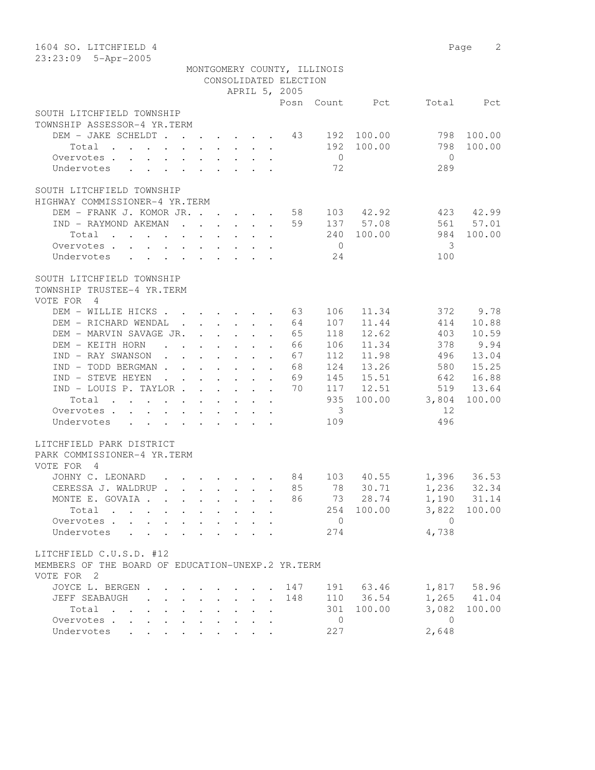1604 SO. LITCHFIELD 4

23:23:09 5-Apr-2005

MONTGOMERY COUNTY, ILLINOIS
CONSOLIDATED ELECTION
APRIL 5, 2005

| | Posn | Count | Pct | Total | Pct |
|---|---|---|---|---|---|
| **SOUTH LITCHFIELD TOWNSHIP** | | | | | |
| **TOWNSHIP ASSESSOR-4 YR.TERM** | | | | | |
| DEM - JAKE SCHELDT | 43 | 192 | 100.00 | 798 | 100.00 |
| Total | | 192 | 100.00 | 798 | 100.00 |
| Overvotes | | 0 | | 0 | |
| Undervotes | | 72 | | 289 | |
| **SOUTH LITCHFIELD TOWNSHIP** | | | | | |
| **HIGHWAY COMMISSIONER-4 YR.TERM** | | | | | |
| DEM - FRANK J. KOMOR JR. | 58 | 103 | 42.92 | 423 | 42.99 |
| IND - RAYMOND AKEMAN | 59 | 137 | 57.08 | 561 | 57.01 |
| Total | | 240 | 100.00 | 984 | 100.00 |
| Overvotes | | 0 | | 3 | |
| Undervotes | | 24 | | 100 | |
| **SOUTH LITCHFIELD TOWNSHIP** | | | | | |
| **TOWNSHIP TRUSTEE-4 YR.TERM** | | | | | |
| VOTE FOR 4 | | | | | |
| DEM - WILLIE HICKS | 63 | 106 | 11.34 | 372 | 9.78 |
| DEM - RICHARD WENDAL | 64 | 107 | 11.44 | 414 | 10.88 |
| DEM - MARVIN SAVAGE JR. | 65 | 118 | 12.62 | 403 | 10.59 |
| DEM - KEITH HORN | 66 | 106 | 11.34 | 378 | 9.94 |
| IND - RAY SWANSON | 67 | 112 | 11.98 | 496 | 13.04 |
| IND - TODD BERGMAN | 68 | 124 | 13.26 | 580 | 15.25 |
| IND - STEVE HEYEN | 69 | 145 | 15.51 | 642 | 16.88 |
| IND - LOUIS P. TAYLOR | 70 | 117 | 12.51 | 519 | 13.64 |
| Total | | 935 | 100.00 | 3,804 | 100.00 |
| Overvotes | | 3 | | 12 | |
| Undervotes | | 109 | | 496 | |
| **LITCHFIELD PARK DISTRICT** | | | | | |
| **PARK COMMISSIONER-4 YR.TERM** | | | | | |
| VOTE FOR 4 | | | | | |
| JOHNY C. LEONARD | 84 | 103 | 40.55 | 1,396 | 36.53 |
| CERESSA J. WALDRUP | 85 | 78 | 30.71 | 1,236 | 32.34 |
| MONTE E. GOVAIA | 86 | 73 | 28.74 | 1,190 | 31.14 |
| Total | | 254 | 100.00 | 3,822 | 100.00 |
| Overvotes | | 0 | | 0 | |
| Undervotes | | 274 | | 4,738 | |
| **LITCHFIELD C.U.S.D. #12** | | | | | |
| **MEMBERS OF THE BOARD OF EDUCATION-UNEXP.2 YR.TERM** | | | | | |
| VOTE FOR 2 | | | | | |
| JOYCE L. BERGEN | 147 | 191 | 63.46 | 1,817 | 58.96 |
| JEFF SEABAUGH | 148 | 110 | 36.54 | 1,265 | 41.04 |
| Total | | 301 | 100.00 | 3,082 | 100.00 |
| Overvotes | | 0 | | 0 | |
| Undervotes | | 227 | | 2,648 | |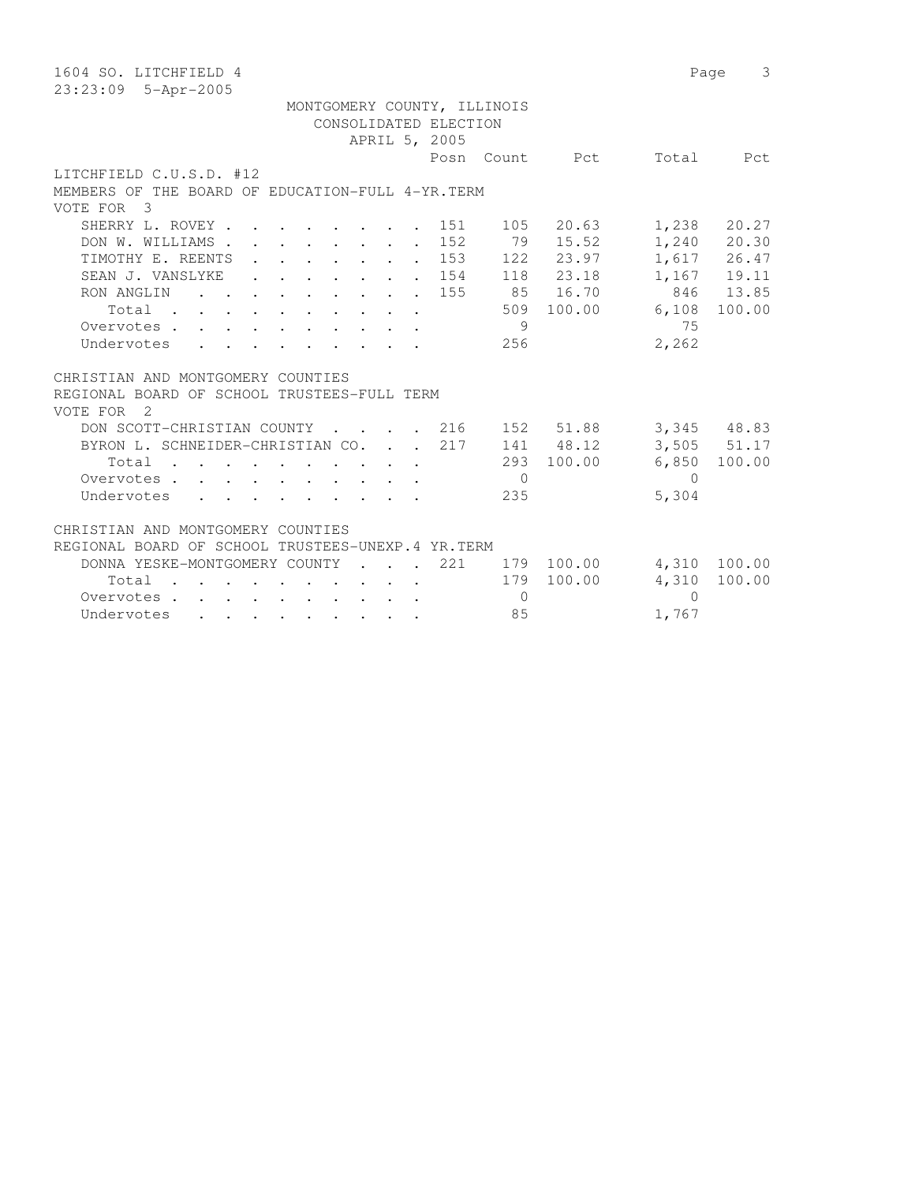1604 SO. LITCHFIELD 4

23:23:09 5-Apr-2005

MONTGOMERY COUNTY, ILLINOIS
CONSOLIDATED ELECTION
APRIL 5, 2005

## LITCHFIELD C.U.S.D. #12

### MEMBERS OF THE BOARD OF EDUCATION-FULL 4-YR.TERM

VOTE FOR 3

| | Posn | Count | Pct | Total | Pct |
|---|---|---|---|---|---|
| SHERRY L. ROVEY | 151 | 105 | 20.63 | 1,238 | 20.27 |
| DON W. WILLIAMS | 152 | 79 | 15.52 | 1,240 | 20.30 |
| TIMOTHY E. REENTS | 153 | 122 | 23.97 | 1,617 | 26.47 |
| SEAN J. VANSLYKE | 154 | 118 | 23.18 | 1,167 | 19.11 |
| RON ANGLIN | 155 | 85 | 16.70 | 846 | 13.85 |
| Total | | 509 | 100.00 | 6,108 | 100.00 |
| Overvotes | | 9 | | 75 | |
| Undervotes | | 256 | | 2,262 | |

## CHRISTIAN AND MONTGOMERY COUNTIES

### REGIONAL BOARD OF SCHOOL TRUSTEES-FULL TERM

VOTE FOR 2

| | Posn | Count | Pct | Total | Pct |
|---|---|---|---|---|---|
| DON SCOTT-CHRISTIAN COUNTY | 216 | 152 | 51.88 | 3,345 | 48.83 |
| BYRON L. SCHNEIDER-CHRISTIAN CO. | 217 | 141 | 48.12 | 3,505 | 51.17 |
| Total | | 293 | 100.00 | 6,850 | 100.00 |
| Overvotes | | 0 | | 0 | |
| Undervotes | | 235 | | 5,304 | |

## CHRISTIAN AND MONTGOMERY COUNTIES

### REGIONAL BOARD OF SCHOOL TRUSTEES-UNEXP.4 YR.TERM

| | Posn | Count | Pct | Total | Pct |
|---|---|---|---|---|---|
| DONNA YESKE-MONTGOMERY COUNTY | 221 | 179 | 100.00 | 4,310 | 100.00 |
| Total | | 179 | 100.00 | 4,310 | 100.00 |
| Overvotes | | 0 | | 0 | |
| Undervotes | | 85 | | 1,767 | |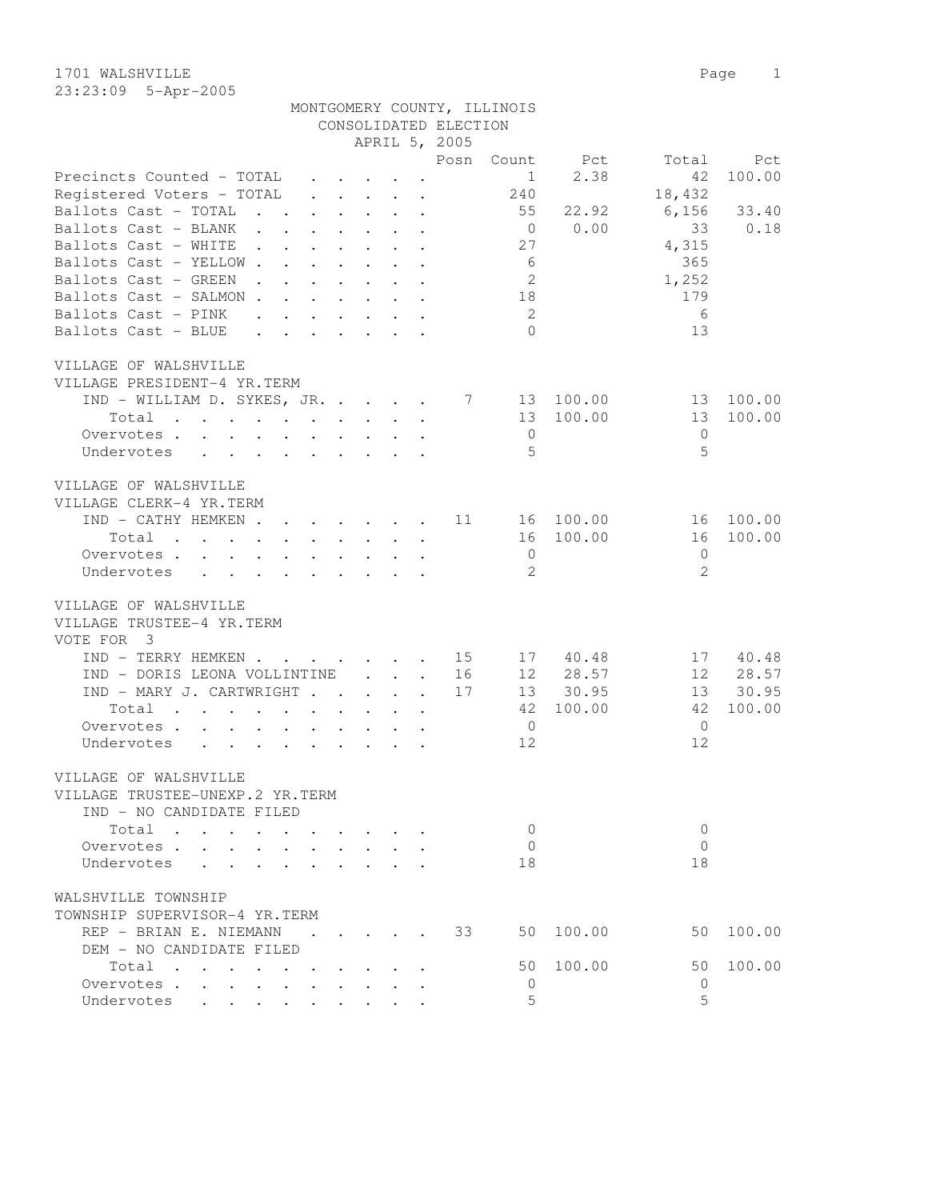1701 WALSHVILLE
23:23:09 5-Apr-2005

MONTGOMERY COUNTY, ILLINOIS
CONSOLIDATED ELECTION
APRIL 5, 2005

| | Posn | Count | Pct | Total | Pct |
|---|---|---|---|---|---|
| Precincts Counted - TOTAL | | 1 | 2.38 | 42 | 100.00 |
| Registered Voters - TOTAL | | 240 | | 18,432 | |
| Ballots Cast - TOTAL | | 55 | 22.92 | 6,156 | 33.40 |
| Ballots Cast - BLANK | | 0 | 0.00 | 33 | 0.18 |
| Ballots Cast - WHITE | | 27 | | 4,315 | |
| Ballots Cast - YELLOW | | 6 | | 365 | |
| Ballots Cast - GREEN | | 2 | | 1,252 | |
| Ballots Cast - SALMON | | 18 | | 179 | |
| Ballots Cast - PINK | | 2 | | 6 | |
| Ballots Cast - BLUE | | 0 | | 13 | |

VILLAGE OF WALSHVILLE
VILLAGE PRESIDENT-4 YR.TERM

| | Posn | Count | Pct | Total | Pct |
|---|---|---|---|---|---|
| IND - WILLIAM D. SYKES, JR. | 7 | 13 | 100.00 | 13 | 100.00 |
| Total | | 13 | 100.00 | 13 | 100.00 |
| Overvotes | | 0 | | 0 | |
| Undervotes | | 5 | | 5 | |

VILLAGE OF WALSHVILLE
VILLAGE CLERK-4 YR.TERM

| | Posn | Count | Pct | Total | Pct |
|---|---|---|---|---|---|
| IND - CATHY HEMKEN | 11 | 16 | 100.00 | 16 | 100.00 |
| Total | | 16 | 100.00 | 16 | 100.00 |
| Overvotes | | 0 | | 0 | |
| Undervotes | | 2 | | 2 | |

VILLAGE OF WALSHVILLE
VILLAGE TRUSTEE-4 YR.TERM
VOTE FOR 3

| | Posn | Count | Pct | Total | Pct |
|---|---|---|---|---|---|
| IND - TERRY HEMKEN | 15 | 17 | 40.48 | 17 | 40.48 |
| IND - DORIS LEONA VOLLINTINE | 16 | 12 | 28.57 | 12 | 28.57 |
| IND - MARY J. CARTWRIGHT | 17 | 13 | 30.95 | 13 | 30.95 |
| Total | | 42 | 100.00 | 42 | 100.00 |
| Overvotes | | 0 | | 0 | |
| Undervotes | | 12 | | 12 | |

VILLAGE OF WALSHVILLE
VILLAGE TRUSTEE-UNEXP.2 YR.TERM

| | Posn | Count | Pct | Total | Pct |
|---|---|---|---|---|---|
| IND - NO CANDIDATE FILED | | | | | |
| Total | | 0 | | 0 | |
| Overvotes | | 0 | | 0 | |
| Undervotes | | 18 | | 18 | |

WALSHVILLE TOWNSHIP
TOWNSHIP SUPERVISOR-4 YR.TERM

| | Posn | Count | Pct | Total | Pct |
|---|---|---|---|---|---|
| REP - BRIAN E. NIEMANN | 33 | 50 | 100.00 | 50 | 100.00 |
| DEM - NO CANDIDATE FILED | | | | | |
| Total | | 50 | 100.00 | 50 | 100.00 |
| Overvotes | | 0 | | 0 | |
| Undervotes | | 5 | | 5 | |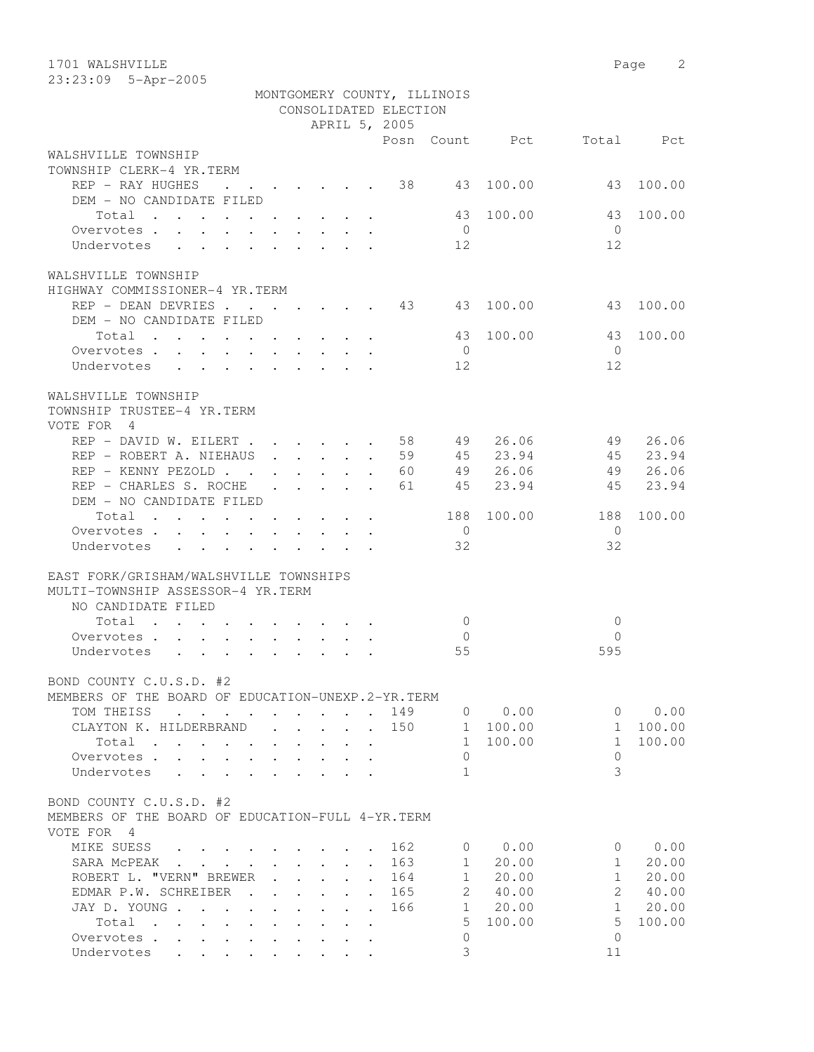1701 WALSHVILLE

23:23:09 5-Apr-2005

MONTGOMERY COUNTY, ILLINOIS
CONSOLIDATED ELECTION
APRIL 5, 2005

### WALSHVILLE TOWNSHIP
TOWNSHIP CLERK-4 YR.TERM

| | Posn | Count | Pct | Total | Pct |
|---|---|---|---|---|---|
| REP - RAY HUGHES | 38 | 43 | 100.00 | 43 | 100.00 |
| DEM - NO CANDIDATE FILED | | | | | |
| Total | | 43 | 100.00 | 43 | 100.00 |
| Overvotes | | 0 | | 0 | |
| Undervotes | | 12 | | 12 | |

### WALSHVILLE TOWNSHIP
HIGHWAY COMMISSIONER-4 YR.TERM

| | Posn | Count | Pct | Total | Pct |
|---|---|---|---|---|---|
| REP - DEAN DEVRIES | 43 | 43 | 100.00 | 43 | 100.00 |
| DEM - NO CANDIDATE FILED | | | | | |
| Total | | 43 | 100.00 | 43 | 100.00 |
| Overvotes | | 0 | | 0 | |
| Undervotes | | 12 | | 12 | |

### WALSHVILLE TOWNSHIP
TOWNSHIP TRUSTEE-4 YR.TERM
VOTE FOR 4

| | Posn | Count | Pct | Total | Pct |
|---|---|---|---|---|---|
| REP - DAVID W. EILERT | 58 | 49 | 26.06 | 49 | 26.06 |
| REP - ROBERT A. NIEHAUS | 59 | 45 | 23.94 | 45 | 23.94 |
| REP - KENNY PEZOLD | 60 | 49 | 26.06 | 49 | 26.06 |
| REP - CHARLES S. ROCHE | 61 | 45 | 23.94 | 45 | 23.94 |
| DEM - NO CANDIDATE FILED | | | | | |
| Total | | 188 | 100.00 | 188 | 100.00 |
| Overvotes | | 0 | | 0 | |
| Undervotes | | 32 | | 32 | |

### EAST FORK/GRISHAM/WALSHVILLE TOWNSHIPS
MULTI-TOWNSHIP ASSESSOR-4 YR.TERM

| | Posn | Count | Pct | Total | Pct |
|---|---|---|---|---|---|
| NO CANDIDATE FILED | | | | | |
| Total | | 0 | | 0 | |
| Overvotes | | 0 | | 0 | |
| Undervotes | | 55 | | 595 | |

### BOND COUNTY C.U.S.D. #2
MEMBERS OF THE BOARD OF EDUCATION-UNEXP.2-YR.TERM

| | Posn | Count | Pct | Total | Pct |
|---|---|---|---|---|---|
| TOM THEISS | 149 | 0 | 0.00 | 0 | 0.00 |
| CLAYTON K. HILDERBRAND | 150 | 1 | 100.00 | 1 | 100.00 |
| Total | | 1 | 100.00 | 1 | 100.00 |
| Overvotes | | 0 | | 0 | |
| Undervotes | | 1 | | 3 | |

### BOND COUNTY C.U.S.D. #2
MEMBERS OF THE BOARD OF EDUCATION-FULL 4-YR.TERM
VOTE FOR 4

| | Posn | Count | Pct | Total | Pct |
|---|---|---|---|---|---|
| MIKE SUESS | 162 | 0 | 0.00 | 0 | 0.00 |
| SARA McPEAK | 163 | 1 | 20.00 | 1 | 20.00 |
| ROBERT L. "VERN" BREWER | 164 | 1 | 20.00 | 1 | 20.00 |
| EDMAR P.W. SCHREIBER | 165 | 2 | 40.00 | 2 | 40.00 |
| JAY D. YOUNG | 166 | 1 | 20.00 | 1 | 20.00 |
| Total | | 5 | 100.00 | 5 | 100.00 |
| Overvotes | | 0 | | 0 | |
| Undervotes | | 3 | | 11 | |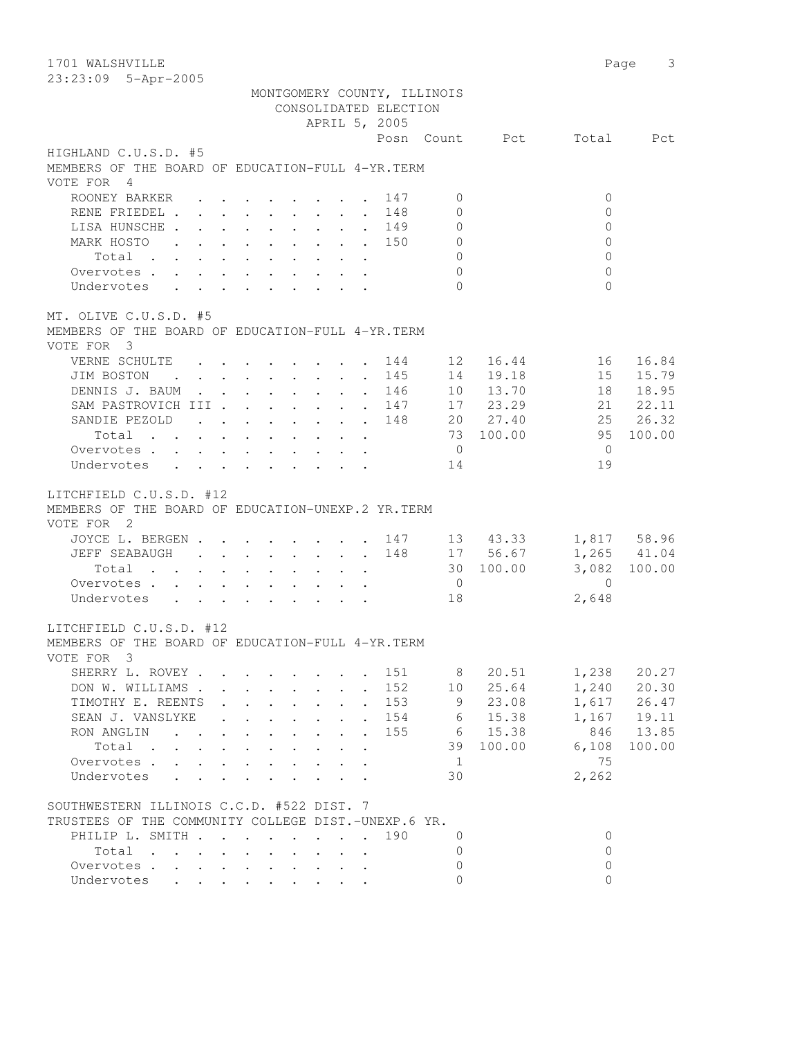1701 WALSHVILLE
23:23:09 5-Apr-2005

MONTGOMERY COUNTY, ILLINOIS
CONSOLIDATED ELECTION
APRIL 5, 2005

## HIGHLAND C.U.S.D. #5
MEMBERS OF THE BOARD OF EDUCATION-FULL 4-YR.TERM
VOTE FOR 4

| | Posn | Count | Pct | Total | Pct |
|---|---|---|---|---|---|
| ROONEY BARKER | 147 | 0 | | 0 | |
| RENE FRIEDEL | 148 | 0 | | 0 | |
| LISA HUNSCHE | 149 | 0 | | 0 | |
| MARK HOSTO | 150 | 0 | | 0 | |
| Total | | 0 | | 0 | |
| Overvotes | | 0 | | 0 | |
| Undervotes | | 0 | | 0 | |

## MT. OLIVE C.U.S.D. #5
MEMBERS OF THE BOARD OF EDUCATION-FULL 4-YR.TERM
VOTE FOR 3

| | Posn | Count | Pct | Total | Pct |
|---|---|---|---|---|---|
| VERNE SCHULTE | 144 | 12 | 16.44 | 16 | 16.84 |
| JIM BOSTON | 145 | 14 | 19.18 | 15 | 15.79 |
| DENNIS J. BAUM | 146 | 10 | 13.70 | 18 | 18.95 |
| SAM PASTROVICH III | 147 | 17 | 23.29 | 21 | 22.11 |
| SANDIE PEZOLD | 148 | 20 | 27.40 | 25 | 26.32 |
| Total | | 73 | 100.00 | 95 | 100.00 |
| Overvotes | | 0 | | 0 | |
| Undervotes | | 14 | | 19 | |

## LITCHFIELD C.U.S.D. #12
MEMBERS OF THE BOARD OF EDUCATION-UNEXP.2 YR.TERM
VOTE FOR 2

| | Posn | Count | Pct | Total | Pct |
|---|---|---|---|---|---|
| JOYCE L. BERGEN | 147 | 13 | 43.33 | 1,817 | 58.96 |
| JEFF SEABAUGH | 148 | 17 | 56.67 | 1,265 | 41.04 |
| Total | | 30 | 100.00 | 3,082 | 100.00 |
| Overvotes | | 0 | | 0 | |
| Undervotes | | 18 | | 2,648 | |

## LITCHFIELD C.U.S.D. #12
MEMBERS OF THE BOARD OF EDUCATION-FULL 4-YR.TERM
VOTE FOR 3

| | Posn | Count | Pct | Total | Pct |
|---|---|---|---|---|---|
| SHERRY L. ROVEY | 151 | 8 | 20.51 | 1,238 | 20.27 |
| DON W. WILLIAMS | 152 | 10 | 25.64 | 1,240 | 20.30 |
| TIMOTHY E. REENTS | 153 | 9 | 23.08 | 1,617 | 26.47 |
| SEAN J. VANSLYKE | 154 | 6 | 15.38 | 1,167 | 19.11 |
| RON ANGLIN | 155 | 6 | 15.38 | 846 | 13.85 |
| Total | | 39 | 100.00 | 6,108 | 100.00 |
| Overvotes | | 1 | | 75 | |
| Undervotes | | 30 | | 2,262 | |

## SOUTHWESTERN ILLINOIS C.C.D. #522 DIST. 7
TRUSTEES OF THE COMMUNITY COLLEGE DIST.-UNEXP.6 YR.

| | Posn | Count | Pct | Total | Pct |
|---|---|---|---|---|---|
| PHILIP L. SMITH | 190 | 0 | | 0 | |
| Total | | 0 | | 0 | |
| Overvotes | | 0 | | 0 | |
| Undervotes | | 0 | | 0 | |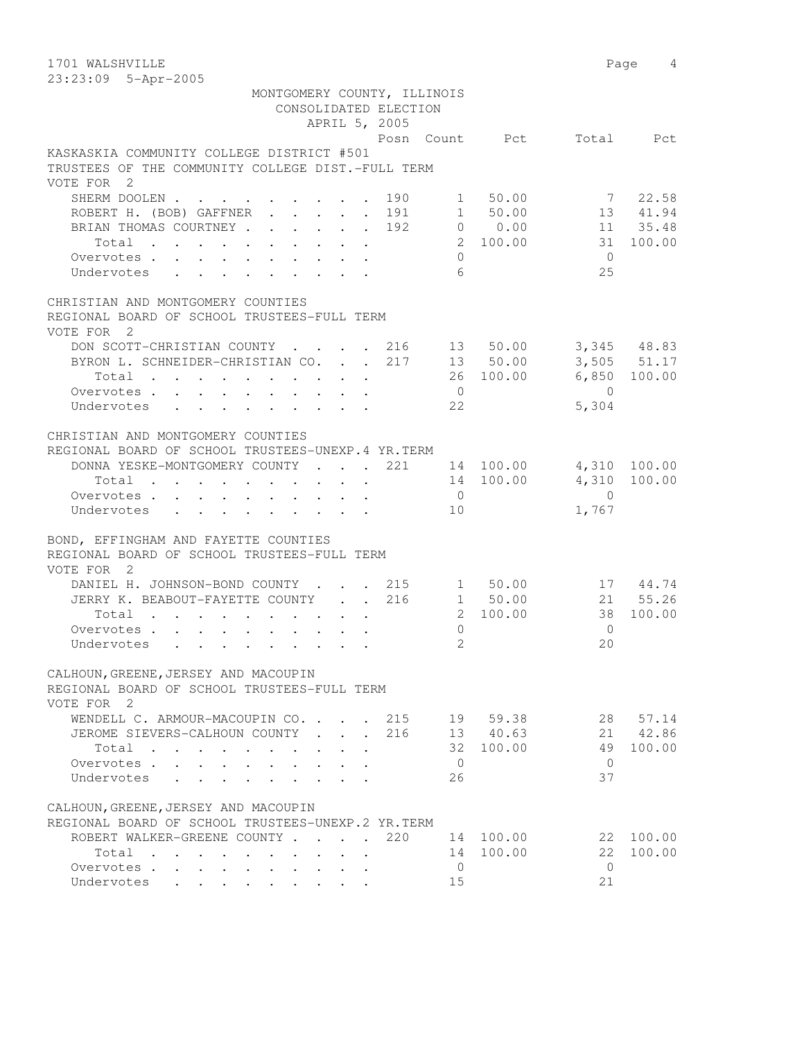1701 WALSHVILLE

23:23:09 5-Apr-2005

MONTGOMERY COUNTY, ILLINOIS
CONSOLIDATED ELECTION
APRIL 5, 2005

### KASKASKIA COMMUNITY COLLEGE DISTRICT #501
TRUSTEES OF THE COMMUNITY COLLEGE DIST.-FULL TERM
VOTE FOR 2

| | Posn | Count | Pct | Total | Pct |
|---|---|---|---|---|---|
| SHERM DOOLEN | 190 | 1 | 50.00 | 7 | 22.58 |
| ROBERT H. (BOB) GAFFNER | 191 | 1 | 50.00 | 13 | 41.94 |
| BRIAN THOMAS COURTNEY | 192 | 0 | 0.00 | 11 | 35.48 |
| Total | | 2 | 100.00 | 31 | 100.00 |
| Overvotes | | 0 | | 0 | |
| Undervotes | | 6 | | 25 | |

### CHRISTIAN AND MONTGOMERY COUNTIES
REGIONAL BOARD OF SCHOOL TRUSTEES-FULL TERM
VOTE FOR 2

| | Posn | Count | Pct | Total | Pct |
|---|---|---|---|---|---|
| DON SCOTT-CHRISTIAN COUNTY | 216 | 13 | 50.00 | 3,345 | 48.83 |
| BYRON L. SCHNEIDER-CHRISTIAN CO. | 217 | 13 | 50.00 | 3,505 | 51.17 |
| Total | | 26 | 100.00 | 6,850 | 100.00 |
| Overvotes | | 0 | | 0 | |
| Undervotes | | 22 | | 5,304 | |

### CHRISTIAN AND MONTGOMERY COUNTIES
REGIONAL BOARD OF SCHOOL TRUSTEES-UNEXP.4 YR.TERM

| | Posn | Count | Pct | Total | Pct |
|---|---|---|---|---|---|
| DONNA YESKE-MONTGOMERY COUNTY | 221 | 14 | 100.00 | 4,310 | 100.00 |
| Total | | 14 | 100.00 | 4,310 | 100.00 |
| Overvotes | | 0 | | 0 | |
| Undervotes | | 10 | | 1,767 | |

### BOND, EFFINGHAM AND FAYETTE COUNTIES
REGIONAL BOARD OF SCHOOL TRUSTEES-FULL TERM
VOTE FOR 2

| | Posn | Count | Pct | Total | Pct |
|---|---|---|---|---|---|
| DANIEL H. JOHNSON-BOND COUNTY | 215 | 1 | 50.00 | 17 | 44.74 |
| JERRY K. BEABOUT-FAYETTE COUNTY | 216 | 1 | 50.00 | 21 | 55.26 |
| Total | | 2 | 100.00 | 38 | 100.00 |
| Overvotes | | 0 | | 0 | |
| Undervotes | | 2 | | 20 | |

### CALHOUN, GREENE, JERSEY AND MACOUPIN
REGIONAL BOARD OF SCHOOL TRUSTEES-FULL TERM
VOTE FOR 2

| | Posn | Count | Pct | Total | Pct |
|---|---|---|---|---|---|
| WENDELL C. ARMOUR-MACOUPIN CO. | 215 | 19 | 59.38 | 28 | 57.14 |
| JEROME SIEVERS-CALHOUN COUNTY | 216 | 13 | 40.63 | 21 | 42.86 |
| Total | | 32 | 100.00 | 49 | 100.00 |
| Overvotes | | 0 | | 0 | |
| Undervotes | | 26 | | 37 | |

### CALHOUN, GREENE, JERSEY AND MACOUPIN
REGIONAL BOARD OF SCHOOL TRUSTEES-UNEXP.2 YR.TERM

| | Posn | Count | Pct | Total | Pct |
|---|---|---|---|---|---|
| ROBERT WALKER-GREENE COUNTY | 220 | 14 | 100.00 | 22 | 100.00 |
| Total | | 14 | 100.00 | 22 | 100.00 |
| Overvotes | | 0 | | 0 | |
| Undervotes | | 15 | | 21 | |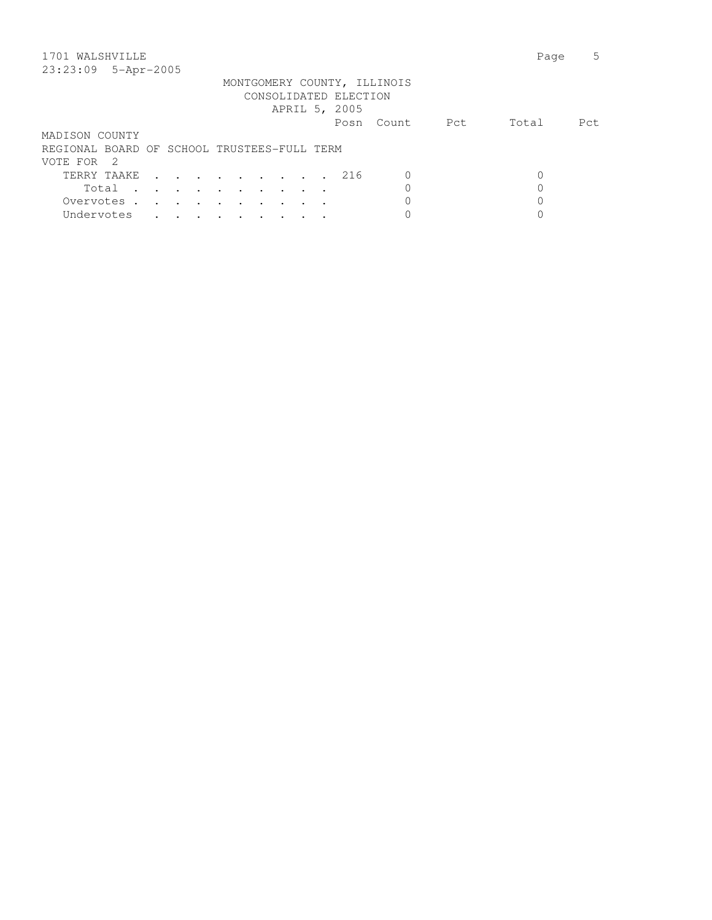1701 WALSHVILLE
23:23:09 5-Apr-2005

MONTGOMERY COUNTY, ILLINOIS
CONSOLIDATED ELECTION
APRIL 5, 2005

| | Posn | Count | Pct | Total | Pct |
|---|---|---|---|---|---|
| MADISON COUNTY | | | | | |
| REGIONAL BOARD OF SCHOOL TRUSTEES-FULL TERM | | | | | |
| VOTE FOR 2 | | | | | |
| TERRY TAAKE . . . . . . . . . . | 216 | 0 | | 0 | |
| Total . . . . . . . . . . | | 0 | | 0 | |
| Overvotes . . . . . . . . . . | | 0 | | 0 | |
| Undervotes . . . . . . . . . | | 0 | | 0 | |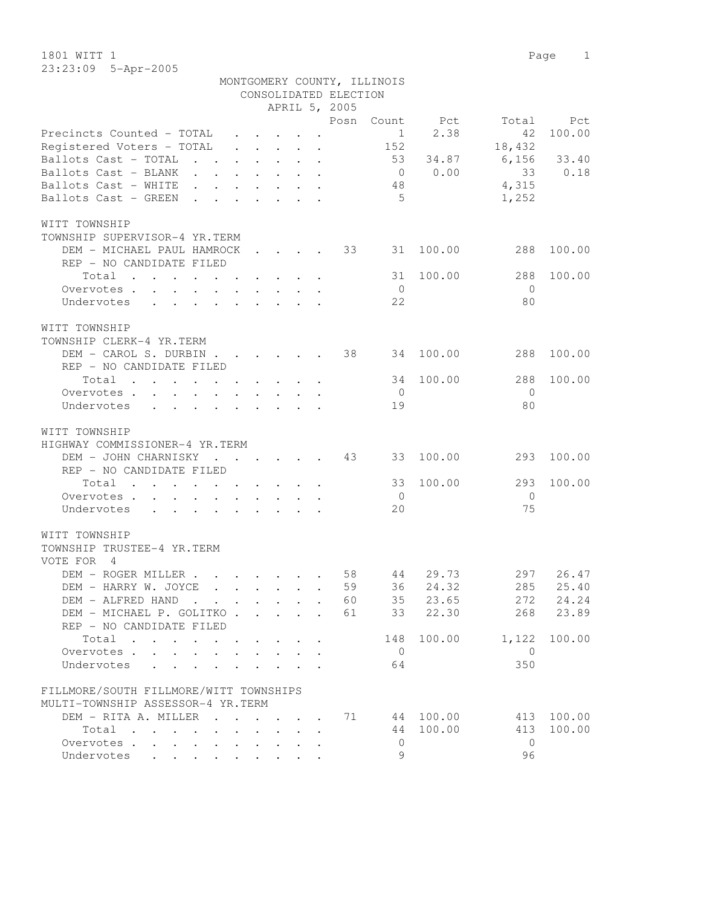1801 WITT 1

23:23:09 5-Apr-2005

MONTGOMERY COUNTY, ILLINOIS
CONSOLIDATED ELECTION
APRIL 5, 2005

| | Posn | Count | Pct | Total | Pct |
|---|---|---|---|---|---|
| Precincts Counted - TOTAL | | 1 | 2.38 | 42 | 100.00 |
| Registered Voters - TOTAL | | 152 | | 18,432 | |
| Ballots Cast - TOTAL | | 53 | 34.87 | 6,156 | 33.40 |
| Ballots Cast - BLANK | | 0 | 0.00 | 33 | 0.18 |
| Ballots Cast - WHITE | | 48 | | 4,315 | |
| Ballots Cast - GREEN | | 5 | | 1,252 | |

WITT TOWNSHIP
TOWNSHIP SUPERVISOR-4 YR.TERM

| | Posn | Count | Pct | Total | Pct |
|---|---|---|---|---|---|
| DEM - MICHAEL PAUL HAMROCK | 33 | 31 | 100.00 | 288 | 100.00 |
| REP - NO CANDIDATE FILED | | | | | |
| Total | | 31 | 100.00 | 288 | 100.00 |
| Overvotes | | 0 | | 0 | |
| Undervotes | | 22 | | 80 | |

WITT TOWNSHIP
TOWNSHIP CLERK-4 YR.TERM

| | Posn | Count | Pct | Total | Pct |
|---|---|---|---|---|---|
| DEM - CAROL S. DURBIN | 38 | 34 | 100.00 | 288 | 100.00 |
| REP - NO CANDIDATE FILED | | | | | |
| Total | | 34 | 100.00 | 288 | 100.00 |
| Overvotes | | 0 | | 0 | |
| Undervotes | | 19 | | 80 | |

WITT TOWNSHIP
HIGHWAY COMMISSIONER-4 YR.TERM

| | Posn | Count | Pct | Total | Pct |
|---|---|---|---|---|---|
| DEM - JOHN CHARNISKY | 43 | 33 | 100.00 | 293 | 100.00 |
| REP - NO CANDIDATE FILED | | | | | |
| Total | | 33 | 100.00 | 293 | 100.00 |
| Overvotes | | 0 | | 0 | |
| Undervotes | | 20 | | 75 | |

WITT TOWNSHIP
TOWNSHIP TRUSTEE-4 YR.TERM
VOTE FOR 4

| | Posn | Count | Pct | Total | Pct |
|---|---|---|---|---|---|
| DEM - ROGER MILLER | 58 | 44 | 29.73 | 297 | 26.47 |
| DEM - HARRY W. JOYCE | 59 | 36 | 24.32 | 285 | 25.40 |
| DEM - ALFRED HAND | 60 | 35 | 23.65 | 272 | 24.24 |
| DEM - MICHAEL P. GOLITKO | 61 | 33 | 22.30 | 268 | 23.89 |
| REP - NO CANDIDATE FILED | | | | | |
| Total | | 148 | 100.00 | 1,122 | 100.00 |
| Overvotes | | 0 | | 0 | |
| Undervotes | | 64 | | 350 | |

FILLMORE/SOUTH FILLMORE/WITT TOWNSHIPS
MULTI-TOWNSHIP ASSESSOR-4 YR.TERM

| | Posn | Count | Pct | Total | Pct |
|---|---|---|---|---|---|
| DEM - RITA A. MILLER | 71 | 44 | 100.00 | 413 | 100.00 |
| Total | | 44 | 100.00 | 413 | 100.00 |
| Overvotes | | 0 | | 0 | |
| Undervotes | | 9 | | 96 | |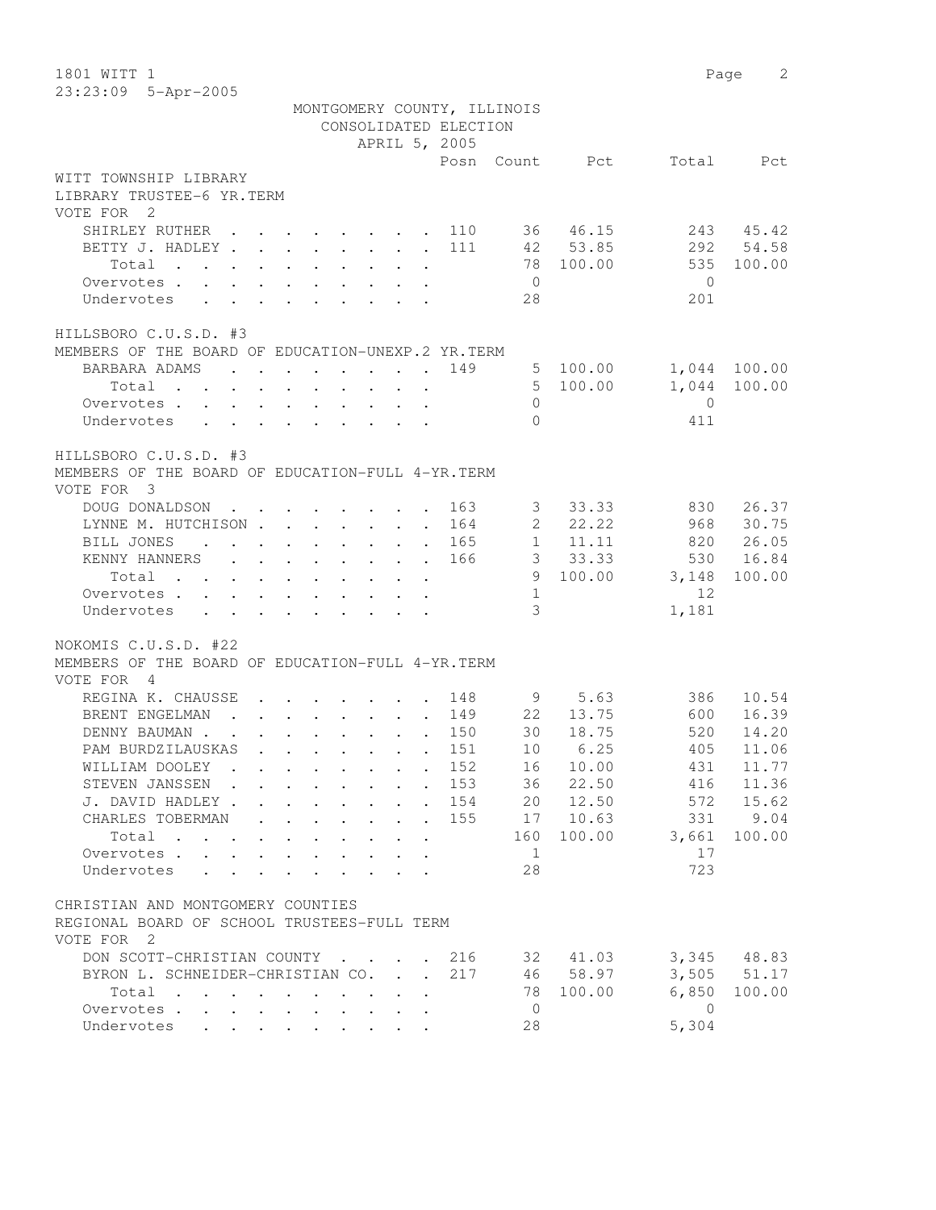MONTGOMERY COUNTY, ILLINOIS
CONSOLIDATED ELECTION
APRIL 5, 2005

### WITT TOWNSHIP LIBRARY
LIBRARY TRUSTEE-6 YR.TERM
VOTE FOR 2

| | Posn | Count | Pct | Total | Pct |
|---|---|---|---|---|---|
| SHIRLEY RUTHER | 110 | 36 | 46.15 | 243 | 45.42 |
| BETTY J. HADLEY | 111 | 42 | 53.85 | 292 | 54.58 |
| Total | | 78 | 100.00 | 535 | 100.00 |
| Overvotes | | 0 | | 0 | |
| Undervotes | | 28 | | 201 | |

### HILLSBORO C.U.S.D. #3
MEMBERS OF THE BOARD OF EDUCATION-UNEXP.2 YR.TERM

| | Posn | Count | Pct | Total | Pct |
|---|---|---|---|---|---|
| BARBARA ADAMS | 149 | 5 | 100.00 | 1,044 | 100.00 |
| Total | | 5 | 100.00 | 1,044 | 100.00 |
| Overvotes | | 0 | | 0 | |
| Undervotes | | 0 | | 411 | |

### HILLSBORO C.U.S.D. #3
MEMBERS OF THE BOARD OF EDUCATION-FULL 4-YR.TERM
VOTE FOR 3

| | Posn | Count | Pct | Total | Pct |
|---|---|---|---|---|---|
| DOUG DONALDSON | 163 | 3 | 33.33 | 830 | 26.37 |
| LYNNE M. HUTCHISON | 164 | 2 | 22.22 | 968 | 30.75 |
| BILL JONES | 165 | 1 | 11.11 | 820 | 26.05 |
| KENNY HANNERS | 166 | 3 | 33.33 | 530 | 16.84 |
| Total | | 9 | 100.00 | 3,148 | 100.00 |
| Overvotes | | 1 | | 12 | |
| Undervotes | | 3 | | 1,181 | |

### NOKOMIS C.U.S.D. #22
MEMBERS OF THE BOARD OF EDUCATION-FULL 4-YR.TERM
VOTE FOR 4

| | Posn | Count | Pct | Total | Pct |
|---|---|---|---|---|---|
| REGINA K. CHAUSSE | 148 | 9 | 5.63 | 386 | 10.54 |
| BRENT ENGELMAN | 149 | 22 | 13.75 | 600 | 16.39 |
| DENNY BAUMAN | 150 | 30 | 18.75 | 520 | 14.20 |
| PAM BURDZILAUSKAS | 151 | 10 | 6.25 | 405 | 11.06 |
| WILLIAM DOOLEY | 152 | 16 | 10.00 | 431 | 11.77 |
| STEVEN JANSSEN | 153 | 36 | 22.50 | 416 | 11.36 |
| J. DAVID HADLEY | 154 | 20 | 12.50 | 572 | 15.62 |
| CHARLES TOBERMAN | 155 | 17 | 10.63 | 331 | 9.04 |
| Total | | 160 | 100.00 | 3,661 | 100.00 |
| Overvotes | | 1 | | 17 | |
| Undervotes | | 28 | | 723 | |

### CHRISTIAN AND MONTGOMERY COUNTIES
REGIONAL BOARD OF SCHOOL TRUSTEES-FULL TERM
VOTE FOR 2

| | Posn | Count | Pct | Total | Pct |
|---|---|---|---|---|---|
| DON SCOTT-CHRISTIAN COUNTY | 216 | 32 | 41.03 | 3,345 | 48.83 |
| BYRON L. SCHNEIDER-CHRISTIAN CO. | 217 | 46 | 58.97 | 3,505 | 51.17 |
| Total | | 78 | 100.00 | 6,850 | 100.00 |
| Overvotes | | 0 | | 0 | |
| Undervotes | | 28 | | 5,304 | |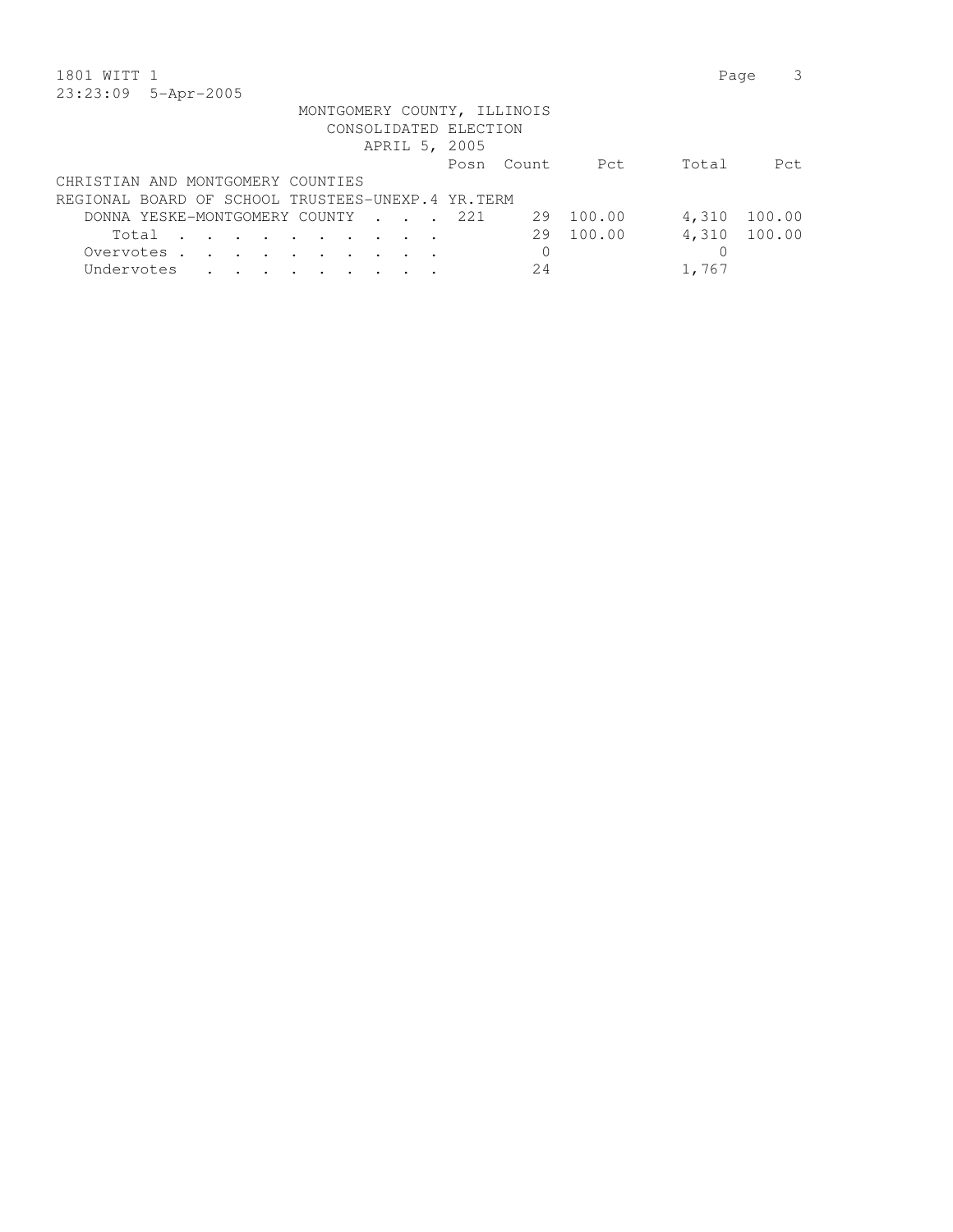1801 WITT 1

23:23:09 5-Apr-2005

MONTGOMERY COUNTY, ILLINOIS
CONSOLIDATED ELECTION
APRIL 5, 2005

CHRISTIAN AND MONTGOMERY COUNTIES

REGIONAL BOARD OF SCHOOL TRUSTEES-UNEXP.4 YR.TERM

| | Posn | Count | Pct | Total | Pct |
|---|---|---|---|---|---|
| DONNA YESKE-MONTGOMERY COUNTY . . . . | 221 | 29 | 100.00 | 4,310 | 100.00 |
| Total . . . . . . . . . . . | | 29 | 100.00 | 4,310 | 100.00 |
| Overvotes . . . . . . . . . . . | | 0 | | 0 | |
| Undervotes . . . . . . . . . . | | 24 | | 1,767 | |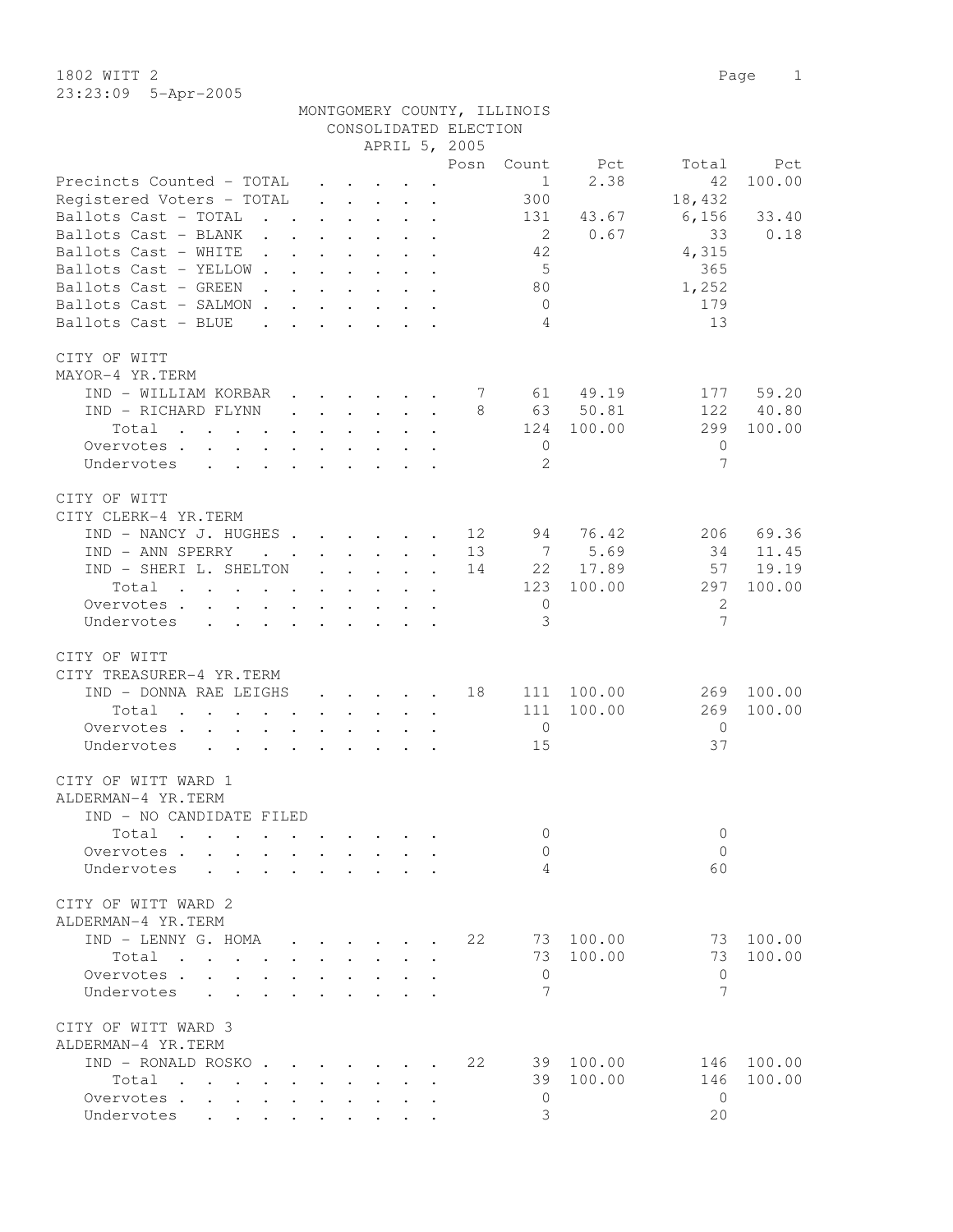1802 WITT 2

23:23:09 5-Apr-2005

MONTGOMERY COUNTY, ILLINOIS
CONSOLIDATED ELECTION
APRIL 5, 2005

| | Posn | Count | Pct | Total | Pct |
|---|---|---|---|---|---|
| Precincts Counted - TOTAL | | 1 | 2.38 | 42 | 100.00 |
| Registered Voters - TOTAL | | 300 | | 18,432 | |
| Ballots Cast - TOTAL | | 131 | 43.67 | 6,156 | 33.40 |
| Ballots Cast - BLANK | | 2 | 0.67 | 33 | 0.18 |
| Ballots Cast - WHITE | | 42 | | 4,315 | |
| Ballots Cast - YELLOW | | 5 | | 365 | |
| Ballots Cast - GREEN | | 80 | | 1,252 | |
| Ballots Cast - SALMON | | 0 | | 179 | |
| Ballots Cast - BLUE | | 4 | | 13 | |

CITY OF WITT
MAYOR-4 YR.TERM

| | Posn | Count | Pct | Total | Pct |
|---|---|---|---|---|---|
| IND - WILLIAM KORBAR | 7 | 61 | 49.19 | 177 | 59.20 |
| IND - RICHARD FLYNN | 8 | 63 | 50.81 | 122 | 40.80 |
| Total | | 124 | 100.00 | 299 | 100.00 |
| Overvotes | | 0 | | 0 | |
| Undervotes | | 2 | | 7 | |

CITY OF WITT
CITY CLERK-4 YR.TERM

| | Posn | Count | Pct | Total | Pct |
|---|---|---|---|---|---|
| IND - NANCY J. HUGHES | 12 | 94 | 76.42 | 206 | 69.36 |
| IND - ANN SPERRY | 13 | 7 | 5.69 | 34 | 11.45 |
| IND - SHERI L. SHELTON | 14 | 22 | 17.89 | 57 | 19.19 |
| Total | | 123 | 100.00 | 297 | 100.00 |
| Overvotes | | 0 | | 2 | |
| Undervotes | | 3 | | 7 | |

CITY OF WITT
CITY TREASURER-4 YR.TERM

| | Posn | Count | Pct | Total | Pct |
|---|---|---|---|---|---|
| IND - DONNA RAE LEIGHS | 18 | 111 | 100.00 | 269 | 100.00 |
| Total | | 111 | 100.00 | 269 | 100.00 |
| Overvotes | | 0 | | 0 | |
| Undervotes | | 15 | | 37 | |

CITY OF WITT WARD 1
ALDERMAN-4 YR.TERM

| | Posn | Count | Pct | Total | Pct |
|---|---|---|---|---|---|
| IND - NO CANDIDATE FILED | | | | | |
| Total | | 0 | | 0 | |
| Overvotes | | 0 | | 0 | |
| Undervotes | | 4 | | 60 | |

CITY OF WITT WARD 2
ALDERMAN-4 YR.TERM

| | Posn | Count | Pct | Total | Pct |
|---|---|---|---|---|---|
| IND - LENNY G. HOMA | 22 | 73 | 100.00 | 73 | 100.00 |
| Total | | 73 | 100.00 | 73 | 100.00 |
| Overvotes | | 0 | | 0 | |
| Undervotes | | 7 | | 7 | |

CITY OF WITT WARD 3
ALDERMAN-4 YR.TERM

| | Posn | Count | Pct | Total | Pct |
|---|---|---|---|---|---|
| IND - RONALD ROSKO | 22 | 39 | 100.00 | 146 | 100.00 |
| Total | | 39 | 100.00 | 146 | 100.00 |
| Overvotes | | 0 | | 0 | |
| Undervotes | | 3 | | 20 | |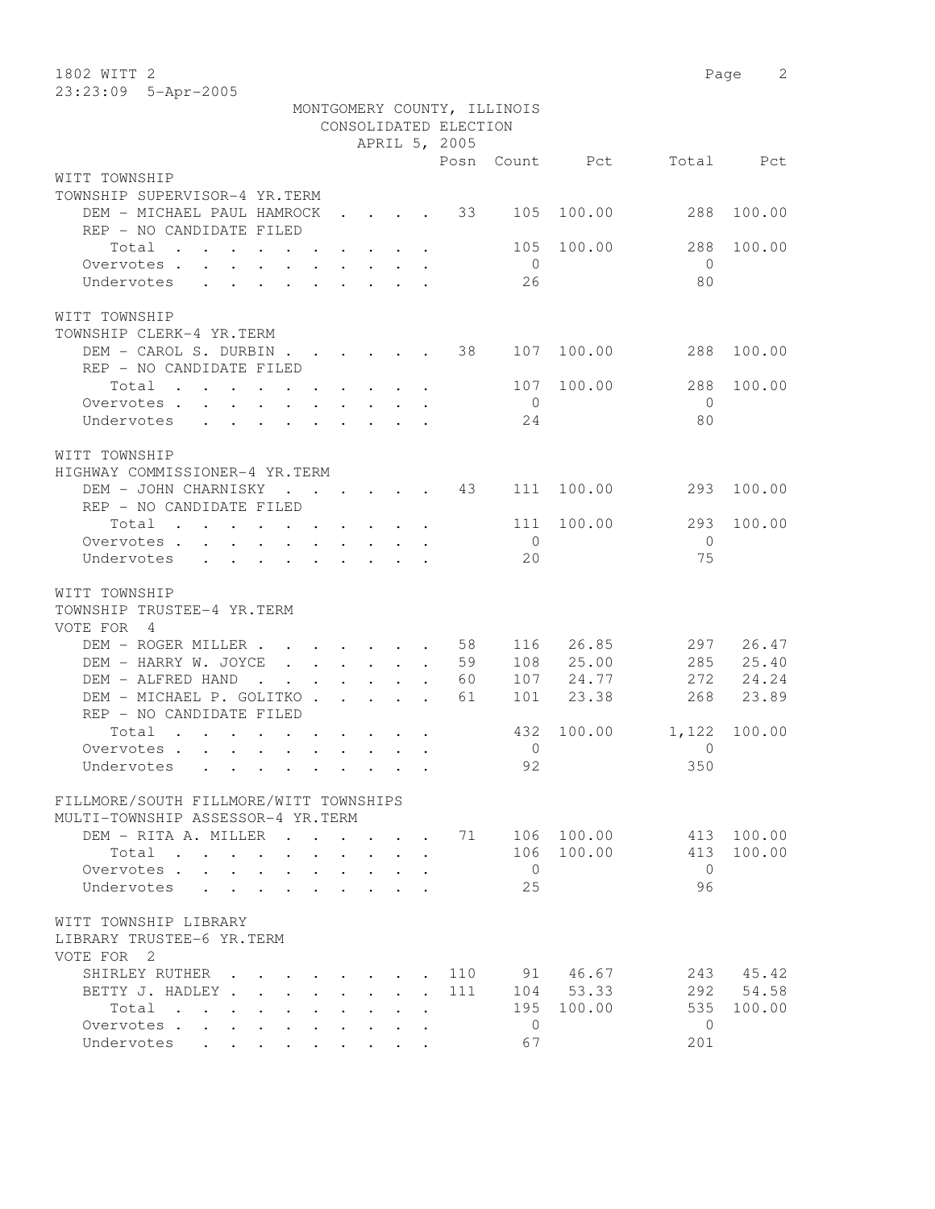MONTGOMERY COUNTY, ILLINOIS
CONSOLIDATED ELECTION
APRIL 5, 2005

| | Posn | Count | Pct | Total | Pct |
|---|---|---|---|---|---|
| **WITT TOWNSHIP** | | | | | |
| **TOWNSHIP SUPERVISOR-4 YR.TERM** | | | | | |
| DEM - MICHAEL PAUL HAMROCK | 33 | 105 | 100.00 | 288 | 100.00 |
| REP - NO CANDIDATE FILED | | | | | |
| Total | | 105 | 100.00 | 288 | 100.00 |
| Overvotes | | 0 | | 0 | |
| Undervotes | | 26 | | 80 | |
| **WITT TOWNSHIP** | | | | | |
| **TOWNSHIP CLERK-4 YR.TERM** | | | | | |
| DEM - CAROL S. DURBIN | 38 | 107 | 100.00 | 288 | 100.00 |
| REP - NO CANDIDATE FILED | | | | | |
| Total | | 107 | 100.00 | 288 | 100.00 |
| Overvotes | | 0 | | 0 | |
| Undervotes | | 24 | | 80 | |
| **WITT TOWNSHIP** | | | | | |
| **HIGHWAY COMMISSIONER-4 YR.TERM** | | | | | |
| DEM - JOHN CHARNISKY | 43 | 111 | 100.00 | 293 | 100.00 |
| REP - NO CANDIDATE FILED | | | | | |
| Total | | 111 | 100.00 | 293 | 100.00 |
| Overvotes | | 0 | | 0 | |
| Undervotes | | 20 | | 75 | |
| **WITT TOWNSHIP** | | | | | |
| **TOWNSHIP TRUSTEE-4 YR.TERM** | | | | | |
| VOTE FOR 4 | | | | | |
| DEM - ROGER MILLER | 58 | 116 | 26.85 | 297 | 26.47 |
| DEM - HARRY W. JOYCE | 59 | 108 | 25.00 | 285 | 25.40 |
| DEM - ALFRED HAND | 60 | 107 | 24.77 | 272 | 24.24 |
| DEM - MICHAEL P. GOLITKO | 61 | 101 | 23.38 | 268 | 23.89 |
| REP - NO CANDIDATE FILED | | | | | |
| Total | | 432 | 100.00 | 1,122 | 100.00 |
| Overvotes | | 0 | | 0 | |
| Undervotes | | 92 | | 350 | |
| **FILLMORE/SOUTH FILLMORE/WITT TOWNSHIPS** | | | | | |
| **MULTI-TOWNSHIP ASSESSOR-4 YR.TERM** | | | | | |
| DEM - RITA A. MILLER | 71 | 106 | 100.00 | 413 | 100.00 |
| Total | | 106 | 100.00 | 413 | 100.00 |
| Overvotes | | 0 | | 0 | |
| Undervotes | | 25 | | 96 | |
| **WITT TOWNSHIP LIBRARY** | | | | | |
| **LIBRARY TRUSTEE-6 YR.TERM** | | | | | |
| VOTE FOR 2 | | | | | |
| SHIRLEY RUTHER | 110 | 91 | 46.67 | 243 | 45.42 |
| BETTY J. HADLEY | 111 | 104 | 53.33 | 292 | 54.58 |
| Total | | 195 | 100.00 | 535 | 100.00 |
| Overvotes | | 0 | | 0 | |
| Undervotes | | 67 | | 201 | |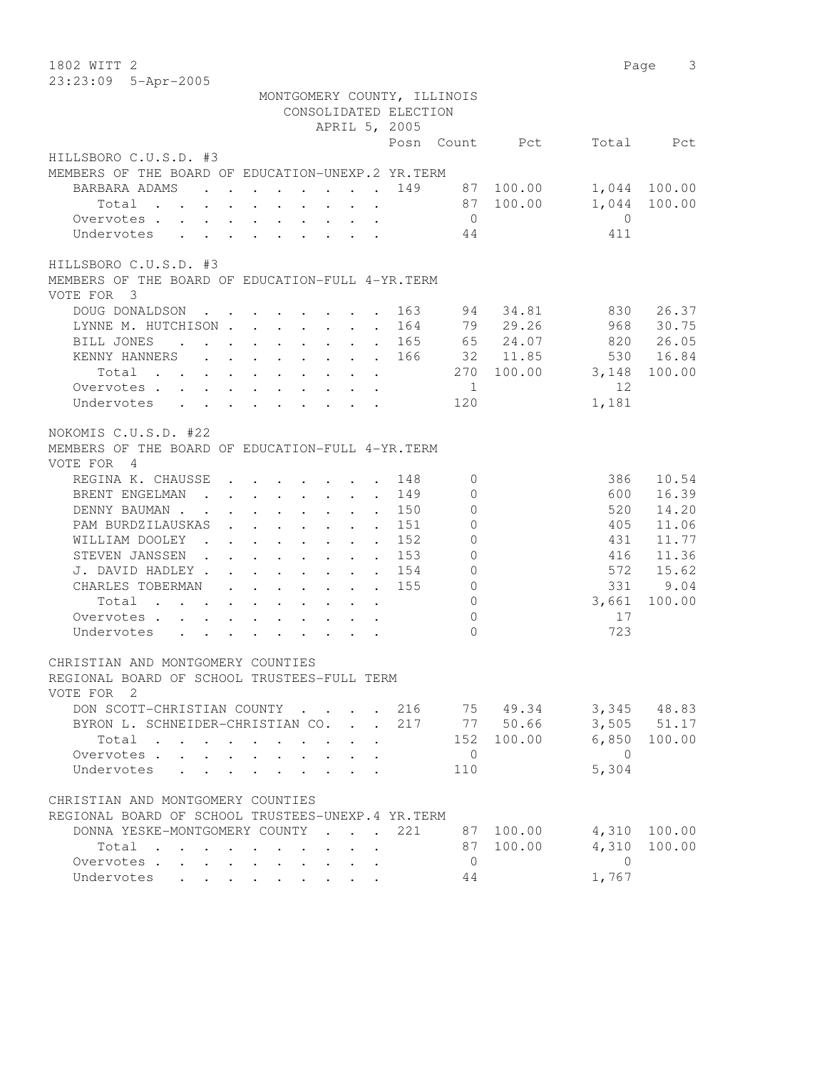MONTGOMERY COUNTY, ILLINOIS
CONSOLIDATED ELECTION
APRIL 5, 2005

### HILLSBORO C.U.S.D. #3
MEMBERS OF THE BOARD OF EDUCATION-UNEXP.2 YR.TERM

| | Posn | Count | Pct | Total | Pct |
|---|---|---|---|---|---|
| BARBARA ADAMS | 149 | 87 | 100.00 | 1,044 | 100.00 |
| Total | | 87 | 100.00 | 1,044 | 100.00 |
| Overvotes | | 0 | | 0 | |
| Undervotes | | 44 | | 411 | |

### HILLSBORO C.U.S.D. #3
MEMBERS OF THE BOARD OF EDUCATION-FULL 4-YR.TERM
VOTE FOR 3

| | Posn | Count | Pct | Total | Pct |
|---|---|---|---|---|---|
| DOUG DONALDSON | 163 | 94 | 34.81 | 830 | 26.37 |
| LYNNE M. HUTCHISON | 164 | 79 | 29.26 | 968 | 30.75 |
| BILL JONES | 165 | 65 | 24.07 | 820 | 26.05 |
| KENNY HANNERS | 166 | 32 | 11.85 | 530 | 16.84 |
| Total | | 270 | 100.00 | 3,148 | 100.00 |
| Overvotes | | 1 | | 12 | |
| Undervotes | | 120 | | 1,181 | |

### NOKOMIS C.U.S.D. #22
MEMBERS OF THE BOARD OF EDUCATION-FULL 4-YR.TERM
VOTE FOR 4

| | Posn | Count | Pct | Total | Pct |
|---|---|---|---|---|---|
| REGINA K. CHAUSSE | 148 | 0 | | 386 | 10.54 |
| BRENT ENGELMAN | 149 | 0 | | 600 | 16.39 |
| DENNY BAUMAN | 150 | 0 | | 520 | 14.20 |
| PAM BURDZILAUSKAS | 151 | 0 | | 405 | 11.06 |
| WILLIAM DOOLEY | 152 | 0 | | 431 | 11.77 |
| STEVEN JANSSEN | 153 | 0 | | 416 | 11.36 |
| J. DAVID HADLEY | 154 | 0 | | 572 | 15.62 |
| CHARLES TOBERMAN | 155 | 0 | | 331 | 9.04 |
| Total | | 0 | | 3,661 | 100.00 |
| Overvotes | | 0 | | 17 | |
| Undervotes | | 0 | | 723 | |

### CHRISTIAN AND MONTGOMERY COUNTIES
REGIONAL BOARD OF SCHOOL TRUSTEES-FULL TERM
VOTE FOR 2

| | Posn | Count | Pct | Total | Pct |
|---|---|---|---|---|---|
| DON SCOTT-CHRISTIAN COUNTY | 216 | 75 | 49.34 | 3,345 | 48.83 |
| BYRON L. SCHNEIDER-CHRISTIAN CO. | 217 | 77 | 50.66 | 3,505 | 51.17 |
| Total | | 152 | 100.00 | 6,850 | 100.00 |
| Overvotes | | 0 | | 0 | |
| Undervotes | | 110 | | 5,304 | |

### CHRISTIAN AND MONTGOMERY COUNTIES
REGIONAL BOARD OF SCHOOL TRUSTEES-UNEXP.4 YR.TERM

| | Posn | Count | Pct | Total | Pct |
|---|---|---|---|---|---|
| DONNA YESKE-MONTGOMERY COUNTY | 221 | 87 | 100.00 | 4,310 | 100.00 |
| Total | | 87 | 100.00 | 4,310 | 100.00 |
| Overvotes | | 0 | | 0 | |
| Undervotes | | 44 | | 1,767 | |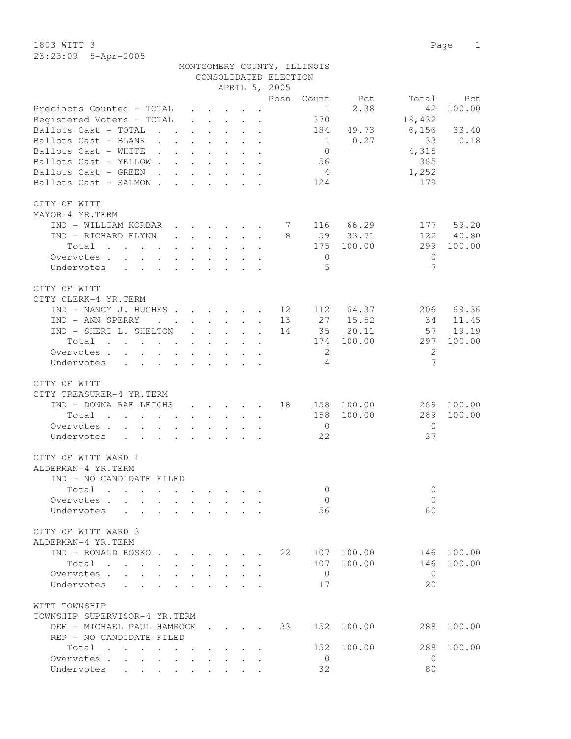1803 WITT 3

23:23:09 5-Apr-2005

MONTGOMERY COUNTY, ILLINOIS
CONSOLIDATED ELECTION
APRIL 5, 2005

| | Posn | Count | Pct | Total | Pct |
|---|---|---|---|---|---|
| Precincts Counted - TOTAL | | 1 | 2.38 | 42 | 100.00 |
| Registered Voters - TOTAL | | 370 | | 18,432 | |
| Ballots Cast - TOTAL | | 184 | 49.73 | 6,156 | 33.40 |
| Ballots Cast - BLANK | | 1 | 0.27 | 33 | 0.18 |
| Ballots Cast - WHITE | | 0 | | 4,315 | |
| Ballots Cast - YELLOW | | 56 | | 365 | |
| Ballots Cast - GREEN | | 4 | | 1,252 | |
| Ballots Cast - SALMON | | 124 | | 179 | |

CITY OF WITT
MAYOR-4 YR.TERM

| | Posn | Count | Pct | Total | Pct |
|---|---|---|---|---|---|
| IND - WILLIAM KORBAR | 7 | 116 | 66.29 | 177 | 59.20 |
| IND - RICHARD FLYNN | 8 | 59 | 33.71 | 122 | 40.80 |
| Total | | 175 | 100.00 | 299 | 100.00 |
| Overvotes | | 0 | | 0 | |
| Undervotes | | 5 | | 7 | |

CITY OF WITT
CITY CLERK-4 YR.TERM

| | Posn | Count | Pct | Total | Pct |
|---|---|---|---|---|---|
| IND - NANCY J. HUGHES | 12 | 112 | 64.37 | 206 | 69.36 |
| IND - ANN SPERRY | 13 | 27 | 15.52 | 34 | 11.45 |
| IND - SHERI L. SHELTON | 14 | 35 | 20.11 | 57 | 19.19 |
| Total | | 174 | 100.00 | 297 | 100.00 |
| Overvotes | | 2 | | 2 | |
| Undervotes | | 4 | | 7 | |

CITY OF WITT
CITY TREASURER-4 YR.TERM

| | Posn | Count | Pct | Total | Pct |
|---|---|---|---|---|---|
| IND - DONNA RAE LEIGHS | 18 | 158 | 100.00 | 269 | 100.00 |
| Total | | 158 | 100.00 | 269 | 100.00 |
| Overvotes | | 0 | | 0 | |
| Undervotes | | 22 | | 37 | |

CITY OF WITT WARD 1
ALDERMAN-4 YR.TERM

| | Posn | Count | Pct | Total | Pct |
|---|---|---|---|---|---|
| IND - NO CANDIDATE FILED | | | | | |
| Total | | 0 | | 0 | |
| Overvotes | | 0 | | 0 | |
| Undervotes | | 56 | | 60 | |

CITY OF WITT WARD 3
ALDERMAN-4 YR.TERM

| | Posn | Count | Pct | Total | Pct |
|---|---|---|---|---|---|
| IND - RONALD ROSKO | 22 | 107 | 100.00 | 146 | 100.00 |
| Total | | 107 | 100.00 | 146 | 100.00 |
| Overvotes | | 0 | | 0 | |
| Undervotes | | 17 | | 20 | |

WITT TOWNSHIP
TOWNSHIP SUPERVISOR-4 YR.TERM

| | Posn | Count | Pct | Total | Pct |
|---|---|---|---|---|---|
| DEM - MICHAEL PAUL HAMROCK | 33 | 152 | 100.00 | 288 | 100.00 |
| REP - NO CANDIDATE FILED | | | | | |
| Total | | 152 | 100.00 | 288 | 100.00 |
| Overvotes | | 0 | | 0 | |
| Undervotes | | 32 | | 80 | |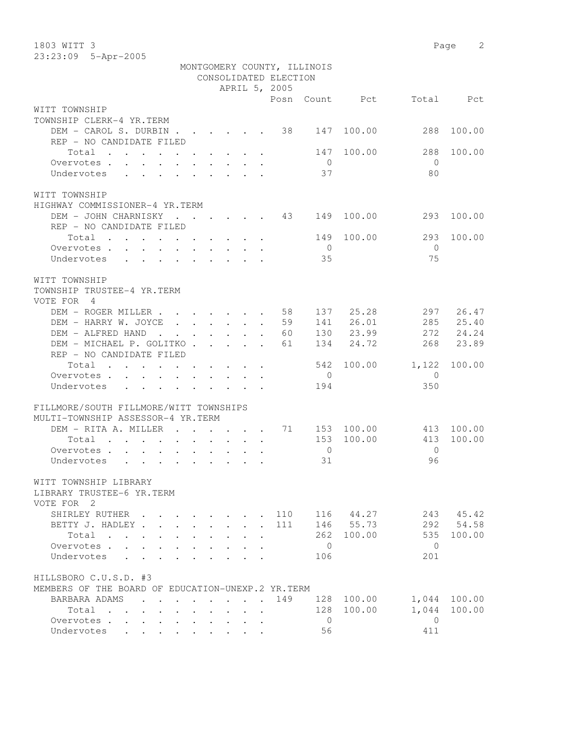MONTGOMERY COUNTY, ILLINOIS
CONSOLIDATED ELECTION
APRIL 5, 2005

| | Posn | Count | Pct | Total | Pct |
|---|---|---|---|---|---|
| **WITT TOWNSHIP** | | | | | |
| **TOWNSHIP CLERK-4 YR.TERM** | | | | | |
| DEM - CAROL S. DURBIN | 38 | 147 | 100.00 | 288 | 100.00 |
| REP - NO CANDIDATE FILED | | | | | |
| Total | | 147 | 100.00 | 288 | 100.00 |
| Overvotes | | 0 | | 0 | |
| Undervotes | | 37 | | 80 | |
| **WITT TOWNSHIP** | | | | | |
| **HIGHWAY COMMISSIONER-4 YR.TERM** | | | | | |
| DEM - JOHN CHARNISKY | 43 | 149 | 100.00 | 293 | 100.00 |
| REP - NO CANDIDATE FILED | | | | | |
| Total | | 149 | 100.00 | 293 | 100.00 |
| Overvotes | | 0 | | 0 | |
| Undervotes | | 35 | | 75 | |
| **WITT TOWNSHIP** | | | | | |
| **TOWNSHIP TRUSTEE-4 YR.TERM** | | | | | |
| VOTE FOR 4 | | | | | |
| DEM - ROGER MILLER | 58 | 137 | 25.28 | 297 | 26.47 |
| DEM - HARRY W. JOYCE | 59 | 141 | 26.01 | 285 | 25.40 |
| DEM - ALFRED HAND | 60 | 130 | 23.99 | 272 | 24.24 |
| DEM - MICHAEL P. GOLITKO | 61 | 134 | 24.72 | 268 | 23.89 |
| REP - NO CANDIDATE FILED | | | | | |
| Total | | 542 | 100.00 | 1,122 | 100.00 |
| Overvotes | | 0 | | 0 | |
| Undervotes | | 194 | | 350 | |
| **FILLMORE/SOUTH FILLMORE/WITT TOWNSHIPS** | | | | | |
| **MULTI-TOWNSHIP ASSESSOR-4 YR.TERM** | | | | | |
| DEM - RITA A. MILLER | 71 | 153 | 100.00 | 413 | 100.00 |
| Total | | 153 | 100.00 | 413 | 100.00 |
| Overvotes | | 0 | | 0 | |
| Undervotes | | 31 | | 96 | |
| **WITT TOWNSHIP LIBRARY** | | | | | |
| **LIBRARY TRUSTEE-6 YR.TERM** | | | | | |
| VOTE FOR 2 | | | | | |
| SHIRLEY RUTHER | 110 | 116 | 44.27 | 243 | 45.42 |
| BETTY J. HADLEY | 111 | 146 | 55.73 | 292 | 54.58 |
| Total | | 262 | 100.00 | 535 | 100.00 |
| Overvotes | | 0 | | 0 | |
| Undervotes | | 106 | | 201 | |
| **HILLSBORO C.U.S.D. #3** | | | | | |
| **MEMBERS OF THE BOARD OF EDUCATION-UNEXP.2 YR.TERM** | | | | | |
| BARBARA ADAMS | 149 | 128 | 100.00 | 1,044 | 100.00 |
| Total | | 128 | 100.00 | 1,044 | 100.00 |
| Overvotes | | 0 | | 0 | |
| Undervotes | | 56 | | 411 | |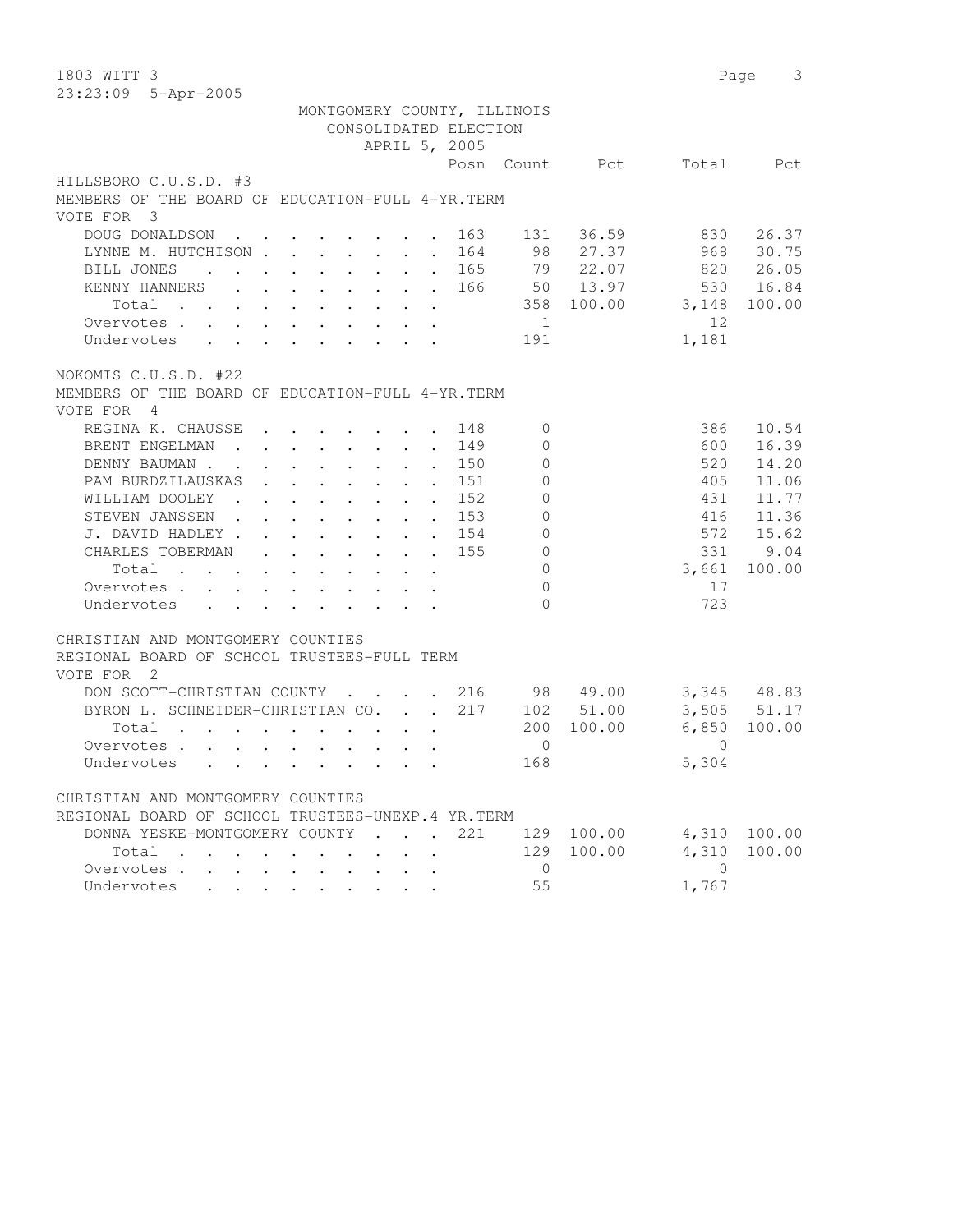MONTGOMERY COUNTY, ILLINOIS
CONSOLIDATED ELECTION
APRIL 5, 2005

## HILLSBORO C.U.S.D. #3

MEMBERS OF THE BOARD OF EDUCATION-FULL 4-YR.TERM
VOTE FOR 3

| | Posn | Count | Pct | Total | Pct |
|---|---|---|---|---|---|
| DOUG DONALDSON | 163 | 131 | 36.59 | 830 | 26.37 |
| LYNNE M. HUTCHISON | 164 | 98 | 27.37 | 968 | 30.75 |
| BILL JONES | 165 | 79 | 22.07 | 820 | 26.05 |
| KENNY HANNERS | 166 | 50 | 13.97 | 530 | 16.84 |
| Total | | 358 | 100.00 | 3,148 | 100.00 |
| Overvotes | | 1 | | 12 | |
| Undervotes | | 191 | | 1,181 | |

## NOKOMIS C.U.S.D. #22

MEMBERS OF THE BOARD OF EDUCATION-FULL 4-YR.TERM
VOTE FOR 4

| | Posn | Count | Pct | Total | Pct |
|---|---|---|---|---|---|
| REGINA K. CHAUSSE | 148 | 0 | | 386 | 10.54 |
| BRENT ENGELMAN | 149 | 0 | | 600 | 16.39 |
| DENNY BAUMAN | 150 | 0 | | 520 | 14.20 |
| PAM BURDZILAUSKAS | 151 | 0 | | 405 | 11.06 |
| WILLIAM DOOLEY | 152 | 0 | | 431 | 11.77 |
| STEVEN JANSSEN | 153 | 0 | | 416 | 11.36 |
| J. DAVID HADLEY | 154 | 0 | | 572 | 15.62 |
| CHARLES TOBERMAN | 155 | 0 | | 331 | 9.04 |
| Total | | 0 | | 3,661 | 100.00 |
| Overvotes | | 0 | | 17 | |
| Undervotes | | 0 | | 723 | |

## CHRISTIAN AND MONTGOMERY COUNTIES

REGIONAL BOARD OF SCHOOL TRUSTEES-FULL TERM
VOTE FOR 2

| | Posn | Count | Pct | Total | Pct |
|---|---|---|---|---|---|
| DON SCOTT-CHRISTIAN COUNTY | 216 | 98 | 49.00 | 3,345 | 48.83 |
| BYRON L. SCHNEIDER-CHRISTIAN CO. | 217 | 102 | 51.00 | 3,505 | 51.17 |
| Total | | 200 | 100.00 | 6,850 | 100.00 |
| Overvotes | | 0 | | 0 | |
| Undervotes | | 168 | | 5,304 | |

## CHRISTIAN AND MONTGOMERY COUNTIES

REGIONAL BOARD OF SCHOOL TRUSTEES-UNEXP.4 YR.TERM

| | Posn | Count | Pct | Total | Pct |
|---|---|---|---|---|---|
| DONNA YESKE-MONTGOMERY COUNTY | 221 | 129 | 100.00 | 4,310 | 100.00 |
| Total | | 129 | 100.00 | 4,310 | 100.00 |
| Overvotes | | 0 | | 0 | |
| Undervotes | | 55 | | 1,767 | |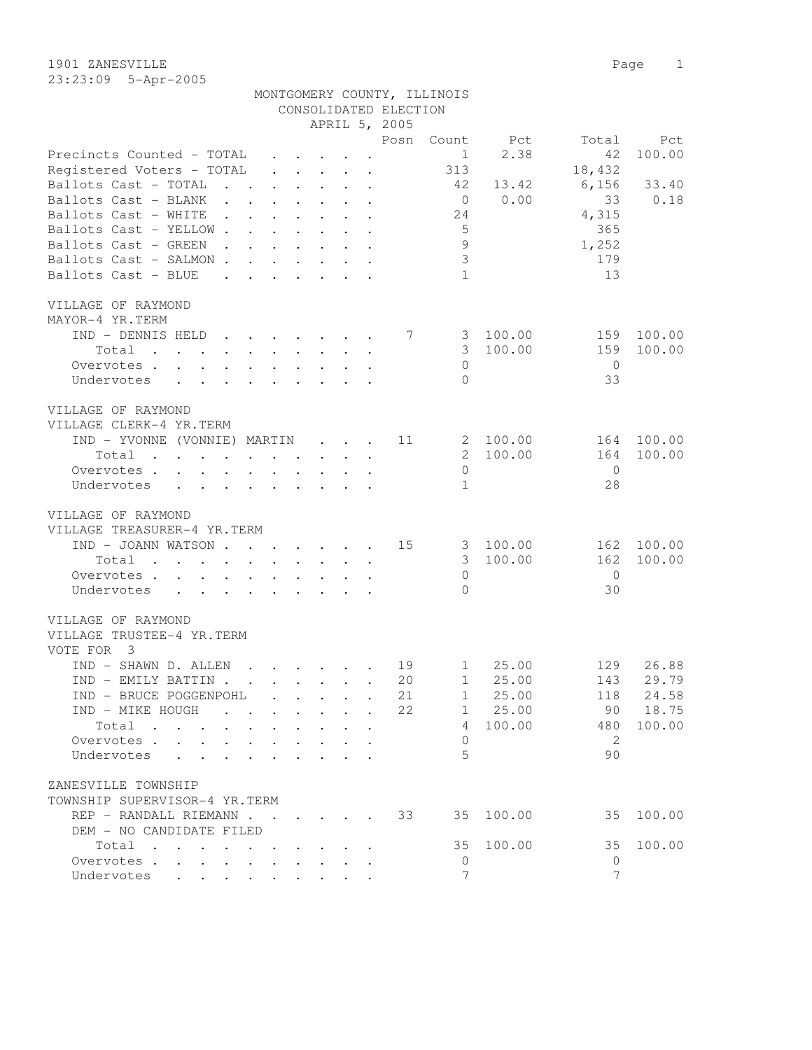1901 ZANESVILLE
23:23:09 5-Apr-2005

MONTGOMERY COUNTY, ILLINOIS
CONSOLIDATED ELECTION
APRIL 5, 2005

| | Posn | Count | Pct | Total | Pct |
|---|---|---|---|---|---|
| Precincts Counted - TOTAL | | 1 | 2.38 | 42 | 100.00 |
| Registered Voters - TOTAL | | 313 | | 18,432 | |
| Ballots Cast - TOTAL | | 42 | 13.42 | 6,156 | 33.40 |
| Ballots Cast - BLANK | | 0 | 0.00 | 33 | 0.18 |
| Ballots Cast - WHITE | | 24 | | 4,315 | |
| Ballots Cast - YELLOW | | 5 | | 365 | |
| Ballots Cast - GREEN | | 9 | | 1,252 | |
| Ballots Cast - SALMON | | 3 | | 179 | |
| Ballots Cast - BLUE | | 1 | | 13 | |

VILLAGE OF RAYMOND
MAYOR-4 YR.TERM

| | Posn | Count | Pct | Total | Pct |
|---|---|---|---|---|---|
| IND - DENNIS HELD | 7 | 3 | 100.00 | 159 | 100.00 |
| Total | | 3 | 100.00 | 159 | 100.00 |
| Overvotes | | 0 | | 0 | |
| Undervotes | | 0 | | 33 | |

VILLAGE OF RAYMOND
VILLAGE CLERK-4 YR.TERM

| | Posn | Count | Pct | Total | Pct |
|---|---|---|---|---|---|
| IND - YVONNE (VONNIE) MARTIN | 11 | 2 | 100.00 | 164 | 100.00 |
| Total | | 2 | 100.00 | 164 | 100.00 |
| Overvotes | | 0 | | 0 | |
| Undervotes | | 1 | | 28 | |

VILLAGE OF RAYMOND
VILLAGE TREASURER-4 YR.TERM

| | Posn | Count | Pct | Total | Pct |
|---|---|---|---|---|---|
| IND - JOANN WATSON | 15 | 3 | 100.00 | 162 | 100.00 |
| Total | | 3 | 100.00 | 162 | 100.00 |
| Overvotes | | 0 | | 0 | |
| Undervotes | | 0 | | 30 | |

VILLAGE OF RAYMOND
VILLAGE TRUSTEE-4 YR.TERM
VOTE FOR 3

| | Posn | Count | Pct | Total | Pct |
|---|---|---|---|---|---|
| IND - SHAWN D. ALLEN | 19 | 1 | 25.00 | 129 | 26.88 |
| IND - EMILY BATTIN | 20 | 1 | 25.00 | 143 | 29.79 |
| IND - BRUCE POGGENPOHL | 21 | 1 | 25.00 | 118 | 24.58 |
| IND - MIKE HOUGH | 22 | 1 | 25.00 | 90 | 18.75 |
| Total | | 4 | 100.00 | 480 | 100.00 |
| Overvotes | | 0 | | 2 | |
| Undervotes | | 5 | | 90 | |

ZANESVILLE TOWNSHIP
TOWNSHIP SUPERVISOR-4 YR.TERM

| | Posn | Count | Pct | Total | Pct |
|---|---|---|---|---|---|
| REP - RANDALL RIEMANN | 33 | 35 | 100.00 | 35 | 100.00 |
| DEM - NO CANDIDATE FILED | | | | | |
| Total | | 35 | 100.00 | 35 | 100.00 |
| Overvotes | | 0 | | 0 | |
| Undervotes | | 7 | | 7 | |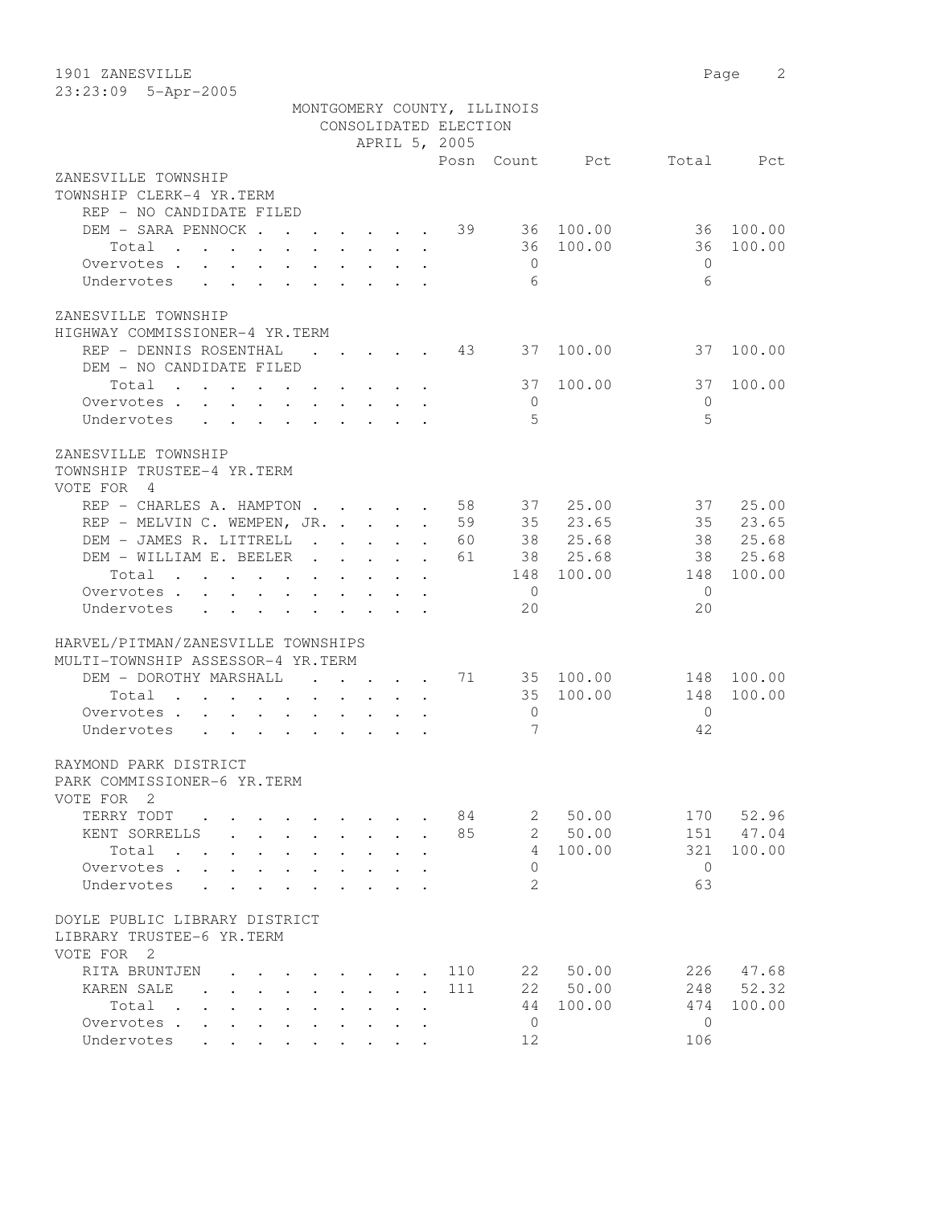1901 ZANESVILLE
23:23:09 5-Apr-2005

MONTGOMERY COUNTY, ILLINOIS
CONSOLIDATED ELECTION
APRIL 5, 2005

| | Posn | Count | Pct | Total | Pct |
|---|---|---|---|---|---|
| **ZANESVILLE TOWNSHIP** | | | | | |
| **TOWNSHIP CLERK-4 YR.TERM** | | | | | |
| REP - NO CANDIDATE FILED | | | | | |
| DEM - SARA PENNOCK | 39 | 36 | 100.00 | 36 | 100.00 |
| Total | | 36 | 100.00 | 36 | 100.00 |
| Overvotes | | 0 | | 0 | |
| Undervotes | | 6 | | 6 | |
| **ZANESVILLE TOWNSHIP** | | | | | |
| **HIGHWAY COMMISSIONER-4 YR.TERM** | | | | | |
| REP - DENNIS ROSENTHAL | 43 | 37 | 100.00 | 37 | 100.00 |
| DEM - NO CANDIDATE FILED | | | | | |
| Total | | 37 | 100.00 | 37 | 100.00 |
| Overvotes | | 0 | | 0 | |
| Undervotes | | 5 | | 5 | |
| **ZANESVILLE TOWNSHIP** | | | | | |
| **TOWNSHIP TRUSTEE-4 YR.TERM** | | | | | |
| VOTE FOR 4 | | | | | |
| REP - CHARLES A. HAMPTON | 58 | 37 | 25.00 | 37 | 25.00 |
| REP - MELVIN C. WEMPEN, JR. | 59 | 35 | 23.65 | 35 | 23.65 |
| DEM - JAMES R. LITTRELL | 60 | 38 | 25.68 | 38 | 25.68 |
| DEM - WILLIAM E. BEELER | 61 | 38 | 25.68 | 38 | 25.68 |
| Total | | 148 | 100.00 | 148 | 100.00 |
| Overvotes | | 0 | | 0 | |
| Undervotes | | 20 | | 20 | |
| **HARVEL/PITMAN/ZANESVILLE TOWNSHIPS** | | | | | |
| **MULTI-TOWNSHIP ASSESSOR-4 YR.TERM** | | | | | |
| DEM - DOROTHY MARSHALL | 71 | 35 | 100.00 | 148 | 100.00 |
| Total | | 35 | 100.00 | 148 | 100.00 |
| Overvotes | | 0 | | 0 | |
| Undervotes | | 7 | | 42 | |
| **RAYMOND PARK DISTRICT** | | | | | |
| **PARK COMMISSIONER-6 YR.TERM** | | | | | |
| VOTE FOR 2 | | | | | |
| TERRY TODT | 84 | 2 | 50.00 | 170 | 52.96 |
| KENT SORRELLS | 85 | 2 | 50.00 | 151 | 47.04 |
| Total | | 4 | 100.00 | 321 | 100.00 |
| Overvotes | | 0 | | 0 | |
| Undervotes | | 2 | | 63 | |
| **DOYLE PUBLIC LIBRARY DISTRICT** | | | | | |
| **LIBRARY TRUSTEE-6 YR.TERM** | | | | | |
| VOTE FOR 2 | | | | | |
| RITA BRUNTJEN | 110 | 22 | 50.00 | 226 | 47.68 |
| KAREN SALE | 111 | 22 | 50.00 | 248 | 52.32 |
| Total | | 44 | 100.00 | 474 | 100.00 |
| Overvotes | | 0 | | 0 | |
| Undervotes | | 12 | | 106 | |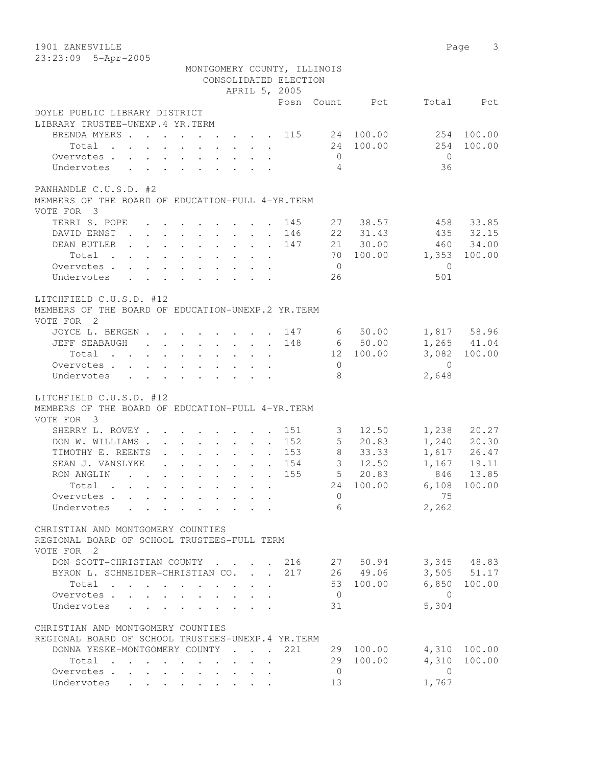MONTGOMERY COUNTY, ILLINOIS
CONSOLIDATED ELECTION
APRIL 5, 2005

| | Posn | Count | Pct | Total | Pct |
|---|---|---|---|---|---|
| **DOYLE PUBLIC LIBRARY DISTRICT** | | | | | |
| **LIBRARY TRUSTEE-UNEXP.4 YR.TERM** | | | | | |
| BRENDA MYERS | 115 | 24 | 100.00 | 254 | 100.00 |
| Total | | 24 | 100.00 | 254 | 100.00 |
| Overvotes | | 0 | | 0 | |
| Undervotes | | 4 | | 36 | |
| **PANHANDLE C.U.S.D. #2** | | | | | |
| **MEMBERS OF THE BOARD OF EDUCATION-FULL 4-YR.TERM** | | | | | |
| VOTE FOR 3 | | | | | |
| TERRI S. POPE | 145 | 27 | 38.57 | 458 | 33.85 |
| DAVID ERNST | 146 | 22 | 31.43 | 435 | 32.15 |
| DEAN BUTLER | 147 | 21 | 30.00 | 460 | 34.00 |
| Total | | 70 | 100.00 | 1,353 | 100.00 |
| Overvotes | | 0 | | 0 | |
| Undervotes | | 26 | | 501 | |
| **LITCHFIELD C.U.S.D. #12** | | | | | |
| **MEMBERS OF THE BOARD OF EDUCATION-UNEXP.2 YR.TERM** | | | | | |
| VOTE FOR 2 | | | | | |
| JOYCE L. BERGEN | 147 | 6 | 50.00 | 1,817 | 58.96 |
| JEFF SEABAUGH | 148 | 6 | 50.00 | 1,265 | 41.04 |
| Total | | 12 | 100.00 | 3,082 | 100.00 |
| Overvotes | | 0 | | 0 | |
| Undervotes | | 8 | | 2,648 | |
| **LITCHFIELD C.U.S.D. #12** | | | | | |
| **MEMBERS OF THE BOARD OF EDUCATION-FULL 4-YR.TERM** | | | | | |
| VOTE FOR 3 | | | | | |
| SHERRY L. ROVEY | 151 | 3 | 12.50 | 1,238 | 20.27 |
| DON W. WILLIAMS | 152 | 5 | 20.83 | 1,240 | 20.30 |
| TIMOTHY E. REENTS | 153 | 8 | 33.33 | 1,617 | 26.47 |
| SEAN J. VANSLYKE | 154 | 3 | 12.50 | 1,167 | 19.11 |
| RON ANGLIN | 155 | 5 | 20.83 | 846 | 13.85 |
| Total | | 24 | 100.00 | 6,108 | 100.00 |
| Overvotes | | 0 | | 75 | |
| Undervotes | | 6 | | 2,262 | |
| **CHRISTIAN AND MONTGOMERY COUNTIES** | | | | | |
| **REGIONAL BOARD OF SCHOOL TRUSTEES-FULL TERM** | | | | | |
| VOTE FOR 2 | | | | | |
| DON SCOTT-CHRISTIAN COUNTY | 216 | 27 | 50.94 | 3,345 | 48.83 |
| BYRON L. SCHNEIDER-CHRISTIAN CO. | 217 | 26 | 49.06 | 3,505 | 51.17 |
| Total | | 53 | 100.00 | 6,850 | 100.00 |
| Overvotes | | 0 | | 0 | |
| Undervotes | | 31 | | 5,304 | |
| **CHRISTIAN AND MONTGOMERY COUNTIES** | | | | | |
| **REGIONAL BOARD OF SCHOOL TRUSTEES-UNEXP.4 YR.TERM** | | | | | |
| DONNA YESKE-MONTGOMERY COUNTY | 221 | 29 | 100.00 | 4,310 | 100.00 |
| Total | | 29 | 100.00 | 4,310 | 100.00 |
| Overvotes | | 0 | | 0 | |
| Undervotes | | 13 | | 1,767 | |